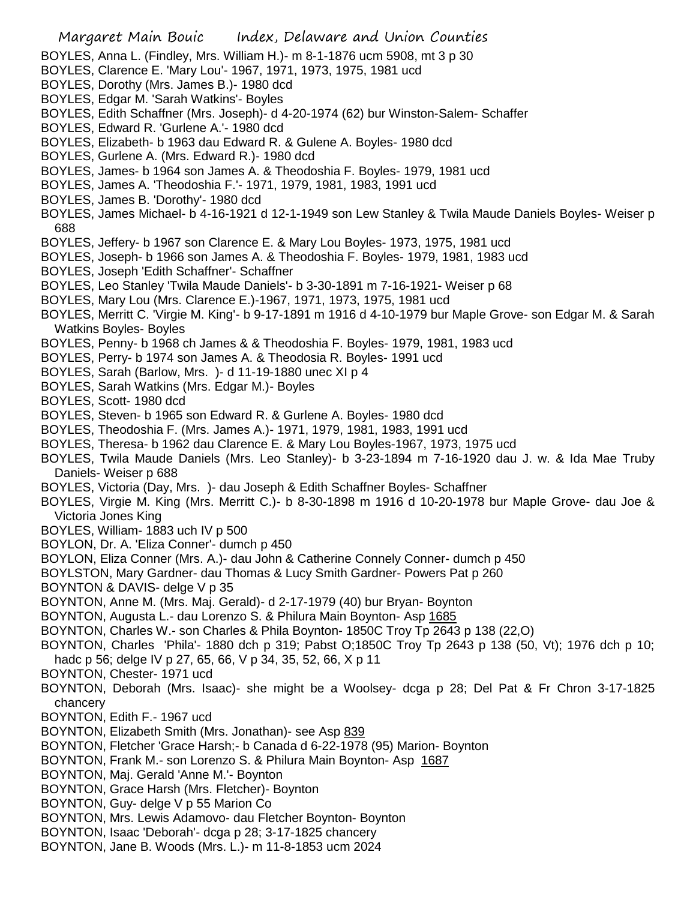BOYLES, Anna L. (Findley, Mrs. William H.)- m 8-1-1876 ucm 5908, mt 3 p 30
BOYLES, Clarence E. 'Mary Lou'- 1967, 1971, 1973, 1975, 1981 ucd
BOYLES, Dorothy (Mrs. James B.)- 1980 dcd
BOYLES, Edgar M. 'Sarah Watkins'- Boyles
BOYLES, Edith Schaffner (Mrs. Joseph)- d 4-20-1974 (62) bur Winston-Salem- Schaffer
BOYLES, Edward R. 'Gurlene A.'- 1980 dcd
BOYLES, Elizabeth- b 1963 dau Edward R. & Gulene A. Boyles- 1980 dcd
BOYLES, Gurlene A. (Mrs. Edward R.)- 1980 dcd
BOYLES, James- b 1964 son James A. & Theodoshia F. Boyles- 1979, 1981 ucd
BOYLES, James A. 'Theodoshia F.'- 1971, 1979, 1981, 1983, 1991 ucd
BOYLES, James B. 'Dorothy'- 1980 dcd
BOYLES, James Michael- b 4-16-1921 d 12-1-1949 son Lew Stanley & Twila Maude Daniels Boyles- Weiser p 688
BOYLES, Jeffery- b 1967 son Clarence E. & Mary Lou Boyles- 1973, 1975, 1981 ucd
BOYLES, Joseph- b 1966 son James A. & Theodoshia F. Boyles- 1979, 1981, 1983 ucd
BOYLES, Joseph 'Edith Schaffner'- Schaffner
BOYLES, Leo Stanley 'Twila Maude Daniels'- b 3-30-1891 m 7-16-1921- Weiser p 68
BOYLES, Mary Lou (Mrs. Clarence E.)-1967, 1971, 1973, 1975, 1981 ucd
BOYLES, Merritt C. 'Virgie M. King'- b 9-17-1891 m 1916 d 4-10-1979 bur Maple Grove- son Edgar M. & Sarah Watkins Boyles- Boyles
BOYLES, Penny- b 1968 ch James & & Theodoshia F. Boyles- 1979, 1981, 1983 ucd
BOYLES, Perry- b 1974 son James A. & Theodosia R. Boyles- 1991 ucd
BOYLES, Sarah (Barlow, Mrs. )- d 11-19-1880 unec XI p 4
BOYLES, Sarah Watkins (Mrs. Edgar M.)- Boyles
BOYLES, Scott- 1980 dcd
BOYLES, Steven- b 1965 son Edward R. & Gurlene A. Boyles- 1980 dcd
BOYLES, Theodoshia F. (Mrs. James A.)- 1971, 1979, 1981, 1983, 1991 ucd
BOYLES, Theresa- b 1962 dau Clarence E. & Mary Lou Boyles-1967, 1973, 1975 ucd
BOYLES, Twila Maude Daniels (Mrs. Leo Stanley)- b 3-23-1894 m 7-16-1920 dau J. w. & Ida Mae Truby Daniels- Weiser p 688
BOYLES, Victoria (Day, Mrs. )- dau Joseph & Edith Schaffner Boyles- Schaffner
BOYLES, Virgie M. King (Mrs. Merritt C.)- b 8-30-1898 m 1916 d 10-20-1978 bur Maple Grove- dau Joe & Victoria Jones King
BOYLES, William- 1883 uch IV p 500
BOYLON, Dr. A. 'Eliza Conner'- dumch p 450
BOYLON, Eliza Conner (Mrs. A.)- dau John & Catherine Connely Conner- dumch p 450
BOYLSTON, Mary Gardner- dau Thomas & Lucy Smith Gardner- Powers Pat p 260
BOYNTON & DAVIS- delge V p 35
BOYNTON, Anne M. (Mrs. Maj. Gerald)- d 2-17-1979 (40) bur Bryan- Boynton
BOYNTON, Augusta L.- dau Lorenzo S. & Philura Main Boynton- Asp 1685
BOYNTON, Charles W.- son Charles & Phila Boynton- 1850C Troy Tp 2643 p 138 (22,O)
BOYNTON, Charles 'Phila'- 1880 dch p 319; Pabst O;1850C Troy Tp 2643 p 138 (50, Vt); 1976 dch p 10; hadc p 56; delge IV p 27, 65, 66, V p 34, 35, 52, 66, X p 11
BOYNTON, Chester- 1971 ucd
BOYNTON, Deborah (Mrs. Isaac)- she might be a Woolsey- dcga p 28; Del Pat & Fr Chron 3-17-1825 chancery
BOYNTON, Edith F.- 1967 ucd
BOYNTON, Elizabeth Smith (Mrs. Jonathan)- see Asp 839
BOYNTON, Fletcher 'Grace Harsh;- b Canada d 6-22-1978 (95) Marion- Boynton
BOYNTON, Frank M.- son Lorenzo S. & Philura Main Boynton- Asp 1687
BOYNTON, Maj. Gerald 'Anne M.'- Boynton
BOYNTON, Grace Harsh (Mrs. Fletcher)- Boynton
BOYNTON, Guy- delge V p 55 Marion Co
BOYNTON, Mrs. Lewis Adamovo- dau Fletcher Boynton- Boynton
BOYNTON, Isaac 'Deborah'- dcga p 28; 3-17-1825 chancery
BOYNTON, Jane B. Woods (Mrs. L.)- m 11-8-1853 ucm 2024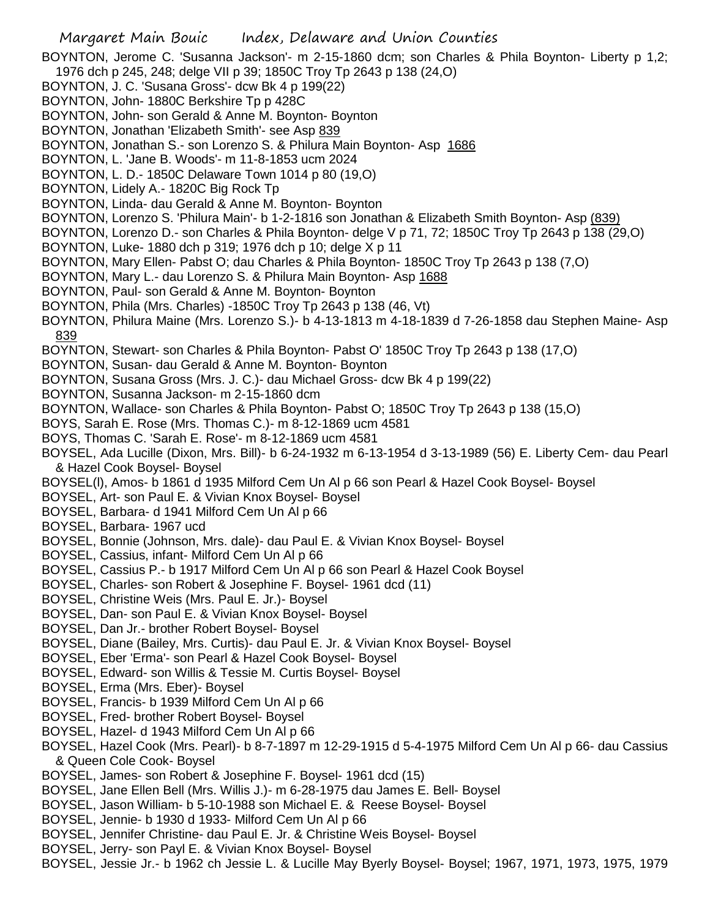BOYNTON, Jerome C. 'Susanna Jackson'- m 2-15-1860 dcm; son Charles & Phila Boynton- Liberty p 1,2; 1976 dch p 245, 248; delge VII p 39; 1850C Troy Tp 2643 p 138 (24,O)

BOYNTON, J. C. 'Susana Gross'- dcw Bk 4 p 199(22)

BOYNTON, John- 1880C Berkshire Tp p 428C

BOYNTON, John- son Gerald & Anne M. Boynton- Boynton

BOYNTON, Jonathan 'Elizabeth Smith'- see Asp 839

BOYNTON, Jonathan S.- son Lorenzo S. & Philura Main Boynton- Asp 1686

BOYNTON, L. 'Jane B. Woods'- m 11-8-1853 ucm 2024

BOYNTON, L. D.- 1850C Delaware Town 1014 p 80 (19,O)

BOYNTON, Lidely A.- 1820C Big Rock Tp

BOYNTON, Linda- dau Gerald & Anne M. Boynton- Boynton

BOYNTON, Lorenzo S. 'Philura Main'- b 1-2-1816 son Jonathan & Elizabeth Smith Boynton- Asp (839)

BOYNTON, Lorenzo D.- son Charles & Phila Boynton- delge V p 71, 72; 1850C Troy Tp 2643 p 138 (29,O)

BOYNTON, Luke- 1880 dch p 319; 1976 dch p 10; delge X p 11

BOYNTON, Mary Ellen- Pabst O; dau Charles & Phila Boynton- 1850C Troy Tp 2643 p 138 (7,O)

BOYNTON, Mary L.- dau Lorenzo S. & Philura Main Boynton- Asp 1688

BOYNTON, Paul- son Gerald & Anne M. Boynton- Boynton

BOYNTON, Phila (Mrs. Charles) -1850C Troy Tp 2643 p 138 (46, Vt)

BOYNTON, Philura Maine (Mrs. Lorenzo S.)- b 4-13-1813 m 4-18-1839 d 7-26-1858 dau Stephen Maine- Asp 839

BOYNTON, Stewart- son Charles & Phila Boynton- Pabst O' 1850C Troy Tp 2643 p 138 (17,O)

BOYNTON, Susan- dau Gerald & Anne M. Boynton- Boynton

BOYNTON, Susana Gross (Mrs. J. C.)- dau Michael Gross- dcw Bk 4 p 199(22)

BOYNTON, Susanna Jackson- m 2-15-1860 dcm

BOYNTON, Wallace- son Charles & Phila Boynton- Pabst O; 1850C Troy Tp 2643 p 138 (15,O)

BOYS, Sarah E. Rose (Mrs. Thomas C.)- m 8-12-1869 ucm 4581

BOYS, Thomas C. 'Sarah E. Rose'- m 8-12-1869 ucm 4581

BOYSEL, Ada Lucille (Dixon, Mrs. Bill)- b 6-24-1932 m 6-13-1954 d 3-13-1989 (56) E. Liberty Cem- dau Pearl & Hazel Cook Boysel- Boysel

BOYSEL(l), Amos- b 1861 d 1935 Milford Cem Un Al p 66 son Pearl & Hazel Cook Boysel- Boysel

BOYSEL, Art- son Paul E. & Vivian Knox Boysel- Boysel

BOYSEL, Barbara- d 1941 Milford Cem Un Al p 66

BOYSEL, Barbara- 1967 ucd

BOYSEL, Bonnie (Johnson, Mrs. dale)- dau Paul E. & Vivian Knox Boysel- Boysel

BOYSEL, Cassius, infant- Milford Cem Un Al p 66

BOYSEL, Cassius P.- b 1917 Milford Cem Un Al p 66 son Pearl & Hazel Cook Boysel

BOYSEL, Charles- son Robert & Josephine F. Boysel- 1961 dcd (11)

BOYSEL, Christine Weis (Mrs. Paul E. Jr.)- Boysel

BOYSEL, Dan- son Paul E. & Vivian Knox Boysel- Boysel

BOYSEL, Dan Jr.- brother Robert Boysel- Boysel

BOYSEL, Diane (Bailey, Mrs. Curtis)- dau Paul E. Jr. & Vivian Knox Boysel- Boysel

BOYSEL, Eber 'Erma'- son Pearl & Hazel Cook Boysel- Boysel

BOYSEL, Edward- son Willis & Tessie M. Curtis Boysel- Boysel

BOYSEL, Erma (Mrs. Eber)- Boysel

BOYSEL, Francis- b 1939 Milford Cem Un Al p 66

BOYSEL, Fred- brother Robert Boysel- Boysel

BOYSEL, Hazel- d 1943 Milford Cem Un Al p 66

BOYSEL, Hazel Cook (Mrs. Pearl)- b 8-7-1897 m 12-29-1915 d 5-4-1975 Milford Cem Un Al p 66- dau Cassius & Queen Cole Cook- Boysel

BOYSEL, James- son Robert & Josephine F. Boysel- 1961 dcd (15)

BOYSEL, Jane Ellen Bell (Mrs. Willis J.)- m 6-28-1975 dau James E. Bell- Boysel

BOYSEL, Jason William- b 5-10-1988 son Michael E. & Reese Boysel- Boysel

BOYSEL, Jennie- b 1930 d 1933- Milford Cem Un Al p 66

BOYSEL, Jennifer Christine- dau Paul E. Jr. & Christine Weis Boysel- Boysel

BOYSEL, Jerry- son Payl E. & Vivian Knox Boysel- Boysel

BOYSEL, Jessie Jr.- b 1962 ch Jessie L. & Lucille May Byerly Boysel- Boysel; 1967, 1971, 1973, 1975, 1979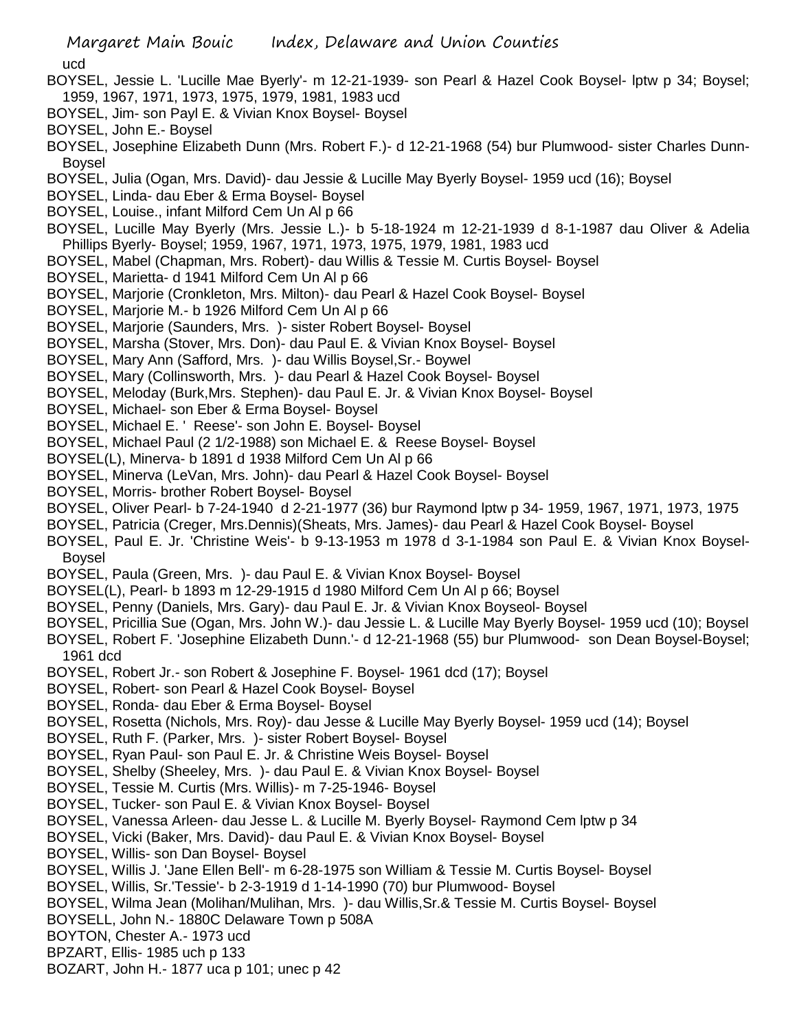ucd

BOYSEL, Jessie L. 'Lucille Mae Byerly'- m 12-21-1939- son Pearl & Hazel Cook Boysel- lptw p 34; Boysel; 1959, 1967, 1971, 1973, 1975, 1979, 1981, 1983 ucd

BOYSEL, Jim- son Payl E. & Vivian Knox Boysel- Boysel

BOYSEL, John E.- Boysel

BOYSEL, Josephine Elizabeth Dunn (Mrs. Robert F.)- d 12-21-1968 (54) bur Plumwood- sister Charles Dunn- Boysel

BOYSEL, Julia (Ogan, Mrs. David)- dau Jessie & Lucille May Byerly Boysel- 1959 ucd (16); Boysel

BOYSEL, Linda- dau Eber & Erma Boysel- Boysel

BOYSEL, Louise., infant Milford Cem Un Al p 66

BOYSEL, Lucille May Byerly (Mrs. Jessie L.)- b 5-18-1924 m 12-21-1939 d 8-1-1987 dau Oliver & Adelia Phillips Byerly- Boysel; 1959, 1967, 1971, 1973, 1975, 1979, 1981, 1983 ucd

BOYSEL, Mabel (Chapman, Mrs. Robert)- dau Willis & Tessie M. Curtis Boysel- Boysel

BOYSEL, Marietta- d 1941 Milford Cem Un Al p 66

BOYSEL, Marjorie (Cronkleton, Mrs. Milton)- dau Pearl & Hazel Cook Boysel- Boysel

BOYSEL, Marjorie M.- b 1926 Milford Cem Un Al p 66

BOYSEL, Marjorie (Saunders, Mrs. )- sister Robert Boysel- Boysel

BOYSEL, Marsha (Stover, Mrs. Don)- dau Paul E. & Vivian Knox Boysel- Boysel

BOYSEL, Mary Ann (Safford, Mrs. )- dau Willis Boysel,Sr.- Boywel

BOYSEL, Mary (Collinsworth, Mrs. )- dau Pearl & Hazel Cook Boysel- Boysel

BOYSEL, Meloday (Burk,Mrs. Stephen)- dau Paul E. Jr. & Vivian Knox Boysel- Boysel

BOYSEL, Michael- son Eber & Erma Boysel- Boysel

BOYSEL, Michael E. ' Reese'- son John E. Boysel- Boysel

BOYSEL, Michael Paul (2 1/2-1988) son Michael E. & Reese Boysel- Boysel

BOYSEL(L), Minerva- b 1891 d 1938 Milford Cem Un Al p 66

BOYSEL, Minerva (LeVan, Mrs. John)- dau Pearl & Hazel Cook Boysel- Boysel

BOYSEL, Morris- brother Robert Boysel- Boysel

BOYSEL, Oliver Pearl- b 7-24-1940 d 2-21-1977 (36) bur Raymond lptw p 34- 1959, 1967, 1971, 1973, 1975

BOYSEL, Patricia (Creger, Mrs.Dennis)(Sheats, Mrs. James)- dau Pearl & Hazel Cook Boysel- Boysel

BOYSEL, Paul E. Jr. 'Christine Weis'- b 9-13-1953 m 1978 d 3-1-1984 son Paul E. & Vivian Knox Boysel- Boysel

BOYSEL, Paula (Green, Mrs. )- dau Paul E. & Vivian Knox Boysel- Boysel

BOYSEL(L), Pearl- b 1893 m 12-29-1915 d 1980 Milford Cem Un Al p 66; Boysel

BOYSEL, Penny (Daniels, Mrs. Gary)- dau Paul E. Jr. & Vivian Knox Boyseol- Boysel

BOYSEL, Pricillia Sue (Ogan, Mrs. John W.)- dau Jessie L. & Lucille May Byerly Boysel- 1959 ucd (10); Boysel

BOYSEL, Robert F. 'Josephine Elizabeth Dunn.'- d 12-21-1968 (55) bur Plumwood- son Dean Boysel-Boysel; 1961 dcd

BOYSEL, Robert Jr.- son Robert & Josephine F. Boysel- 1961 dcd (17); Boysel

BOYSEL, Robert- son Pearl & Hazel Cook Boysel- Boysel

BOYSEL, Ronda- dau Eber & Erma Boysel- Boysel

BOYSEL, Rosetta (Nichols, Mrs. Roy)- dau Jesse & Lucille May Byerly Boysel- 1959 ucd (14); Boysel

BOYSEL, Ruth F. (Parker, Mrs. )- sister Robert Boysel- Boysel

BOYSEL, Ryan Paul- son Paul E. Jr. & Christine Weis Boysel- Boysel

BOYSEL, Shelby (Sheeley, Mrs. )- dau Paul E. & Vivian Knox Boysel- Boysel

BOYSEL, Tessie M. Curtis (Mrs. Willis)- m 7-25-1946- Boysel

BOYSEL, Tucker- son Paul E. & Vivian Knox Boysel- Boysel

BOYSEL, Vanessa Arleen- dau Jesse L. & Lucille M. Byerly Boysel- Raymond Cem lptw p 34

BOYSEL, Vicki (Baker, Mrs. David)- dau Paul E. & Vivian Knox Boysel- Boysel

BOYSEL, Willis- son Dan Boysel- Boysel

BOYSEL, Willis J. 'Jane Ellen Bell'- m 6-28-1975 son William & Tessie M. Curtis Boysel- Boysel

BOYSEL, Willis, Sr.'Tessie'- b 2-3-1919 d 1-14-1990 (70) bur Plumwood- Boysel

BOYSEL, Wilma Jean (Molihan/Mulihan, Mrs. )- dau Willis,Sr.& Tessie M. Curtis Boysel- Boysel

BOYSELL, John N.- 1880C Delaware Town p 508A

BOYTON, Chester A.- 1973 ucd

BPZART, Ellis- 1985 uch p 133

BOZART, John H.- 1877 uca p 101; unec p 42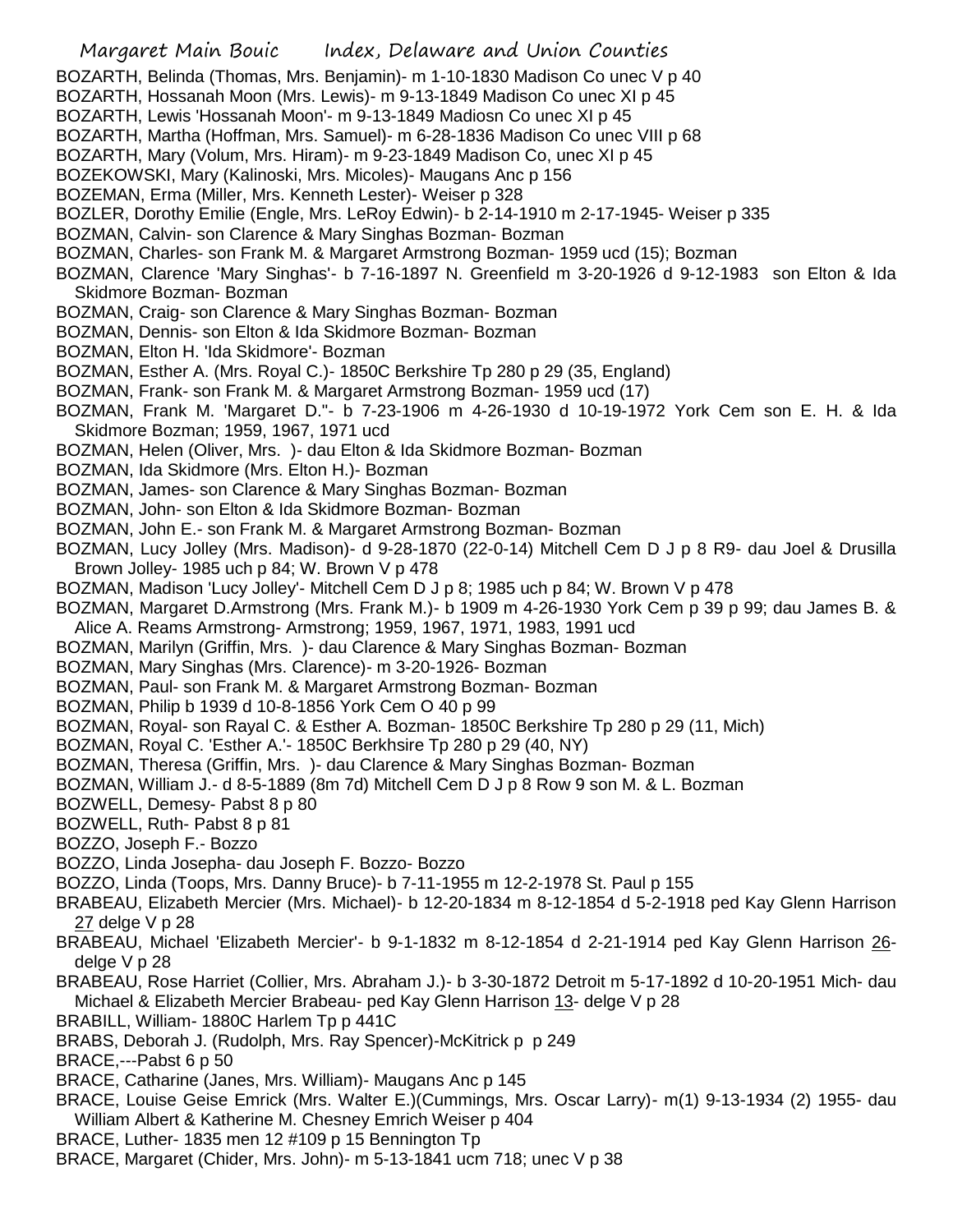BOZARTH, Belinda (Thomas, Mrs. Benjamin)- m 1-10-1830 Madison Co unec V p 40
BOZARTH, Hossanah Moon (Mrs. Lewis)- m 9-13-1849 Madison Co unec XI p 45
BOZARTH, Lewis 'Hossanah Moon'- m 9-13-1849 Madiosn Co unec XI p 45
BOZARTH, Martha (Hoffman, Mrs. Samuel)- m 6-28-1836 Madison Co unec VIII p 68
BOZARTH, Mary (Volum, Mrs. Hiram)- m 9-23-1849 Madison Co, unec XI p 45
BOZEKOWSKI, Mary (Kalinoski, Mrs. Micoles)- Maugans Anc p 156
BOZEMAN, Erma (Miller, Mrs. Kenneth Lester)- Weiser p 328
BOZLER, Dorothy Emilie (Engle, Mrs. LeRoy Edwin)- b 2-14-1910 m 2-17-1945- Weiser p 335
BOZMAN, Calvin- son Clarence & Mary Singhas Bozman- Bozman
BOZMAN, Charles- son Frank M. & Margaret Armstrong Bozman- 1959 ucd (15); Bozman
BOZMAN, Clarence 'Mary Singhas'- b 7-16-1897 N. Greenfield m 3-20-1926 d 9-12-1983 son Elton & Ida Skidmore Bozman- Bozman
BOZMAN, Craig- son Clarence & Mary Singhas Bozman- Bozman
BOZMAN, Dennis- son Elton & Ida Skidmore Bozman- Bozman
BOZMAN, Elton H. 'Ida Skidmore'- Bozman
BOZMAN, Esther A. (Mrs. Royal C.)- 1850C Berkshire Tp 280 p 29 (35, England)
BOZMAN, Frank- son Frank M. & Margaret Armstrong Bozman- 1959 ucd (17)
BOZMAN, Frank M. 'Margaret D."- b 7-23-1906 m 4-26-1930 d 10-19-1972 York Cem son E. H. & Ida Skidmore Bozman; 1959, 1967, 1971 ucd
BOZMAN, Helen (Oliver, Mrs. )- dau Elton & Ida Skidmore Bozman- Bozman
BOZMAN, Ida Skidmore (Mrs. Elton H.)- Bozman
BOZMAN, James- son Clarence & Mary Singhas Bozman- Bozman
BOZMAN, John- son Elton & Ida Skidmore Bozman- Bozman
BOZMAN, John E.- son Frank M. & Margaret Armstrong Bozman- Bozman
BOZMAN, Lucy Jolley (Mrs. Madison)- d 9-28-1870 (22-0-14) Mitchell Cem D J p 8 R9- dau Joel & Drusilla Brown Jolley- 1985 uch p 84; W. Brown V p 478
BOZMAN, Madison 'Lucy Jolley'- Mitchell Cem D J p 8; 1985 uch p 84; W. Brown V p 478
BOZMAN, Margaret D.Armstrong (Mrs. Frank M.)- b 1909 m 4-26-1930 York Cem p 39 p 99; dau James B. & Alice A. Reams Armstrong- Armstrong; 1959, 1967, 1971, 1983, 1991 ucd
BOZMAN, Marilyn (Griffin, Mrs. )- dau Clarence & Mary Singhas Bozman- Bozman
BOZMAN, Mary Singhas (Mrs. Clarence)- m 3-20-1926- Bozman
BOZMAN, Paul- son Frank M. & Margaret Armstrong Bozman- Bozman
BOZMAN, Philip b 1939 d 10-8-1856 York Cem O 40 p 99
BOZMAN, Royal- son Rayal C. & Esther A. Bozman- 1850C Berkshire Tp 280 p 29 (11, Mich)
BOZMAN, Royal C. 'Esther A.'- 1850C Berkhsire Tp 280 p 29 (40, NY)
BOZMAN, Theresa (Griffin, Mrs. )- dau Clarence & Mary Singhas Bozman- Bozman
BOZMAN, William J.- d 8-5-1889 (8m 7d) Mitchell Cem D J p 8 Row 9 son M. & L. Bozman
BOZWELL, Demesy- Pabst 8 p 80
BOZWELL, Ruth- Pabst 8 p 81
BOZZO, Joseph F.- Bozzo
BOZZO, Linda Josepha- dau Joseph F. Bozzo- Bozzo
BOZZO, Linda (Toops, Mrs. Danny Bruce)- b 7-11-1955 m 12-2-1978 St. Paul p 155
BRABEAU, Elizabeth Mercier (Mrs. Michael)- b 12-20-1834 m 8-12-1854 d 5-2-1918 ped Kay Glenn Harrison 27 delge V p 28
BRABEAU, Michael 'Elizabeth Mercier'- b 9-1-1832 m 8-12-1854 d 2-21-1914 ped Kay Glenn Harrison 26- delge V p 28
BRABEAU, Rose Harriet (Collier, Mrs. Abraham J.)- b 3-30-1872 Detroit m 5-17-1892 d 10-20-1951 Mich- dau Michael & Elizabeth Mercier Brabeau- ped Kay Glenn Harrison 13- delge V p 28
BRABILL, William- 1880C Harlem Tp p 441C
BRABS, Deborah J. (Rudolph, Mrs. Ray Spencer)-McKitrick p p 249
BRACE,---Pabst 6 p 50
BRACE, Catharine (Janes, Mrs. William)- Maugans Anc p 145
BRACE, Louise Geise Emrick (Mrs. Walter E.)(Cummings, Mrs. Oscar Larry)- m(1) 9-13-1934 (2) 1955- dau William Albert & Katherine M. Chesney Emrich Weiser p 404
BRACE, Luther- 1835 men 12 #109 p 15 Bennington Tp
BRACE, Margaret (Chider, Mrs. John)- m 5-13-1841 ucm 718; unec V p 38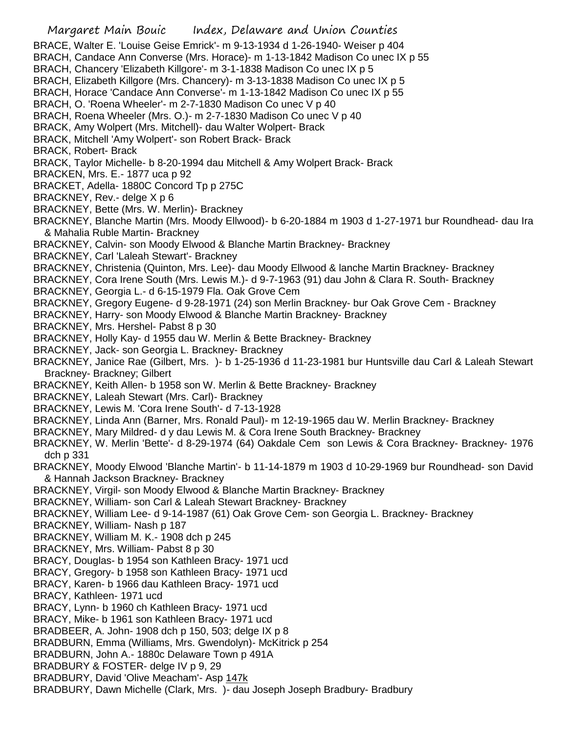BRACE, Walter E. 'Louise Geise Emrick'- m 9-13-1934 d 1-26-1940- Weiser p 404
BRACH, Candace Ann Converse (Mrs. Horace)- m 1-13-1842 Madison Co unec IX p 55
BRACH, Chancery 'Elizabeth Killgore'- m 3-1-1838 Madison Co unec IX p 5
BRACH, Elizabeth Killgore (Mrs. Chancery)- m 3-13-1838 Madison Co unec IX p 5
BRACH, Horace 'Candace Ann Converse'- m 1-13-1842 Madison Co unec IX p 55
BRACH, O. 'Roena Wheeler'- m 2-7-1830 Madison Co unec V p 40
BRACH, Roena Wheeler (Mrs. O.)- m 2-7-1830 Madison Co unec V p 40
BRACK, Amy Wolpert (Mrs. Mitchell)- dau Walter Wolpert- Brack
BRACK, Mitchell 'Amy Wolpert'- son Robert Brack- Brack
BRACK, Robert- Brack
BRACK, Taylor Michelle- b 8-20-1994 dau Mitchell & Amy Wolpert Brack- Brack
BRACKEN, Mrs. E.- 1877 uca p 92
BRACKET, Adella- 1880C Concord Tp p 275C
BRACKNEY, Rev.- delge X p 6
BRACKNEY, Bette (Mrs. W. Merlin)- Brackney
BRACKNEY, Blanche Martin (Mrs. Moody Ellwood)- b 6-20-1884 m 1903 d 1-27-1971 bur Roundhead- dau Ira & Mahalia Ruble Martin- Brackney
BRACKNEY, Calvin- son Moody Elwood & Blanche Martin Brackney- Brackney
BRACKNEY, Carl 'Laleah Stewart'- Brackney
BRACKNEY, Christenia (Quinton, Mrs. Lee)- dau Moody Ellwood & lanche Martin Brackney- Brackney
BRACKNEY, Cora Irene South (Mrs. Lewis M.)- d 9-7-1963 (91) dau John & Clara R. South- Brackney
BRACKNEY, Georgia L.- d 6-15-1979 Fla. Oak Grove Cem
BRACKNEY, Gregory Eugene- d 9-28-1971 (24) son Merlin Brackney- bur Oak Grove Cem - Brackney
BRACKNEY, Harry- son Moody Elwood & Blanche Martin Brackney- Brackney
BRACKNEY, Mrs. Hershel- Pabst 8 p 30
BRACKNEY, Holly Kay- d 1955 dau W. Merlin & Bette Brackney- Brackney
BRACKNEY, Jack- son Georgia L. Brackney- Brackney
BRACKNEY, Janice Rae (Gilbert, Mrs. )- b 1-25-1936 d 11-23-1981 bur Huntsville dau Carl & Laleah Stewart Brackney- Brackney; Gilbert
BRACKNEY, Keith Allen- b 1958 son W. Merlin & Bette Brackney- Brackney
BRACKNEY, Laleah Stewart (Mrs. Carl)- Brackney
BRACKNEY, Lewis M. 'Cora Irene South'- d 7-13-1928
BRACKNEY, Linda Ann (Barner, Mrs. Ronald Paul)- m 12-19-1965 dau W. Merlin Brackney- Brackney
BRACKNEY, Mary Mildred- d y dau Lewis M. & Cora Irene South Brackney- Brackney
BRACKNEY, W. Merlin 'Bette'- d 8-29-1974 (64) Oakdale Cem son Lewis & Cora Brackney- Brackney- 1976 dch p 331
BRACKNEY, Moody Elwood 'Blanche Martin'- b 11-14-1879 m 1903 d 10-29-1969 bur Roundhead- son David & Hannah Jackson Brackney- Brackney
BRACKNEY, Virgil- son Moody Elwood & Blanche Martin Brackney- Brackney
BRACKNEY, William- son Carl & Laleah Stewart Brackney- Brackney
BRACKNEY, William Lee- d 9-14-1987 (61) Oak Grove Cem- son Georgia L. Brackney- Brackney
BRACKNEY, William- Nash p 187
BRACKNEY, William M. K.- 1908 dch p 245
BRACKNEY, Mrs. William- Pabst 8 p 30
BRACY, Douglas- b 1954 son Kathleen Bracy- 1971 ucd
BRACY, Gregory- b 1958 son Kathleen Bracy- 1971 ucd
BRACY, Karen- b 1966 dau Kathleen Bracy- 1971 ucd
BRACY, Kathleen- 1971 ucd
BRACY, Lynn- b 1960 ch Kathleen Bracy- 1971 ucd
BRACY, Mike- b 1961 son Kathleen Bracy- 1971 ucd
BRADBEER, A. John- 1908 dch p 150, 503; delge IX p 8
BRADBURN, Emma (Williams, Mrs. Gwendolyn)- McKitrick p 254
BRADBURN, John A.- 1880c Delaware Town p 491A
BRADBURY & FOSTER- delge IV p 9, 29
BRADBURY, David 'Olive Meacham'- Asp 147k
BRADBURY, Dawn Michelle (Clark, Mrs. )- dau Joseph Joseph Bradbury- Bradbury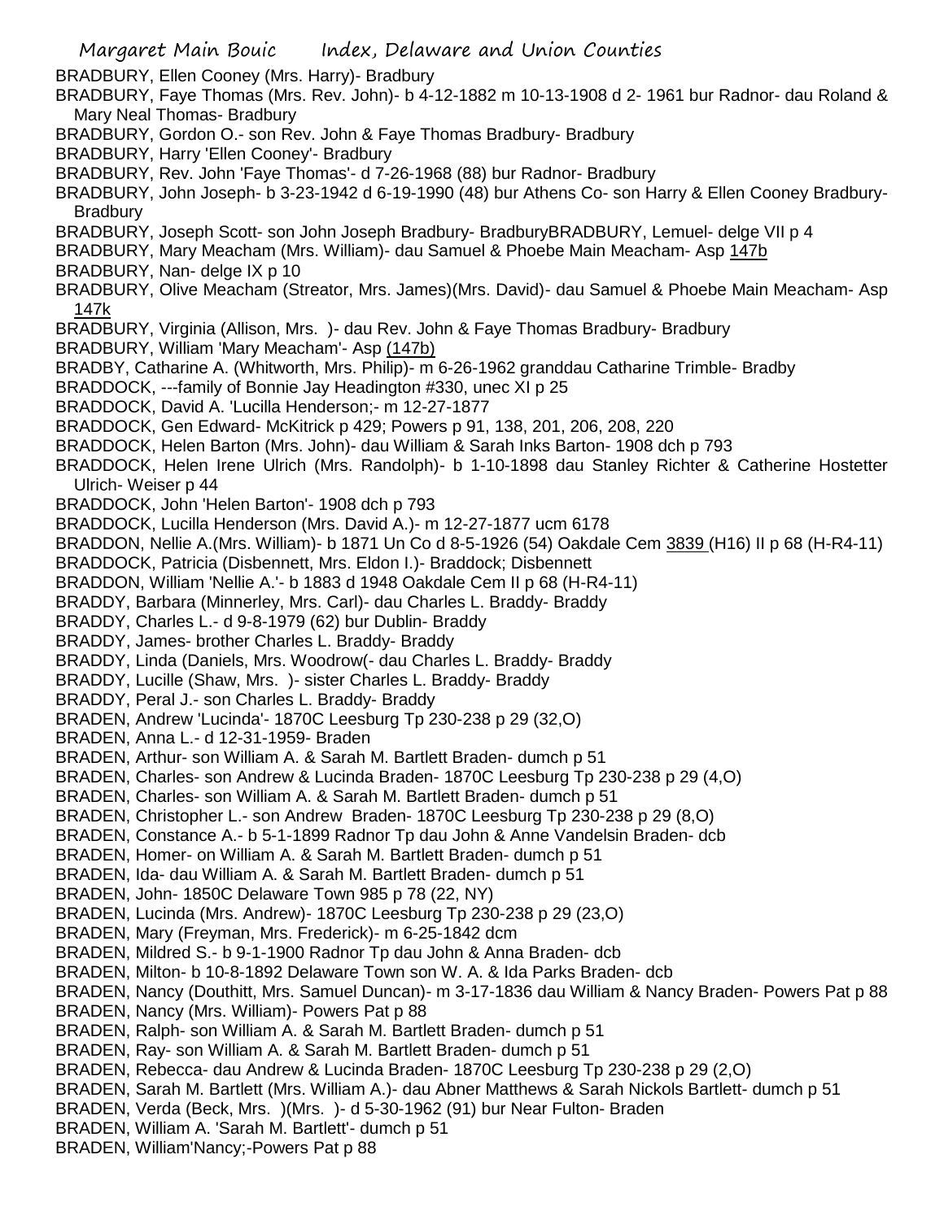BRADBURY, Ellen Cooney (Mrs. Harry)- Bradbury

BRADBURY, Faye Thomas (Mrs. Rev. John)- b 4-12-1882 m 10-13-1908 d 2- 1961 bur Radnor- dau Roland & Mary Neal Thomas- Bradbury

BRADBURY, Gordon O.- son Rev. John & Faye Thomas Bradbury- Bradbury

BRADBURY, Harry 'Ellen Cooney'- Bradbury

BRADBURY, Rev. John 'Faye Thomas'- d 7-26-1968 (88) bur Radnor- Bradbury

BRADBURY, John Joseph- b 3-23-1942 d 6-19-1990 (48) bur Athens Co- son Harry & Ellen Cooney Bradbury- Bradbury

BRADBURY, Joseph Scott- son John Joseph Bradbury- BradburyBRADBURY, Lemuel- delge VII p 4

BRADBURY, Mary Meacham (Mrs. William)- dau Samuel & Phoebe Main Meacham- Asp 147b

BRADBURY, Nan- delge IX p 10

BRADBURY, Olive Meacham (Streator, Mrs. James)(Mrs. David)- dau Samuel & Phoebe Main Meacham- Asp 147k

BRADBURY, Virginia (Allison, Mrs. )- dau Rev. John & Faye Thomas Bradbury- Bradbury

BRADBURY, William 'Mary Meacham'- Asp (147b)

BRADBY, Catharine A. (Whitworth, Mrs. Philip)- m 6-26-1962 granddau Catharine Trimble- Bradby

BRADDOCK, ---family of Bonnie Jay Headington #330, unec XI p 25

BRADDOCK, David A. 'Lucilla Henderson;- m 12-27-1877

BRADDOCK, Gen Edward- McKitrick p 429; Powers p 91, 138, 201, 206, 208, 220

BRADDOCK, Helen Barton (Mrs. John)- dau William & Sarah Inks Barton- 1908 dch p 793

BRADDOCK, Helen Irene Ulrich (Mrs. Randolph)- b 1-10-1898 dau Stanley Richter & Catherine Hostetter Ulrich- Weiser p 44

BRADDOCK, John 'Helen Barton'- 1908 dch p 793

BRADDOCK, Lucilla Henderson (Mrs. David A.)- m 12-27-1877 ucm 6178

BRADDON, Nellie A.(Mrs. William)- b 1871 Un Co d 8-5-1926 (54) Oakdale Cem 3839 (H16) II p 68 (H-R4-11)

BRADDOCK, Patricia (Disbennett, Mrs. Eldon I.)- Braddock; Disbennett

BRADDON, William 'Nellie A.'- b 1883 d 1948 Oakdale Cem II p 68 (H-R4-11)

BRADDY, Barbara (Minnerley, Mrs. Carl)- dau Charles L. Braddy- Braddy

BRADDY, Charles L.- d 9-8-1979 (62) bur Dublin- Braddy

BRADDY, James- brother Charles L. Braddy- Braddy

BRADDY, Linda (Daniels, Mrs. Woodrow(- dau Charles L. Braddy- Braddy

BRADDY, Lucille (Shaw, Mrs. )- sister Charles L. Braddy- Braddy

BRADDY, Peral J.- son Charles L. Braddy- Braddy

BRADEN, Andrew 'Lucinda'- 1870C Leesburg Tp 230-238 p 29 (32,O)

BRADEN, Anna L.- d 12-31-1959- Braden

BRADEN, Arthur- son William A. & Sarah M. Bartlett Braden- dumch p 51

BRADEN, Charles- son Andrew & Lucinda Braden- 1870C Leesburg Tp 230-238 p 29 (4,O)

BRADEN, Charles- son William A. & Sarah M. Bartlett Braden- dumch p 51

BRADEN, Christopher L.- son Andrew Braden- 1870C Leesburg Tp 230-238 p 29 (8,O)

BRADEN, Constance A.- b 5-1-1899 Radnor Tp dau John & Anne Vandelsin Braden- dcb

BRADEN, Homer- on William A. & Sarah M. Bartlett Braden- dumch p 51

BRADEN, Ida- dau William A. & Sarah M. Bartlett Braden- dumch p 51

BRADEN, John- 1850C Delaware Town 985 p 78 (22, NY)

BRADEN, Lucinda (Mrs. Andrew)- 1870C Leesburg Tp 230-238 p 29 (23,O)

BRADEN, Mary (Freyman, Mrs. Frederick)- m 6-25-1842 dcm

BRADEN, Mildred S.- b 9-1-1900 Radnor Tp dau John & Anna Braden- dcb

BRADEN, Milton- b 10-8-1892 Delaware Town son W. A. & Ida Parks Braden- dcb

BRADEN, Nancy (Douthitt, Mrs. Samuel Duncan)- m 3-17-1836 dau William & Nancy Braden- Powers Pat p 88

BRADEN, Nancy (Mrs. William)- Powers Pat p 88

BRADEN, Ralph- son William A. & Sarah M. Bartlett Braden- dumch p 51

BRADEN, Ray- son William A. & Sarah M. Bartlett Braden- dumch p 51

BRADEN, Rebecca- dau Andrew & Lucinda Braden- 1870C Leesburg Tp 230-238 p 29 (2,O)

BRADEN, Sarah M. Bartlett (Mrs. William A.)- dau Abner Matthews & Sarah Nickols Bartlett- dumch p 51

BRADEN, Verda (Beck, Mrs. )(Mrs. )- d 5-30-1962 (91) bur Near Fulton- Braden

BRADEN, William A. 'Sarah M. Bartlett'- dumch p 51

BRADEN, William'Nancy;-Powers Pat p 88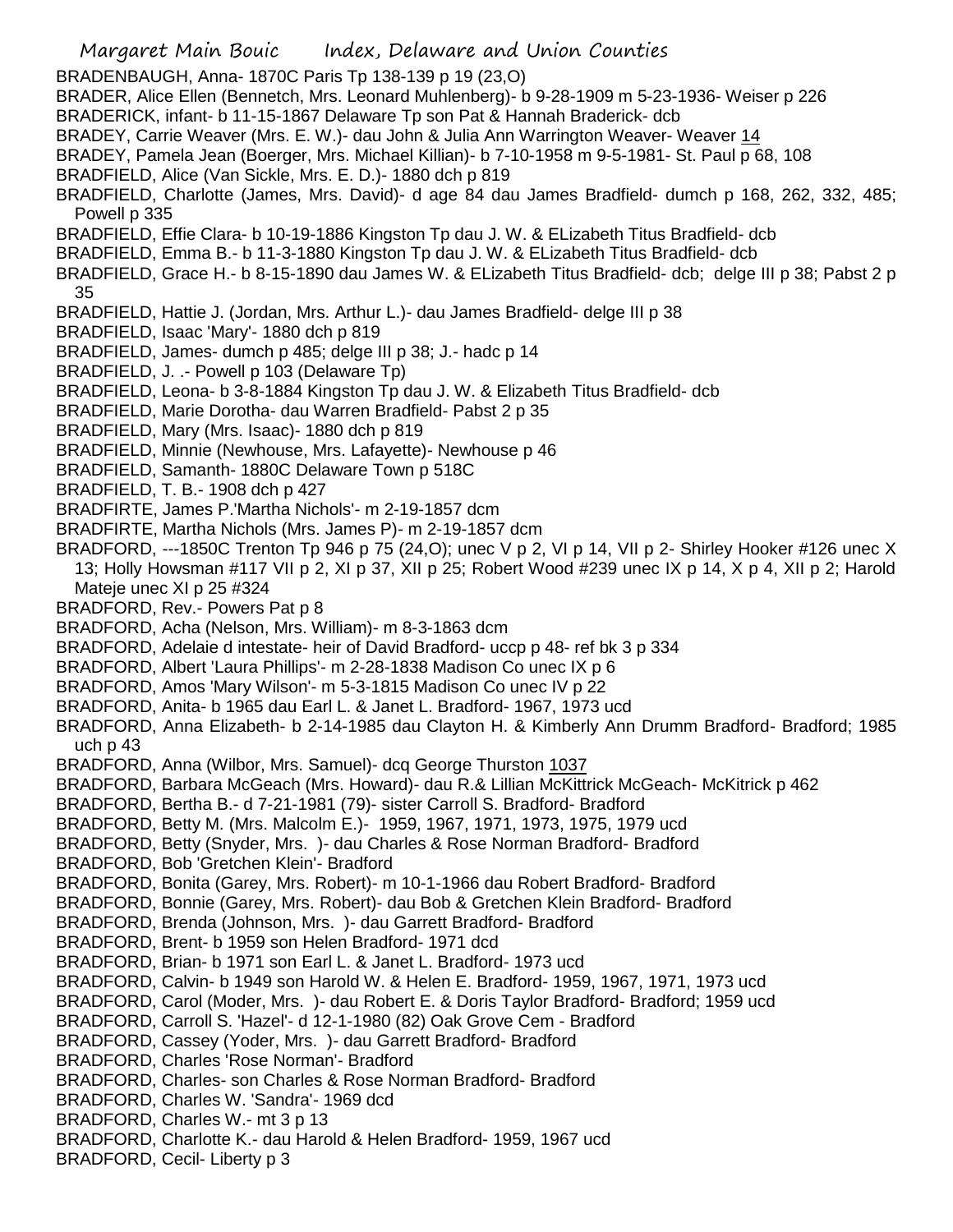BRADENBAUGH, Anna- 1870C Paris Tp 138-139 p 19 (23,O)
BRADER, Alice Ellen (Bennetch, Mrs. Leonard Muhlenberg)- b 9-28-1909 m 5-23-1936- Weiser p 226
BRADERICK, infant- b 11-15-1867 Delaware Tp son Pat & Hannah Braderick- dcb
BRADEY, Carrie Weaver (Mrs. E. W.)- dau John & Julia Ann Warrington Weaver- Weaver 14
BRADEY, Pamela Jean (Boerger, Mrs. Michael Killian)- b 7-10-1958 m 9-5-1981- St. Paul p 68, 108
BRADFIELD, Alice (Van Sickle, Mrs. E. D.)- 1880 dch p 819
BRADFIELD, Charlotte (James, Mrs. David)- d age 84 dau James Bradfield- dumch p 168, 262, 332, 485; Powell p 335
BRADFIELD, Effie Clara- b 10-19-1886 Kingston Tp dau J. W. & ELizabeth Titus Bradfield- dcb
BRADFIELD, Emma B.- b 11-3-1880 Kingston Tp dau J. W. & ELizabeth Titus Bradfield- dcb
BRADFIELD, Grace H.- b 8-15-1890 dau James W. & ELizabeth Titus Bradfield- dcb; delge III p 38; Pabst 2 p 35
BRADFIELD, Hattie J. (Jordan, Mrs. Arthur L.)- dau James Bradfield- delge III p 38
BRADFIELD, Isaac 'Mary'- 1880 dch p 819
BRADFIELD, James- dumch p 485; delge III p 38; J.- hadc p 14
BRADFIELD, J. .- Powell p 103 (Delaware Tp)
BRADFIELD, Leona- b 3-8-1884 Kingston Tp dau J. W. & Elizabeth Titus Bradfield- dcb
BRADFIELD, Marie Dorotha- dau Warren Bradfield- Pabst 2 p 35
BRADFIELD, Mary (Mrs. Isaac)- 1880 dch p 819
BRADFIELD, Minnie (Newhouse, Mrs. Lafayette)- Newhouse p 46
BRADFIELD, Samanth- 1880C Delaware Town p 518C
BRADFIELD, T. B.- 1908 dch p 427
BRADFIRTE, James P.'Martha Nichols'- m 2-19-1857 dcm
BRADFIRTE, Martha Nichols (Mrs. James P)- m 2-19-1857 dcm
BRADFORD, ---1850C Trenton Tp 946 p 75 (24,O); unec V p 2, VI p 14, VII p 2- Shirley Hooker #126 unec X 13; Holly Howsman #117 VII p 2, XI p 37, XII p 25; Robert Wood #239 unec IX p 14, X p 4, XII p 2; Harold Mateje unec XI p 25 #324
BRADFORD, Rev.- Powers Pat p 8
BRADFORD, Acha (Nelson, Mrs. William)- m 8-3-1863 dcm
BRADFORD, Adelaie d intestate- heir of David Bradford- uccp p 48- ref bk 3 p 334
BRADFORD, Albert 'Laura Phillips'- m 2-28-1838 Madison Co unec IX p 6
BRADFORD, Amos 'Mary Wilson'- m 5-3-1815 Madison Co unec IV p 22
BRADFORD, Anita- b 1965 dau Earl L. & Janet L. Bradford- 1967, 1973 ucd
BRADFORD, Anna Elizabeth- b 2-14-1985 dau Clayton H. & Kimberly Ann Drumm Bradford- Bradford; 1985 uch p 43
BRADFORD, Anna (Wilbor, Mrs. Samuel)- dcq George Thurston 1037
BRADFORD, Barbara McGeach (Mrs. Howard)- dau R.& Lillian McKittrick McGeach- McKitrick p 462
BRADFORD, Bertha B.- d 7-21-1981 (79)- sister Carroll S. Bradford- Bradford
BRADFORD, Betty M. (Mrs. Malcolm E.)- 1959, 1967, 1971, 1973, 1975, 1979 ucd
BRADFORD, Betty (Snyder, Mrs. )- dau Charles & Rose Norman Bradford- Bradford
BRADFORD, Bob 'Gretchen Klein'- Bradford
BRADFORD, Bonita (Garey, Mrs. Robert)- m 10-1-1966 dau Robert Bradford- Bradford
BRADFORD, Bonnie (Garey, Mrs. Robert)- dau Bob & Gretchen Klein Bradford- Bradford
BRADFORD, Brenda (Johnson, Mrs. )- dau Garrett Bradford- Bradford
BRADFORD, Brent- b 1959 son Helen Bradford- 1971 dcd
BRADFORD, Brian- b 1971 son Earl L. & Janet L. Bradford- 1973 ucd
BRADFORD, Calvin- b 1949 son Harold W. & Helen E. Bradford- 1959, 1967, 1971, 1973 ucd
BRADFORD, Carol (Moder, Mrs. )- dau Robert E. & Doris Taylor Bradford- Bradford; 1959 ucd
BRADFORD, Carroll S. 'Hazel'- d 12-1-1980 (82) Oak Grove Cem - Bradford
BRADFORD, Cassey (Yoder, Mrs. )- dau Garrett Bradford- Bradford
BRADFORD, Charles 'Rose Norman'- Bradford
BRADFORD, Charles- son Charles & Rose Norman Bradford- Bradford
BRADFORD, Charles W. 'Sandra'- 1969 dcd
BRADFORD, Charles W.- mt 3 p 13
BRADFORD, Charlotte K.- dau Harold & Helen Bradford- 1959, 1967 ucd
BRADFORD, Cecil- Liberty p 3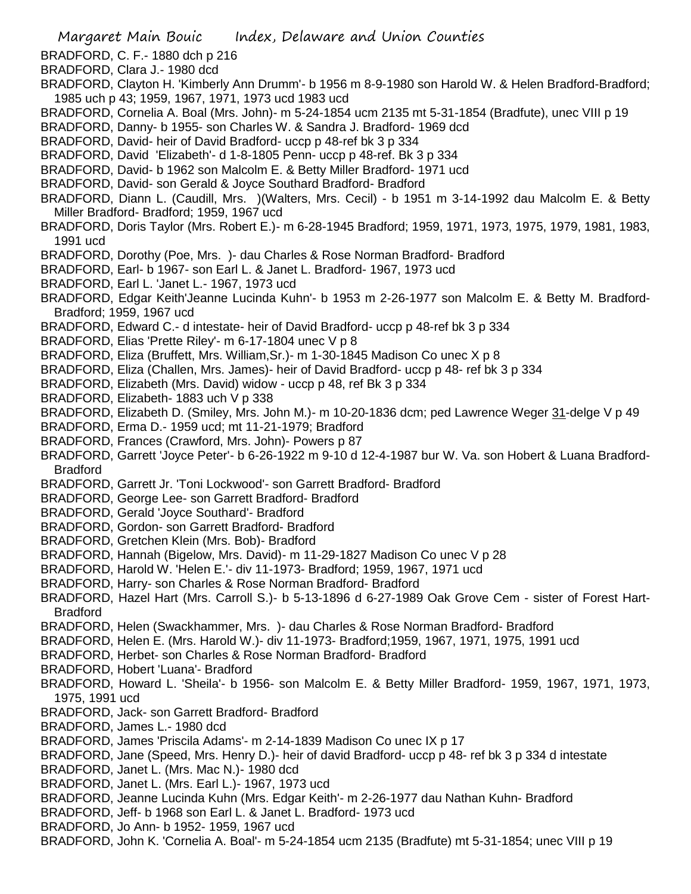BRADFORD, C. F.- 1880 dch p 216
BRADFORD, Clara J.- 1980 dcd
BRADFORD, Clayton H. 'Kimberly Ann Drumm'- b 1956 m 8-9-1980 son Harold W. & Helen Bradford-Bradford; 1985 uch p 43; 1959, 1967, 1971, 1973 ucd 1983 ucd
BRADFORD, Cornelia A. Boal (Mrs. John)- m 5-24-1854 ucm 2135 mt 5-31-1854 (Bradfute), unec VIII p 19
BRADFORD, Danny- b 1955- son Charles W. & Sandra J. Bradford- 1969 dcd
BRADFORD, David- heir of David Bradford- uccp p 48-ref bk 3 p 334
BRADFORD, David 'Elizabeth'- d 1-8-1805 Penn- uccp p 48-ref. Bk 3 p 334
BRADFORD, David- b 1962 son Malcolm E. & Betty Miller Bradford- 1971 ucd
BRADFORD, David- son Gerald & Joyce Southard Bradford- Bradford
BRADFORD, Diann L. (Caudill, Mrs. )(Walters, Mrs. Cecil) - b 1951 m 3-14-1992 dau Malcolm E. & Betty Miller Bradford- Bradford; 1959, 1967 ucd
BRADFORD, Doris Taylor (Mrs. Robert E.)- m 6-28-1945 Bradford; 1959, 1971, 1973, 1975, 1979, 1981, 1983, 1991 ucd
BRADFORD, Dorothy (Poe, Mrs. )- dau Charles & Rose Norman Bradford- Bradford
BRADFORD, Earl- b 1967- son Earl L. & Janet L. Bradford- 1967, 1973 ucd
BRADFORD, Earl L. 'Janet L.- 1967, 1973 ucd
BRADFORD, Edgar Keith'Jeanne Lucinda Kuhn'- b 1953 m 2-26-1977 son Malcolm E. & Betty M. Bradford-Bradford; 1959, 1967 ucd
BRADFORD, Edward C.- d intestate- heir of David Bradford- uccp p 48-ref bk 3 p 334
BRADFORD, Elias 'Prette Riley'- m 6-17-1804 unec V p 8
BRADFORD, Eliza (Bruffett, Mrs. William,Sr.)- m 1-30-1845 Madison Co unec X p 8
BRADFORD, Eliza (Challen, Mrs. James)- heir of David Bradford- uccp p 48- ref bk 3 p 334
BRADFORD, Elizabeth (Mrs. David) widow - uccp p 48, ref Bk 3 p 334
BRADFORD, Elizabeth- 1883 uch V p 338
BRADFORD, Elizabeth D. (Smiley, Mrs. John M.)- m 10-20-1836 dcm; ped Lawrence Weger 31-delge V p 49
BRADFORD, Erma D.- 1959 ucd; mt 11-21-1979; Bradford
BRADFORD, Frances (Crawford, Mrs. John)- Powers p 87
BRADFORD, Garrett 'Joyce Peter'- b 6-26-1922 m 9-10 d 12-4-1987 bur W. Va. son Hobert & Luana Bradford-Bradford
BRADFORD, Garrett Jr. 'Toni Lockwood'- son Garrett Bradford- Bradford
BRADFORD, George Lee- son Garrett Bradford- Bradford
BRADFORD, Gerald 'Joyce Southard'- Bradford
BRADFORD, Gordon- son Garrett Bradford- Bradford
BRADFORD, Gretchen Klein (Mrs. Bob)- Bradford
BRADFORD, Hannah (Bigelow, Mrs. David)- m 11-29-1827 Madison Co unec V p 28
BRADFORD, Harold W. 'Helen E.'- div 11-1973- Bradford; 1959, 1967, 1971 ucd
BRADFORD, Harry- son Charles & Rose Norman Bradford- Bradford
BRADFORD, Hazel Hart (Mrs. Carroll S.)- b 5-13-1896 d 6-27-1989 Oak Grove Cem - sister of Forest Hart-Bradford
BRADFORD, Helen (Swackhammer, Mrs. )- dau Charles & Rose Norman Bradford- Bradford
BRADFORD, Helen E. (Mrs. Harold W.)- div 11-1973- Bradford;1959, 1967, 1971, 1975, 1991 ucd
BRADFORD, Herbet- son Charles & Rose Norman Bradford- Bradford
BRADFORD, Hobert 'Luana'- Bradford
BRADFORD, Howard L. 'Sheila'- b 1956- son Malcolm E. & Betty Miller Bradford- 1959, 1967, 1971, 1973, 1975, 1991 ucd
BRADFORD, Jack- son Garrett Bradford- Bradford
BRADFORD, James L.- 1980 dcd
BRADFORD, James 'Priscila Adams'- m 2-14-1839 Madison Co unec IX p 17
BRADFORD, Jane (Speed, Mrs. Henry D.)- heir of david Bradford- uccp p 48- ref bk 3 p 334 d intestate
BRADFORD, Janet L. (Mrs. Mac N.)- 1980 dcd
BRADFORD, Janet L. (Mrs. Earl L.)- 1967, 1973 ucd
BRADFORD, Jeanne Lucinda Kuhn (Mrs. Edgar Keith'- m 2-26-1977 dau Nathan Kuhn- Bradford
BRADFORD, Jeff- b 1968 son Earl L. & Janet L. Bradford- 1973 ucd
BRADFORD, Jo Ann- b 1952- 1959, 1967 ucd
BRADFORD, John K. 'Cornelia A. Boal'- m 5-24-1854 ucm 2135 (Bradfute) mt 5-31-1854; unec VIII p 19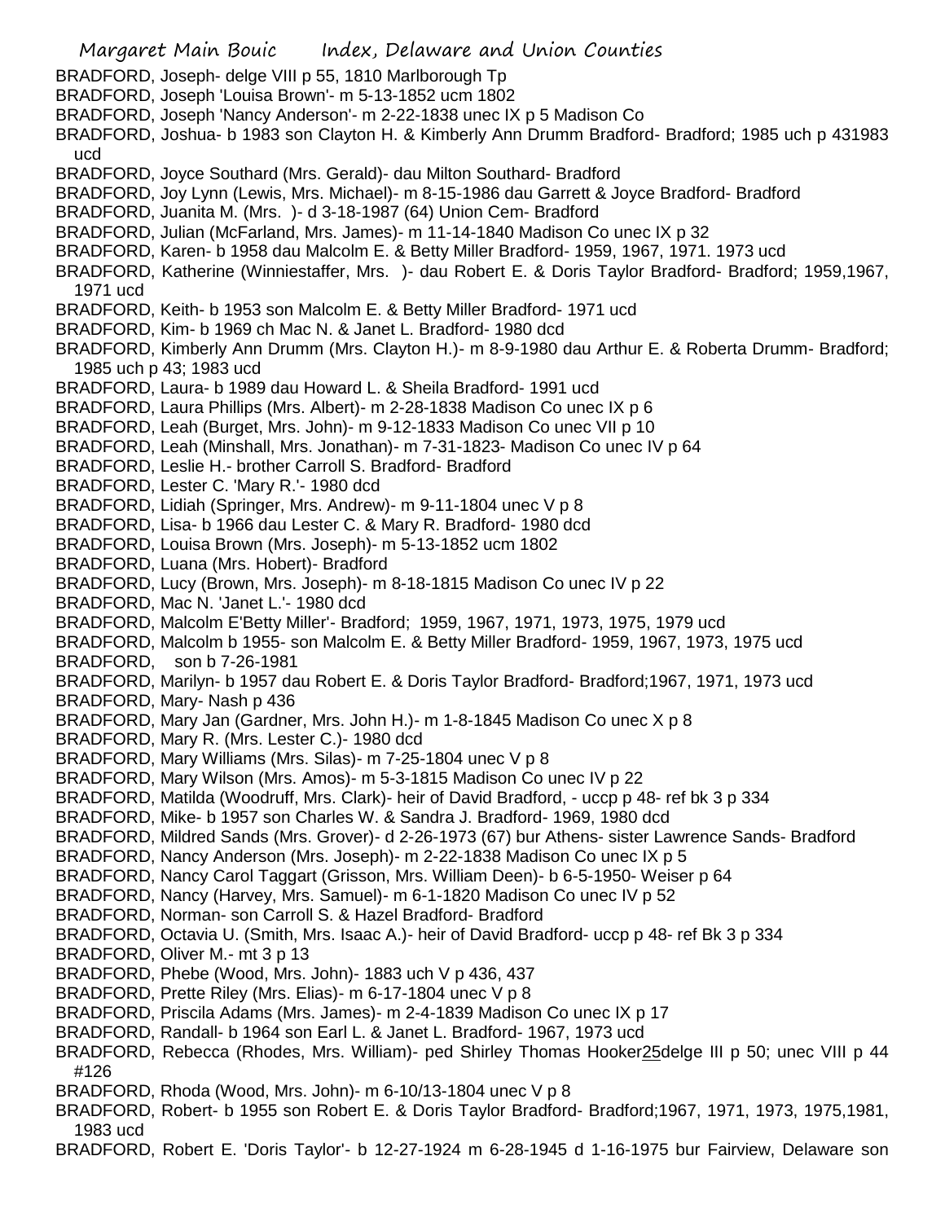BRADFORD, Joseph- delge VIII p 55, 1810 Marlborough Tp
BRADFORD, Joseph 'Louisa Brown'- m 5-13-1852 ucm 1802
BRADFORD, Joseph 'Nancy Anderson'- m 2-22-1838 unec IX p 5 Madison Co
BRADFORD, Joshua- b 1983 son Clayton H. & Kimberly Ann Drumm Bradford- Bradford; 1985 uch p 431983 ucd
BRADFORD, Joyce Southard (Mrs. Gerald)- dau Milton Southard- Bradford
BRADFORD, Joy Lynn (Lewis, Mrs. Michael)- m 8-15-1986 dau Garrett & Joyce Bradford- Bradford
BRADFORD, Juanita M. (Mrs. )- d 3-18-1987 (64) Union Cem- Bradford
BRADFORD, Julian (McFarland, Mrs. James)- m 11-14-1840 Madison Co unec IX p 32
BRADFORD, Karen- b 1958 dau Malcolm E. & Betty Miller Bradford- 1959, 1967, 1971. 1973 ucd
BRADFORD, Katherine (Winniestaffer, Mrs. )- dau Robert E. & Doris Taylor Bradford- Bradford; 1959,1967, 1971 ucd
BRADFORD, Keith- b 1953 son Malcolm E. & Betty Miller Bradford- 1971 ucd
BRADFORD, Kim- b 1969 ch Mac N. & Janet L. Bradford- 1980 dcd
BRADFORD, Kimberly Ann Drumm (Mrs. Clayton H.)- m 8-9-1980 dau Arthur E. & Roberta Drumm- Bradford; 1985 uch p 43; 1983 ucd
BRADFORD, Laura- b 1989 dau Howard L. & Sheila Bradford- 1991 ucd
BRADFORD, Laura Phillips (Mrs. Albert)- m 2-28-1838 Madison Co unec IX p 6
BRADFORD, Leah (Burget, Mrs. John)- m 9-12-1833 Madison Co unec VII p 10
BRADFORD, Leah (Minshall, Mrs. Jonathan)- m 7-31-1823- Madison Co unec IV p 64
BRADFORD, Leslie H.- brother Carroll S. Bradford- Bradford
BRADFORD, Lester C. 'Mary R.'- 1980 dcd
BRADFORD, Lidiah (Springer, Mrs. Andrew)- m 9-11-1804 unec V p 8
BRADFORD, Lisa- b 1966 dau Lester C. & Mary R. Bradford- 1980 dcd
BRADFORD, Louisa Brown (Mrs. Joseph)- m 5-13-1852 ucm 1802
BRADFORD, Luana (Mrs. Hobert)- Bradford
BRADFORD, Lucy (Brown, Mrs. Joseph)- m 8-18-1815 Madison Co unec IV p 22
BRADFORD, Mac N. 'Janet L.'- 1980 dcd
BRADFORD, Malcolm E'Betty Miller'- Bradford; 1959, 1967, 1971, 1973, 1975, 1979 ucd
BRADFORD, Malcolm b 1955- son Malcolm E. & Betty Miller Bradford- 1959, 1967, 1973, 1975 ucd
BRADFORD, son b 7-26-1981
BRADFORD, Marilyn- b 1957 dau Robert E. & Doris Taylor Bradford- Bradford;1967, 1971, 1973 ucd
BRADFORD, Mary- Nash p 436
BRADFORD, Mary Jan (Gardner, Mrs. John H.)- m 1-8-1845 Madison Co unec X p 8
BRADFORD, Mary R. (Mrs. Lester C.)- 1980 dcd
BRADFORD, Mary Williams (Mrs. Silas)- m 7-25-1804 unec V p 8
BRADFORD, Mary Wilson (Mrs. Amos)- m 5-3-1815 Madison Co unec IV p 22
BRADFORD, Matilda (Woodruff, Mrs. Clark)- heir of David Bradford, - uccp p 48- ref bk 3 p 334
BRADFORD, Mike- b 1957 son Charles W. & Sandra J. Bradford- 1969, 1980 dcd
BRADFORD, Mildred Sands (Mrs. Grover)- d 2-26-1973 (67) bur Athens- sister Lawrence Sands- Bradford
BRADFORD, Nancy Anderson (Mrs. Joseph)- m 2-22-1838 Madison Co unec IX p 5
BRADFORD, Nancy Carol Taggart (Grisson, Mrs. William Deen)- b 6-5-1950- Weiser p 64
BRADFORD, Nancy (Harvey, Mrs. Samuel)- m 6-1-1820 Madison Co unec IV p 52
BRADFORD, Norman- son Carroll S. & Hazel Bradford- Bradford
BRADFORD, Octavia U. (Smith, Mrs. Isaac A.)- heir of David Bradford- uccp p 48- ref Bk 3 p 334
BRADFORD, Oliver M.- mt 3 p 13
BRADFORD, Phebe (Wood, Mrs. John)- 1883 uch V p 436, 437
BRADFORD, Prette Riley (Mrs. Elias)- m 6-17-1804 unec V p 8
BRADFORD, Priscila Adams (Mrs. James)- m 2-4-1839 Madison Co unec IX p 17
BRADFORD, Randall- b 1964 son Earl L. & Janet L. Bradford- 1967, 1973 ucd
BRADFORD, Rebecca (Rhodes, Mrs. William)- ped Shirley Thomas Hooker25delge III p 50; unec VIII p 44 #126
BRADFORD, Rhoda (Wood, Mrs. John)- m 6-10/13-1804 unec V p 8
BRADFORD, Robert- b 1955 son Robert E. & Doris Taylor Bradford- Bradford;1967, 1971, 1973, 1975,1981, 1983 ucd
BRADFORD, Robert E. 'Doris Taylor'- b 12-27-1924 m 6-28-1945 d 1-16-1975 bur Fairview, Delaware son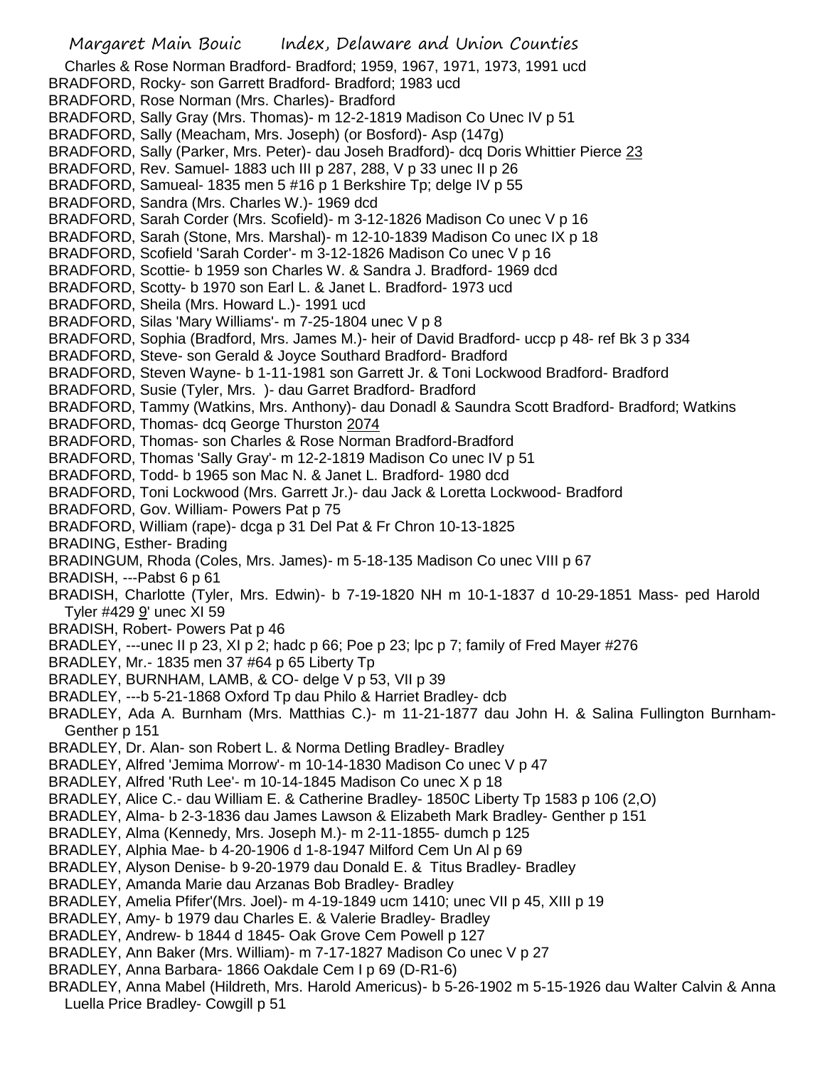Charles & Rose Norman Bradford- Bradford; 1959, 1967, 1971, 1973, 1991 ucd
BRADFORD, Rocky- son Garrett Bradford- Bradford; 1983 ucd
BRADFORD, Rose Norman (Mrs. Charles)- Bradford
BRADFORD, Sally Gray (Mrs. Thomas)- m 12-2-1819 Madison Co Unec IV p 51
BRADFORD, Sally (Meacham, Mrs. Joseph) (or Bosford)- Asp (147g)
BRADFORD, Sally (Parker, Mrs. Peter)- dau Joseh Bradford)- dcq Doris Whittier Pierce 23
BRADFORD, Rev. Samuel- 1883 uch III p 287, 288, V p 33 unec II p 26
BRADFORD, Samueal- 1835 men 5 #16 p 1 Berkshire Tp; delge IV p 55
BRADFORD, Sandra (Mrs. Charles W.)- 1969 dcd
BRADFORD, Sarah Corder (Mrs. Scofield)- m 3-12-1826 Madison Co unec V p 16
BRADFORD, Sarah (Stone, Mrs. Marshal)- m 12-10-1839 Madison Co unec IX p 18
BRADFORD, Scofield 'Sarah Corder'- m 3-12-1826 Madison Co unec V p 16
BRADFORD, Scottie- b 1959 son Charles W. & Sandra J. Bradford- 1969 dcd
BRADFORD, Scotty- b 1970 son Earl L. & Janet L. Bradford- 1973 ucd
BRADFORD, Sheila (Mrs. Howard L.)- 1991 ucd
BRADFORD, Silas 'Mary Williams'- m 7-25-1804 unec V p 8
BRADFORD, Sophia (Bradford, Mrs. James M.)- heir of David Bradford- uccp p 48- ref Bk 3 p 334
BRADFORD, Steve- son Gerald & Joyce Southard Bradford- Bradford
BRADFORD, Steven Wayne- b 1-11-1981 son Garrett Jr. & Toni Lockwood Bradford- Bradford
BRADFORD, Susie (Tyler, Mrs. )- dau Garret Bradford- Bradford
BRADFORD, Tammy (Watkins, Mrs. Anthony)- dau Donadl & Saundra Scott Bradford- Bradford; Watkins
BRADFORD, Thomas- dcq George Thurston 2074
BRADFORD, Thomas- son Charles & Rose Norman Bradford-Bradford
BRADFORD, Thomas 'Sally Gray'- m 12-2-1819 Madison Co unec IV p 51
BRADFORD, Todd- b 1965 son Mac N. & Janet L. Bradford- 1980 dcd
BRADFORD, Toni Lockwood (Mrs. Garrett Jr.)- dau Jack & Loretta Lockwood- Bradford
BRADFORD, Gov. William- Powers Pat p 75
BRADFORD, William (rape)- dcga p 31 Del Pat & Fr Chron 10-13-1825
BRADING, Esther- Brading
BRADINGUM, Rhoda (Coles, Mrs. James)- m 5-18-135 Madison Co unec VIII p 67
BRADISH, ---Pabst 6 p 61
BRADISH, Charlotte (Tyler, Mrs. Edwin)- b 7-19-1820 NH m 10-1-1837 d 10-29-1851 Mass- ped Harold Tyler #429 9' unec XI 59
BRADISH, Robert- Powers Pat p 46
BRADLEY, ---unec II p 23, XI p 2; hadc p 66; Poe p 23; lpc p 7; family of Fred Mayer #276
BRADLEY, Mr.- 1835 men 37 #64 p 65 Liberty Tp
BRADLEY, BURNHAM, LAMB, & CO- delge V p 53, VII p 39
BRADLEY, ---b 5-21-1868 Oxford Tp dau Philo & Harriet Bradley- dcb
BRADLEY, Ada A. Burnham (Mrs. Matthias C.)- m 11-21-1877 dau John H. & Salina Fullington Burnham- Genther p 151
BRADLEY, Dr. Alan- son Robert L. & Norma Detling Bradley- Bradley
BRADLEY, Alfred 'Jemima Morrow'- m 10-14-1830 Madison Co unec V p 47
BRADLEY, Alfred 'Ruth Lee'- m 10-14-1845 Madison Co unec X p 18
BRADLEY, Alice C.- dau William E. & Catherine Bradley- 1850C Liberty Tp 1583 p 106 (2,O)
BRADLEY, Alma- b 2-3-1836 dau James Lawson & Elizabeth Mark Bradley- Genther p 151
BRADLEY, Alma (Kennedy, Mrs. Joseph M.)- m 2-11-1855- dumch p 125
BRADLEY, Alphia Mae- b 4-20-1906 d 1-8-1947 Milford Cem Un Al p 69
BRADLEY, Alyson Denise- b 9-20-1979 dau Donald E. & Titus Bradley- Bradley
BRADLEY, Amanda Marie dau Arzanas Bob Bradley- Bradley
BRADLEY, Amelia Pfifer'(Mrs. Joel)- m 4-19-1849 ucm 1410; unec VII p 45, XIII p 19
BRADLEY, Amy- b 1979 dau Charles E. & Valerie Bradley- Bradley
BRADLEY, Andrew- b 1844 d 1845- Oak Grove Cem Powell p 127
BRADLEY, Ann Baker (Mrs. William)- m 7-17-1827 Madison Co unec V p 27
BRADLEY, Anna Barbara- 1866 Oakdale Cem I p 69 (D-R1-6)
BRADLEY, Anna Mabel (Hildreth, Mrs. Harold Americus)- b 5-26-1902 m 5-15-1926 dau Walter Calvin & Anna Luella Price Bradley- Cowgill p 51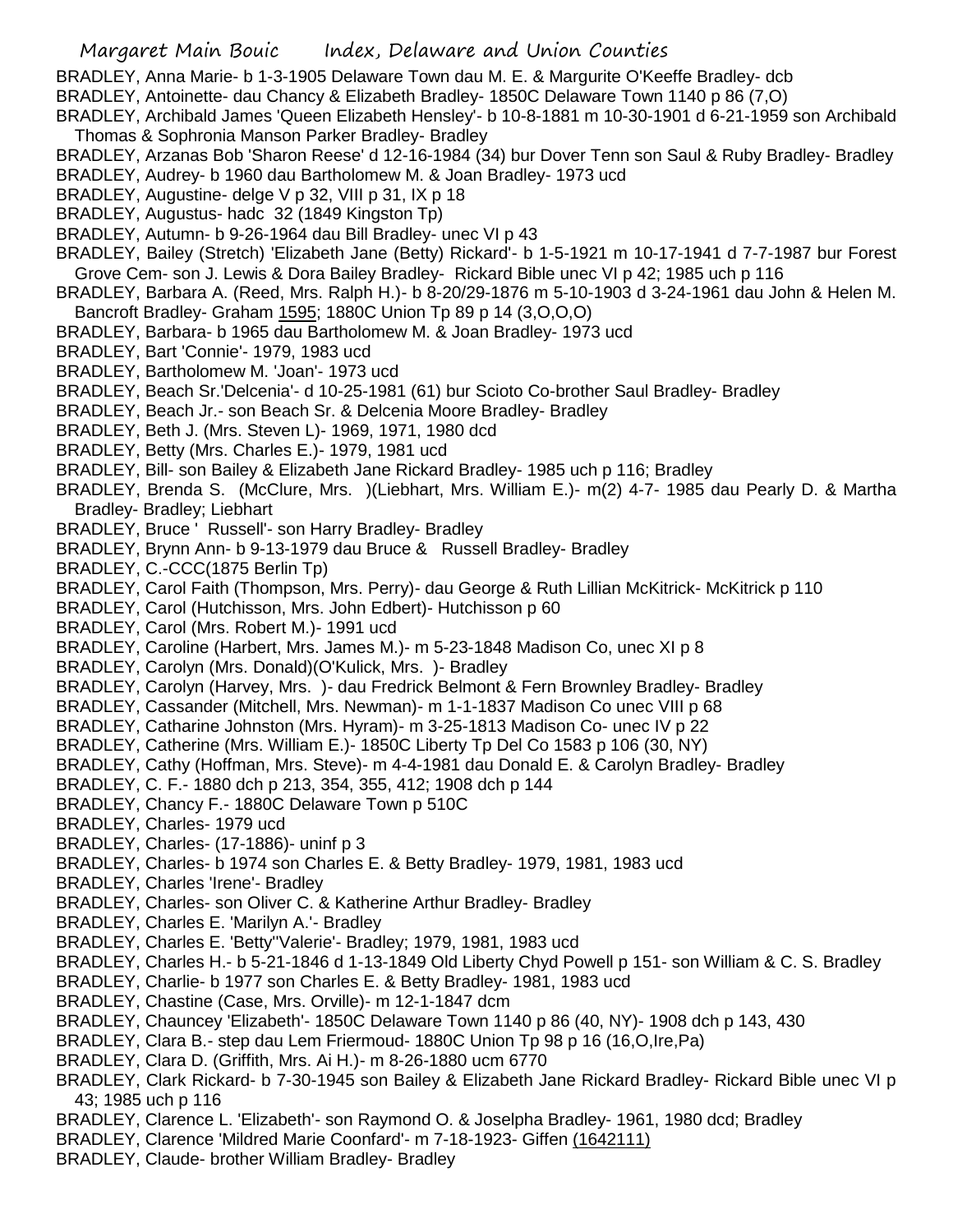BRADLEY, Anna Marie- b 1-3-1905 Delaware Town dau M. E. & Margurite O'Keeffe Bradley- dcb

BRADLEY, Antoinette- dau Chancy & Elizabeth Bradley- 1850C Delaware Town 1140 p 86 (7,O)

BRADLEY, Archibald James 'Queen Elizabeth Hensley'- b 10-8-1881 m 10-30-1901 d 6-21-1959 son Archibald Thomas & Sophronia Manson Parker Bradley- Bradley

BRADLEY, Arzanas Bob 'Sharon Reese' d 12-16-1984 (34) bur Dover Tenn son Saul & Ruby Bradley- Bradley

BRADLEY, Audrey- b 1960 dau Bartholomew M. & Joan Bradley- 1973 ucd

BRADLEY, Augustine- delge V p 32, VIII p 31, IX p 18

BRADLEY, Augustus- hadc 32 (1849 Kingston Tp)

BRADLEY, Autumn- b 9-26-1964 dau Bill Bradley- unec VI p 43

BRADLEY, Bailey (Stretch) 'Elizabeth Jane (Betty) Rickard'- b 1-5-1921 m 10-17-1941 d 7-7-1987 bur Forest Grove Cem- son J. Lewis & Dora Bailey Bradley- Rickard Bible unec VI p 42; 1985 uch p 116

BRADLEY, Barbara A. (Reed, Mrs. Ralph H.)- b 8-20/29-1876 m 5-10-1903 d 3-24-1961 dau John & Helen M. Bancroft Bradley- Graham 1595; 1880C Union Tp 89 p 14 (3,O,O,O)

BRADLEY, Barbara- b 1965 dau Bartholomew M. & Joan Bradley- 1973 ucd

BRADLEY, Bart 'Connie'- 1979, 1983 ucd

BRADLEY, Bartholomew M. 'Joan'- 1973 ucd

BRADLEY, Beach Sr.'Delcenia'- d 10-25-1981 (61) bur Scioto Co-brother Saul Bradley- Bradley

BRADLEY, Beach Jr.- son Beach Sr. & Delcenia Moore Bradley- Bradley

BRADLEY, Beth J. (Mrs. Steven L)- 1969, 1971, 1980 dcd

BRADLEY, Betty (Mrs. Charles E.)- 1979, 1981 ucd

BRADLEY, Bill- son Bailey & Elizabeth Jane Rickard Bradley- 1985 uch p 116; Bradley

BRADLEY, Brenda S. (McClure, Mrs. )(Liebhart, Mrs. William E.)- m(2) 4-7- 1985 dau Pearly D. & Martha Bradley- Bradley; Liebhart

BRADLEY, Bruce ' Russell'- son Harry Bradley- Bradley

BRADLEY, Brynn Ann- b 9-13-1979 dau Bruce & Russell Bradley- Bradley

BRADLEY, C.-CCC(1875 Berlin Tp)

BRADLEY, Carol Faith (Thompson, Mrs. Perry)- dau George & Ruth Lillian McKitrick- McKitrick p 110

BRADLEY, Carol (Hutchisson, Mrs. John Edbert)- Hutchisson p 60

BRADLEY, Carol (Mrs. Robert M.)- 1991 ucd

BRADLEY, Caroline (Harbert, Mrs. James M.)- m 5-23-1848 Madison Co, unec XI p 8

BRADLEY, Carolyn (Mrs. Donald)(O'Kulick, Mrs. )- Bradley

BRADLEY, Carolyn (Harvey, Mrs. )- dau Fredrick Belmont & Fern Brownley Bradley- Bradley

BRADLEY, Cassander (Mitchell, Mrs. Newman)- m 1-1-1837 Madison Co unec VIII p 68

BRADLEY, Catharine Johnston (Mrs. Hyram)- m 3-25-1813 Madison Co- unec IV p 22

BRADLEY, Catherine (Mrs. William E.)- 1850C Liberty Tp Del Co 1583 p 106 (30, NY)

BRADLEY, Cathy (Hoffman, Mrs. Steve)- m 4-4-1981 dau Donald E. & Carolyn Bradley- Bradley

BRADLEY, C. F.- 1880 dch p 213, 354, 355, 412; 1908 dch p 144

BRADLEY, Chancy F.- 1880C Delaware Town p 510C

BRADLEY, Charles- 1979 ucd

BRADLEY, Charles- (17-1886)- uninf p 3

BRADLEY, Charles- b 1974 son Charles E. & Betty Bradley- 1979, 1981, 1983 ucd

BRADLEY, Charles 'Irene'- Bradley

BRADLEY, Charles- son Oliver C. & Katherine Arthur Bradley- Bradley

BRADLEY, Charles E. 'Marilyn A.'- Bradley

BRADLEY, Charles E. 'Betty''Valerie'- Bradley; 1979, 1981, 1983 ucd

BRADLEY, Charles H.- b 5-21-1846 d 1-13-1849 Old Liberty Chyd Powell p 151- son William & C. S. Bradley

BRADLEY, Charlie- b 1977 son Charles E. & Betty Bradley- 1981, 1983 ucd

BRADLEY, Chastine (Case, Mrs. Orville)- m 12-1-1847 dcm

BRADLEY, Chauncey 'Elizabeth'- 1850C Delaware Town 1140 p 86 (40, NY)- 1908 dch p 143, 430

BRADLEY, Clara B.- step dau Lem Friermoud- 1880C Union Tp 98 p 16 (16,O,Ire,Pa)

BRADLEY, Clara D. (Griffith, Mrs. Ai H.)- m 8-26-1880 ucm 6770

BRADLEY, Clark Rickard- b 7-30-1945 son Bailey & Elizabeth Jane Rickard Bradley- Rickard Bible unec VI p 43; 1985 uch p 116

BRADLEY, Clarence L. 'Elizabeth'- son Raymond O. & Joselpha Bradley- 1961, 1980 dcd; Bradley

BRADLEY, Clarence 'Mildred Marie Coonfard'- m 7-18-1923- Giffen (1642111)

BRADLEY, Claude- brother William Bradley- Bradley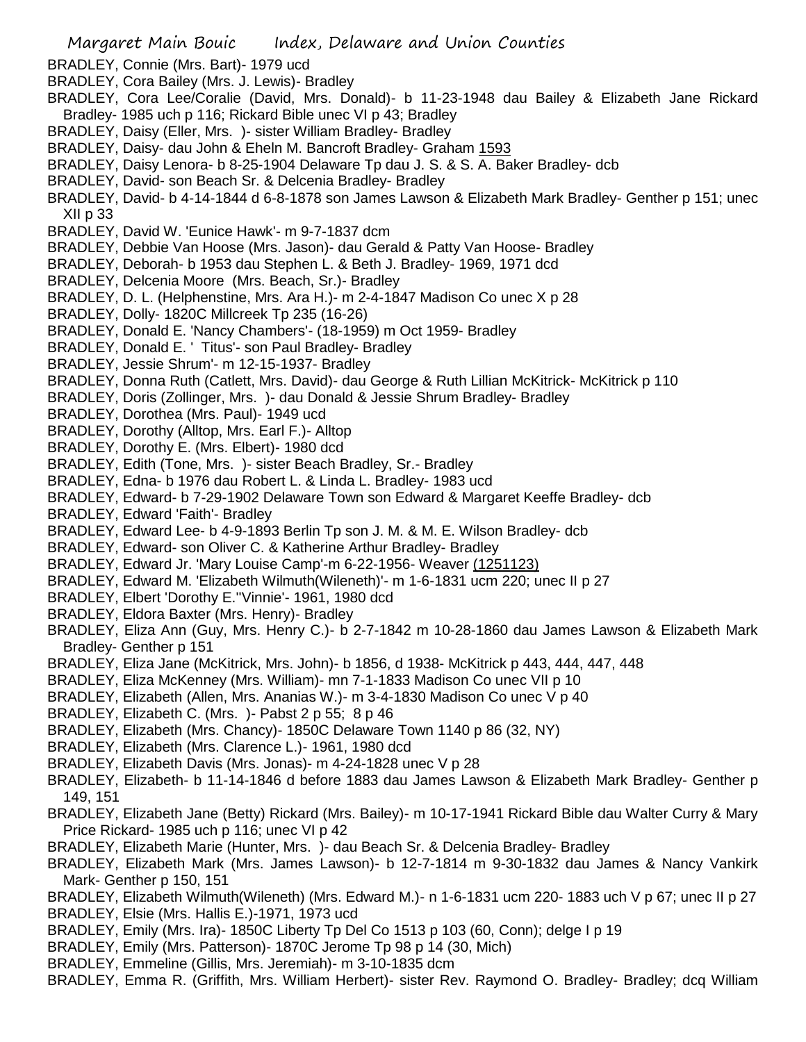BRADLEY, Connie (Mrs. Bart)- 1979 ucd

BRADLEY, Cora Bailey (Mrs. J. Lewis)- Bradley

BRADLEY, Cora Lee/Coralie (David, Mrs. Donald)- b 11-23-1948 dau Bailey & Elizabeth Jane Rickard Bradley- 1985 uch p 116; Rickard Bible unec VI p 43; Bradley

BRADLEY, Daisy (Eller, Mrs. )- sister William Bradley- Bradley

BRADLEY, Daisy- dau John & Eheln M. Bancroft Bradley- Graham 1593

BRADLEY, Daisy Lenora- b 8-25-1904 Delaware Tp dau J. S. & S. A. Baker Bradley- dcb

BRADLEY, David- son Beach Sr. & Delcenia Bradley- Bradley

BRADLEY, David- b 4-14-1844 d 6-8-1878 son James Lawson & Elizabeth Mark Bradley- Genther p 151; unec XII p 33

BRADLEY, David W. 'Eunice Hawk'- m 9-7-1837 dcm

BRADLEY, Debbie Van Hoose (Mrs. Jason)- dau Gerald & Patty Van Hoose- Bradley

BRADLEY, Deborah- b 1953 dau Stephen L. & Beth J. Bradley- 1969, 1971 dcd

BRADLEY, Delcenia Moore (Mrs. Beach, Sr.)- Bradley

BRADLEY, D. L. (Helphenstine, Mrs. Ara H.)- m 2-4-1847 Madison Co unec X p 28

BRADLEY, Dolly- 1820C Millcreek Tp 235 (16-26)

BRADLEY, Donald E. 'Nancy Chambers'- (18-1959) m Oct 1959- Bradley

BRADLEY, Donald E. ' Titus'- son Paul Bradley- Bradley

BRADLEY, Jessie Shrum'- m 12-15-1937- Bradley

BRADLEY, Donna Ruth (Catlett, Mrs. David)- dau George & Ruth Lillian McKitrick- McKitrick p 110

BRADLEY, Doris (Zollinger, Mrs. )- dau Donald & Jessie Shrum Bradley- Bradley

BRADLEY, Dorothea (Mrs. Paul)- 1949 ucd

BRADLEY, Dorothy (Alltop, Mrs. Earl F.)- Alltop

BRADLEY, Dorothy E. (Mrs. Elbert)- 1980 dcd

BRADLEY, Edith (Tone, Mrs. )- sister Beach Bradley, Sr.- Bradley

BRADLEY, Edna- b 1976 dau Robert L. & Linda L. Bradley- 1983 ucd

BRADLEY, Edward- b 7-29-1902 Delaware Town son Edward & Margaret Keeffe Bradley- dcb

BRADLEY, Edward 'Faith'- Bradley

BRADLEY, Edward Lee- b 4-9-1893 Berlin Tp son J. M. & M. E. Wilson Bradley- dcb

BRADLEY, Edward- son Oliver C. & Katherine Arthur Bradley- Bradley

BRADLEY, Edward Jr. 'Mary Louise Camp'-m 6-22-1956- Weaver (1251123)

BRADLEY, Edward M. 'Elizabeth Wilmuth(Wileneth)'- m 1-6-1831 ucm 220; unec II p 27

BRADLEY, Elbert 'Dorothy E.''Vinnie'- 1961, 1980 dcd

BRADLEY, Eldora Baxter (Mrs. Henry)- Bradley

BRADLEY, Eliza Ann (Guy, Mrs. Henry C.)- b 2-7-1842 m 10-28-1860 dau James Lawson & Elizabeth Mark Bradley- Genther p 151

BRADLEY, Eliza Jane (McKitrick, Mrs. John)- b 1856, d 1938- McKitrick p 443, 444, 447, 448

BRADLEY, Eliza McKenney (Mrs. William)- mn 7-1-1833 Madison Co unec VII p 10

BRADLEY, Elizabeth (Allen, Mrs. Ananias W.)- m 3-4-1830 Madison Co unec V p 40

BRADLEY, Elizabeth C. (Mrs. )- Pabst 2 p 55; 8 p 46

BRADLEY, Elizabeth (Mrs. Chancy)- 1850C Delaware Town 1140 p 86 (32, NY)

BRADLEY, Elizabeth (Mrs. Clarence L.)- 1961, 1980 dcd

BRADLEY, Elizabeth Davis (Mrs. Jonas)- m 4-24-1828 unec V p 28

BRADLEY, Elizabeth- b 11-14-1846 d before 1883 dau James Lawson & Elizabeth Mark Bradley- Genther p 149, 151

BRADLEY, Elizabeth Jane (Betty) Rickard (Mrs. Bailey)- m 10-17-1941 Rickard Bible dau Walter Curry & Mary Price Rickard- 1985 uch p 116; unec VI p 42

BRADLEY, Elizabeth Marie (Hunter, Mrs. )- dau Beach Sr. & Delcenia Bradley- Bradley

BRADLEY, Elizabeth Mark (Mrs. James Lawson)- b 12-7-1814 m 9-30-1832 dau James & Nancy Vankirk Mark- Genther p 150, 151

BRADLEY, Elizabeth Wilmuth(Wileneth) (Mrs. Edward M.)- n 1-6-1831 ucm 220- 1883 uch V p 67; unec II p 27

BRADLEY, Elsie (Mrs. Hallis E.)-1971, 1973 ucd

BRADLEY, Emily (Mrs. Ira)- 1850C Liberty Tp Del Co 1513 p 103 (60, Conn); delge I p 19

BRADLEY, Emily (Mrs. Patterson)- 1870C Jerome Tp 98 p 14 (30, Mich)

BRADLEY, Emmeline (Gillis, Mrs. Jeremiah)- m 3-10-1835 dcm

BRADLEY, Emma R. (Griffith, Mrs. William Herbert)- sister Rev. Raymond O. Bradley- Bradley; dcq William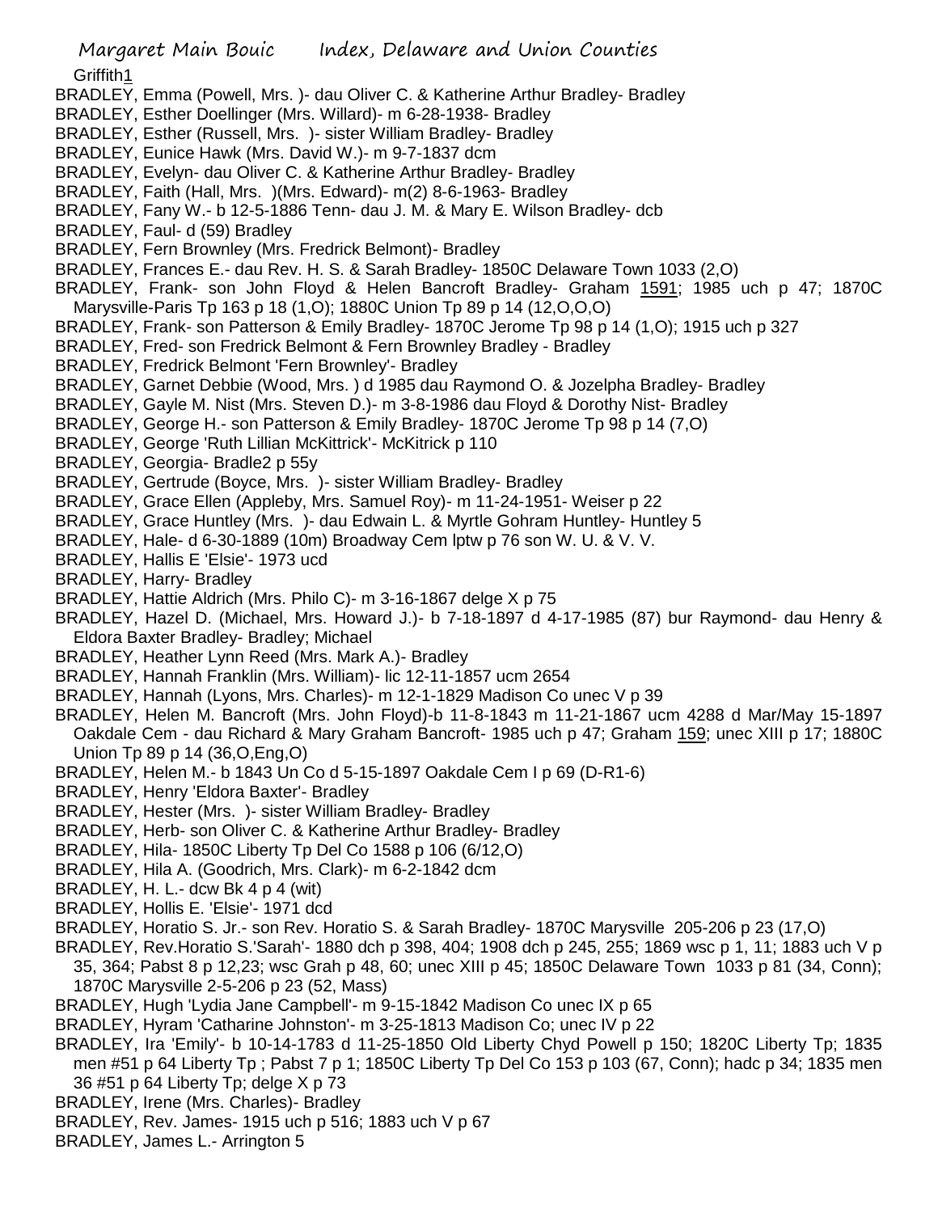Griffith1

BRADLEY, Emma (Powell, Mrs. )- dau Oliver C. & Katherine Arthur Bradley- Bradley

BRADLEY, Esther Doellinger (Mrs. Willard)- m 6-28-1938- Bradley

BRADLEY, Esther (Russell, Mrs. )- sister William Bradley- Bradley

BRADLEY, Eunice Hawk (Mrs. David W.)- m 9-7-1837 dcm

BRADLEY, Evelyn- dau Oliver C. & Katherine Arthur Bradley- Bradley

BRADLEY, Faith (Hall, Mrs. )(Mrs. Edward)- m(2) 8-6-1963- Bradley

BRADLEY, Fany W.- b 12-5-1886 Tenn- dau J. M. & Mary E. Wilson Bradley- dcb

BRADLEY, Faul- d (59) Bradley

BRADLEY, Fern Brownley (Mrs. Fredrick Belmont)- Bradley

BRADLEY, Frances E.- dau Rev. H. S. & Sarah Bradley- 1850C Delaware Town 1033 (2,O)

BRADLEY, Frank- son John Floyd & Helen Bancroft Bradley- Graham 1591; 1985 uch p 47; 1870C Marysville-Paris Tp 163 p 18 (1,O); 1880C Union Tp 89 p 14 (12,O,O,O)

BRADLEY, Frank- son Patterson & Emily Bradley- 1870C Jerome Tp 98 p 14 (1,O); 1915 uch p 327

BRADLEY, Fred- son Fredrick Belmont & Fern Brownley Bradley - Bradley

BRADLEY, Fredrick Belmont 'Fern Brownley'- Bradley

BRADLEY, Garnet Debbie (Wood, Mrs. ) d 1985 dau Raymond O. & Jozelpha Bradley- Bradley

BRADLEY, Gayle M. Nist (Mrs. Steven D.)- m 3-8-1986 dau Floyd & Dorothy Nist- Bradley

BRADLEY, George H.- son Patterson & Emily Bradley- 1870C Jerome Tp 98 p 14 (7,O)

BRADLEY, George 'Ruth Lillian McKittrick'- McKitrick p 110

BRADLEY, Georgia- Bradle2 p 55y

BRADLEY, Gertrude (Boyce, Mrs. )- sister William Bradley- Bradley

BRADLEY, Grace Ellen (Appleby, Mrs. Samuel Roy)- m 11-24-1951- Weiser p 22

BRADLEY, Grace Huntley (Mrs. )- dau Edwain L. & Myrtle Gohram Huntley- Huntley 5

BRADLEY, Hale- d 6-30-1889 (10m) Broadway Cem lptw p 76 son W. U. & V. V.

BRADLEY, Hallis E 'Elsie'- 1973 ucd

BRADLEY, Harry- Bradley

BRADLEY, Hattie Aldrich (Mrs. Philo C)- m 3-16-1867 delge X p 75

BRADLEY, Hazel D. (Michael, Mrs. Howard J.)- b 7-18-1897 d 4-17-1985 (87) bur Raymond- dau Henry & Eldora Baxter Bradley- Bradley; Michael

BRADLEY, Heather Lynn Reed (Mrs. Mark A.)- Bradley

BRADLEY, Hannah Franklin (Mrs. William)- lic 12-11-1857 ucm 2654

BRADLEY, Hannah (Lyons, Mrs. Charles)- m 12-1-1829 Madison Co unec V p 39

BRADLEY, Helen M. Bancroft (Mrs. John Floyd)-b 11-8-1843 m 11-21-1867 ucm 4288 d Mar/May 15-1897 Oakdale Cem - dau Richard & Mary Graham Bancroft- 1985 uch p 47; Graham 159; unec XIII p 17; 1880C Union Tp 89 p 14 (36,O,Eng,O)

BRADLEY, Helen M.- b 1843 Un Co d 5-15-1897 Oakdale Cem I p 69 (D-R1-6)

BRADLEY, Henry 'Eldora Baxter'- Bradley

BRADLEY, Hester (Mrs. )- sister William Bradley- Bradley

BRADLEY, Herb- son Oliver C. & Katherine Arthur Bradley- Bradley

BRADLEY, Hila- 1850C Liberty Tp Del Co 1588 p 106 (6/12,O)

BRADLEY, Hila A. (Goodrich, Mrs. Clark)- m 6-2-1842 dcm

BRADLEY, H. L.- dcw Bk 4 p 4 (wit)

BRADLEY, Hollis E. 'Elsie'- 1971 dcd

BRADLEY, Horatio S. Jr.- son Rev. Horatio S. & Sarah Bradley- 1870C Marysville 205-206 p 23 (17,O)

BRADLEY, Rev.Horatio S.'Sarah'- 1880 dch p 398, 404; 1908 dch p 245, 255; 1869 wsc p 1, 11; 1883 uch V p 35, 364; Pabst 8 p 12,23; wsc Grah p 48, 60; unec XIII p 45; 1850C Delaware Town 1033 p 81 (34, Conn); 1870C Marysville 2-5-206 p 23 (52, Mass)

BRADLEY, Hugh 'Lydia Jane Campbell'- m 9-15-1842 Madison Co unec IX p 65

BRADLEY, Hyram 'Catharine Johnston'- m 3-25-1813 Madison Co; unec IV p 22

BRADLEY, Ira 'Emily'- b 10-14-1783 d 11-25-1850 Old Liberty Chyd Powell p 150; 1820C Liberty Tp; 1835 men #51 p 64 Liberty Tp ; Pabst 7 p 1; 1850C Liberty Tp Del Co 153 p 103 (67, Conn); hadc p 34; 1835 men 36 #51 p 64 Liberty Tp; delge X p 73

BRADLEY, Irene (Mrs. Charles)- Bradley

BRADLEY, Rev. James- 1915 uch p 516; 1883 uch V p 67

BRADLEY, James L.- Arrington 5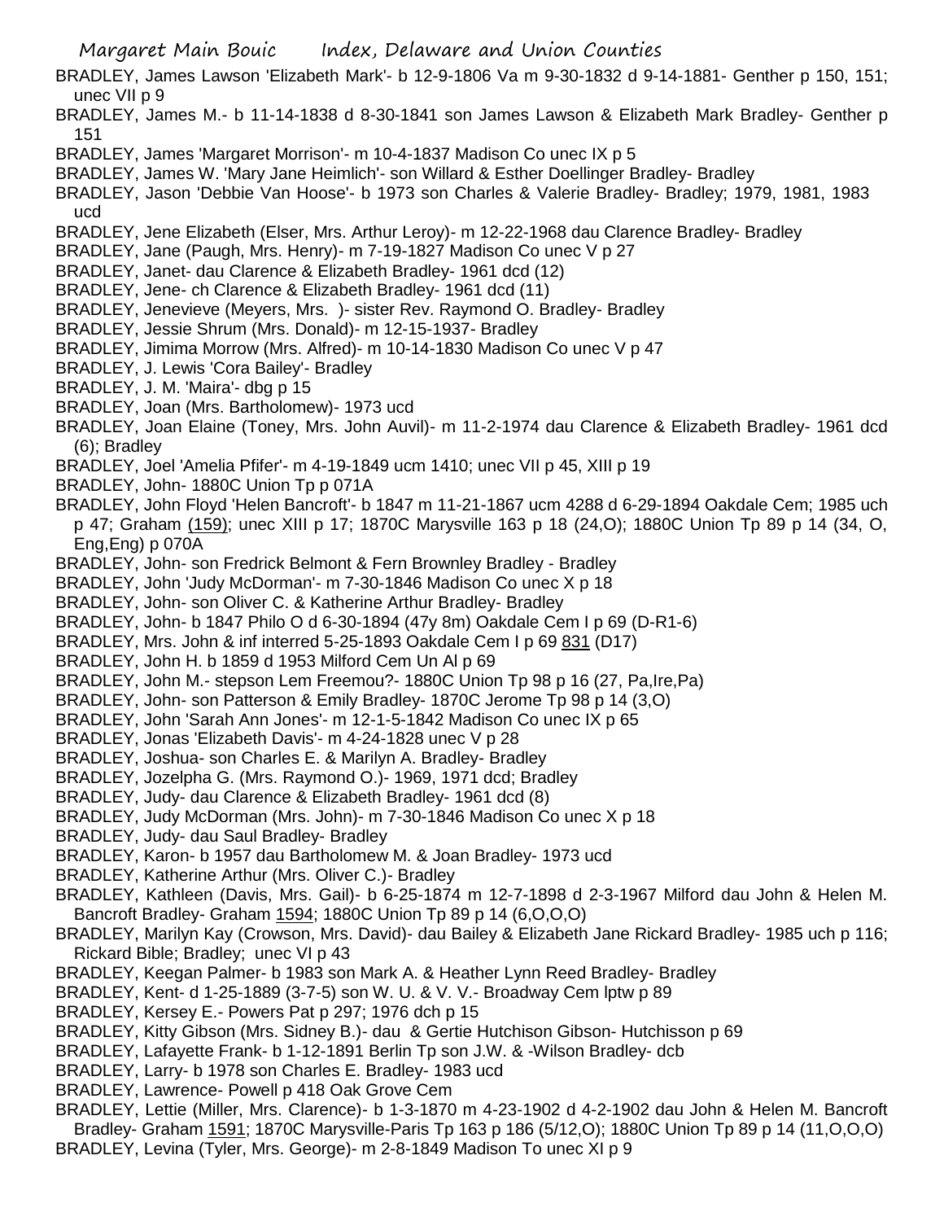BRADLEY, James Lawson 'Elizabeth Mark'- b 12-9-1806 Va m 9-30-1832 d 9-14-1881- Genther p 150, 151; unec VII p 9

BRADLEY, James M.- b 11-14-1838 d 8-30-1841 son James Lawson & Elizabeth Mark Bradley- Genther p 151

BRADLEY, James 'Margaret Morrison'- m 10-4-1837 Madison Co unec IX p 5

BRADLEY, James W. 'Mary Jane Heimlich'- son Willard & Esther Doellinger Bradley- Bradley

BRADLEY, Jason 'Debbie Van Hoose'- b 1973 son Charles & Valerie Bradley- Bradley; 1979, 1981, 1983 ucd

BRADLEY, Jene Elizabeth (Elser, Mrs. Arthur Leroy)- m 12-22-1968 dau Clarence Bradley- Bradley

BRADLEY, Jane (Paugh, Mrs. Henry)- m 7-19-1827 Madison Co unec V p 27

BRADLEY, Janet- dau Clarence & Elizabeth Bradley- 1961 dcd (12)

BRADLEY, Jene- ch Clarence & Elizabeth Bradley- 1961 dcd (11)

BRADLEY, Jenevieve (Meyers, Mrs. )- sister Rev. Raymond O. Bradley- Bradley

BRADLEY, Jessie Shrum (Mrs. Donald)- m 12-15-1937- Bradley

BRADLEY, Jimima Morrow (Mrs. Alfred)- m 10-14-1830 Madison Co unec V p 47

BRADLEY, J. Lewis 'Cora Bailey'- Bradley

BRADLEY, J. M. 'Maira'- dbg p 15

BRADLEY, Joan (Mrs. Bartholomew)- 1973 ucd

BRADLEY, Joan Elaine (Toney, Mrs. John Auvil)- m 11-2-1974 dau Clarence & Elizabeth Bradley- 1961 dcd (6); Bradley

BRADLEY, Joel 'Amelia Pfifer'- m 4-19-1849 ucm 1410; unec VII p 45, XIII p 19

BRADLEY, John- 1880C Union Tp p 071A

BRADLEY, John Floyd 'Helen Bancroft'- b 1847 m 11-21-1867 ucm 4288 d 6-29-1894 Oakdale Cem; 1985 uch p 47; Graham (159); unec XIII p 17; 1870C Marysville 163 p 18 (24,O); 1880C Union Tp 89 p 14 (34, O, Eng,Eng) p 070A

BRADLEY, John- son Fredrick Belmont & Fern Brownley Bradley - Bradley

BRADLEY, John 'Judy McDorman'- m 7-30-1846 Madison Co unec X p 18

BRADLEY, John- son Oliver C. & Katherine Arthur Bradley- Bradley

BRADLEY, John- b 1847 Philo O d 6-30-1894 (47y 8m) Oakdale Cem I p 69 (D-R1-6)

BRADLEY, Mrs. John & inf interred 5-25-1893 Oakdale Cem I p 69 831 (D17)

BRADLEY, John H. b 1859 d 1953 Milford Cem Un Al p 69

BRADLEY, John M.- stepson Lem Freemou?- 1880C Union Tp 98 p 16 (27, Pa,Ire,Pa)

BRADLEY, John- son Patterson & Emily Bradley- 1870C Jerome Tp 98 p 14 (3,O)

BRADLEY, John 'Sarah Ann Jones'- m 12-1-5-1842 Madison Co unec IX p 65

BRADLEY, Jonas 'Elizabeth Davis'- m 4-24-1828 unec V p 28

BRADLEY, Joshua- son Charles E. & Marilyn A. Bradley- Bradley

BRADLEY, Jozelpha G. (Mrs. Raymond O.)- 1969, 1971 dcd; Bradley

BRADLEY, Judy- dau Clarence & Elizabeth Bradley- 1961 dcd (8)

BRADLEY, Judy McDorman (Mrs. John)- m 7-30-1846 Madison Co unec X p 18

BRADLEY, Judy- dau Saul Bradley- Bradley

BRADLEY, Karon- b 1957 dau Bartholomew M. & Joan Bradley- 1973 ucd

BRADLEY, Katherine Arthur (Mrs. Oliver C.)- Bradley

BRADLEY, Kathleen (Davis, Mrs. Gail)- b 6-25-1874 m 12-7-1898 d 2-3-1967 Milford dau John & Helen M. Bancroft Bradley- Graham 1594; 1880C Union Tp 89 p 14 (6,O,O,O)

BRADLEY, Marilyn Kay (Crowson, Mrs. David)- dau Bailey & Elizabeth Jane Rickard Bradley- 1985 uch p 116; Rickard Bible; Bradley; unec VI p 43

BRADLEY, Keegan Palmer- b 1983 son Mark A. & Heather Lynn Reed Bradley- Bradley

BRADLEY, Kent- d 1-25-1889 (3-7-5) son W. U. & V. V.- Broadway Cem lptw p 89

BRADLEY, Kersey E.- Powers Pat p 297; 1976 dch p 15

BRADLEY, Kitty Gibson (Mrs. Sidney B.)- dau & Gertie Hutchison Gibson- Hutchisson p 69

BRADLEY, Lafayette Frank- b 1-12-1891 Berlin Tp son J.W. & -Wilson Bradley- dcb

BRADLEY, Larry- b 1978 son Charles E. Bradley- 1983 ucd

BRADLEY, Lawrence- Powell p 418 Oak Grove Cem

BRADLEY, Lettie (Miller, Mrs. Clarence)- b 1-3-1870 m 4-23-1902 d 4-2-1902 dau John & Helen M. Bancroft Bradley- Graham 1591; 1870C Marysville-Paris Tp 163 p 186 (5/12,O); 1880C Union Tp 89 p 14 (11,O,O,O)

BRADLEY, Levina (Tyler, Mrs. George)- m 2-8-1849 Madison To unec XI p 9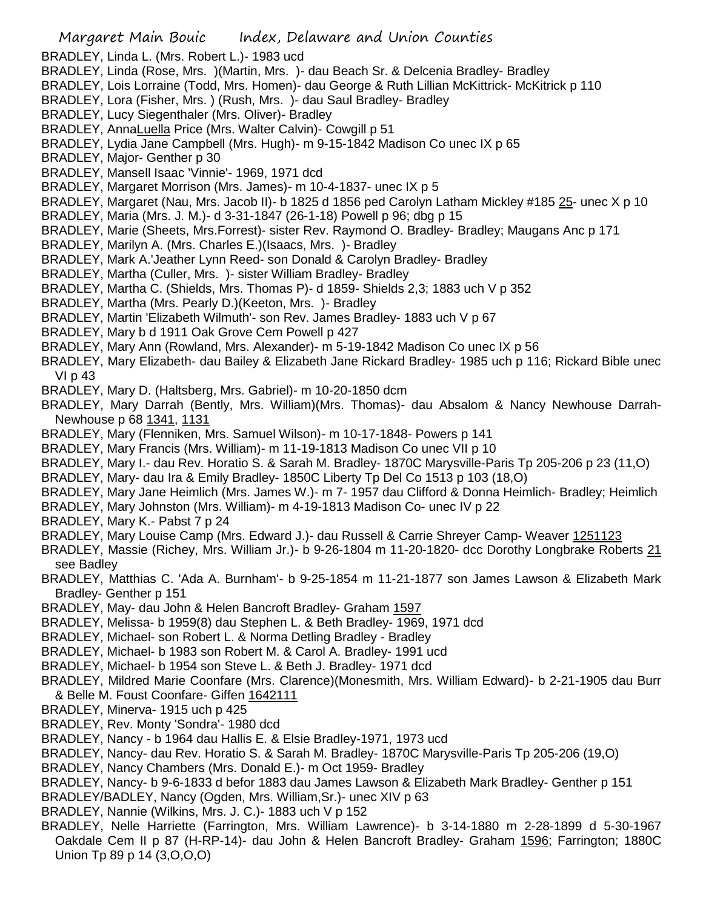BRADLEY, Linda L. (Mrs. Robert L.)- 1983 ucd

BRADLEY, Linda (Rose, Mrs. )(Martin, Mrs. )- dau Beach Sr. & Delcenia Bradley- Bradley

BRADLEY, Lois Lorraine (Todd, Mrs. Homen)- dau George & Ruth Lillian McKittrick- McKitrick p 110

BRADLEY, Lora (Fisher, Mrs. ) (Rush, Mrs. )- dau Saul Bradley- Bradley

BRADLEY, Lucy Siegenthaler (Mrs. Oliver)- Bradley

BRADLEY, AnnaLuella Price (Mrs. Walter Calvin)- Cowgill p 51

BRADLEY, Lydia Jane Campbell (Mrs. Hugh)- m 9-15-1842 Madison Co unec IX p 65

BRADLEY, Major- Genther p 30

BRADLEY, Mansell Isaac 'Vinnie'- 1969, 1971 dcd

BRADLEY, Margaret Morrison (Mrs. James)- m 10-4-1837- unec IX p 5

BRADLEY, Margaret (Nau, Mrs. Jacob II)- b 1825 d 1856 ped Carolyn Latham Mickley #185 25- unec X p 10

BRADLEY, Maria (Mrs. J. M.)- d 3-31-1847 (26-1-18) Powell p 96; dbg p 15

BRADLEY, Marie (Sheets, Mrs.Forrest)- sister Rev. Raymond O. Bradley- Bradley; Maugans Anc p 171

BRADLEY, Marilyn A. (Mrs. Charles E.)(Isaacs, Mrs. )- Bradley

BRADLEY, Mark A.'Jeather Lynn Reed- son Donald & Carolyn Bradley- Bradley

BRADLEY, Martha (Culler, Mrs. )- sister William Bradley- Bradley

BRADLEY, Martha C. (Shields, Mrs. Thomas P)- d 1859- Shields 2,3; 1883 uch V p 352

BRADLEY, Martha (Mrs. Pearly D.)(Keeton, Mrs. )- Bradley

BRADLEY, Martin 'Elizabeth Wilmuth'- son Rev. James Bradley- 1883 uch V p 67

BRADLEY, Mary b d 1911 Oak Grove Cem Powell p 427

BRADLEY, Mary Ann (Rowland, Mrs. Alexander)- m 5-19-1842 Madison Co unec IX p 56

BRADLEY, Mary Elizabeth- dau Bailey & Elizabeth Jane Rickard Bradley- 1985 uch p 116; Rickard Bible unec VI p 43

BRADLEY, Mary D. (Haltsberg, Mrs. Gabriel)- m 10-20-1850 dcm

BRADLEY, Mary Darrah (Bently, Mrs. William)(Mrs. Thomas)- dau Absalom & Nancy Newhouse Darrah- Newhouse p 68 1341, 1131

BRADLEY, Mary (Flenniken, Mrs. Samuel Wilson)- m 10-17-1848- Powers p 141

BRADLEY, Mary Francis (Mrs. William)- m 11-19-1813 Madison Co unec VII p 10

BRADLEY, Mary I.- dau Rev. Horatio S. & Sarah M. Bradley- 1870C Marysville-Paris Tp 205-206 p 23 (11,O)

BRADLEY, Mary- dau Ira & Emily Bradley- 1850C Liberty Tp Del Co 1513 p 103 (18,O)

BRADLEY, Mary Jane Heimlich (Mrs. James W.)- m 7- 1957 dau Clifford & Donna Heimlich- Bradley; Heimlich

BRADLEY, Mary Johnston (Mrs. William)- m 4-19-1813 Madison Co- unec IV p 22

BRADLEY, Mary K.- Pabst 7 p 24

BRADLEY, Mary Louise Camp (Mrs. Edward J.)- dau Russell & Carrie Shreyer Camp- Weaver 1251123

BRADLEY, Massie (Richey, Mrs. William Jr.)- b 9-26-1804 m 11-20-1820- dcc Dorothy Longbrake Roberts 21 see Badley

BRADLEY, Matthias C. 'Ada A. Burnham'- b 9-25-1854 m 11-21-1877 son James Lawson & Elizabeth Mark Bradley- Genther p 151

BRADLEY, May- dau John & Helen Bancroft Bradley- Graham 1597

BRADLEY, Melissa- b 1959(8) dau Stephen L. & Beth Bradley- 1969, 1971 dcd

BRADLEY, Michael- son Robert L. & Norma Detling Bradley - Bradley

BRADLEY, Michael- b 1983 son Robert M. & Carol A. Bradley- 1991 ucd

BRADLEY, Michael- b 1954 son Steve L. & Beth J. Bradley- 1971 dcd

BRADLEY, Mildred Marie Coonfare (Mrs. Clarence)(Monesmith, Mrs. William Edward)- b 2-21-1905 dau Burr & Belle M. Foust Coonfare- Giffen 1642111

BRADLEY, Minerva- 1915 uch p 425

BRADLEY, Rev. Monty 'Sondra'- 1980 dcd

BRADLEY, Nancy - b 1964 dau Hallis E. & Elsie Bradley-1971, 1973 ucd

BRADLEY, Nancy- dau Rev. Horatio S. & Sarah M. Bradley- 1870C Marysville-Paris Tp 205-206 (19,O)

BRADLEY, Nancy Chambers (Mrs. Donald E.)- m Oct 1959- Bradley

BRADLEY, Nancy- b 9-6-1833 d befor 1883 dau James Lawson & Elizabeth Mark Bradley- Genther p 151

BRADLEY/BADLEY, Nancy (Ogden, Mrs. William,Sr.)- unec XIV p 63

BRADLEY, Nannie (Wilkins, Mrs. J. C.)- 1883 uch V p 152

BRADLEY, Nelle Harriette (Farrington, Mrs. William Lawrence)- b 3-14-1880 m 2-28-1899 d 5-30-1967 Oakdale Cem II p 87 (H-RP-14)- dau John & Helen Bancroft Bradley- Graham 1596; Farrington; 1880C Union Tp 89 p 14 (3,O,O,O)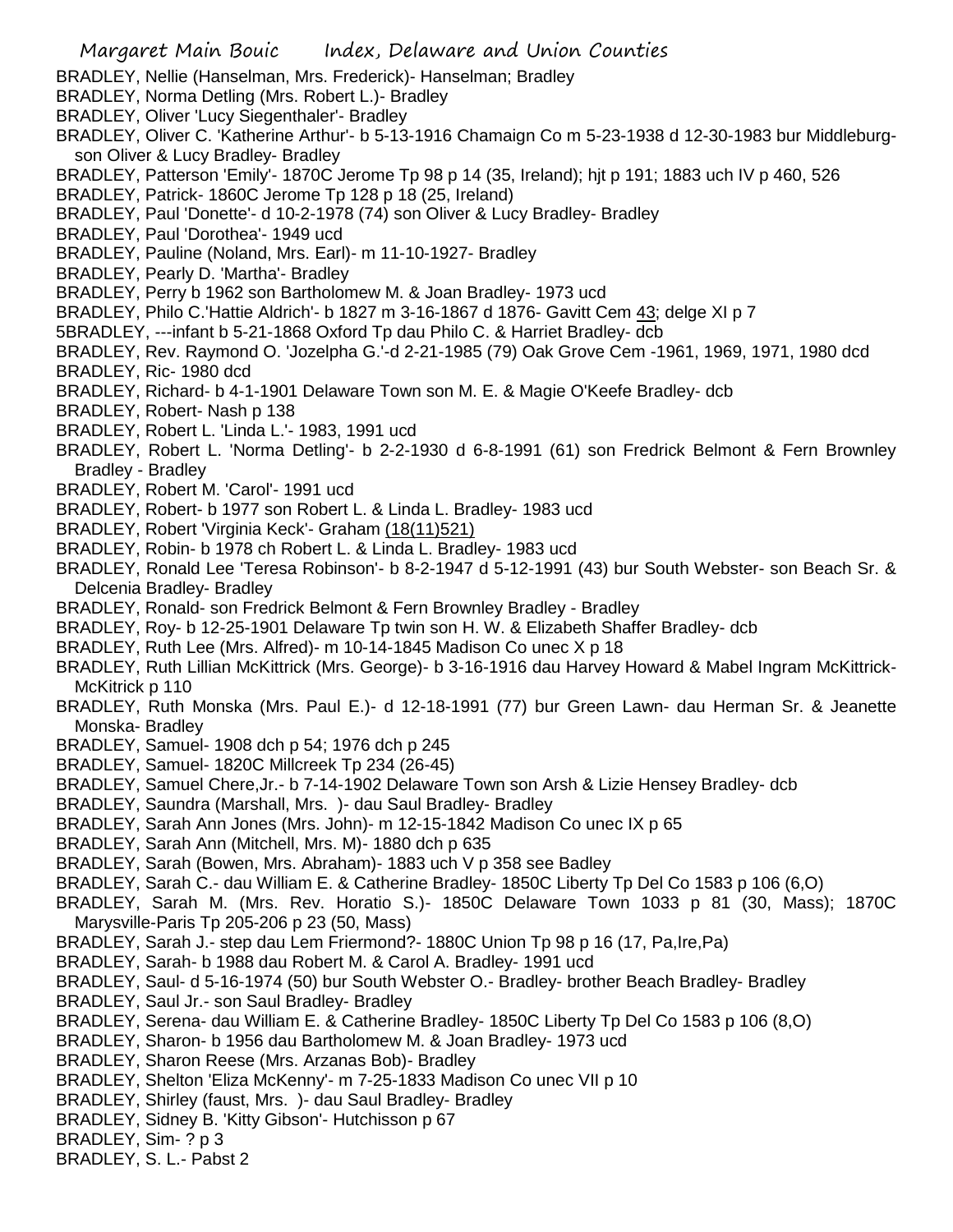BRADLEY, Nellie (Hanselman, Mrs. Frederick)- Hanselman; Bradley
BRADLEY, Norma Detling (Mrs. Robert L.)- Bradley
BRADLEY, Oliver 'Lucy Siegenthaler'- Bradley
BRADLEY, Oliver C. 'Katherine Arthur'- b 5-13-1916 Chamaign Co m 5-23-1938 d 12-30-1983 bur Middleburg- son Oliver & Lucy Bradley- Bradley
BRADLEY, Patterson 'Emily'- 1870C Jerome Tp 98 p 14 (35, Ireland); hjt p 191; 1883 uch IV p 460, 526
BRADLEY, Patrick- 1860C Jerome Tp 128 p 18 (25, Ireland)
BRADLEY, Paul 'Donette'- d 10-2-1978 (74) son Oliver & Lucy Bradley- Bradley
BRADLEY, Paul 'Dorothea'- 1949 ucd
BRADLEY, Pauline (Noland, Mrs. Earl)- m 11-10-1927- Bradley
BRADLEY, Pearly D. 'Martha'- Bradley
BRADLEY, Perry b 1962 son Bartholomew M. & Joan Bradley- 1973 ucd
BRADLEY, Philo C.'Hattie Aldrich'- b 1827 m 3-16-1867 d 1876- Gavitt Cem 43; delge XI p 7
5BRADLEY, ---infant b 5-21-1868 Oxford Tp dau Philo C. & Harriet Bradley- dcb
BRADLEY, Rev. Raymond O. 'Jozelpha G.'-d 2-21-1985 (79) Oak Grove Cem -1961, 1969, 1971, 1980 dcd
BRADLEY, Ric- 1980 dcd
BRADLEY, Richard- b 4-1-1901 Delaware Town son M. E. & Magie O'Keefe Bradley- dcb
BRADLEY, Robert- Nash p 138
BRADLEY, Robert L. 'Linda L.'- 1983, 1991 ucd
BRADLEY, Robert L. 'Norma Detling'- b 2-2-1930 d 6-8-1991 (61) son Fredrick Belmont & Fern Brownley Bradley - Bradley
BRADLEY, Robert M. 'Carol'- 1991 ucd
BRADLEY, Robert- b 1977 son Robert L. & Linda L. Bradley- 1983 ucd
BRADLEY, Robert 'Virginia Keck'- Graham (18(11)521)
BRADLEY, Robin- b 1978 ch Robert L. & Linda L. Bradley- 1983 ucd
BRADLEY, Ronald Lee 'Teresa Robinson'- b 8-2-1947 d 5-12-1991 (43) bur South Webster- son Beach Sr. & Delcenia Bradley- Bradley
BRADLEY, Ronald- son Fredrick Belmont & Fern Brownley Bradley - Bradley
BRADLEY, Roy- b 12-25-1901 Delaware Tp twin son H. W. & Elizabeth Shaffer Bradley- dcb
BRADLEY, Ruth Lee (Mrs. Alfred)- m 10-14-1845 Madison Co unec X p 18
BRADLEY, Ruth Lillian McKittrick (Mrs. George)- b 3-16-1916 dau Harvey Howard & Mabel Ingram McKittrick- McKitrick p 110
BRADLEY, Ruth Monska (Mrs. Paul E.)- d 12-18-1991 (77) bur Green Lawn- dau Herman Sr. & Jeanette Monska- Bradley
BRADLEY, Samuel- 1908 dch p 54; 1976 dch p 245
BRADLEY, Samuel- 1820C Millcreek Tp 234 (26-45)
BRADLEY, Samuel Chere,Jr.- b 7-14-1902 Delaware Town son Arsh & Lizie Hensey Bradley- dcb
BRADLEY, Saundra (Marshall, Mrs. )- dau Saul Bradley- Bradley
BRADLEY, Sarah Ann Jones (Mrs. John)- m 12-15-1842 Madison Co unec IX p 65
BRADLEY, Sarah Ann (Mitchell, Mrs. M)- 1880 dch p 635
BRADLEY, Sarah (Bowen, Mrs. Abraham)- 1883 uch V p 358 see Badley
BRADLEY, Sarah C.- dau William E. & Catherine Bradley- 1850C Liberty Tp Del Co 1583 p 106 (6,O)
BRADLEY, Sarah M. (Mrs. Rev. Horatio S.)- 1850C Delaware Town 1033 p 81 (30, Mass); 1870C Marysville-Paris Tp 205-206 p 23 (50, Mass)
BRADLEY, Sarah J.- step dau Lem Friermond?- 1880C Union Tp 98 p 16 (17, Pa,Ire,Pa)
BRADLEY, Sarah- b 1988 dau Robert M. & Carol A. Bradley- 1991 ucd
BRADLEY, Saul- d 5-16-1974 (50) bur South Webster O.- Bradley- brother Beach Bradley- Bradley
BRADLEY, Saul Jr.- son Saul Bradley- Bradley
BRADLEY, Serena- dau William E. & Catherine Bradley- 1850C Liberty Tp Del Co 1583 p 106 (8,O)
BRADLEY, Sharon- b 1956 dau Bartholomew M. & Joan Bradley- 1973 ucd
BRADLEY, Sharon Reese (Mrs. Arzanas Bob)- Bradley
BRADLEY, Shelton 'Eliza McKenny'- m 7-25-1833 Madison Co unec VII p 10
BRADLEY, Shirley (faust, Mrs. )- dau Saul Bradley- Bradley
BRADLEY, Sidney B. 'Kitty Gibson'- Hutchisson p 67
BRADLEY, Sim- ? p 3
BRADLEY, S. L.- Pabst 2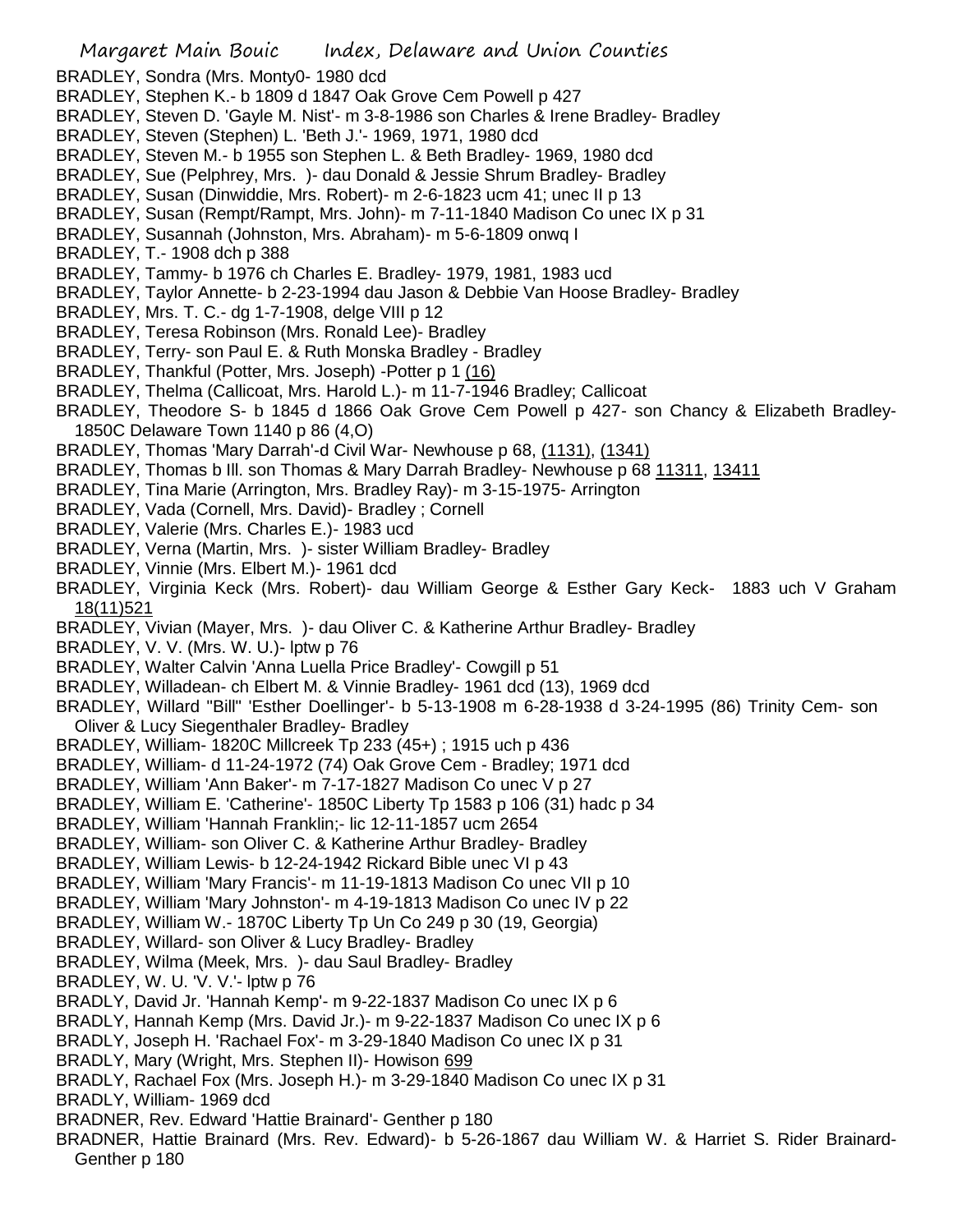BRADLEY, Sondra (Mrs. Monty0- 1980 dcd
BRADLEY, Stephen K.- b 1809 d 1847 Oak Grove Cem Powell p 427
BRADLEY, Steven D. 'Gayle M. Nist'- m 3-8-1986 son Charles & Irene Bradley- Bradley
BRADLEY, Steven (Stephen) L. 'Beth J.'- 1969, 1971, 1980 dcd
BRADLEY, Steven M.- b 1955 son Stephen L. & Beth Bradley- 1969, 1980 dcd
BRADLEY, Sue (Pelphrey, Mrs. )- dau Donald & Jessie Shrum Bradley- Bradley
BRADLEY, Susan (Dinwiddie, Mrs. Robert)- m 2-6-1823 ucm 41; unec II p 13
BRADLEY, Susan (Rempt/Rampt, Mrs. John)- m 7-11-1840 Madison Co unec IX p 31
BRADLEY, Susannah (Johnston, Mrs. Abraham)- m 5-6-1809 onwq I
BRADLEY, T.- 1908 dch p 388
BRADLEY, Tammy- b 1976 ch Charles E. Bradley- 1979, 1981, 1983 ucd
BRADLEY, Taylor Annette- b 2-23-1994 dau Jason & Debbie Van Hoose Bradley- Bradley
BRADLEY, Mrs. T. C.- dg 1-7-1908, delge VIII p 12
BRADLEY, Teresa Robinson (Mrs. Ronald Lee)- Bradley
BRADLEY, Terry- son Paul E. & Ruth Monska Bradley - Bradley
BRADLEY, Thankful (Potter, Mrs. Joseph) -Potter p 1 (16)
BRADLEY, Thelma (Callicoat, Mrs. Harold L.)- m 11-7-1946 Bradley; Callicoat
BRADLEY, Theodore S- b 1845 d 1866 Oak Grove Cem Powell p 427- son Chancy & Elizabeth Bradley- 1850C Delaware Town 1140 p 86 (4,O)
BRADLEY, Thomas 'Mary Darrah'-d Civil War- Newhouse p 68, (1131), (1341)
BRADLEY, Thomas b Ill. son Thomas & Mary Darrah Bradley- Newhouse p 68 11311, 13411
BRADLEY, Tina Marie (Arrington, Mrs. Bradley Ray)- m 3-15-1975- Arrington
BRADLEY, Vada (Cornell, Mrs. David)- Bradley ; Cornell
BRADLEY, Valerie (Mrs. Charles E.)- 1983 ucd
BRADLEY, Verna (Martin, Mrs. )- sister William Bradley- Bradley
BRADLEY, Vinnie (Mrs. Elbert M.)- 1961 dcd
BRADLEY, Virginia Keck (Mrs. Robert)- dau William George & Esther Gary Keck- 1883 uch V Graham 18(11)521
BRADLEY, Vivian (Mayer, Mrs. )- dau Oliver C. & Katherine Arthur Bradley- Bradley
BRADLEY, V. V. (Mrs. W. U.)- lptw p 76
BRADLEY, Walter Calvin 'Anna Luella Price Bradley'- Cowgill p 51
BRADLEY, Willadean- ch Elbert M. & Vinnie Bradley- 1961 dcd (13), 1969 dcd
BRADLEY, Willard "Bill" 'Esther Doellinger'- b 5-13-1908 m 6-28-1938 d 3-24-1995 (86) Trinity Cem- son Oliver & Lucy Siegenthaler Bradley- Bradley
BRADLEY, William- 1820C Millcreek Tp 233 (45+) ; 1915 uch p 436
BRADLEY, William- d 11-24-1972 (74) Oak Grove Cem - Bradley; 1971 dcd
BRADLEY, William 'Ann Baker'- m 7-17-1827 Madison Co unec V p 27
BRADLEY, William E. 'Catherine'- 1850C Liberty Tp 1583 p 106 (31) hadc p 34
BRADLEY, William 'Hannah Franklin;- lic 12-11-1857 ucm 2654
BRADLEY, William- son Oliver C. & Katherine Arthur Bradley- Bradley
BRADLEY, William Lewis- b 12-24-1942 Rickard Bible unec VI p 43
BRADLEY, William 'Mary Francis'- m 11-19-1813 Madison Co unec VII p 10
BRADLEY, William 'Mary Johnston'- m 4-19-1813 Madison Co unec IV p 22
BRADLEY, William W.- 1870C Liberty Tp Un Co 249 p 30 (19, Georgia)
BRADLEY, Willard- son Oliver & Lucy Bradley- Bradley
BRADLEY, Wilma (Meek, Mrs. )- dau Saul Bradley- Bradley
BRADLEY, W. U. 'V. V.'- lptw p 76
BRADLY, David Jr. 'Hannah Kemp'- m 9-22-1837 Madison Co unec IX p 6
BRADLY, Hannah Kemp (Mrs. David Jr.)- m 9-22-1837 Madison Co unec IX p 6
BRADLY, Joseph H. 'Rachael Fox'- m 3-29-1840 Madison Co unec IX p 31
BRADLY, Mary (Wright, Mrs. Stephen II)- Howison 699
BRADLY, Rachael Fox (Mrs. Joseph H.)- m 3-29-1840 Madison Co unec IX p 31
BRADLY, William- 1969 dcd
BRADNER, Rev. Edward 'Hattie Brainard'- Genther p 180
BRADNER, Hattie Brainard (Mrs. Rev. Edward)- b 5-26-1867 dau William W. & Harriet S. Rider Brainard- Genther p 180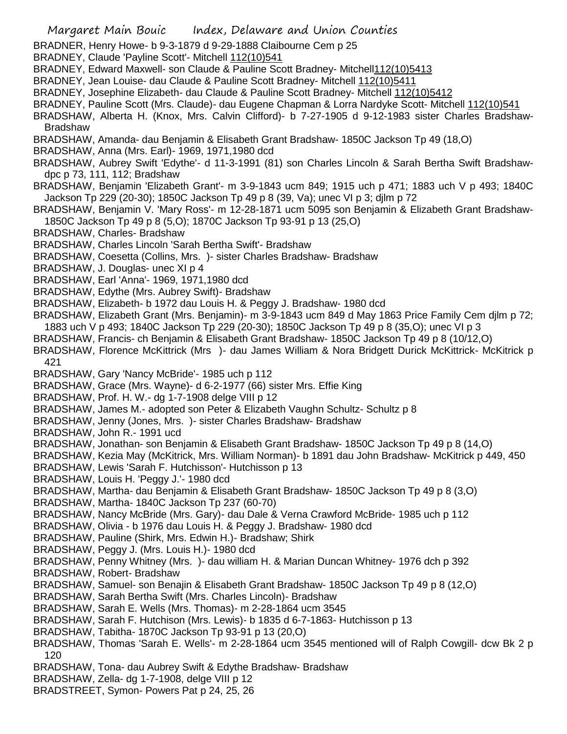BRADNER, Henry Howe- b 9-3-1879 d 9-29-1888 Claibourne Cem p 25

BRADNEY, Claude 'Payline Scott'- Mitchell 112(10)541

BRADNEY, Edward Maxwell- son Claude & Pauline Scott Bradney- Mitchell112(10)5413

BRADNEY, Jean Louise- dau Claude & Pauline Scott Bradney- Mitchell 112(10)5411

BRADNEY, Josephine Elizabeth- dau Claude & Pauline Scott Bradney- Mitchell 112(10)5412

BRADNEY, Pauline Scott (Mrs. Claude)- dau Eugene Chapman & Lorra Nardyke Scott- Mitchell 112(10)541

BRADSHAW, Alberta H. (Knox, Mrs. Calvin Clifford)- b 7-27-1905 d 9-12-1983 sister Charles Bradshaw- Bradshaw

BRADSHAW, Amanda- dau Benjamin & Elisabeth Grant Bradshaw- 1850C Jackson Tp 49 (18,O)

BRADSHAW, Anna (Mrs. Earl)- 1969, 1971,1980 dcd

BRADSHAW, Aubrey Swift 'Edythe'- d 11-3-1991 (81) son Charles Lincoln & Sarah Bertha Swift Bradshaw- dpc p 73, 111, 112; Bradshaw

BRADSHAW, Benjamin 'Elizabeth Grant'- m 3-9-1843 ucm 849; 1915 uch p 471; 1883 uch V p 493; 1840C Jackson Tp 229 (20-30); 1850C Jackson Tp 49 p 8 (39, Va); unec VI p 3; djlm p 72

BRADSHAW, Benjamin V. 'Mary Ross'- m 12-28-1871 ucm 5095 son Benjamin & Elizabeth Grant Bradshaw- 1850C Jackson Tp 49 p 8 (5,O); 1870C Jackson Tp 93-91 p 13 (25,O)

BRADSHAW, Charles- Bradshaw

BRADSHAW, Charles Lincoln 'Sarah Bertha Swift'- Bradshaw

BRADSHAW, Coesetta (Collins, Mrs. )- sister Charles Bradshaw- Bradshaw

BRADSHAW, J. Douglas- unec XI p 4

BRADSHAW, Earl 'Anna'- 1969, 1971,1980 dcd

BRADSHAW, Edythe (Mrs. Aubrey Swift)- Bradshaw

BRADSHAW, Elizabeth- b 1972 dau Louis H. & Peggy J. Bradshaw- 1980 dcd

BRADSHAW, Elizabeth Grant (Mrs. Benjamin)- m 3-9-1843 ucm 849 d May 1863 Price Family Cem djlm p 72; 1883 uch V p 493; 1840C Jackson Tp 229 (20-30); 1850C Jackson Tp 49 p 8 (35,O); unec VI p 3

BRADSHAW, Francis- ch Benjamin & Elisabeth Grant Bradshaw- 1850C Jackson Tp 49 p 8 (10/12,O)

BRADSHAW, Florence McKittrick (Mrs )- dau James William & Nora Bridgett Durick McKittrick- McKitrick p 421

BRADSHAW, Gary 'Nancy McBride'- 1985 uch p 112

BRADSHAW, Grace (Mrs. Wayne)- d 6-2-1977 (66) sister Mrs. Effie King

BRADSHAW, Prof. H. W.- dg 1-7-1908 delge VIII p 12

BRADSHAW, James M.- adopted son Peter & Elizabeth Vaughn Schultz- Schultz p 8

BRADSHAW, Jenny (Jones, Mrs. )- sister Charles Bradshaw- Bradshaw

BRADSHAW, John R.- 1991 ucd

BRADSHAW, Jonathan- son Benjamin & Elisabeth Grant Bradshaw- 1850C Jackson Tp 49 p 8 (14,O)

BRADSHAW, Kezia May (McKitrick, Mrs. William Norman)- b 1891 dau John Bradshaw- McKitrick p 449, 450

BRADSHAW, Lewis 'Sarah F. Hutchisson'- Hutchisson p 13

BRADSHAW, Louis H. 'Peggy J.'- 1980 dcd

BRADSHAW, Martha- dau Benjamin & Elisabeth Grant Bradshaw- 1850C Jackson Tp 49 p 8 (3,O)

BRADSHAW, Martha- 1840C Jackson Tp 237 (60-70)

BRADSHAW, Nancy McBride (Mrs. Gary)- dau Dale & Verna Crawford McBride- 1985 uch p 112

BRADSHAW, Olivia - b 1976 dau Louis H. & Peggy J. Bradshaw- 1980 dcd

BRADSHAW, Pauline (Shirk, Mrs. Edwin H.)- Bradshaw; Shirk

BRADSHAW, Peggy J. (Mrs. Louis H.)- 1980 dcd

BRADSHAW, Penny Whitney (Mrs. )- dau william H. & Marian Duncan Whitney- 1976 dch p 392

BRADSHAW, Robert- Bradshaw

BRADSHAW, Samuel- son Benajin & Elisabeth Grant Bradshaw- 1850C Jackson Tp 49 p 8 (12,O)

BRADSHAW, Sarah Bertha Swift (Mrs. Charles Lincoln)- Bradshaw

BRADSHAW, Sarah E. Wells (Mrs. Thomas)- m 2-28-1864 ucm 3545

BRADSHAW, Sarah F. Hutchison (Mrs. Lewis)- b 1835 d 6-7-1863- Hutchisson p 13

BRADSHAW, Tabitha- 1870C Jackson Tp 93-91 p 13 (20,O)

BRADSHAW, Thomas 'Sarah E. Wells'- m 2-28-1864 ucm 3545 mentioned will of Ralph Cowgill- dcw Bk 2 p 120

BRADSHAW, Tona- dau Aubrey Swift & Edythe Bradshaw- Bradshaw

BRADSHAW, Zella- dg 1-7-1908, delge VIII p 12

BRADSTREET, Symon- Powers Pat p 24, 25, 26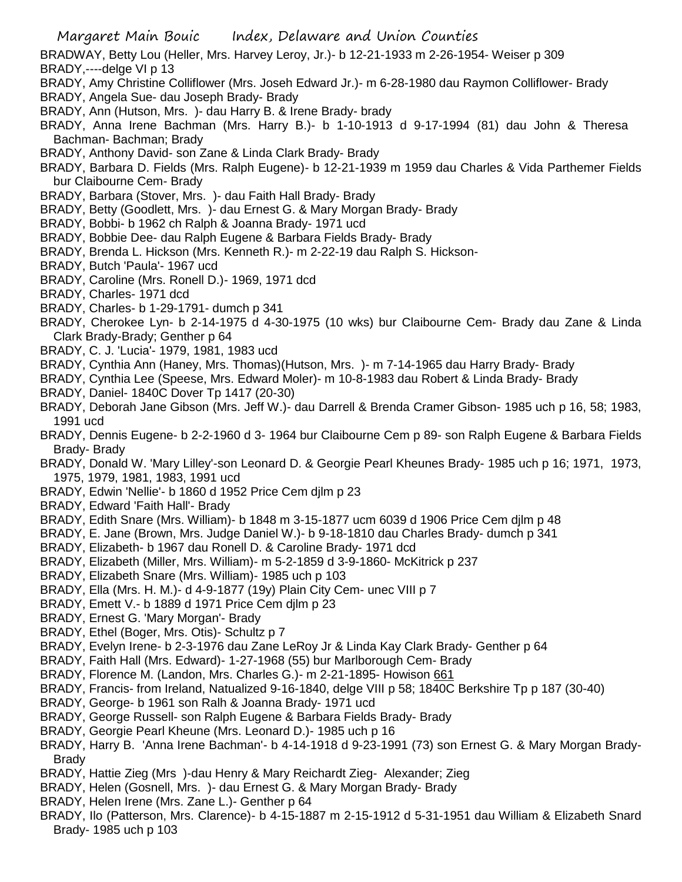BRADWAY, Betty Lou (Heller, Mrs. Harvey Leroy, Jr.)- b 12-21-1933 m 2-26-1954- Weiser p 309

BRADY,----delge VI p 13

BRADY, Amy Christine Colliflower (Mrs. Joseh Edward Jr.)- m 6-28-1980 dau Raymon Colliflower- Brady

BRADY, Angela Sue- dau Joseph Brady- Brady

BRADY, Ann (Hutson, Mrs. )- dau Harry B. & Irene Brady- brady

BRADY, Anna Irene Bachman (Mrs. Harry B.)- b 1-10-1913 d 9-17-1994 (81) dau John & Theresa Bachman- Bachman; Brady

BRADY, Anthony David- son Zane & Linda Clark Brady- Brady

BRADY, Barbara D. Fields (Mrs. Ralph Eugene)- b 12-21-1939 m 1959 dau Charles & Vida Parthemer Fields bur Claibourne Cem- Brady

BRADY, Barbara (Stover, Mrs. )- dau Faith Hall Brady- Brady

BRADY, Betty (Goodlett, Mrs. )- dau Ernest G. & Mary Morgan Brady- Brady

BRADY, Bobbi- b 1962 ch Ralph & Joanna Brady- 1971 ucd

BRADY, Bobbie Dee- dau Ralph Eugene & Barbara Fields Brady- Brady

BRADY, Brenda L. Hickson (Mrs. Kenneth R.)- m 2-22-19 dau Ralph S. Hickson-

BRADY, Butch 'Paula'- 1967 ucd

BRADY, Caroline (Mrs. Ronell D.)- 1969, 1971 dcd

BRADY, Charles- 1971 dcd

BRADY, Charles- b 1-29-1791- dumch p 341

BRADY, Cherokee Lyn- b 2-14-1975 d 4-30-1975 (10 wks) bur Claibourne Cem- Brady dau Zane & Linda Clark Brady-Brady; Genther p 64

BRADY, C. J. 'Lucia'- 1979, 1981, 1983 ucd

BRADY, Cynthia Ann (Haney, Mrs. Thomas)(Hutson, Mrs. )- m 7-14-1965 dau Harry Brady- Brady

BRADY, Cynthia Lee (Speese, Mrs. Edward Moler)- m 10-8-1983 dau Robert & Linda Brady- Brady

BRADY, Daniel- 1840C Dover Tp 1417 (20-30)

BRADY, Deborah Jane Gibson (Mrs. Jeff W.)- dau Darrell & Brenda Cramer Gibson- 1985 uch p 16, 58; 1983, 1991 ucd

BRADY, Dennis Eugene- b 2-2-1960 d 3- 1964 bur Claibourne Cem p 89- son Ralph Eugene & Barbara Fields Brady- Brady

BRADY, Donald W. 'Mary Lilley'-son Leonard D. & Georgie Pearl Kheunes Brady- 1985 uch p 16; 1971, 1973, 1975, 1979, 1981, 1983, 1991 ucd

BRADY, Edwin 'Nellie'- b 1860 d 1952 Price Cem djlm p 23

BRADY, Edward 'Faith Hall'- Brady

BRADY, Edith Snare (Mrs. William)- b 1848 m 3-15-1877 ucm 6039 d 1906 Price Cem djlm p 48

BRADY, E. Jane (Brown, Mrs. Judge Daniel W.)- b 9-18-1810 dau Charles Brady- dumch p 341

BRADY, Elizabeth- b 1967 dau Ronell D. & Caroline Brady- 1971 dcd

BRADY, Elizabeth (Miller, Mrs. William)- m 5-2-1859 d 3-9-1860- McKitrick p 237

BRADY, Elizabeth Snare (Mrs. William)- 1985 uch p 103

BRADY, Ella (Mrs. H. M.)- d 4-9-1877 (19y) Plain City Cem- unec VIII p 7

BRADY, Emett V.- b 1889 d 1971 Price Cem djlm p 23

BRADY, Ernest G. 'Mary Morgan'- Brady

BRADY, Ethel (Boger, Mrs. Otis)- Schultz p 7

BRADY, Evelyn Irene- b 2-3-1976 dau Zane LeRoy Jr & Linda Kay Clark Brady- Genther p 64

BRADY, Faith Hall (Mrs. Edward)- 1-27-1968 (55) bur Marlborough Cem- Brady

BRADY, Florence M. (Landon, Mrs. Charles G.)- m 2-21-1895- Howison 661

BRADY, Francis- from Ireland, Natualized 9-16-1840, delge VIII p 58; 1840C Berkshire Tp p 187 (30-40)

BRADY, George- b 1961 son Ralh & Joanna Brady- 1971 ucd

BRADY, George Russell- son Ralph Eugene & Barbara Fields Brady- Brady

BRADY, Georgie Pearl Kheune (Mrs. Leonard D.)- 1985 uch p 16

BRADY, Harry B. 'Anna Irene Bachman'- b 4-14-1918 d 9-23-1991 (73) son Ernest G. & Mary Morgan Brady- Brady

BRADY, Hattie Zieg (Mrs )-dau Henry & Mary Reichardt Zieg- Alexander; Zieg

BRADY, Helen (Gosnell, Mrs. )- dau Ernest G. & Mary Morgan Brady- Brady

BRADY, Helen Irene (Mrs. Zane L.)- Genther p 64

BRADY, Ilo (Patterson, Mrs. Clarence)- b 4-15-1887 m 2-15-1912 d 5-31-1951 dau William & Elizabeth Snard Brady- 1985 uch p 103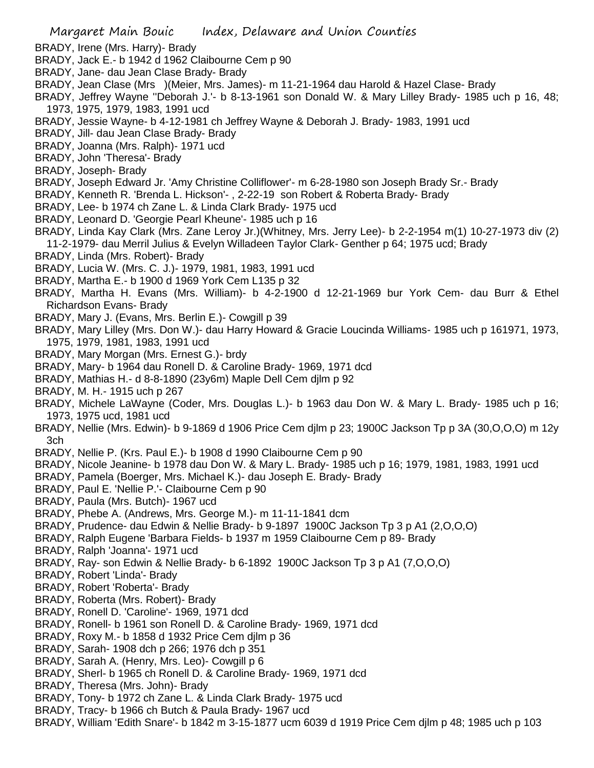BRADY, Irene (Mrs. Harry)- Brady
BRADY, Jack E.- b 1942 d 1962 Claibourne Cem p 90
BRADY, Jane- dau Jean Clase Brady- Brady
BRADY, Jean Clase (Mrs )(Meier, Mrs. James)- m 11-21-1964 dau Harold & Hazel Clase- Brady
BRADY, Jeffrey Wayne ''Deborah J.'- b 8-13-1961 son Donald W. & Mary Lilley Brady- 1985 uch p 16, 48; 1973, 1975, 1979, 1983, 1991 ucd
BRADY, Jessie Wayne- b 4-12-1981 ch Jeffrey Wayne & Deborah J. Brady- 1983, 1991 ucd
BRADY, Jill- dau Jean Clase Brady- Brady
BRADY, Joanna (Mrs. Ralph)- 1971 ucd
BRADY, John 'Theresa'- Brady
BRADY, Joseph- Brady
BRADY, Joseph Edward Jr. 'Amy Christine Colliflower'- m 6-28-1980 son Joseph Brady Sr.- Brady
BRADY, Kenneth R. 'Brenda L. Hickson'- , 2-22-19 son Robert & Roberta Brady- Brady
BRADY, Lee- b 1974 ch Zane L. & Linda Clark Brady- 1975 ucd
BRADY, Leonard D. 'Georgie Pearl Kheune'- 1985 uch p 16
BRADY, Linda Kay Clark (Mrs. Zane Leroy Jr.)(Whitney, Mrs. Jerry Lee)- b 2-2-1954 m(1) 10-27-1973 div (2) 11-2-1979- dau Merril Julius & Evelyn Willadeen Taylor Clark- Genther p 64; 1975 ucd; Brady
BRADY, Linda (Mrs. Robert)- Brady
BRADY, Lucia W. (Mrs. C. J.)- 1979, 1981, 1983, 1991 ucd
BRADY, Martha E.- b 1900 d 1969 York Cem L135 p 32
BRADY, Martha H. Evans (Mrs. William)- b 4-2-1900 d 12-21-1969 bur York Cem- dau Burr & Ethel Richardson Evans- Brady
BRADY, Mary J. (Evans, Mrs. Berlin E.)- Cowgill p 39
BRADY, Mary Lilley (Mrs. Don W.)- dau Harry Howard & Gracie Loucinda Williams- 1985 uch p 161971, 1973, 1975, 1979, 1981, 1983, 1991 ucd
BRADY, Mary Morgan (Mrs. Ernest G.)- brdy
BRADY, Mary- b 1964 dau Ronell D. & Caroline Brady- 1969, 1971 dcd
BRADY, Mathias H.- d 8-8-1890 (23y6m) Maple Dell Cem djlm p 92
BRADY, M. H.- 1915 uch p 267
BRADY, Michele LaWayne (Coder, Mrs. Douglas L.)- b 1963 dau Don W. & Mary L. Brady- 1985 uch p 16; 1973, 1975 ucd, 1981 ucd
BRADY, Nellie (Mrs. Edwin)- b 9-1869 d 1906 Price Cem djlm p 23; 1900C Jackson Tp p 3A (30,O,O,O) m 12y 3ch
BRADY, Nellie P. (Krs. Paul E.)- b 1908 d 1990 Claibourne Cem p 90
BRADY, Nicole Jeanine- b 1978 dau Don W. & Mary L. Brady- 1985 uch p 16; 1979, 1981, 1983, 1991 ucd
BRADY, Pamela (Boerger, Mrs. Michael K.)- dau Joseph E. Brady- Brady
BRADY, Paul E. 'Nellie P.'- Claibourne Cem p 90
BRADY, Paula (Mrs. Butch)- 1967 ucd
BRADY, Phebe A. (Andrews, Mrs. George M.)- m 11-11-1841 dcm
BRADY, Prudence- dau Edwin & Nellie Brady- b 9-1897 1900C Jackson Tp 3 p A1 (2,O,O,O)
BRADY, Ralph Eugene 'Barbara Fields- b 1937 m 1959 Claibourne Cem p 89- Brady
BRADY, Ralph 'Joanna'- 1971 ucd
BRADY, Ray- son Edwin & Nellie Brady- b 6-1892 1900C Jackson Tp 3 p A1 (7,O,O,O)
BRADY, Robert 'Linda'- Brady
BRADY, Robert 'Roberta'- Brady
BRADY, Roberta (Mrs. Robert)- Brady
BRADY, Ronell D. 'Caroline'- 1969, 1971 dcd
BRADY, Ronell- b 1961 son Ronell D. & Caroline Brady- 1969, 1971 dcd
BRADY, Roxy M.- b 1858 d 1932 Price Cem djlm p 36
BRADY, Sarah- 1908 dch p 266; 1976 dch p 351
BRADY, Sarah A. (Henry, Mrs. Leo)- Cowgill p 6
BRADY, Sherl- b 1965 ch Ronell D. & Caroline Brady- 1969, 1971 dcd
BRADY, Theresa (Mrs. John)- Brady
BRADY, Tony- b 1972 ch Zane L. & Linda Clark Brady- 1975 ucd
BRADY, Tracy- b 1966 ch Butch & Paula Brady- 1967 ucd
BRADY, William 'Edith Snare'- b 1842 m 3-15-1877 ucm 6039 d 1919 Price Cem djlm p 48; 1985 uch p 103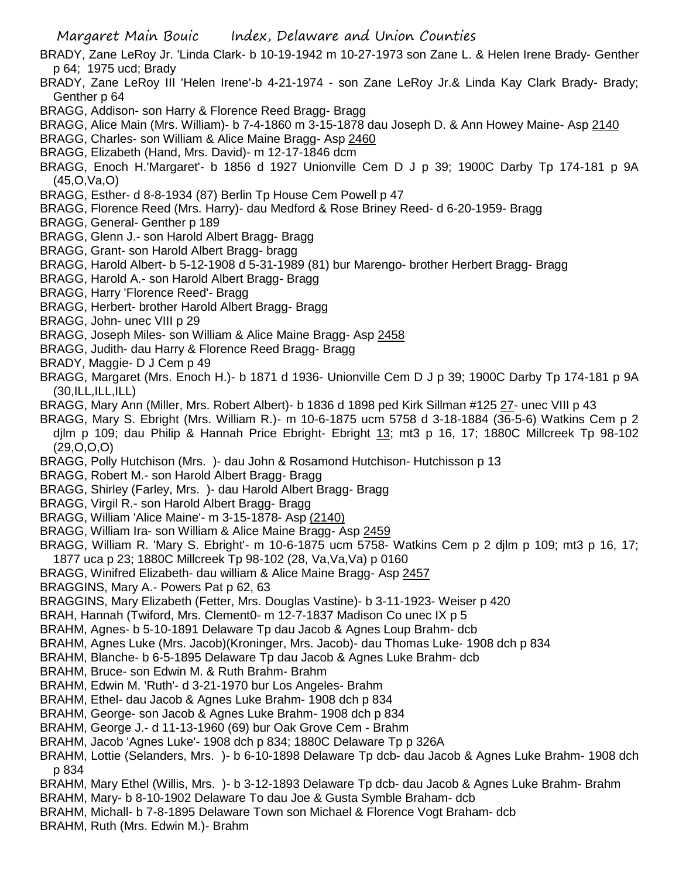BRADY, Zane LeRoy Jr. 'Linda Clark- b 10-19-1942 m 10-27-1973 son Zane L. & Helen Irene Brady- Genther p 64; 1975 ucd; Brady

BRADY, Zane LeRoy III 'Helen Irene'-b 4-21-1974 - son Zane LeRoy Jr.& Linda Kay Clark Brady- Brady; Genther p 64

BRAGG, Addison- son Harry & Florence Reed Bragg- Bragg

BRAGG, Alice Main (Mrs. William)- b 7-4-1860 m 3-15-1878 dau Joseph D. & Ann Howey Maine- Asp 2140

BRAGG, Charles- son William & Alice Maine Bragg- Asp 2460

BRAGG, Elizabeth (Hand, Mrs. David)- m 12-17-1846 dcm

BRAGG, Enoch H.'Margaret'- b 1856 d 1927 Unionville Cem D J p 39; 1900C Darby Tp 174-181 p 9A (45,O,Va,O)

BRAGG, Esther- d 8-8-1934 (87) Berlin Tp House Cem Powell p 47

BRAGG, Florence Reed (Mrs. Harry)- dau Medford & Rose Briney Reed- d 6-20-1959- Bragg

BRAGG, General- Genther p 189

BRAGG, Glenn J.- son Harold Albert Bragg- Bragg

BRAGG, Grant- son Harold Albert Bragg- bragg

BRAGG, Harold Albert- b 5-12-1908 d 5-31-1989 (81) bur Marengo- brother Herbert Bragg- Bragg

BRAGG, Harold A.- son Harold Albert Bragg- Bragg

BRAGG, Harry 'Florence Reed'- Bragg

BRAGG, Herbert- brother Harold Albert Bragg- Bragg

BRAGG, John- unec VIII p 29

BRAGG, Joseph Miles- son William & Alice Maine Bragg- Asp 2458

BRAGG, Judith- dau Harry & Florence Reed Bragg- Bragg

BRADY, Maggie- D J Cem p 49

BRAGG, Margaret (Mrs. Enoch H.)- b 1871 d 1936- Unionville Cem D J p 39; 1900C Darby Tp 174-181 p 9A (30,ILL,ILL,ILL)

BRAGG, Mary Ann (Miller, Mrs. Robert Albert)- b 1836 d 1898 ped Kirk Sillman #125 27- unec VIII p 43

BRAGG, Mary S. Ebright (Mrs. William R.)- m 10-6-1875 ucm 5758 d 3-18-1884 (36-5-6) Watkins Cem p 2 djlm p 109; dau Philip & Hannah Price Ebright- Ebright 13; mt3 p 16, 17; 1880C Millcreek Tp 98-102 (29,O,O,O)

BRAGG, Polly Hutchison (Mrs. )- dau John & Rosamond Hutchison- Hutchisson p 13

BRAGG, Robert M.- son Harold Albert Bragg- Bragg

BRAGG, Shirley (Farley, Mrs. )- dau Harold Albert Bragg- Bragg

BRAGG, Virgil R.- son Harold Albert Bragg- Bragg

BRAGG, William 'Alice Maine'- m 3-15-1878- Asp (2140)

BRAGG, William Ira- son William & Alice Maine Bragg- Asp 2459

BRAGG, William R. 'Mary S. Ebright'- m 10-6-1875 ucm 5758- Watkins Cem p 2 djlm p 109; mt3 p 16, 17; 1877 uca p 23; 1880C Millcreek Tp 98-102 (28, Va,Va,Va) p 0160

BRAGG, Winifred Elizabeth- dau william & Alice Maine Bragg- Asp 2457

BRAGGINS, Mary A.- Powers Pat p 62, 63

BRAGGINS, Mary Elizabeth (Fetter, Mrs. Douglas Vastine)- b 3-11-1923- Weiser p 420

BRAH, Hannah (Twiford, Mrs. Clement0- m 12-7-1837 Madison Co unec IX p 5

BRAHM, Agnes- b 5-10-1891 Delaware Tp dau Jacob & Agnes Loup Brahm- dcb

BRAHM, Agnes Luke (Mrs. Jacob)(Kroninger, Mrs. Jacob)- dau Thomas Luke- 1908 dch p 834

BRAHM, Blanche- b 6-5-1895 Delaware Tp dau Jacob & Agnes Luke Brahm- dcb

BRAHM, Bruce- son Edwin M. & Ruth Brahm- Brahm

BRAHM, Edwin M. 'Ruth'- d 3-21-1970 bur Los Angeles- Brahm

BRAHM, Ethel- dau Jacob & Agnes Luke Brahm- 1908 dch p 834

BRAHM, George- son Jacob & Agnes Luke Brahm- 1908 dch p 834

BRAHM, George J.- d 11-13-1960 (69) bur Oak Grove Cem - Brahm

BRAHM, Jacob 'Agnes Luke'- 1908 dch p 834; 1880C Delaware Tp p 326A

BRAHM, Lottie (Selanders, Mrs. )- b 6-10-1898 Delaware Tp dcb- dau Jacob & Agnes Luke Brahm- 1908 dch p 834

BRAHM, Mary Ethel (Willis, Mrs. )- b 3-12-1893 Delaware Tp dcb- dau Jacob & Agnes Luke Brahm- Brahm

BRAHM, Mary- b 8-10-1902 Delaware To dau Joe & Gusta Symble Braham- dcb

BRAHM, Michall- b 7-8-1895 Delaware Town son Michael & Florence Vogt Braham- dcb

BRAHM, Ruth (Mrs. Edwin M.)- Brahm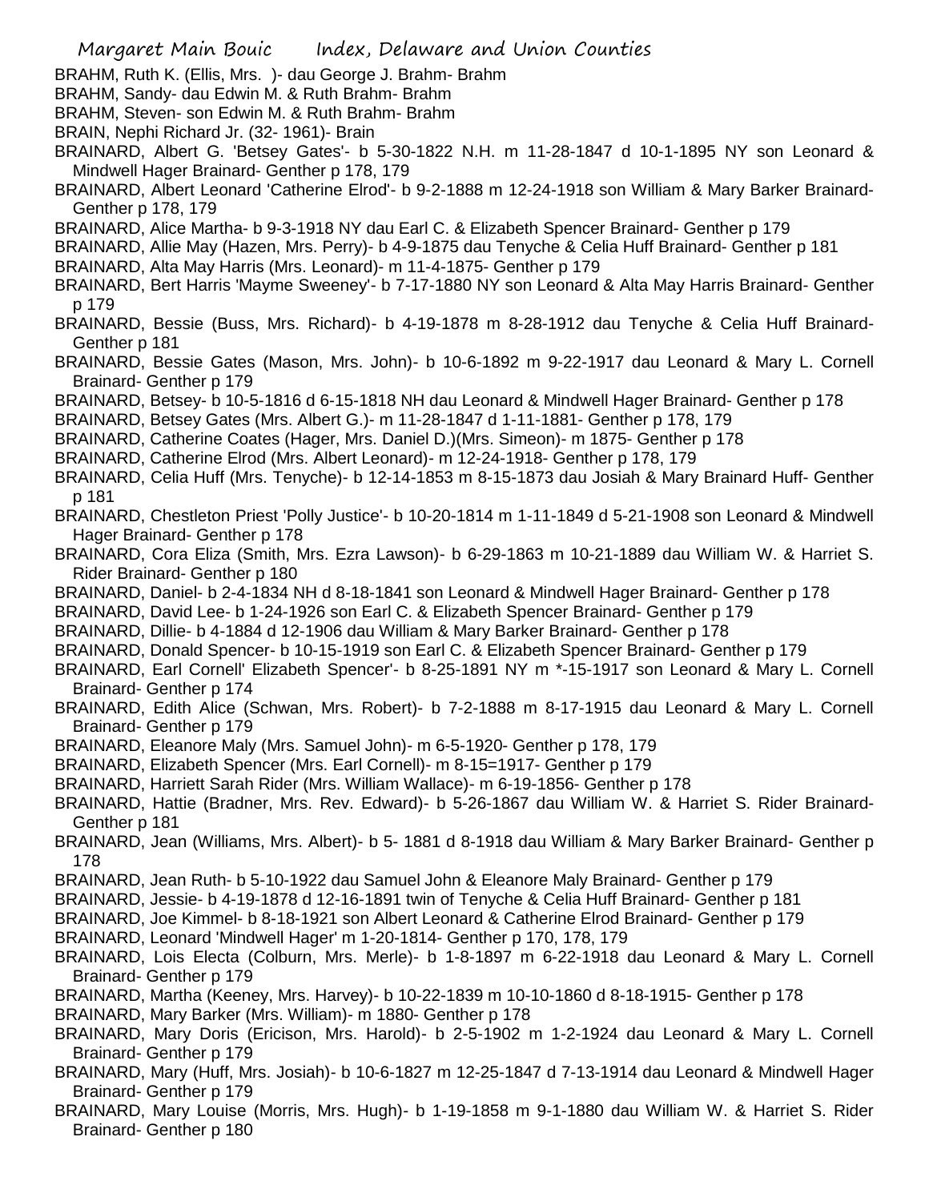BRAHM, Ruth K. (Ellis, Mrs. )- dau George J. Brahm- Brahm

BRAHM, Sandy- dau Edwin M. & Ruth Brahm- Brahm

BRAHM, Steven- son Edwin M. & Ruth Brahm- Brahm

BRAIN, Nephi Richard Jr. (32- 1961)- Brain

BRAINARD, Albert G. 'Betsey Gates'- b 5-30-1822 N.H. m 11-28-1847 d 10-1-1895 NY son Leonard & Mindwell Hager Brainard- Genther p 178, 179

BRAINARD, Albert Leonard 'Catherine Elrod'- b 9-2-1888 m 12-24-1918 son William & Mary Barker Brainard- Genther p 178, 179

BRAINARD, Alice Martha- b 9-3-1918 NY dau Earl C. & Elizabeth Spencer Brainard- Genther p 179

BRAINARD, Allie May (Hazen, Mrs. Perry)- b 4-9-1875 dau Tenyche & Celia Huff Brainard- Genther p 181

BRAINARD, Alta May Harris (Mrs. Leonard)- m 11-4-1875- Genther p 179

BRAINARD, Bert Harris 'Mayme Sweeney'- b 7-17-1880 NY son Leonard & Alta May Harris Brainard- Genther p 179

BRAINARD, Bessie (Buss, Mrs. Richard)- b 4-19-1878 m 8-28-1912 dau Tenyche & Celia Huff Brainard- Genther p 181

BRAINARD, Bessie Gates (Mason, Mrs. John)- b 10-6-1892 m 9-22-1917 dau Leonard & Mary L. Cornell Brainard- Genther p 179

BRAINARD, Betsey- b 10-5-1816 d 6-15-1818 NH dau Leonard & Mindwell Hager Brainard- Genther p 178

BRAINARD, Betsey Gates (Mrs. Albert G.)- m 11-28-1847 d 1-11-1881- Genther p 178, 179

BRAINARD, Catherine Coates (Hager, Mrs. Daniel D.)(Mrs. Simeon)- m 1875- Genther p 178

BRAINARD, Catherine Elrod (Mrs. Albert Leonard)- m 12-24-1918- Genther p 178, 179

BRAINARD, Celia Huff (Mrs. Tenyche)- b 12-14-1853 m 8-15-1873 dau Josiah & Mary Brainard Huff- Genther p 181

BRAINARD, Chestleton Priest 'Polly Justice'- b 10-20-1814 m 1-11-1849 d 5-21-1908 son Leonard & Mindwell Hager Brainard- Genther p 178

BRAINARD, Cora Eliza (Smith, Mrs. Ezra Lawson)- b 6-29-1863 m 10-21-1889 dau William W. & Harriet S. Rider Brainard- Genther p 180

BRAINARD, Daniel- b 2-4-1834 NH d 8-18-1841 son Leonard & Mindwell Hager Brainard- Genther p 178

BRAINARD, David Lee- b 1-24-1926 son Earl C. & Elizabeth Spencer Brainard- Genther p 179

BRAINARD, Dillie- b 4-1884 d 12-1906 dau William & Mary Barker Brainard- Genther p 178

BRAINARD, Donald Spencer- b 10-15-1919 son Earl C. & Elizabeth Spencer Brainard- Genther p 179

BRAINARD, Earl Cornell' Elizabeth Spencer'- b 8-25-1891 NY m *-15-1917 son Leonard & Mary L. Cornell Brainard- Genther p 174

BRAINARD, Edith Alice (Schwan, Mrs. Robert)- b 7-2-1888 m 8-17-1915 dau Leonard & Mary L. Cornell Brainard- Genther p 179

BRAINARD, Eleanore Maly (Mrs. Samuel John)- m 6-5-1920- Genther p 178, 179

BRAINARD, Elizabeth Spencer (Mrs. Earl Cornell)- m 8-15=1917- Genther p 179

BRAINARD, Harriett Sarah Rider (Mrs. William Wallace)- m 6-19-1856- Genther p 178

BRAINARD, Hattie (Bradner, Mrs. Rev. Edward)- b 5-26-1867 dau William W. & Harriet S. Rider Brainard- Genther p 181

BRAINARD, Jean (Williams, Mrs. Albert)- b 5- 1881 d 8-1918 dau William & Mary Barker Brainard- Genther p 178

BRAINARD, Jean Ruth- b 5-10-1922 dau Samuel John & Eleanore Maly Brainard- Genther p 179

BRAINARD, Jessie- b 4-19-1878 d 12-16-1891 twin of Tenyche & Celia Huff Brainard- Genther p 181

BRAINARD, Joe Kimmel- b 8-18-1921 son Albert Leonard & Catherine Elrod Brainard- Genther p 179

BRAINARD, Leonard 'Mindwell Hager' m 1-20-1814- Genther p 170, 178, 179

BRAINARD, Lois Electa (Colburn, Mrs. Merle)- b 1-8-1897 m 6-22-1918 dau Leonard & Mary L. Cornell Brainard- Genther p 179

BRAINARD, Martha (Keeney, Mrs. Harvey)- b 10-22-1839 m 10-10-1860 d 8-18-1915- Genther p 178

BRAINARD, Mary Barker (Mrs. William)- m 1880- Genther p 178

BRAINARD, Mary Doris (Ericison, Mrs. Harold)- b 2-5-1902 m 1-2-1924 dau Leonard & Mary L. Cornell Brainard- Genther p 179

BRAINARD, Mary (Huff, Mrs. Josiah)- b 10-6-1827 m 12-25-1847 d 7-13-1914 dau Leonard & Mindwell Hager Brainard- Genther p 179

BRAINARD, Mary Louise (Morris, Mrs. Hugh)- b 1-19-1858 m 9-1-1880 dau William W. & Harriet S. Rider Brainard- Genther p 180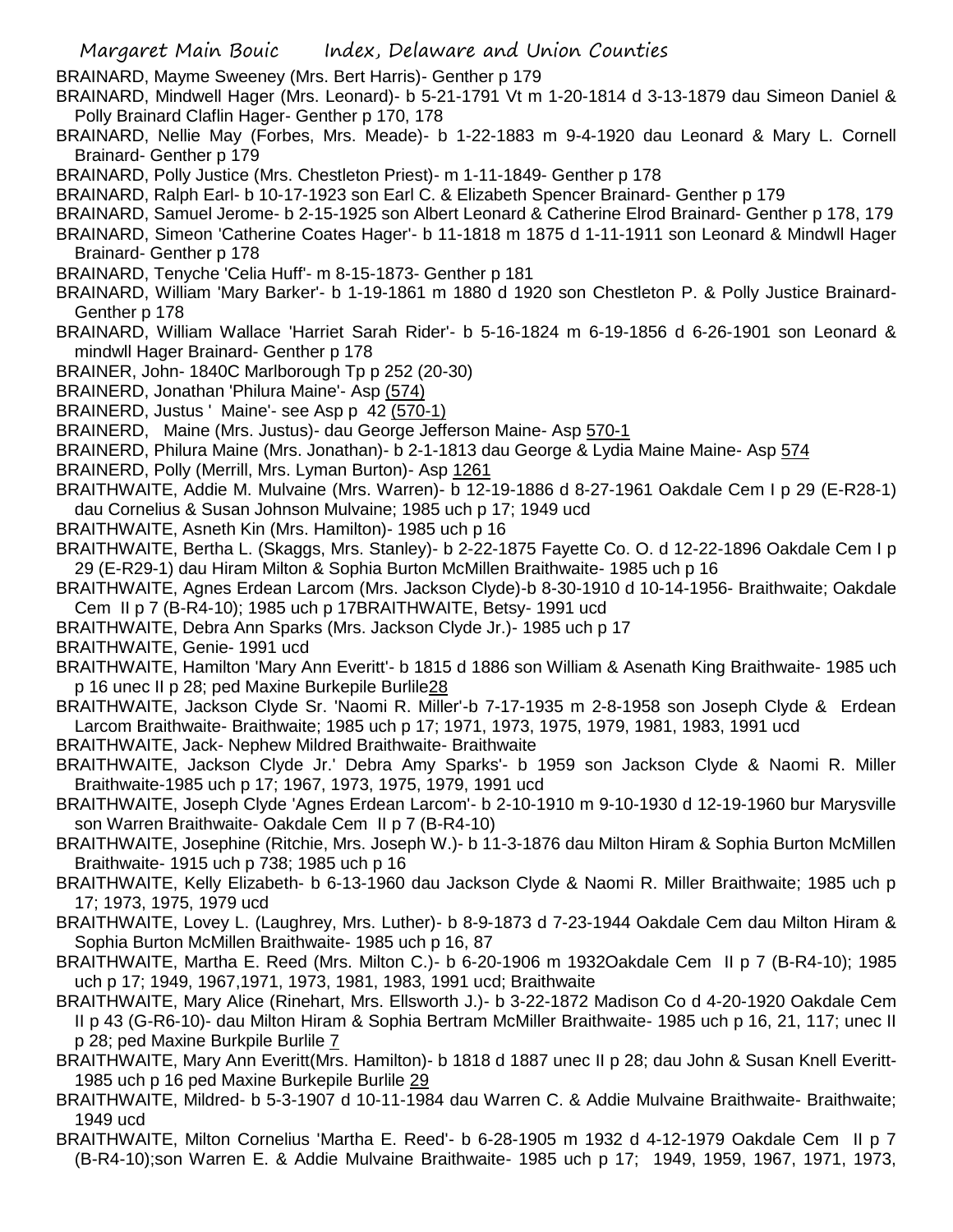BRAINARD, Mayme Sweeney (Mrs. Bert Harris)- Genther p 179

BRAINARD, Mindwell Hager (Mrs. Leonard)- b 5-21-1791 Vt m 1-20-1814 d 3-13-1879 dau Simeon Daniel & Polly Brainard Claflin Hager- Genther p 170, 178

BRAINARD, Nellie May (Forbes, Mrs. Meade)- b 1-22-1883 m 9-4-1920 dau Leonard & Mary L. Cornell Brainard- Genther p 179

BRAINARD, Polly Justice (Mrs. Chestleton Priest)- m 1-11-1849- Genther p 178

BRAINARD, Ralph Earl- b 10-17-1923 son Earl C. & Elizabeth Spencer Brainard- Genther p 179

BRAINARD, Samuel Jerome- b 2-15-1925 son Albert Leonard & Catherine Elrod Brainard- Genther p 178, 179

BRAINARD, Simeon 'Catherine Coates Hager'- b 11-1818 m 1875 d 1-11-1911 son Leonard & Mindwll Hager Brainard- Genther p 178

BRAINARD, Tenyche 'Celia Huff'- m 8-15-1873- Genther p 181

BRAINARD, William 'Mary Barker'- b 1-19-1861 m 1880 d 1920 son Chestleton P. & Polly Justice Brainard- Genther p 178

BRAINARD, William Wallace 'Harriet Sarah Rider'- b 5-16-1824 m 6-19-1856 d 6-26-1901 son Leonard & mindwll Hager Brainard- Genther p 178

BRAINER, John- 1840C Marlborough Tp p 252 (20-30)

BRAINERD, Jonathan 'Philura Maine'- Asp (574)

BRAINERD, Justus ' Maine'- see Asp p 42 (570-1)

BRAINERD, Maine (Mrs. Justus)- dau George Jefferson Maine- Asp 570-1

BRAINERD, Philura Maine (Mrs. Jonathan)- b 2-1-1813 dau George & Lydia Maine Maine- Asp 574

BRAINERD, Polly (Merrill, Mrs. Lyman Burton)- Asp 1261

BRAITHWAITE, Addie M. Mulvaine (Mrs. Warren)- b 12-19-1886 d 8-27-1961 Oakdale Cem I p 29 (E-R28-1) dau Cornelius & Susan Johnson Mulvaine; 1985 uch p 17; 1949 ucd

BRAITHWAITE, Asneth Kin (Mrs. Hamilton)- 1985 uch p 16

BRAITHWAITE, Bertha L. (Skaggs, Mrs. Stanley)- b 2-22-1875 Fayette Co. O. d 12-22-1896 Oakdale Cem I p 29 (E-R29-1) dau Hiram Milton & Sophia Burton McMillen Braithwaite- 1985 uch p 16

BRAITHWAITE, Agnes Erdean Larcom (Mrs. Jackson Clyde)-b 8-30-1910 d 10-14-1956- Braithwaite; Oakdale Cem II p 7 (B-R4-10); 1985 uch p 17BRAITHWAITE, Betsy- 1991 ucd

BRAITHWAITE, Debra Ann Sparks (Mrs. Jackson Clyde Jr.)- 1985 uch p 17

BRAITHWAITE, Genie- 1991 ucd

BRAITHWAITE, Hamilton 'Mary Ann Everitt'- b 1815 d 1886 son William & Asenath King Braithwaite- 1985 uch p 16 unec II p 28; ped Maxine Burkepile Burlile28

BRAITHWAITE, Jackson Clyde Sr. 'Naomi R. Miller'-b 7-17-1935 m 2-8-1958 son Joseph Clyde & Erdean Larcom Braithwaite- Braithwaite; 1985 uch p 17; 1971, 1973, 1975, 1979, 1981, 1983, 1991 ucd

BRAITHWAITE, Jack- Nephew Mildred Braithwaite- Braithwaite

BRAITHWAITE, Jackson Clyde Jr.' Debra Amy Sparks'- b 1959 son Jackson Clyde & Naomi R. Miller Braithwaite-1985 uch p 17; 1967, 1973, 1975, 1979, 1991 ucd

BRAITHWAITE, Joseph Clyde 'Agnes Erdean Larcom'- b 2-10-1910 m 9-10-1930 d 12-19-1960 bur Marysville son Warren Braithwaite- Oakdale Cem II p 7 (B-R4-10)

BRAITHWAITE, Josephine (Ritchie, Mrs. Joseph W.)- b 11-3-1876 dau Milton Hiram & Sophia Burton McMillen Braithwaite- 1915 uch p 738; 1985 uch p 16

BRAITHWAITE, Kelly Elizabeth- b 6-13-1960 dau Jackson Clyde & Naomi R. Miller Braithwaite; 1985 uch p 17; 1973, 1975, 1979 ucd

BRAITHWAITE, Lovey L. (Laughrey, Mrs. Luther)- b 8-9-1873 d 7-23-1944 Oakdale Cem dau Milton Hiram & Sophia Burton McMillen Braithwaite- 1985 uch p 16, 87

BRAITHWAITE, Martha E. Reed (Mrs. Milton C.)- b 6-20-1906 m 1932Oakdale Cem II p 7 (B-R4-10); 1985 uch p 17; 1949, 1967,1971, 1973, 1981, 1983, 1991 ucd; Braithwaite

BRAITHWAITE, Mary Alice (Rinehart, Mrs. Ellsworth J.)- b 3-22-1872 Madison Co d 4-20-1920 Oakdale Cem II p 43 (G-R6-10)- dau Milton Hiram & Sophia Bertram McMiller Braithwaite- 1985 uch p 16, 21, 117; unec II p 28; ped Maxine Burkpile Burlile 7

BRAITHWAITE, Mary Ann Everitt(Mrs. Hamilton)- b 1818 d 1887 unec II p 28; dau John & Susan Knell Everitt- 1985 uch p 16 ped Maxine Burkepile Burlile 29

BRAITHWAITE, Mildred- b 5-3-1907 d 10-11-1984 dau Warren C. & Addie Mulvaine Braithwaite- Braithwaite; 1949 ucd

BRAITHWAITE, Milton Cornelius 'Martha E. Reed'- b 6-28-1905 m 1932 d 4-12-1979 Oakdale Cem II p 7 (B-R4-10);son Warren E. & Addie Mulvaine Braithwaite- 1985 uch p 17; 1949, 1959, 1967, 1971, 1973,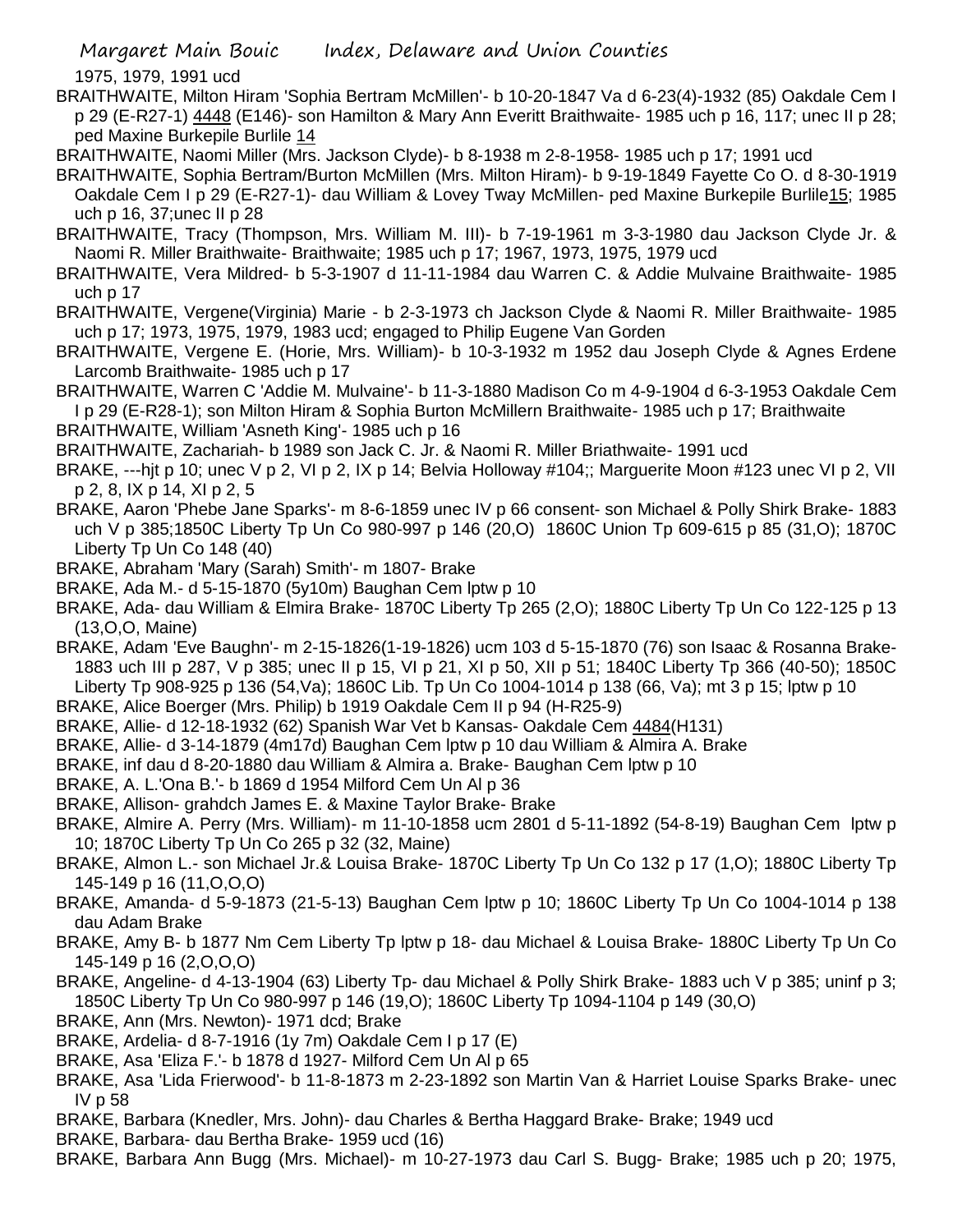1975, 1979, 1991 ucd

BRAITHWAITE, Milton Hiram 'Sophia Bertram McMillen'- b 10-20-1847 Va d 6-23(4)-1932 (85) Oakdale Cem I p 29 (E-R27-1) 4448 (E146)- son Hamilton & Mary Ann Everitt Braithwaite- 1985 uch p 16, 117; unec II p 28; ped Maxine Burkepile Burlile 14

BRAITHWAITE, Naomi Miller (Mrs. Jackson Clyde)- b 8-1938 m 2-8-1958- 1985 uch p 17; 1991 ucd

BRAITHWAITE, Sophia Bertram/Burton McMillen (Mrs. Milton Hiram)- b 9-19-1849 Fayette Co O. d 8-30-1919 Oakdale Cem I p 29 (E-R27-1)- dau William & Lovey Tway McMillen- ped Maxine Burkepile Burlile15; 1985 uch p 16, 37;unec II p 28

BRAITHWAITE, Tracy (Thompson, Mrs. William M. III)- b 7-19-1961 m 3-3-1980 dau Jackson Clyde Jr. & Naomi R. Miller Braithwaite- Braithwaite; 1985 uch p 17; 1967, 1973, 1975, 1979 ucd

BRAITHWAITE, Vera Mildred- b 5-3-1907 d 11-11-1984 dau Warren C. & Addie Mulvaine Braithwaite- 1985 uch p 17

BRAITHWAITE, Vergene(Virginia) Marie - b 2-3-1973 ch Jackson Clyde & Naomi R. Miller Braithwaite- 1985 uch p 17; 1973, 1975, 1979, 1983 ucd; engaged to Philip Eugene Van Gorden

BRAITHWAITE, Vergene E. (Horie, Mrs. William)- b 10-3-1932 m 1952 dau Joseph Clyde & Agnes Erdene Larcomb Braithwaite- 1985 uch p 17

BRAITHWAITE, Warren C 'Addie M. Mulvaine'- b 11-3-1880 Madison Co m 4-9-1904 d 6-3-1953 Oakdale Cem I p 29 (E-R28-1); son Milton Hiram & Sophia Burton McMillern Braithwaite- 1985 uch p 17; Braithwaite

BRAITHWAITE, William 'Asneth King'- 1985 uch p 16

BRAITHWAITE, Zachariah- b 1989 son Jack C. Jr. & Naomi R. Miller Briathwaite- 1991 ucd

BRAKE, ---hjt p 10; unec V p 2, VI p 2, IX p 14; Belvia Holloway #104;; Marguerite Moon #123 unec VI p 2, VII p 2, 8, IX p 14, XI p 2, 5

BRAKE, Aaron 'Phebe Jane Sparks'- m 8-6-1859 unec IV p 66 consent- son Michael & Polly Shirk Brake- 1883 uch V p 385;1850C Liberty Tp Un Co 980-997 p 146 (20,O) 1860C Union Tp 609-615 p 85 (31,O); 1870C Liberty Tp Un Co 148 (40)

BRAKE, Abraham 'Mary (Sarah) Smith'- m 1807- Brake

BRAKE, Ada M.- d 5-15-1870 (5y10m) Baughan Cem lptw p 10

BRAKE, Ada- dau William & Elmira Brake- 1870C Liberty Tp 265 (2,O); 1880C Liberty Tp Un Co 122-125 p 13 (13,O,O, Maine)

BRAKE, Adam 'Eve Baughn'- m 2-15-1826(1-19-1826) ucm 103 d 5-15-1870 (76) son Isaac & Rosanna Brake- 1883 uch III p 287, V p 385; unec II p 15, VI p 21, XI p 50, XII p 51; 1840C Liberty Tp 366 (40-50); 1850C Liberty Tp 908-925 p 136 (54,Va); 1860C Lib. Tp Un Co 1004-1014 p 138 (66, Va); mt 3 p 15; lptw p 10

BRAKE, Alice Boerger (Mrs. Philip) b 1919 Oakdale Cem II p 94 (H-R25-9)

BRAKE, Allie- d 12-18-1932 (62) Spanish War Vet b Kansas- Oakdale Cem 4484(H131)

BRAKE, Allie- d 3-14-1879 (4m17d) Baughan Cem lptw p 10 dau William & Almira A. Brake

BRAKE, inf dau d 8-20-1880 dau William & Almira a. Brake- Baughan Cem lptw p 10

BRAKE, A. L.'Ona B.'- b 1869 d 1954 Milford Cem Un Al p 36

BRAKE, Allison- grahdch James E. & Maxine Taylor Brake- Brake

BRAKE, Almire A. Perry (Mrs. William)- m 11-10-1858 ucm 2801 d 5-11-1892 (54-8-19) Baughan Cem lptw p 10; 1870C Liberty Tp Un Co 265 p 32 (32, Maine)

BRAKE, Almon L.- son Michael Jr.& Louisa Brake- 1870C Liberty Tp Un Co 132 p 17 (1,O); 1880C Liberty Tp 145-149 p 16 (11,O,O,O)

BRAKE, Amanda- d 5-9-1873 (21-5-13) Baughan Cem lptw p 10; 1860C Liberty Tp Un Co 1004-1014 p 138 dau Adam Brake

BRAKE, Amy B- b 1877 Nm Cem Liberty Tp lptw p 18- dau Michael & Louisa Brake- 1880C Liberty Tp Un Co 145-149 p 16 (2,O,O,O)

BRAKE, Angeline- d 4-13-1904 (63) Liberty Tp- dau Michael & Polly Shirk Brake- 1883 uch V p 385; uninf p 3; 1850C Liberty Tp Un Co 980-997 p 146 (19,O); 1860C Liberty Tp 1094-1104 p 149 (30,O)

BRAKE, Ann (Mrs. Newton)- 1971 dcd; Brake

BRAKE, Ardelia- d 8-7-1916 (1y 7m) Oakdale Cem I p 17 (E)

BRAKE, Asa 'Eliza F.'- b 1878 d 1927- Milford Cem Un Al p 65

BRAKE, Asa 'Lida Frierwood'- b 11-8-1873 m 2-23-1892 son Martin Van & Harriet Louise Sparks Brake- unec IV p 58

BRAKE, Barbara (Knedler, Mrs. John)- dau Charles & Bertha Haggard Brake- Brake; 1949 ucd

BRAKE, Barbara- dau Bertha Brake- 1959 ucd (16)

BRAKE, Barbara Ann Bugg (Mrs. Michael)- m 10-27-1973 dau Carl S. Bugg- Brake; 1985 uch p 20; 1975,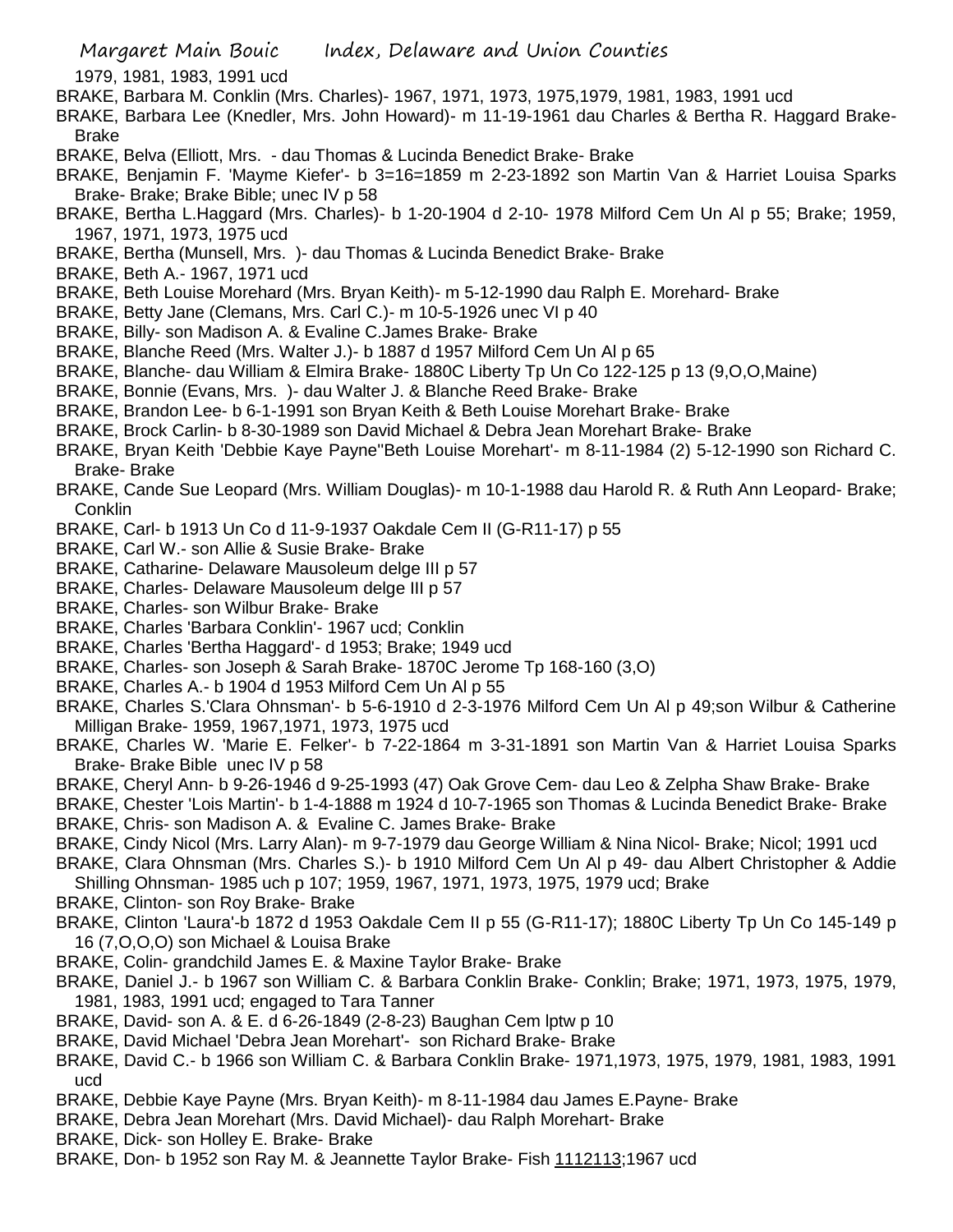1979, 1981, 1983, 1991 ucd

BRAKE, Barbara M. Conklin (Mrs. Charles)- 1967, 1971, 1973, 1975,1979, 1981, 1983, 1991 ucd

BRAKE, Barbara Lee (Knedler, Mrs. John Howard)- m 11-19-1961 dau Charles & Bertha R. Haggard Brake- Brake

BRAKE, Belva (Elliott, Mrs. - dau Thomas & Lucinda Benedict Brake- Brake

BRAKE, Benjamin F. 'Mayme Kiefer'- b 3=16=1859 m 2-23-1892 son Martin Van & Harriet Louisa Sparks Brake- Brake; Brake Bible; unec IV p 58

BRAKE, Bertha L.Haggard (Mrs. Charles)- b 1-20-1904 d 2-10- 1978 Milford Cem Un Al p 55; Brake; 1959, 1967, 1971, 1973, 1975 ucd

BRAKE, Bertha (Munsell, Mrs. )- dau Thomas & Lucinda Benedict Brake- Brake

BRAKE, Beth A.- 1967, 1971 ucd

BRAKE, Beth Louise Morehard (Mrs. Bryan Keith)- m 5-12-1990 dau Ralph E. Morehard- Brake

BRAKE, Betty Jane (Clemans, Mrs. Carl C.)- m 10-5-1926 unec VI p 40

BRAKE, Billy- son Madison A. & Evaline C.James Brake- Brake

BRAKE, Blanche Reed (Mrs. Walter J.)- b 1887 d 1957 Milford Cem Un Al p 65

BRAKE, Blanche- dau William & Elmira Brake- 1880C Liberty Tp Un Co 122-125 p 13 (9,O,O,Maine)

BRAKE, Bonnie (Evans, Mrs. )- dau Walter J. & Blanche Reed Brake- Brake

BRAKE, Brandon Lee- b 6-1-1991 son Bryan Keith & Beth Louise Morehart Brake- Brake

BRAKE, Brock Carlin- b 8-30-1989 son David Michael & Debra Jean Morehart Brake- Brake

BRAKE, Bryan Keith 'Debbie Kaye Payne''Beth Louise Morehart'- m 8-11-1984 (2) 5-12-1990 son Richard C. Brake- Brake

BRAKE, Cande Sue Leopard (Mrs. William Douglas)- m 10-1-1988 dau Harold R. & Ruth Ann Leopard- Brake; Conklin

BRAKE, Carl- b 1913 Un Co d 11-9-1937 Oakdale Cem II (G-R11-17) p 55

BRAKE, Carl W.- son Allie & Susie Brake- Brake

BRAKE, Catharine- Delaware Mausoleum delge III p 57

BRAKE, Charles- Delaware Mausoleum delge III p 57

BRAKE, Charles- son Wilbur Brake- Brake

BRAKE, Charles 'Barbara Conklin'- 1967 ucd; Conklin

BRAKE, Charles 'Bertha Haggard'- d 1953; Brake; 1949 ucd

BRAKE, Charles- son Joseph & Sarah Brake- 1870C Jerome Tp 168-160 (3,O)

BRAKE, Charles A.- b 1904 d 1953 Milford Cem Un Al p 55

BRAKE, Charles S.'Clara Ohnsman'- b 5-6-1910 d 2-3-1976 Milford Cem Un Al p 49;son Wilbur & Catherine Milligan Brake- 1959, 1967,1971, 1973, 1975 ucd

BRAKE, Charles W. 'Marie E. Felker'- b 7-22-1864 m 3-31-1891 son Martin Van & Harriet Louisa Sparks Brake- Brake Bible unec IV p 58

BRAKE, Cheryl Ann- b 9-26-1946 d 9-25-1993 (47) Oak Grove Cem- dau Leo & Zelpha Shaw Brake- Brake

BRAKE, Chester 'Lois Martin'- b 1-4-1888 m 1924 d 10-7-1965 son Thomas & Lucinda Benedict Brake- Brake

BRAKE, Chris- son Madison A. & Evaline C. James Brake- Brake

BRAKE, Cindy Nicol (Mrs. Larry Alan)- m 9-7-1979 dau George William & Nina Nicol- Brake; Nicol; 1991 ucd

BRAKE, Clara Ohnsman (Mrs. Charles S.)- b 1910 Milford Cem Un Al p 49- dau Albert Christopher & Addie Shilling Ohnsman- 1985 uch p 107; 1959, 1967, 1971, 1973, 1975, 1979 ucd; Brake

BRAKE, Clinton- son Roy Brake- Brake

BRAKE, Clinton 'Laura'-b 1872 d 1953 Oakdale Cem II p 55 (G-R11-17); 1880C Liberty Tp Un Co 145-149 p 16 (7,O,O,O) son Michael & Louisa Brake

BRAKE, Colin- grandchild James E. & Maxine Taylor Brake- Brake

BRAKE, Daniel J.- b 1967 son William C. & Barbara Conklin Brake- Conklin; Brake; 1971, 1973, 1975, 1979, 1981, 1983, 1991 ucd; engaged to Tara Tanner

BRAKE, David- son A. & E. d 6-26-1849 (2-8-23) Baughan Cem lptw p 10

BRAKE, David Michael 'Debra Jean Morehart'- son Richard Brake- Brake

BRAKE, David C.- b 1966 son William C. & Barbara Conklin Brake- 1971,1973, 1975, 1979, 1981, 1983, 1991 ucd

BRAKE, Debbie Kaye Payne (Mrs. Bryan Keith)- m 8-11-1984 dau James E.Payne- Brake

BRAKE, Debra Jean Morehart (Mrs. David Michael)- dau Ralph Morehart- Brake

BRAKE, Dick- son Holley E. Brake- Brake

BRAKE, Don- b 1952 son Ray M. & Jeannette Taylor Brake- Fish 1112113;1967 ucd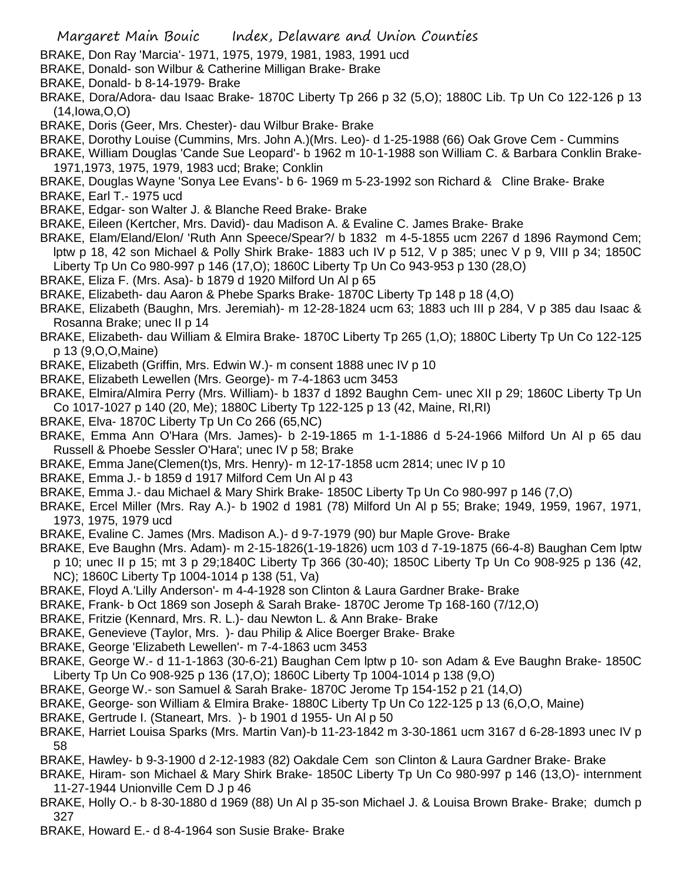BRAKE, Don Ray 'Marcia'- 1971, 1975, 1979, 1981, 1983, 1991 ucd

BRAKE, Donald- son Wilbur & Catherine Milligan Brake- Brake

BRAKE, Donald- b 8-14-1979- Brake

BRAKE, Dora/Adora- dau Isaac Brake- 1870C Liberty Tp 266 p 32 (5,O); 1880C Lib. Tp Un Co 122-126 p 13 (14,Iowa,O,O)

BRAKE, Doris (Geer, Mrs. Chester)- dau Wilbur Brake- Brake

BRAKE, Dorothy Louise (Cummins, Mrs. John A.)(Mrs. Leo)- d 1-25-1988 (66) Oak Grove Cem - Cummins

BRAKE, William Douglas 'Cande Sue Leopard'- b 1962 m 10-1-1988 son William C. & Barbara Conklin Brake- 1971,1973, 1975, 1979, 1983 ucd; Brake; Conklin

BRAKE, Douglas Wayne 'Sonya Lee Evans'- b 6- 1969 m 5-23-1992 son Richard & Cline Brake- Brake

BRAKE, Earl T.- 1975 ucd

BRAKE, Edgar- son Walter J. & Blanche Reed Brake- Brake

BRAKE, Eileen (Kertcher, Mrs. David)- dau Madison A. & Evaline C. James Brake- Brake

BRAKE, Elam/Eland/Elon/ 'Ruth Ann Speece/Spear?/ b 1832 m 4-5-1855 ucm 2267 d 1896 Raymond Cem; lptw p 18, 42 son Michael & Polly Shirk Brake- 1883 uch IV p 512, V p 385; unec V p 9, VIII p 34; 1850C Liberty Tp Un Co 980-997 p 146 (17,O); 1860C Liberty Tp Un Co 943-953 p 130 (28,O)

BRAKE, Eliza F. (Mrs. Asa)- b 1879 d 1920 Milford Un Al p 65

BRAKE, Elizabeth- dau Aaron & Phebe Sparks Brake- 1870C Liberty Tp 148 p 18 (4,O)

BRAKE, Elizabeth (Baughn, Mrs. Jeremiah)- m 12-28-1824 ucm 63; 1883 uch III p 284, V p 385 dau Isaac & Rosanna Brake; unec II p 14

BRAKE, Elizabeth- dau William & Elmira Brake- 1870C Liberty Tp 265 (1,O); 1880C Liberty Tp Un Co 122-125 p 13 (9,O,O,Maine)

BRAKE, Elizabeth (Griffin, Mrs. Edwin W.)- m consent 1888 unec IV p 10

BRAKE, Elizabeth Lewellen (Mrs. George)- m 7-4-1863 ucm 3453

BRAKE, Elmira/Almira Perry (Mrs. William)- b 1837 d 1892 Baughn Cem- unec XII p 29; 1860C Liberty Tp Un Co 1017-1027 p 140 (20, Me); 1880C Liberty Tp 122-125 p 13 (42, Maine, RI,RI)

BRAKE, Elva- 1870C Liberty Tp Un Co 266 (65,NC)

BRAKE, Emma Ann O'Hara (Mrs. James)- b 2-19-1865 m 1-1-1886 d 5-24-1966 Milford Un Al p 65 dau Russell & Phoebe Sessler O'Hara'; unec IV p 58; Brake

BRAKE, Emma Jane(Clemen(t)s, Mrs. Henry)- m 12-17-1858 ucm 2814; unec IV p 10

BRAKE, Emma J.- b 1859 d 1917 Milford Cem Un Al p 43

BRAKE, Emma J.- dau Michael & Mary Shirk Brake- 1850C Liberty Tp Un Co 980-997 p 146 (7,O)

BRAKE, Ercel Miller (Mrs. Ray A.)- b 1902 d 1981 (78) Milford Un Al p 55; Brake; 1949, 1959, 1967, 1971, 1973, 1975, 1979 ucd

BRAKE, Evaline C. James (Mrs. Madison A.)- d 9-7-1979 (90) bur Maple Grove- Brake

BRAKE, Eve Baughn (Mrs. Adam)- m 2-15-1826(1-19-1826) ucm 103 d 7-19-1875 (66-4-8) Baughan Cem lptw p 10; unec II p 15; mt 3 p 29;1840C Liberty Tp 366 (30-40); 1850C Liberty Tp Un Co 908-925 p 136 (42, NC); 1860C Liberty Tp 1004-1014 p 138 (51, Va)

BRAKE, Floyd A.'Lilly Anderson'- m 4-4-1928 son Clinton & Laura Gardner Brake- Brake

BRAKE, Frank- b Oct 1869 son Joseph & Sarah Brake- 1870C Jerome Tp 168-160 (7/12,O)

BRAKE, Fritzie (Kennard, Mrs. R. L.)- dau Newton L. & Ann Brake- Brake

BRAKE, Genevieve (Taylor, Mrs. )- dau Philip & Alice Boerger Brake- Brake

BRAKE, George 'Elizabeth Lewellen'- m 7-4-1863 ucm 3453

BRAKE, George W.- d 11-1-1863 (30-6-21) Baughan Cem lptw p 10- son Adam & Eve Baughn Brake- 1850C Liberty Tp Un Co 908-925 p 136 (17,O); 1860C Liberty Tp 1004-1014 p 138 (9,O)

BRAKE, George W.- son Samuel & Sarah Brake- 1870C Jerome Tp 154-152 p 21 (14,O)

BRAKE, George- son William & Elmira Brake- 1880C Liberty Tp Un Co 122-125 p 13 (6,O,O, Maine)

BRAKE, Gertrude I. (Staneart, Mrs. )- b 1901 d 1955- Un Al p 50

BRAKE, Harriet Louisa Sparks (Mrs. Martin Van)-b 11-23-1842 m 3-30-1861 ucm 3167 d 6-28-1893 unec IV p 58

BRAKE, Hawley- b 9-3-1900 d 2-12-1983 (82) Oakdale Cem son Clinton & Laura Gardner Brake- Brake

BRAKE, Hiram- son Michael & Mary Shirk Brake- 1850C Liberty Tp Un Co 980-997 p 146 (13,O)- internment 11-27-1944 Unionville Cem D J p 46

BRAKE, Holly O.- b 8-30-1880 d 1969 (88) Un Al p 35-son Michael J. & Louisa Brown Brake- Brake; dumch p 327

BRAKE, Howard E.- d 8-4-1964 son Susie Brake- Brake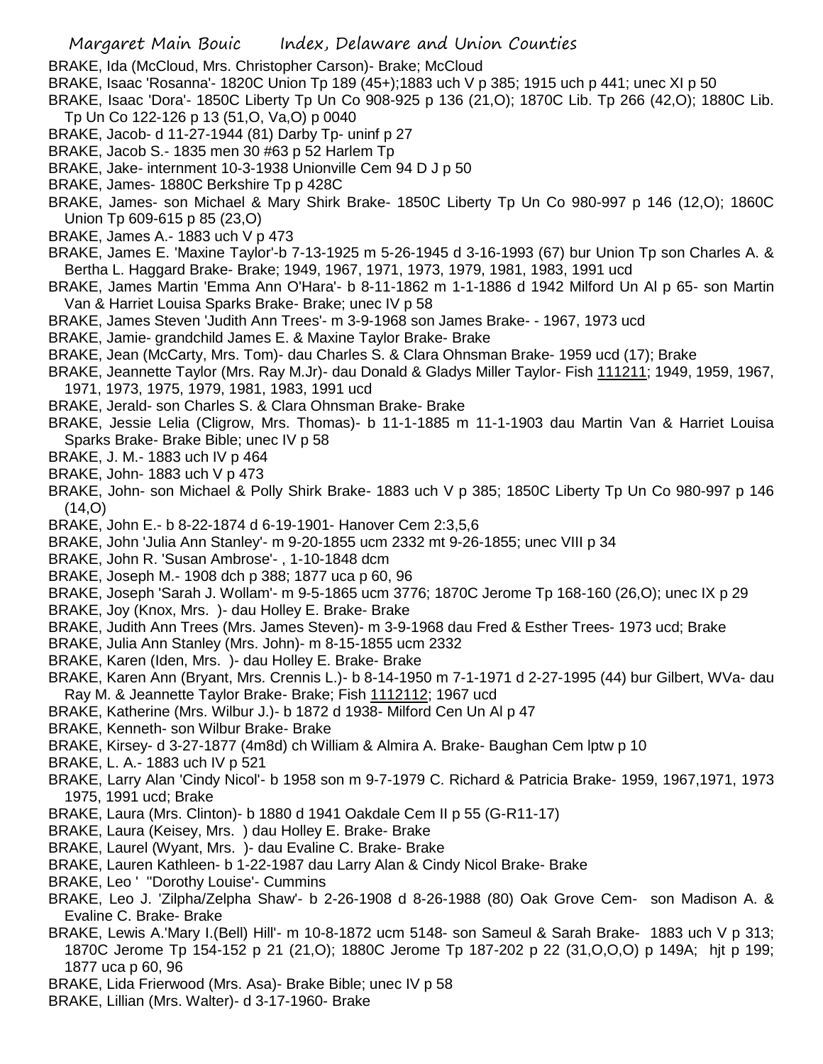BRAKE, Ida (McCloud, Mrs. Christopher Carson)- Brake; McCloud

BRAKE, Isaac 'Rosanna'- 1820C Union Tp 189 (45+);1883 uch V p 385; 1915 uch p 441; unec XI p 50

BRAKE, Isaac 'Dora'- 1850C Liberty Tp Un Co 908-925 p 136 (21,O); 1870C Lib. Tp 266 (42,O); 1880C Lib. Tp Un Co 122-126 p 13 (51,O, Va,O) p 0040

BRAKE, Jacob- d 11-27-1944 (81) Darby Tp- uninf p 27

BRAKE, Jacob S.- 1835 men 30 #63 p 52 Harlem Tp

BRAKE, Jake- internment 10-3-1938 Unionville Cem 94 D J p 50

BRAKE, James- 1880C Berkshire Tp p 428C

BRAKE, James- son Michael & Mary Shirk Brake- 1850C Liberty Tp Un Co 980-997 p 146 (12,O); 1860C Union Tp 609-615 p 85 (23,O)

BRAKE, James A.- 1883 uch V p 473

BRAKE, James E. 'Maxine Taylor'-b 7-13-1925 m 5-26-1945 d 3-16-1993 (67) bur Union Tp son Charles A. & Bertha L. Haggard Brake- Brake; 1949, 1967, 1971, 1973, 1979, 1981, 1983, 1991 ucd

BRAKE, James Martin 'Emma Ann O'Hara'- b 8-11-1862 m 1-1-1886 d 1942 Milford Un Al p 65- son Martin Van & Harriet Louisa Sparks Brake- Brake; unec IV p 58

BRAKE, James Steven 'Judith Ann Trees'- m 3-9-1968 son James Brake- - 1967, 1973 ucd

BRAKE, Jamie- grandchild James E. & Maxine Taylor Brake- Brake

BRAKE, Jean (McCarty, Mrs. Tom)- dau Charles S. & Clara Ohnsman Brake- 1959 ucd (17); Brake

BRAKE, Jeannette Taylor (Mrs. Ray M.Jr)- dau Donald & Gladys Miller Taylor- Fish 111211; 1949, 1959, 1967, 1971, 1973, 1975, 1979, 1981, 1983, 1991 ucd

BRAKE, Jerald- son Charles S. & Clara Ohnsman Brake- Brake

BRAKE, Jessie Lelia (Cligrow, Mrs. Thomas)- b 11-1-1885 m 11-1-1903 dau Martin Van & Harriet Louisa Sparks Brake- Brake Bible; unec IV p 58

BRAKE, J. M.- 1883 uch IV p 464

BRAKE, John- 1883 uch V p 473

BRAKE, John- son Michael & Polly Shirk Brake- 1883 uch V p 385; 1850C Liberty Tp Un Co 980-997 p 146 (14,O)

BRAKE, John E.- b 8-22-1874 d 6-19-1901- Hanover Cem 2:3,5,6

BRAKE, John 'Julia Ann Stanley'- m 9-20-1855 ucm 2332 mt 9-26-1855; unec VIII p 34

BRAKE, John R. 'Susan Ambrose'- , 1-10-1848 dcm

BRAKE, Joseph M.- 1908 dch p 388; 1877 uca p 60, 96

BRAKE, Joseph 'Sarah J. Wollam'- m 9-5-1865 ucm 3776; 1870C Jerome Tp 168-160 (26,O); unec IX p 29

BRAKE, Joy (Knox, Mrs. )- dau Holley E. Brake- Brake

BRAKE, Judith Ann Trees (Mrs. James Steven)- m 3-9-1968 dau Fred & Esther Trees- 1973 ucd; Brake

BRAKE, Julia Ann Stanley (Mrs. John)- m 8-15-1855 ucm 2332

BRAKE, Karen (Iden, Mrs. )- dau Holley E. Brake- Brake

BRAKE, Karen Ann (Bryant, Mrs. Crennis L.)- b 8-14-1950 m 7-1-1971 d 2-27-1995 (44) bur Gilbert, WVa- dau Ray M. & Jeannette Taylor Brake- Brake; Fish 1112112; 1967 ucd

BRAKE, Katherine (Mrs. Wilbur J.)- b 1872 d 1938- Milford Cen Un Al p 47

BRAKE, Kenneth- son Wilbur Brake- Brake

BRAKE, Kirsey- d 3-27-1877 (4m8d) ch William & Almira A. Brake- Baughan Cem lptw p 10

BRAKE, L. A.- 1883 uch IV p 521

BRAKE, Larry Alan 'Cindy Nicol'- b 1958 son m 9-7-1979 C. Richard & Patricia Brake- 1959, 1967,1971, 1973 1975, 1991 ucd; Brake

BRAKE, Laura (Mrs. Clinton)- b 1880 d 1941 Oakdale Cem II p 55 (G-R11-17)

BRAKE, Laura (Keisey, Mrs. ) dau Holley E. Brake- Brake

BRAKE, Laurel (Wyant, Mrs. )- dau Evaline C. Brake- Brake

BRAKE, Lauren Kathleen- b 1-22-1987 dau Larry Alan & Cindy Nicol Brake- Brake

BRAKE, Leo ' "Dorothy Louise'- Cummins

BRAKE, Leo J. 'Zilpha/Zelpha Shaw'- b 2-26-1908 d 8-26-1988 (80) Oak Grove Cem- son Madison A. & Evaline C. Brake- Brake

BRAKE, Lewis A.'Mary I.(Bell) Hill'- m 10-8-1872 ucm 5148- son Sameul & Sarah Brake- 1883 uch V p 313; 1870C Jerome Tp 154-152 p 21 (21,O); 1880C Jerome Tp 187-202 p 22 (31,O,O,O) p 149A; hjt p 199; 1877 uca p 60, 96

BRAKE, Lida Frierwood (Mrs. Asa)- Brake Bible; unec IV p 58

BRAKE, Lillian (Mrs. Walter)- d 3-17-1960- Brake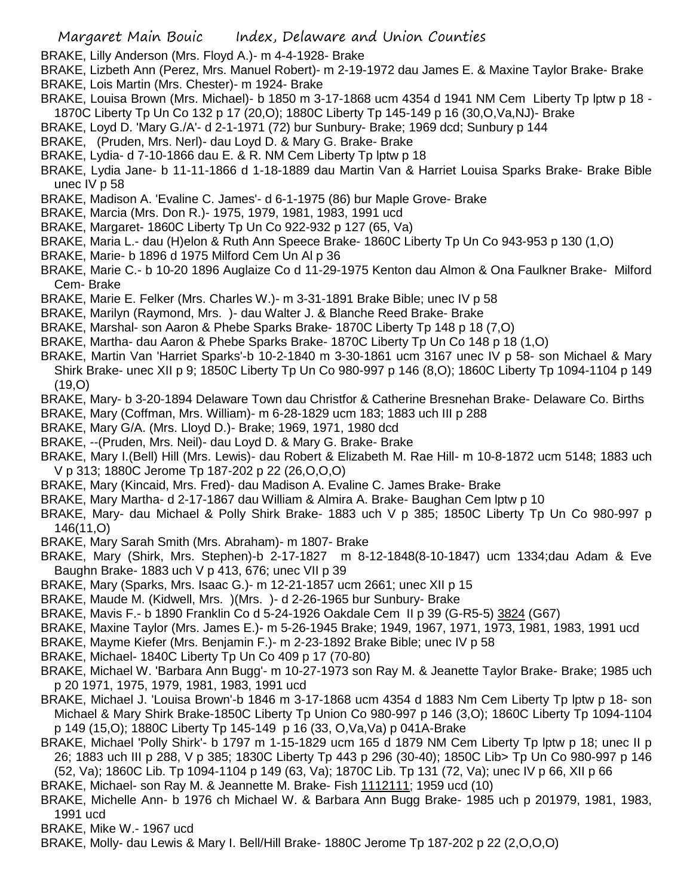BRAKE, Lilly Anderson (Mrs. Floyd A.)- m 4-4-1928- Brake

BRAKE, Lizbeth Ann (Perez, Mrs. Manuel Robert)- m 2-19-1972 dau James E. & Maxine Taylor Brake- Brake

BRAKE, Lois Martin (Mrs. Chester)- m 1924- Brake

BRAKE, Louisa Brown (Mrs. Michael)- b 1850 m 3-17-1868 ucm 4354 d 1941 NM Cem Liberty Tp lptw p 18 - 1870C Liberty Tp Un Co 132 p 17 (20,O); 1880C Liberty Tp 145-149 p 16 (30,O,Va,NJ)- Brake

BRAKE, Loyd D. 'Mary G./A'- d 2-1-1971 (72) bur Sunbury- Brake; 1969 dcd; Sunbury p 144

BRAKE, (Pruden, Mrs. Nerl)- dau Loyd D. & Mary G. Brake- Brake

BRAKE, Lydia- d 7-10-1866 dau E. & R. NM Cem Liberty Tp lptw p 18

BRAKE, Lydia Jane- b 11-11-1866 d 1-18-1889 dau Martin Van & Harriet Louisa Sparks Brake- Brake Bible unec IV p 58

BRAKE, Madison A. 'Evaline C. James'- d 6-1-1975 (86) bur Maple Grove- Brake

BRAKE, Marcia (Mrs. Don R.)- 1975, 1979, 1981, 1983, 1991 ucd

BRAKE, Margaret- 1860C Liberty Tp Un Co 922-932 p 127 (65, Va)

BRAKE, Maria L.- dau (H)elon & Ruth Ann Speece Brake- 1860C Liberty Tp Un Co 943-953 p 130 (1,O)

BRAKE, Marie- b 1896 d 1975 Milford Cem Un Al p 36

BRAKE, Marie C.- b 10-20 1896 Auglaize Co d 11-29-1975 Kenton dau Almon & Ona Faulkner Brake- Milford Cem- Brake

BRAKE, Marie E. Felker (Mrs. Charles W.)- m 3-31-1891 Brake Bible; unec IV p 58

BRAKE, Marilyn (Raymond, Mrs. )- dau Walter J. & Blanche Reed Brake- Brake

BRAKE, Marshal- son Aaron & Phebe Sparks Brake- 1870C Liberty Tp 148 p 18 (7,O)

BRAKE, Martha- dau Aaron & Phebe Sparks Brake- 1870C Liberty Tp Un Co 148 p 18 (1,O)

BRAKE, Martin Van 'Harriet Sparks'-b 10-2-1840 m 3-30-1861 ucm 3167 unec IV p 58- son Michael & Mary Shirk Brake- unec XII p 9; 1850C Liberty Tp Un Co 980-997 p 146 (8,O); 1860C Liberty Tp 1094-1104 p 149 (19,O)

BRAKE, Mary- b 3-20-1894 Delaware Town dau Christfor & Catherine Bresnehan Brake- Delaware Co. Births

BRAKE, Mary (Coffman, Mrs. William)- m 6-28-1829 ucm 183; 1883 uch III p 288

BRAKE, Mary G/A. (Mrs. Lloyd D.)- Brake; 1969, 1971, 1980 dcd

BRAKE, --(Pruden, Mrs. Neil)- dau Loyd D. & Mary G. Brake- Brake

BRAKE, Mary I.(Bell) Hill (Mrs. Lewis)- dau Robert & Elizabeth M. Rae Hill- m 10-8-1872 ucm 5148; 1883 uch V p 313; 1880C Jerome Tp 187-202 p 22 (26,O,O,O)

BRAKE, Mary (Kincaid, Mrs. Fred)- dau Madison A. Evaline C. James Brake- Brake

BRAKE, Mary Martha- d 2-17-1867 dau William & Almira A. Brake- Baughan Cem lptw p 10

BRAKE, Mary- dau Michael & Polly Shirk Brake- 1883 uch V p 385; 1850C Liberty Tp Un Co 980-997 p 146(11,O)

BRAKE, Mary Sarah Smith (Mrs. Abraham)- m 1807- Brake

BRAKE, Mary (Shirk, Mrs. Stephen)-b 2-17-1827 m 8-12-1848(8-10-1847) ucm 1334;dau Adam & Eve Baughn Brake- 1883 uch V p 413, 676; unec VII p 39

BRAKE, Mary (Sparks, Mrs. Isaac G.)- m 12-21-1857 ucm 2661; unec XII p 15

BRAKE, Maude M. (Kidwell, Mrs. )(Mrs. )- d 2-26-1965 bur Sunbury- Brake

BRAKE, Mavis F.- b 1890 Franklin Co d 5-24-1926 Oakdale Cem II p 39 (G-R5-5) 3824 (G67)

BRAKE, Maxine Taylor (Mrs. James E.)- m 5-26-1945 Brake; 1949, 1967, 1971, 1973, 1981, 1983, 1991 ucd

BRAKE, Mayme Kiefer (Mrs. Benjamin F.)- m 2-23-1892 Brake Bible; unec IV p 58

BRAKE, Michael- 1840C Liberty Tp Un Co 409 p 17 (70-80)

BRAKE, Michael W. 'Barbara Ann Bugg'- m 10-27-1973 son Ray M. & Jeanette Taylor Brake- Brake; 1985 uch p 20 1971, 1975, 1979, 1981, 1983, 1991 ucd

BRAKE, Michael J. 'Louisa Brown'-b 1846 m 3-17-1868 ucm 4354 d 1883 Nm Cem Liberty Tp lptw p 18- son Michael & Mary Shirk Brake-1850C Liberty Tp Union Co 980-997 p 146 (3,O); 1860C Liberty Tp 1094-1104 p 149 (15,O); 1880C Liberty Tp 145-149 p 16 (33, O,Va,Va) p 041A-Brake

BRAKE, Michael 'Polly Shirk'- b 1797 m 1-15-1829 ucm 165 d 1879 NM Cem Liberty Tp lptw p 18; unec II p 26; 1883 uch III p 288, V p 385; 1830C Liberty Tp 443 p 296 (30-40); 1850C Lib> Tp Un Co 980-997 p 146 (52, Va); 1860C Lib. Tp 1094-1104 p 149 (63, Va); 1870C Lib. Tp 131 (72, Va); unec IV p 66, XII p 66

BRAKE, Michael- son Ray M. & Jeannette M. Brake- Fish 1112111; 1959 ucd (10)

BRAKE, Michelle Ann- b 1976 ch Michael W. & Barbara Ann Bugg Brake- 1985 uch p 201979, 1981, 1983, 1991 ucd

BRAKE, Mike W.- 1967 ucd

BRAKE, Molly- dau Lewis & Mary I. Bell/Hill Brake- 1880C Jerome Tp 187-202 p 22 (2,O,O,O)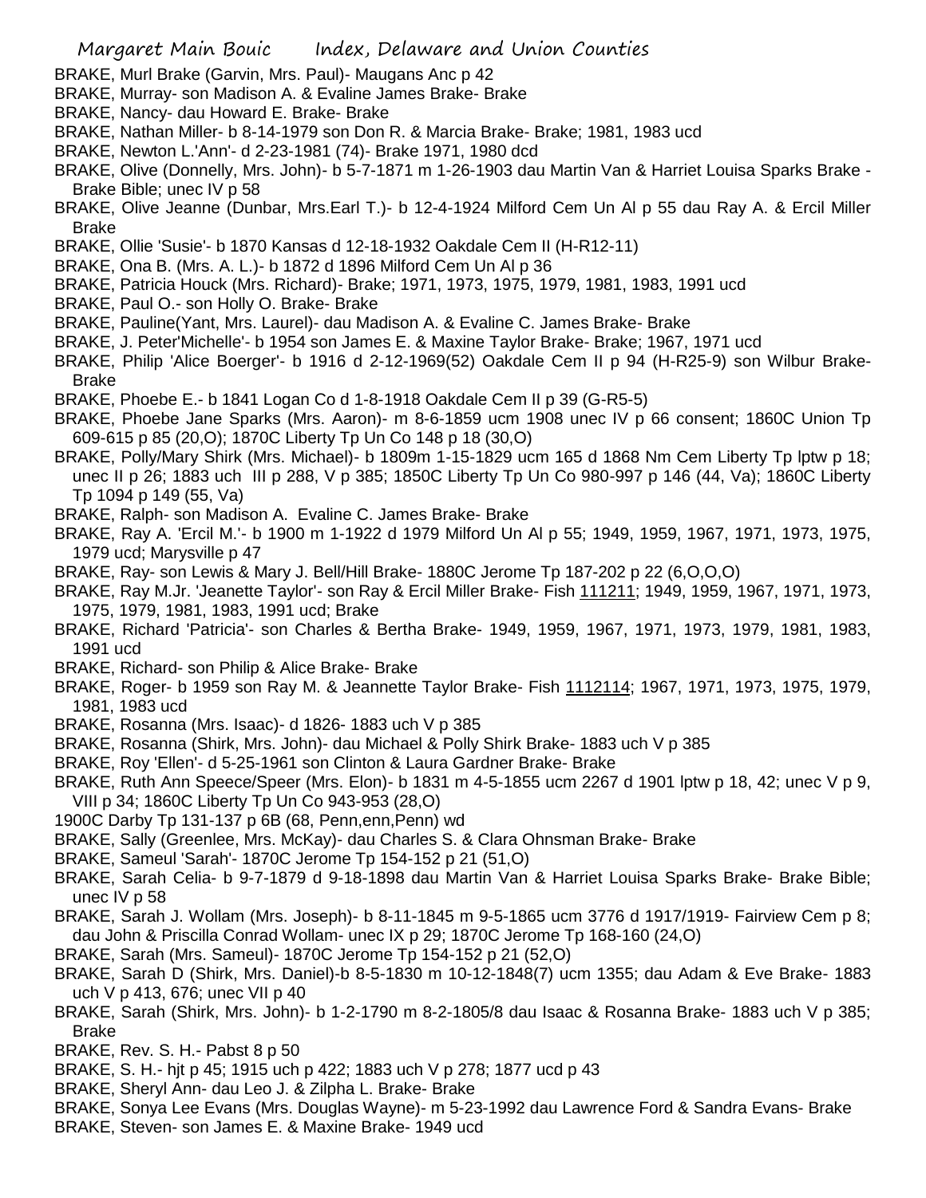BRAKE, Murl Brake (Garvin, Mrs. Paul)- Maugans Anc p 42

BRAKE, Murray- son Madison A. & Evaline James Brake- Brake

BRAKE, Nancy- dau Howard E. Brake- Brake

BRAKE, Nathan Miller- b 8-14-1979 son Don R. & Marcia Brake- Brake; 1981, 1983 ucd

BRAKE, Newton L.'Ann'- d 2-23-1981 (74)- Brake 1971, 1980 dcd

BRAKE, Olive (Donnelly, Mrs. John)- b 5-7-1871 m 1-26-1903 dau Martin Van & Harriet Louisa Sparks Brake - Brake Bible; unec IV p 58

BRAKE, Olive Jeanne (Dunbar, Mrs.Earl T.)- b 12-4-1924 Milford Cem Un Al p 55 dau Ray A. & Ercil Miller Brake

BRAKE, Ollie 'Susie'- b 1870 Kansas d 12-18-1932 Oakdale Cem II (H-R12-11)

BRAKE, Ona B. (Mrs. A. L.)- b 1872 d 1896 Milford Cem Un Al p 36

BRAKE, Patricia Houck (Mrs. Richard)- Brake; 1971, 1973, 1975, 1979, 1981, 1983, 1991 ucd

BRAKE, Paul O.- son Holly O. Brake- Brake

BRAKE, Pauline(Yant, Mrs. Laurel)- dau Madison A. & Evaline C. James Brake- Brake

BRAKE, J. Peter'Michelle'- b 1954 son James E. & Maxine Taylor Brake- Brake; 1967, 1971 ucd

BRAKE, Philip 'Alice Boerger'- b 1916 d 2-12-1969(52) Oakdale Cem II p 94 (H-R25-9) son Wilbur Brake- Brake

BRAKE, Phoebe E.- b 1841 Logan Co d 1-8-1918 Oakdale Cem II p 39 (G-R5-5)

BRAKE, Phoebe Jane Sparks (Mrs. Aaron)- m 8-6-1859 ucm 1908 unec IV p 66 consent; 1860C Union Tp 609-615 p 85 (20,O); 1870C Liberty Tp Un Co 148 p 18 (30,O)

BRAKE, Polly/Mary Shirk (Mrs. Michael)- b 1809m 1-15-1829 ucm 165 d 1868 Nm Cem Liberty Tp lptw p 18; unec II p 26; 1883 uch III p 288, V p 385; 1850C Liberty Tp Un Co 980-997 p 146 (44, Va); 1860C Liberty Tp 1094 p 149 (55, Va)

BRAKE, Ralph- son Madison A. Evaline C. James Brake- Brake

BRAKE, Ray A. 'Ercil M.'- b 1900 m 1-1922 d 1979 Milford Un Al p 55; 1949, 1959, 1967, 1971, 1973, 1975, 1979 ucd; Marysville p 47

BRAKE, Ray- son Lewis & Mary J. Bell/Hill Brake- 1880C Jerome Tp 187-202 p 22 (6,O,O,O)

BRAKE, Ray M.Jr. 'Jeanette Taylor'- son Ray & Ercil Miller Brake- Fish 111211; 1949, 1959, 1967, 1971, 1973, 1975, 1979, 1981, 1983, 1991 ucd; Brake

BRAKE, Richard 'Patricia'- son Charles & Bertha Brake- 1949, 1959, 1967, 1971, 1973, 1979, 1981, 1983, 1991 ucd

BRAKE, Richard- son Philip & Alice Brake- Brake

BRAKE, Roger- b 1959 son Ray M. & Jeannette Taylor Brake- Fish 1112114; 1967, 1971, 1973, 1975, 1979, 1981, 1983 ucd

BRAKE, Rosanna (Mrs. Isaac)- d 1826- 1883 uch V p 385

BRAKE, Rosanna (Shirk, Mrs. John)- dau Michael & Polly Shirk Brake- 1883 uch V p 385

BRAKE, Roy 'Ellen'- d 5-25-1961 son Clinton & Laura Gardner Brake- Brake

BRAKE, Ruth Ann Speece/Speer (Mrs. Elon)- b 1831 m 4-5-1855 ucm 2267 d 1901 lptw p 18, 42; unec V p 9, VIII p 34; 1860C Liberty Tp Un Co 943-953 (28,O)

1900C Darby Tp 131-137 p 6B (68, Penn,enn,Penn) wd

BRAKE, Sally (Greenlee, Mrs. McKay)- dau Charles S. & Clara Ohnsman Brake- Brake

BRAKE, Sameul 'Sarah'- 1870C Jerome Tp 154-152 p 21 (51,O)

BRAKE, Sarah Celia- b 9-7-1879 d 9-18-1898 dau Martin Van & Harriet Louisa Sparks Brake- Brake Bible; unec IV p 58

BRAKE, Sarah J. Wollam (Mrs. Joseph)- b 8-11-1845 m 9-5-1865 ucm 3776 d 1917/1919- Fairview Cem p 8; dau John & Priscilla Conrad Wollam- unec IX p 29; 1870C Jerome Tp 168-160 (24,O)

BRAKE, Sarah (Mrs. Sameul)- 1870C Jerome Tp 154-152 p 21 (52,O)

BRAKE, Sarah D (Shirk, Mrs. Daniel)-b 8-5-1830 m 10-12-1848(7) ucm 1355; dau Adam & Eve Brake- 1883 uch V p 413, 676; unec VII p 40

BRAKE, Sarah (Shirk, Mrs. John)- b 1-2-1790 m 8-2-1805/8 dau Isaac & Rosanna Brake- 1883 uch V p 385; Brake

BRAKE, Rev. S. H.- Pabst 8 p 50

BRAKE, S. H.- hjt p 45; 1915 uch p 422; 1883 uch V p 278; 1877 ucd p 43

BRAKE, Sheryl Ann- dau Leo J. & Zilpha L. Brake- Brake

BRAKE, Sonya Lee Evans (Mrs. Douglas Wayne)- m 5-23-1992 dau Lawrence Ford & Sandra Evans- Brake

BRAKE, Steven- son James E. & Maxine Brake- 1949 ucd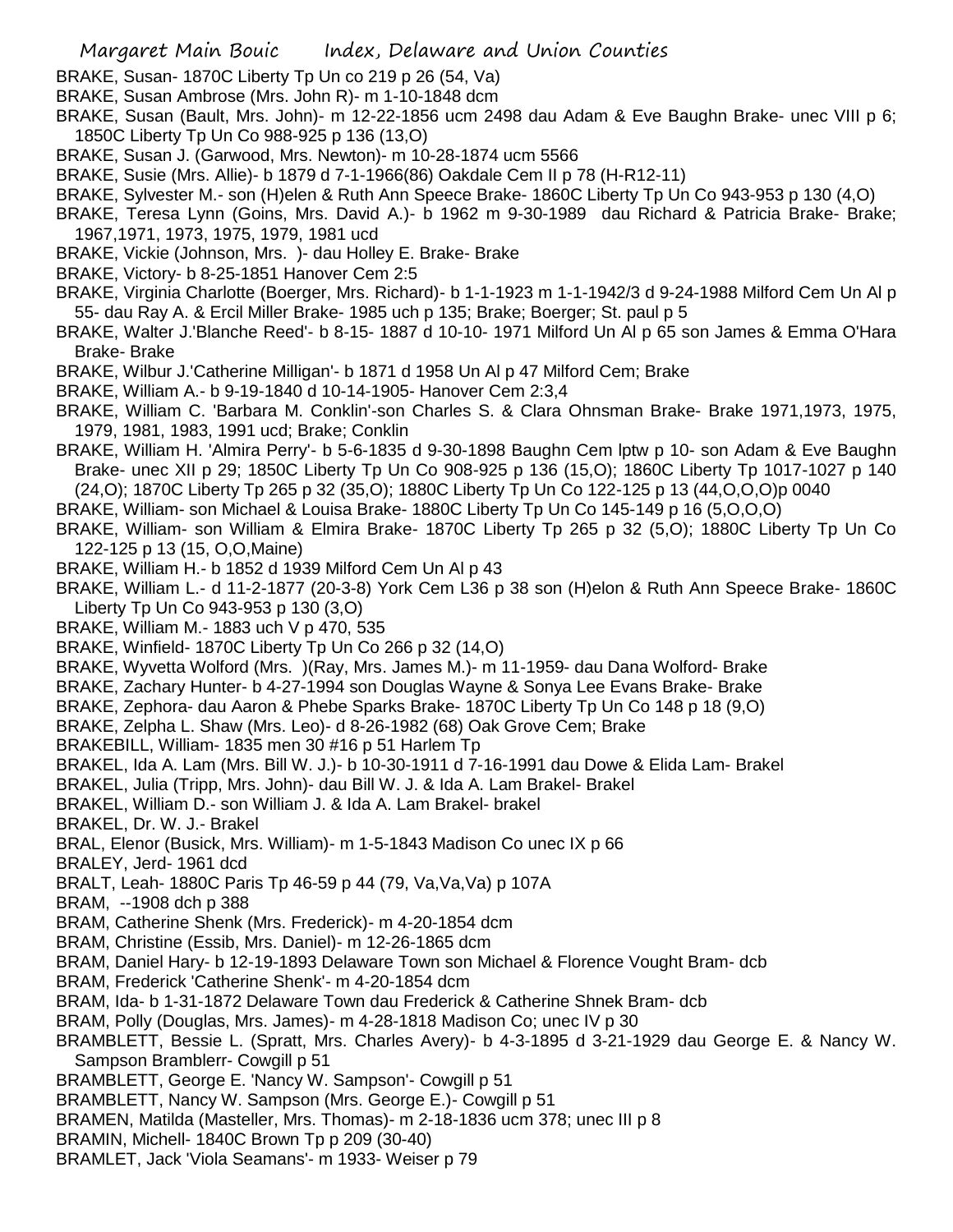BRAKE, Susan- 1870C Liberty Tp Un co 219 p 26 (54, Va)

BRAKE, Susan Ambrose (Mrs. John R)- m 1-10-1848 dcm

BRAKE, Susan (Bault, Mrs. John)- m 12-22-1856 ucm 2498 dau Adam & Eve Baughn Brake- unec VIII p 6; 1850C Liberty Tp Un Co 988-925 p 136 (13,O)

BRAKE, Susan J. (Garwood, Mrs. Newton)- m 10-28-1874 ucm 5566

BRAKE, Susie (Mrs. Allie)- b 1879 d 7-1-1966(86) Oakdale Cem II p 78 (H-R12-11)

BRAKE, Sylvester M.- son (H)elen & Ruth Ann Speece Brake- 1860C Liberty Tp Un Co 943-953 p 130 (4,O)

BRAKE, Teresa Lynn (Goins, Mrs. David A.)- b 1962 m 9-30-1989 dau Richard & Patricia Brake- Brake; 1967,1971, 1973, 1975, 1979, 1981 ucd

BRAKE, Vickie (Johnson, Mrs. )- dau Holley E. Brake- Brake

BRAKE, Victory- b 8-25-1851 Hanover Cem 2:5

BRAKE, Virginia Charlotte (Boerger, Mrs. Richard)- b 1-1-1923 m 1-1-1942/3 d 9-24-1988 Milford Cem Un Al p 55- dau Ray A. & Ercil Miller Brake- 1985 uch p 135; Brake; Boerger; St. paul p 5

BRAKE, Walter J.'Blanche Reed'- b 8-15- 1887 d 10-10- 1971 Milford Un Al p 65 son James & Emma O'Hara Brake- Brake

BRAKE, Wilbur J.'Catherine Milligan'- b 1871 d 1958 Un Al p 47 Milford Cem; Brake

BRAKE, William A.- b 9-19-1840 d 10-14-1905- Hanover Cem 2:3,4

BRAKE, William C. 'Barbara M. Conklin'-son Charles S. & Clara Ohnsman Brake- Brake 1971,1973, 1975, 1979, 1981, 1983, 1991 ucd; Brake; Conklin

BRAKE, William H. 'Almira Perry'- b 5-6-1835 d 9-30-1898 Baughn Cem lptw p 10- son Adam & Eve Baughn Brake- unec XII p 29; 1850C Liberty Tp Un Co 908-925 p 136 (15,O); 1860C Liberty Tp 1017-1027 p 140 (24,O); 1870C Liberty Tp 265 p 32 (35,O); 1880C Liberty Tp Un Co 122-125 p 13 (44,O,O,O)p 0040

BRAKE, William- son Michael & Louisa Brake- 1880C Liberty Tp Un Co 145-149 p 16 (5,O,O,O)

BRAKE, William- son William & Elmira Brake- 1870C Liberty Tp 265 p 32 (5,O); 1880C Liberty Tp Un Co 122-125 p 13 (15, O,O,Maine)

BRAKE, William H.- b 1852 d 1939 Milford Cem Un Al p 43

BRAKE, William L.- d 11-2-1877 (20-3-8) York Cem L36 p 38 son (H)elon & Ruth Ann Speece Brake- 1860C Liberty Tp Un Co 943-953 p 130 (3,O)

BRAKE, William M.- 1883 uch V p 470, 535

BRAKE, Winfield- 1870C Liberty Tp Un Co 266 p 32 (14,O)

BRAKE, Wyvetta Wolford (Mrs. )(Ray, Mrs. James M.)- m 11-1959- dau Dana Wolford- Brake

BRAKE, Zachary Hunter- b 4-27-1994 son Douglas Wayne & Sonya Lee Evans Brake- Brake

BRAKE, Zephora- dau Aaron & Phebe Sparks Brake- 1870C Liberty Tp Un Co 148 p 18 (9,O)

BRAKE, Zelpha L. Shaw (Mrs. Leo)- d 8-26-1982 (68) Oak Grove Cem; Brake

BRAKEBILL, William- 1835 men 30 #16 p 51 Harlem Tp

BRAKEL, Ida A. Lam (Mrs. Bill W. J.)- b 10-30-1911 d 7-16-1991 dau Dowe & Elida Lam- Brakel

BRAKEL, Julia (Tripp, Mrs. John)- dau Bill W. J. & Ida A. Lam Brakel- Brakel

BRAKEL, William D.- son William J. & Ida A. Lam Brakel- brakel

BRAKEL, Dr. W. J.- Brakel

BRAL, Elenor (Busick, Mrs. William)- m 1-5-1843 Madison Co unec IX p 66

BRALEY, Jerd- 1961 dcd

BRALT, Leah- 1880C Paris Tp 46-59 p 44 (79, Va,Va,Va) p 107A

BRAM, --1908 dch p 388

BRAM, Catherine Shenk (Mrs. Frederick)- m 4-20-1854 dcm

BRAM, Christine (Essib, Mrs. Daniel)- m 12-26-1865 dcm

BRAM, Daniel Hary- b 12-19-1893 Delaware Town son Michael & Florence Vought Bram- dcb

BRAM, Frederick 'Catherine Shenk'- m 4-20-1854 dcm

BRAM, Ida- b 1-31-1872 Delaware Town dau Frederick & Catherine Shnek Bram- dcb

BRAM, Polly (Douglas, Mrs. James)- m 4-28-1818 Madison Co; unec IV p 30

BRAMBLETT, Bessie L. (Spratt, Mrs. Charles Avery)- b 4-3-1895 d 3-21-1929 dau George E. & Nancy W. Sampson Bramblerr- Cowgill p 51

BRAMBLETT, George E. 'Nancy W. Sampson'- Cowgill p 51

BRAMBLETT, Nancy W. Sampson (Mrs. George E.)- Cowgill p 51

BRAMEN, Matilda (Masteller, Mrs. Thomas)- m 2-18-1836 ucm 378; unec III p 8

BRAMIN, Michell- 1840C Brown Tp p 209 (30-40)

BRAMLET, Jack 'Viola Seamans'- m 1933- Weiser p 79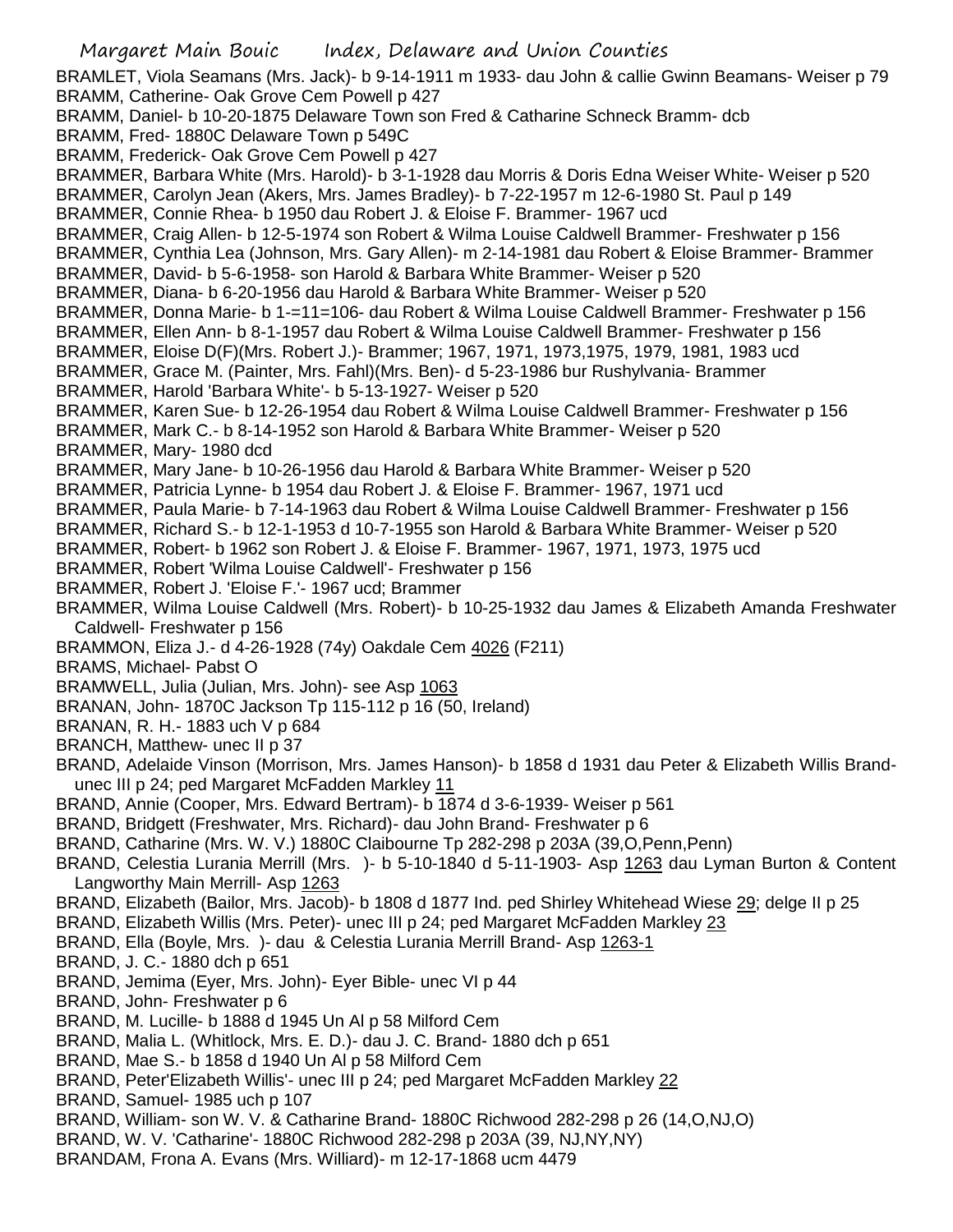BRAMLET, Viola Seamans (Mrs. Jack)- b 9-14-1911 m 1933- dau John & callie Gwinn Beamans- Weiser p 79
BRAMM, Catherine- Oak Grove Cem Powell p 427
BRAMM, Daniel- b 10-20-1875 Delaware Town son Fred & Catharine Schneck Bramm- dcb
BRAMM, Fred- 1880C Delaware Town p 549C
BRAMM, Frederick- Oak Grove Cem Powell p 427
BRAMMER, Barbara White (Mrs. Harold)- b 3-1-1928 dau Morris & Doris Edna Weiser White- Weiser p 520
BRAMMER, Carolyn Jean (Akers, Mrs. James Bradley)- b 7-22-1957 m 12-6-1980 St. Paul p 149
BRAMMER, Connie Rhea- b 1950 dau Robert J. & Eloise F. Brammer- 1967 ucd
BRAMMER, Craig Allen- b 12-5-1974 son Robert & Wilma Louise Caldwell Brammer- Freshwater p 156
BRAMMER, Cynthia Lea (Johnson, Mrs. Gary Allen)- m 2-14-1981 dau Robert & Eloise Brammer- Brammer
BRAMMER, David- b 5-6-1958- son Harold & Barbara White Brammer- Weiser p 520
BRAMMER, Diana- b 6-20-1956 dau Harold & Barbara White Brammer- Weiser p 520
BRAMMER, Donna Marie- b 1-=11=106- dau Robert & Wilma Louise Caldwell Brammer- Freshwater p 156
BRAMMER, Ellen Ann- b 8-1-1957 dau Robert & Wilma Louise Caldwell Brammer- Freshwater p 156
BRAMMER, Eloise D(F)(Mrs. Robert J.)- Brammer; 1967, 1971, 1973,1975, 1979, 1981, 1983 ucd
BRAMMER, Grace M. (Painter, Mrs. Fahl)(Mrs. Ben)- d 5-23-1986 bur Rushylvania- Brammer
BRAMMER, Harold 'Barbara White'- b 5-13-1927- Weiser p 520
BRAMMER, Karen Sue- b 12-26-1954 dau Robert & Wilma Louise Caldwell Brammer- Freshwater p 156
BRAMMER, Mark C.- b 8-14-1952 son Harold & Barbara White Brammer- Weiser p 520
BRAMMER, Mary- 1980 dcd
BRAMMER, Mary Jane- b 10-26-1956 dau Harold & Barbara White Brammer- Weiser p 520
BRAMMER, Patricia Lynne- b 1954 dau Robert J. & Eloise F. Brammer- 1967, 1971 ucd
BRAMMER, Paula Marie- b 7-14-1963 dau Robert & Wilma Louise Caldwell Brammer- Freshwater p 156
BRAMMER, Richard S.- b 12-1-1953 d 10-7-1955 son Harold & Barbara White Brammer- Weiser p 520
BRAMMER, Robert- b 1962 son Robert J. & Eloise F. Brammer- 1967, 1971, 1973, 1975 ucd
BRAMMER, Robert 'Wilma Louise Caldwell'- Freshwater p 156
BRAMMER, Robert J. 'Eloise F.'- 1967 ucd; Brammer
BRAMMER, Wilma Louise Caldwell (Mrs. Robert)- b 10-25-1932 dau James & Elizabeth Amanda Freshwater Caldwell- Freshwater p 156
BRAMMON, Eliza J.- d 4-26-1928 (74y) Oakdale Cem 4026 (F211)
BRAMS, Michael- Pabst O
BRAMWELL, Julia (Julian, Mrs. John)- see Asp 1063
BRANAN, John- 1870C Jackson Tp 115-112 p 16 (50, Ireland)
BRANAN, R. H.- 1883 uch V p 684
BRANCH, Matthew- unec II p 37
BRAND, Adelaide Vinson (Morrison, Mrs. James Hanson)- b 1858 d 1931 dau Peter & Elizabeth Willis Brand- unec III p 24; ped Margaret McFadden Markley 11
BRAND, Annie (Cooper, Mrs. Edward Bertram)- b 1874 d 3-6-1939- Weiser p 561
BRAND, Bridgett (Freshwater, Mrs. Richard)- dau John Brand- Freshwater p 6
BRAND, Catharine (Mrs. W. V.) 1880C Claibourne Tp 282-298 p 203A (39,O,Penn,Penn)
BRAND, Celestia Lurania Merrill (Mrs. )- b 5-10-1840 d 5-11-1903- Asp 1263 dau Lyman Burton & Content Langworthy Main Merrill- Asp 1263
BRAND, Elizabeth (Bailor, Mrs. Jacob)- b 1808 d 1877 Ind. ped Shirley Whitehead Wiese 29; delge II p 25
BRAND, Elizabeth Willis (Mrs. Peter)- unec III p 24; ped Margaret McFadden Markley 23
BRAND, Ella (Boyle, Mrs. )- dau & Celestia Lurania Merrill Brand- Asp 1263-1
BRAND, J. C.- 1880 dch p 651
BRAND, Jemima (Eyer, Mrs. John)- Eyer Bible- unec VI p 44
BRAND, John- Freshwater p 6
BRAND, M. Lucille- b 1888 d 1945 Un Al p 58 Milford Cem
BRAND, Malia L. (Whitlock, Mrs. E. D.)- dau J. C. Brand- 1880 dch p 651
BRAND, Mae S.- b 1858 d 1940 Un Al p 58 Milford Cem
BRAND, Peter'Elizabeth Willis'- unec III p 24; ped Margaret McFadden Markley 22
BRAND, Samuel- 1985 uch p 107
BRAND, William- son W. V. & Catharine Brand- 1880C Richwood 282-298 p 26 (14,O,NJ,O)
BRAND, W. V. 'Catharine'- 1880C Richwood 282-298 p 203A (39, NJ,NY,NY)
BRANDAM, Frona A. Evans (Mrs. Williard)- m 12-17-1868 ucm 4479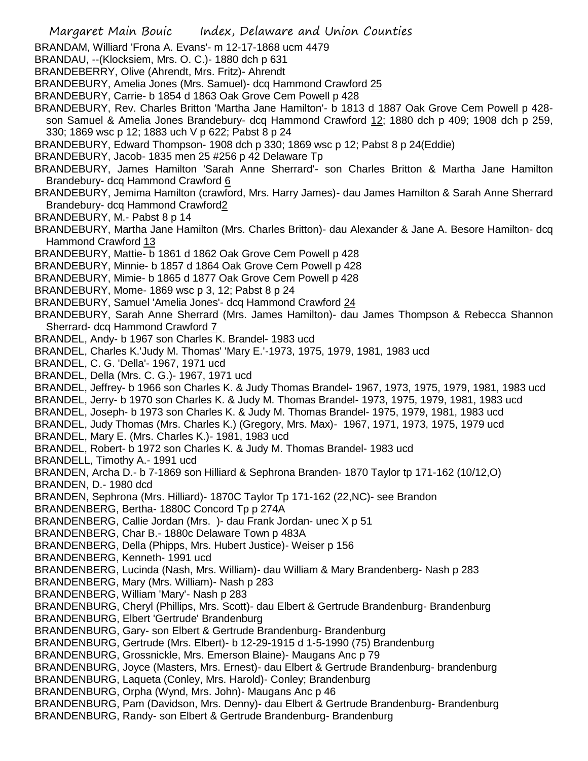BRANDAM, Williard 'Frona A. Evans'- m 12-17-1868 ucm 4479

BRANDAU, --(Klocksiem, Mrs. O. C.)- 1880 dch p 631

BRANDEBERRY, Olive (Ahrendt, Mrs. Fritz)- Ahrendt

BRANDEBURY, Amelia Jones (Mrs. Samuel)- dcq Hammond Crawford 25

BRANDEBURY, Carrie- b 1854 d 1863 Oak Grove Cem Powell p 428

BRANDEBURY, Rev. Charles Britton 'Martha Jane Hamilton'- b 1813 d 1887 Oak Grove Cem Powell p 428- son Samuel & Amelia Jones Brandebury- dcq Hammond Crawford 12; 1880 dch p 409; 1908 dch p 259, 330; 1869 wsc p 12; 1883 uch V p 622; Pabst 8 p 24

BRANDEBURY, Edward Thompson- 1908 dch p 330; 1869 wsc p 12; Pabst 8 p 24(Eddie)

BRANDEBURY, Jacob- 1835 men 25 #256 p 42 Delaware Tp

BRANDEBURY, James Hamilton 'Sarah Anne Sherrard'- son Charles Britton & Martha Jane Hamilton Brandebury- dcq Hammond Crawford 6

BRANDEBURY, Jemima Hamilton (crawford, Mrs. Harry James)- dau James Hamilton & Sarah Anne Sherrard Brandebury- dcq Hammond Crawford2

BRANDEBURY, M.- Pabst 8 p 14

BRANDEBURY, Martha Jane Hamilton (Mrs. Charles Britton)- dau Alexander & Jane A. Besore Hamilton- dcq Hammond Crawford 13

BRANDEBURY, Mattie- b 1861 d 1862 Oak Grove Cem Powell p 428

BRANDEBURY, Minnie- b 1857 d 1864 Oak Grove Cem Powell p 428

BRANDEBURY, Mimie- b 1865 d 1877 Oak Grove Cem Powell p 428

BRANDEBURY, Mome- 1869 wsc p 3, 12; Pabst 8 p 24

BRANDEBURY, Samuel 'Amelia Jones'- dcq Hammond Crawford 24

BRANDEBURY, Sarah Anne Sherrard (Mrs. James Hamilton)- dau James Thompson & Rebecca Shannon Sherrard- dcq Hammond Crawford 7

BRANDEL, Andy- b 1967 son Charles K. Brandel- 1983 ucd

BRANDEL, Charles K.'Judy M. Thomas' 'Mary E.'-1973, 1975, 1979, 1981, 1983 ucd

BRANDEL, C. G. 'Della'- 1967, 1971 ucd

BRANDEL, Della (Mrs. C. G.)- 1967, 1971 ucd

BRANDEL, Jeffrey- b 1966 son Charles K. & Judy Thomas Brandel- 1967, 1973, 1975, 1979, 1981, 1983 ucd

BRANDEL, Jerry- b 1970 son Charles K. & Judy M. Thomas Brandel- 1973, 1975, 1979, 1981, 1983 ucd

BRANDEL, Joseph- b 1973 son Charles K. & Judy M. Thomas Brandel- 1975, 1979, 1981, 1983 ucd

BRANDEL, Judy Thomas (Mrs. Charles K.) (Gregory, Mrs. Max)- 1967, 1971, 1973, 1975, 1979 ucd

BRANDEL, Mary E. (Mrs. Charles K.)- 1981, 1983 ucd

BRANDEL, Robert- b 1972 son Charles K. & Judy M. Thomas Brandel- 1983 ucd

BRANDELL, Timothy A.- 1991 ucd

BRANDEN, Archa D.- b 7-1869 son Hilliard & Sephrona Branden- 1870 Taylor tp 171-162 (10/12,O)

BRANDEN, D.- 1980 dcd

BRANDEN, Sephrona (Mrs. Hilliard)- 1870C Taylor Tp 171-162 (22,NC)- see Brandon

BRANDENBERG, Bertha- 1880C Concord Tp p 274A

BRANDENBERG, Callie Jordan (Mrs. )- dau Frank Jordan- unec X p 51

BRANDENBERG, Char B.- 1880c Delaware Town p 483A

BRANDENBERG, Della (Phipps, Mrs. Hubert Justice)- Weiser p 156

BRANDENBERG, Kenneth- 1991 ucd

BRANDENBERG, Lucinda (Nash, Mrs. William)- dau William & Mary Brandenberg- Nash p 283

BRANDENBERG, Mary (Mrs. William)- Nash p 283

BRANDENBERG, William 'Mary'- Nash p 283

BRANDENBURG, Cheryl (Phillips, Mrs. Scott)- dau Elbert & Gertrude Brandenburg- Brandenburg

BRANDENBURG, Elbert 'Gertrude' Brandenburg

BRANDENBURG, Gary- son Elbert & Gertrude Brandenburg- Brandenburg

BRANDENBURG, Gertrude (Mrs. Elbert)- b 12-29-1915 d 1-5-1990 (75) Brandenburg

BRANDENBURG, Grossnickle, Mrs. Emerson Blaine)- Maugans Anc p 79

BRANDENBURG, Joyce (Masters, Mrs. Ernest)- dau Elbert & Gertrude Brandenburg- brandenburg

BRANDENBURG, Laqueta (Conley, Mrs. Harold)- Conley; Brandenburg

BRANDENBURG, Orpha (Wynd, Mrs. John)- Maugans Anc p 46

BRANDENBURG, Pam (Davidson, Mrs. Denny)- dau Elbert & Gertrude Brandenburg- Brandenburg

BRANDENBURG, Randy- son Elbert & Gertrude Brandenburg- Brandenburg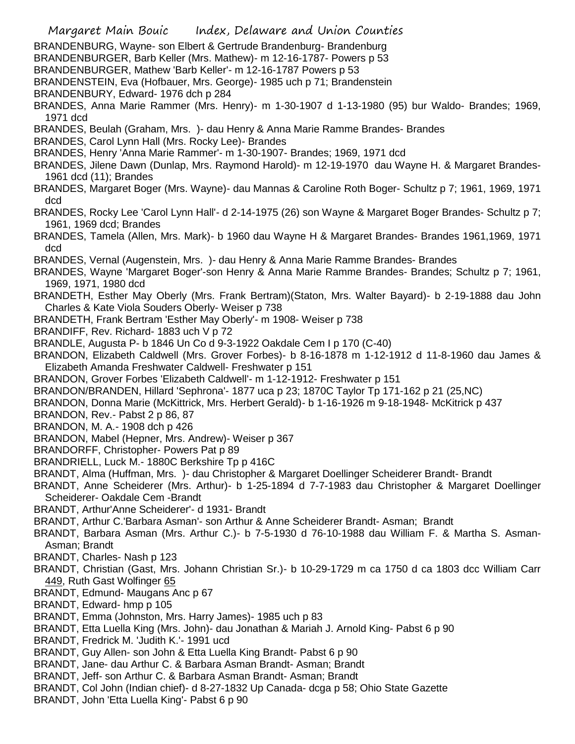BRANDENBURG, Wayne- son Elbert & Gertrude Brandenburg- Brandenburg

BRANDENBURGER, Barb Keller (Mrs. Mathew)- m 12-16-1787- Powers p 53

BRANDENBURGER, Mathew 'Barb Keller'- m 12-16-1787 Powers p 53

BRANDENSTEIN, Eva (Hofbauer, Mrs. George)- 1985 uch p 71; Brandenstein

BRANDENBURY, Edward- 1976 dch p 284

BRANDES, Anna Marie Rammer (Mrs. Henry)- m 1-30-1907 d 1-13-1980 (95) bur Waldo- Brandes; 1969, 1971 dcd

BRANDES, Beulah (Graham, Mrs. )- dau Henry & Anna Marie Ramme Brandes- Brandes

BRANDES, Carol Lynn Hall (Mrs. Rocky Lee)- Brandes

BRANDES, Henry 'Anna Marie Rammer'- m 1-30-1907- Brandes; 1969, 1971 dcd

BRANDES, Jilene Dawn (Dunlap, Mrs. Raymond Harold)- m 12-19-1970 dau Wayne H. & Margaret Brandes- 1961 dcd (11); Brandes

BRANDES, Margaret Boger (Mrs. Wayne)- dau Mannas & Caroline Roth Boger- Schultz p 7; 1961, 1969, 1971 dcd

BRANDES, Rocky Lee 'Carol Lynn Hall'- d 2-14-1975 (26) son Wayne & Margaret Boger Brandes- Schultz p 7; 1961, 1969 dcd; Brandes

BRANDES, Tamela (Allen, Mrs. Mark)- b 1960 dau Wayne H & Margaret Brandes- Brandes 1961,1969, 1971 dcd

BRANDES, Vernal (Augenstein, Mrs. )- dau Henry & Anna Marie Ramme Brandes- Brandes

BRANDES, Wayne 'Margaret Boger'-son Henry & Anna Marie Ramme Brandes- Brandes; Schultz p 7; 1961, 1969, 1971, 1980 dcd

BRANDETH, Esther May Oberly (Mrs. Frank Bertram)(Staton, Mrs. Walter Bayard)- b 2-19-1888 dau John Charles & Kate Viola Souders Oberly- Weiser p 738

BRANDETH, Frank Bertram 'Esther May Oberly'- m 1908- Weiser p 738

BRANDIFF, Rev. Richard- 1883 uch V p 72

BRANDLE, Augusta P- b 1846 Un Co d 9-3-1922 Oakdale Cem I p 170 (C-40)

BRANDON, Elizabeth Caldwell (Mrs. Grover Forbes)- b 8-16-1878 m 1-12-1912 d 11-8-1960 dau James & Elizabeth Amanda Freshwater Caldwell- Freshwater p 151

BRANDON, Grover Forbes 'Elizabeth Caldwell'- m 1-12-1912- Freshwater p 151

BRANDON/BRANDEN, Hillard 'Sephrona'- 1877 uca p 23; 1870C Taylor Tp 171-162 p 21 (25,NC)

BRANDON, Donna Marie (McKittrick, Mrs. Herbert Gerald)- b 1-16-1926 m 9-18-1948- McKitrick p 437

BRANDON, Rev.- Pabst 2 p 86, 87

BRANDON, M. A.- 1908 dch p 426

BRANDON, Mabel (Hepner, Mrs. Andrew)- Weiser p 367

BRANDORFF, Christopher- Powers Pat p 89

BRANDRIELL, Luck M.- 1880C Berkshire Tp p 416C

BRANDT, Alma (Huffman, Mrs. )- dau Christopher & Margaret Doellinger Scheiderer Brandt- Brandt

BRANDT, Anne Scheiderer (Mrs. Arthur)- b 1-25-1894 d 7-7-1983 dau Christopher & Margaret Doellinger Scheiderer- Oakdale Cem -Brandt

BRANDT, Arthur'Anne Scheiderer'- d 1931- Brandt

BRANDT, Arthur C.'Barbara Asman'- son Arthur & Anne Scheiderer Brandt- Asman; Brandt

BRANDT, Barbara Asman (Mrs. Arthur C.)- b 7-5-1930 d 76-10-1988 dau William F. & Martha S. Asman- Asman; Brandt

BRANDT, Charles- Nash p 123

BRANDT, Christian (Gast, Mrs. Johann Christian Sr.)- b 10-29-1729 m ca 1750 d ca 1803 dcc William Carr 449, Ruth Gast Wolfinger 65

BRANDT, Edmund- Maugans Anc p 67

BRANDT, Edward- hmp p 105

BRANDT, Emma (Johnston, Mrs. Harry James)- 1985 uch p 83

BRANDT, Etta Luella King (Mrs. John)- dau Jonathan & Mariah J. Arnold King- Pabst 6 p 90

BRANDT, Fredrick M. 'Judith K.'- 1991 ucd

BRANDT, Guy Allen- son John & Etta Luella King Brandt- Pabst 6 p 90

BRANDT, Jane- dau Arthur C. & Barbara Asman Brandt- Asman; Brandt

BRANDT, Jeff- son Arthur C. & Barbara Asman Brandt- Asman; Brandt

BRANDT, Col John (Indian chief)- d 8-27-1832 Up Canada- dcga p 58; Ohio State Gazette

BRANDT, John 'Etta Luella King'- Pabst 6 p 90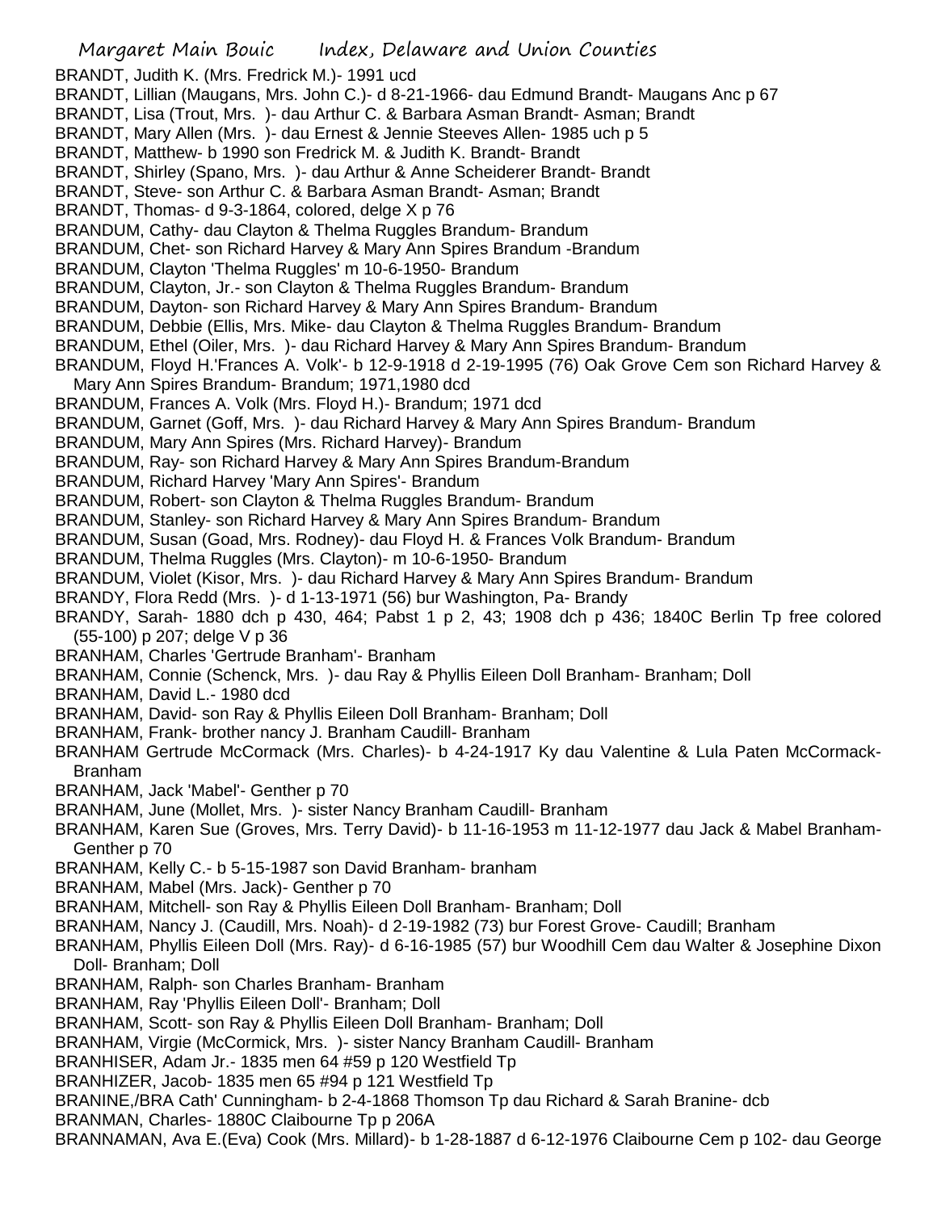BRANDT, Judith K. (Mrs. Fredrick M.)- 1991 ucd
BRANDT, Lillian (Maugans, Mrs. John C.)- d 8-21-1966- dau Edmund Brandt- Maugans Anc p 67
BRANDT, Lisa (Trout, Mrs. )- dau Arthur C. & Barbara Asman Brandt- Asman; Brandt
BRANDT, Mary Allen (Mrs. )- dau Ernest & Jennie Steeves Allen- 1985 uch p 5
BRANDT, Matthew- b 1990 son Fredrick M. & Judith K. Brandt- Brandt
BRANDT, Shirley (Spano, Mrs. )- dau Arthur & Anne Scheiderer Brandt- Brandt
BRANDT, Steve- son Arthur C. & Barbara Asman Brandt- Asman; Brandt
BRANDT, Thomas- d 9-3-1864, colored, delge X p 76
BRANDUM, Cathy- dau Clayton & Thelma Ruggles Brandum- Brandum
BRANDUM, Chet- son Richard Harvey & Mary Ann Spires Brandum -Brandum
BRANDUM, Clayton 'Thelma Ruggles' m 10-6-1950- Brandum
BRANDUM, Clayton, Jr.- son Clayton & Thelma Ruggles Brandum- Brandum
BRANDUM, Dayton- son Richard Harvey & Mary Ann Spires Brandum- Brandum
BRANDUM, Debbie (Ellis, Mrs. Mike- dau Clayton & Thelma Ruggles Brandum- Brandum
BRANDUM, Ethel (Oiler, Mrs. )- dau Richard Harvey & Mary Ann Spires Brandum- Brandum
BRANDUM, Floyd H.'Frances A. Volk'- b 12-9-1918 d 2-19-1995 (76) Oak Grove Cem son Richard Harvey & Mary Ann Spires Brandum- Brandum; 1971,1980 dcd
BRANDUM, Frances A. Volk (Mrs. Floyd H.)- Brandum; 1971 dcd
BRANDUM, Garnet (Goff, Mrs. )- dau Richard Harvey & Mary Ann Spires Brandum- Brandum
BRANDUM, Mary Ann Spires (Mrs. Richard Harvey)- Brandum
BRANDUM, Ray- son Richard Harvey & Mary Ann Spires Brandum-Brandum
BRANDUM, Richard Harvey 'Mary Ann Spires'- Brandum
BRANDUM, Robert- son Clayton & Thelma Ruggles Brandum- Brandum
BRANDUM, Stanley- son Richard Harvey & Mary Ann Spires Brandum- Brandum
BRANDUM, Susan (Goad, Mrs. Rodney)- dau Floyd H. & Frances Volk Brandum- Brandum
BRANDUM, Thelma Ruggles (Mrs. Clayton)- m 10-6-1950- Brandum
BRANDUM, Violet (Kisor, Mrs. )- dau Richard Harvey & Mary Ann Spires Brandum- Brandum
BRANDY, Flora Redd (Mrs. )- d 1-13-1971 (56) bur Washington, Pa- Brandy
BRANDY, Sarah- 1880 dch p 430, 464; Pabst 1 p 2, 43; 1908 dch p 436; 1840C Berlin Tp free colored (55-100) p 207; delge V p 36
BRANHAM, Charles 'Gertrude Branham'- Branham
BRANHAM, Connie (Schenck, Mrs. )- dau Ray & Phyllis Eileen Doll Branham- Branham; Doll
BRANHAM, David L.- 1980 dcd
BRANHAM, David- son Ray & Phyllis Eileen Doll Branham- Branham; Doll
BRANHAM, Frank- brother nancy J. Branham Caudill- Branham
BRANHAM Gertrude McCormack (Mrs. Charles)- b 4-24-1917 Ky dau Valentine & Lula Paten McCormack- Branham
BRANHAM, Jack 'Mabel'- Genther p 70
BRANHAM, June (Mollet, Mrs. )- sister Nancy Branham Caudill- Branham
BRANHAM, Karen Sue (Groves, Mrs. Terry David)- b 11-16-1953 m 11-12-1977 dau Jack & Mabel Branham- Genther p 70
BRANHAM, Kelly C.- b 5-15-1987 son David Branham- branham
BRANHAM, Mabel (Mrs. Jack)- Genther p 70
BRANHAM, Mitchell- son Ray & Phyllis Eileen Doll Branham- Branham; Doll
BRANHAM, Nancy J. (Caudill, Mrs. Noah)- d 2-19-1982 (73) bur Forest Grove- Caudill; Branham
BRANHAM, Phyllis Eileen Doll (Mrs. Ray)- d 6-16-1985 (57) bur Woodhill Cem dau Walter & Josephine Dixon Doll- Branham; Doll
BRANHAM, Ralph- son Charles Branham- Branham
BRANHAM, Ray 'Phyllis Eileen Doll'- Branham; Doll
BRANHAM, Scott- son Ray & Phyllis Eileen Doll Branham- Branham; Doll
BRANHAM, Virgie (McCormick, Mrs. )- sister Nancy Branham Caudill- Branham
BRANHISER, Adam Jr.- 1835 men 64 #59 p 120 Westfield Tp
BRANHIZER, Jacob- 1835 men 65 #94 p 121 Westfield Tp
BRANINE,/BRA Cath' Cunningham- b 2-4-1868 Thomson Tp dau Richard & Sarah Branine- dcb
BRANMAN, Charles- 1880C Claibourne Tp p 206A
BRANNAMAN, Ava E.(Eva) Cook (Mrs. Millard)- b 1-28-1887 d 6-12-1976 Claibourne Cem p 102- dau George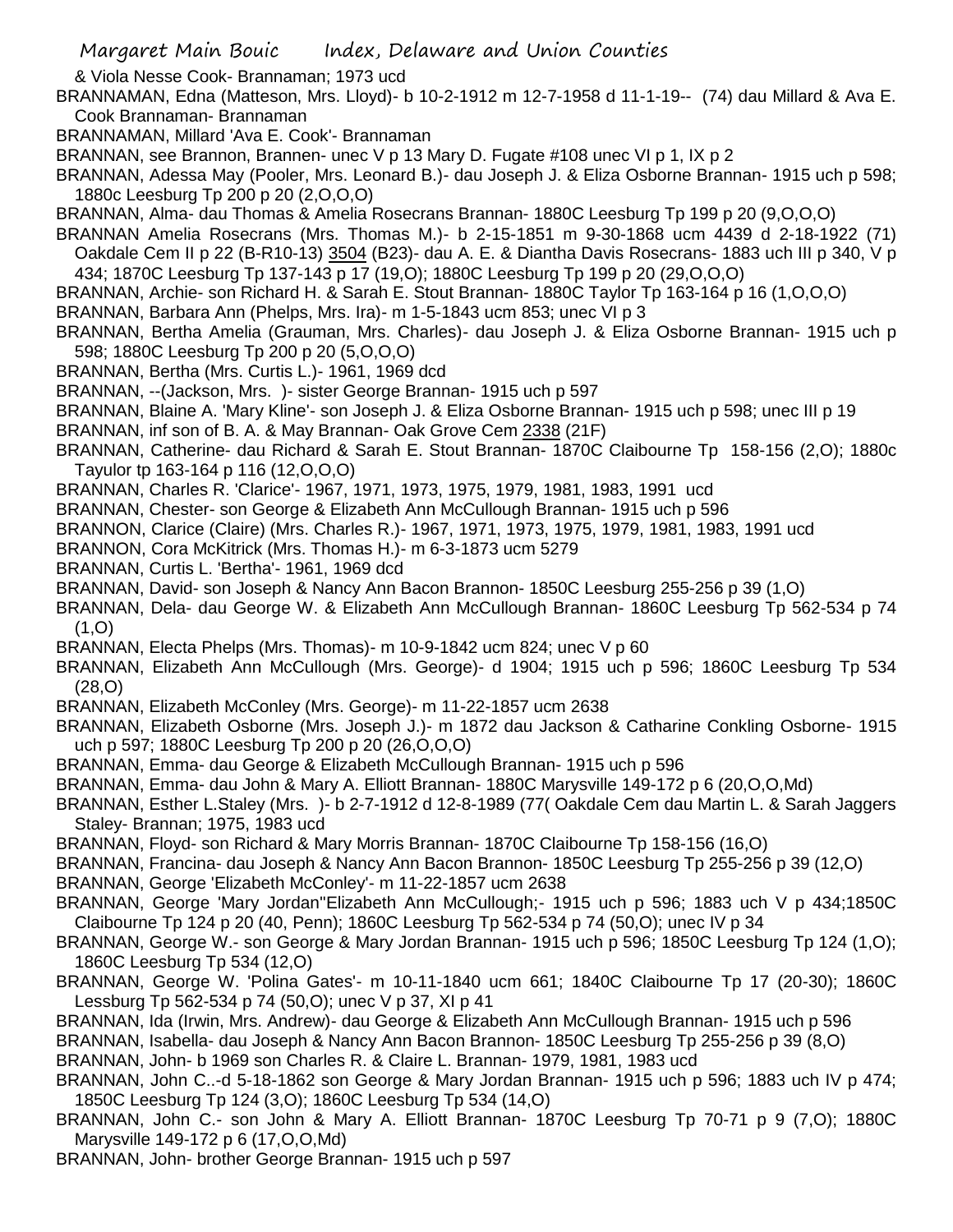& Viola Nesse Cook- Brannaman; 1973 ucd

BRANNAMAN, Edna (Matteson, Mrs. Lloyd)- b 10-2-1912 m 12-7-1958 d 11-1-19-- (74) dau Millard & Ava E. Cook Brannaman- Brannaman

BRANNAMAN, Millard 'Ava E. Cook'- Brannaman

BRANNAN, see Brannon, Brannen- unec V p 13 Mary D. Fugate #108 unec VI p 1, IX p 2

BRANNAN, Adessa May (Pooler, Mrs. Leonard B.)- dau Joseph J. & Eliza Osborne Brannan- 1915 uch p 598; 1880c Leesburg Tp 200 p 20 (2,O,O,O)

BRANNAN, Alma- dau Thomas & Amelia Rosecrans Brannan- 1880C Leesburg Tp 199 p 20 (9,O,O,O)

BRANNAN Amelia Rosecrans (Mrs. Thomas M.)- b 2-15-1851 m 9-30-1868 ucm 4439 d 2-18-1922 (71) Oakdale Cem II p 22 (B-R10-13) 3504 (B23)- dau A. E. & Diantha Davis Rosecrans- 1883 uch III p 340, V p 434; 1870C Leesburg Tp 137-143 p 17 (19,O); 1880C Leesburg Tp 199 p 20 (29,O,O,O)

BRANNAN, Archie- son Richard H. & Sarah E. Stout Brannan- 1880C Taylor Tp 163-164 p 16 (1,O,O,O)

BRANNAN, Barbara Ann (Phelps, Mrs. Ira)- m 1-5-1843 ucm 853; unec VI p 3

BRANNAN, Bertha Amelia (Grauman, Mrs. Charles)- dau Joseph J. & Eliza Osborne Brannan- 1915 uch p 598; 1880C Leesburg Tp 200 p 20 (5,O,O,O)

BRANNAN, Bertha (Mrs. Curtis L.)- 1961, 1969 dcd

BRANNAN, --(Jackson, Mrs. )- sister George Brannan- 1915 uch p 597

BRANNAN, Blaine A. 'Mary Kline'- son Joseph J. & Eliza Osborne Brannan- 1915 uch p 598; unec III p 19

BRANNAN, inf son of B. A. & May Brannan- Oak Grove Cem 2338 (21F)

BRANNAN, Catherine- dau Richard & Sarah E. Stout Brannan- 1870C Claibourne Tp 158-156 (2,O); 1880c Tayulor tp 163-164 p 116 (12,O,O,O)

BRANNAN, Charles R. 'Clarice'- 1967, 1971, 1973, 1975, 1979, 1981, 1983, 1991 ucd

BRANNAN, Chester- son George & Elizabeth Ann McCullough Brannan- 1915 uch p 596

BRANNON, Clarice (Claire) (Mrs. Charles R.)- 1967, 1971, 1973, 1975, 1979, 1981, 1983, 1991 ucd

BRANNON, Cora McKitrick (Mrs. Thomas H.)- m 6-3-1873 ucm 5279

BRANNAN, Curtis L. 'Bertha'- 1961, 1969 dcd

BRANNAN, David- son Joseph & Nancy Ann Bacon Brannon- 1850C Leesburg 255-256 p 39 (1,O)

BRANNAN, Dela- dau George W. & Elizabeth Ann McCullough Brannan- 1860C Leesburg Tp 562-534 p 74 (1,O)

BRANNAN, Electa Phelps (Mrs. Thomas)- m 10-9-1842 ucm 824; unec V p 60

BRANNAN, Elizabeth Ann McCullough (Mrs. George)- d 1904; 1915 uch p 596; 1860C Leesburg Tp 534 (28,O)

BRANNAN, Elizabeth McConley (Mrs. George)- m 11-22-1857 ucm 2638

BRANNAN, Elizabeth Osborne (Mrs. Joseph J.)- m 1872 dau Jackson & Catharine Conkling Osborne- 1915 uch p 597; 1880C Leesburg Tp 200 p 20 (26,O,O,O)

BRANNAN, Emma- dau George & Elizabeth McCullough Brannan- 1915 uch p 596

BRANNAN, Emma- dau John & Mary A. Elliott Brannan- 1880C Marysville 149-172 p 6 (20,O,O,Md)

BRANNAN, Esther L.Staley (Mrs. )- b 2-7-1912 d 12-8-1989 (77( Oakdale Cem dau Martin L. & Sarah Jaggers Staley- Brannan; 1975, 1983 ucd

BRANNAN, Floyd- son Richard & Mary Morris Brannan- 1870C Claibourne Tp 158-156 (16,O)

BRANNAN, Francina- dau Joseph & Nancy Ann Bacon Brannon- 1850C Leesburg Tp 255-256 p 39 (12,O)

BRANNAN, George 'Elizabeth McConley'- m 11-22-1857 ucm 2638

BRANNAN, George 'Mary Jordan''Elizabeth Ann McCullough;- 1915 uch p 596; 1883 uch V p 434;1850C Claibourne Tp 124 p 20 (40, Penn); 1860C Leesburg Tp 562-534 p 74 (50,O); unec IV p 34

BRANNAN, George W.- son George & Mary Jordan Brannan- 1915 uch p 596; 1850C Leesburg Tp 124 (1,O); 1860C Leesburg Tp 534 (12,O)

BRANNAN, George W. 'Polina Gates'- m 10-11-1840 ucm 661; 1840C Claibourne Tp 17 (20-30); 1860C Lessburg Tp 562-534 p 74 (50,O); unec V p 37, XI p 41

BRANNAN, Ida (Irwin, Mrs. Andrew)- dau George & Elizabeth Ann McCullough Brannan- 1915 uch p 596

BRANNAN, Isabella- dau Joseph & Nancy Ann Bacon Brannon- 1850C Leesburg Tp 255-256 p 39 (8,O)

BRANNAN, John- b 1969 son Charles R. & Claire L. Brannan- 1979, 1981, 1983 ucd

BRANNAN, John C..-d 5-18-1862 son George & Mary Jordan Brannan- 1915 uch p 596; 1883 uch IV p 474; 1850C Leesburg Tp 124 (3,O); 1860C Leesburg Tp 534 (14,O)

BRANNAN, John C.- son John & Mary A. Elliott Brannan- 1870C Leesburg Tp 70-71 p 9 (7,O); 1880C Marysville 149-172 p 6 (17,O,O,Md)

BRANNAN, John- brother George Brannan- 1915 uch p 597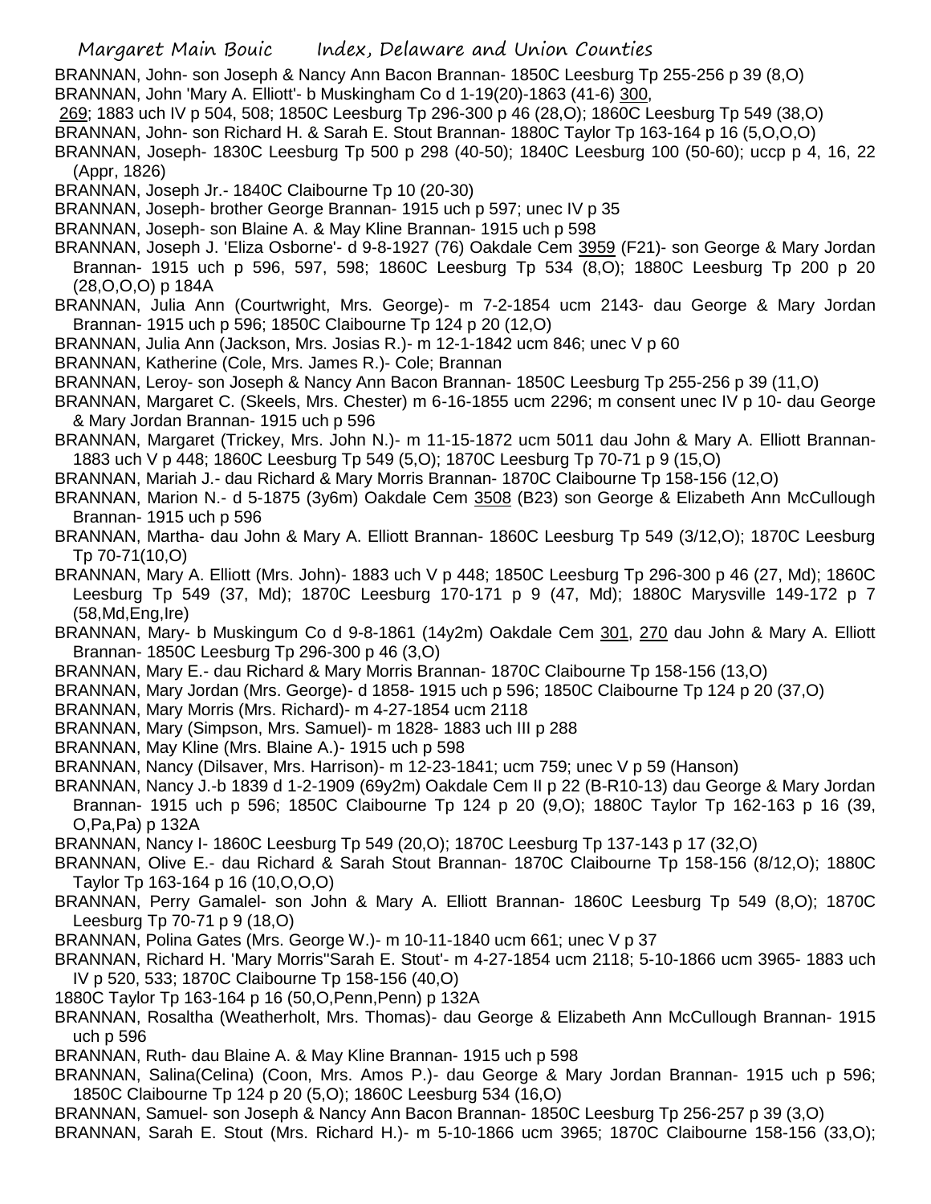BRANNAN, John- son Joseph & Nancy Ann Bacon Brannan- 1850C Leesburg Tp 255-256 p 39 (8,O)

BRANNAN, John 'Mary A. Elliott'- b Muskingham Co d 1-19(20)-1863 (41-6) 300, 269; 1883 uch IV p 504, 508; 1850C Leesburg Tp 296-300 p 46 (28,O); 1860C Leesburg Tp 549 (38,O)

BRANNAN, John- son Richard H. & Sarah E. Stout Brannan- 1880C Taylor Tp 163-164 p 16 (5,O,O,O)

BRANNAN, Joseph- 1830C Leesburg Tp 500 p 298 (40-50); 1840C Leesburg 100 (50-60); uccp p 4, 16, 22 (Appr, 1826)

BRANNAN, Joseph Jr.- 1840C Claibourne Tp 10 (20-30)

BRANNAN, Joseph- brother George Brannan- 1915 uch p 597; unec IV p 35

BRANNAN, Joseph- son Blaine A. & May Kline Brannan- 1915 uch p 598

BRANNAN, Joseph J. 'Eliza Osborne'- d 9-8-1927 (76) Oakdale Cem 3959 (F21)- son George & Mary Jordan Brannan- 1915 uch p 596, 597, 598; 1860C Leesburg Tp 534 (8,O); 1880C Leesburg Tp 200 p 20 (28,O,O,O) p 184A

BRANNAN, Julia Ann (Courtwright, Mrs. George)- m 7-2-1854 ucm 2143- dau George & Mary Jordan Brannan- 1915 uch p 596; 1850C Claibourne Tp 124 p 20 (12,O)

BRANNAN, Julia Ann (Jackson, Mrs. Josias R.)- m 12-1-1842 ucm 846; unec V p 60

BRANNAN, Katherine (Cole, Mrs. James R.)- Cole; Brannan

BRANNAN, Leroy- son Joseph & Nancy Ann Bacon Brannan- 1850C Leesburg Tp 255-256 p 39 (11,O)

BRANNAN, Margaret C. (Skeels, Mrs. Chester) m 6-16-1855 ucm 2296; m consent unec IV p 10- dau George & Mary Jordan Brannan- 1915 uch p 596

BRANNAN, Margaret (Trickey, Mrs. John N.)- m 11-15-1872 ucm 5011 dau John & Mary A. Elliott Brannan- 1883 uch V p 448; 1860C Leesburg Tp 549 (5,O); 1870C Leesburg Tp 70-71 p 9 (15,O)

BRANNAN, Mariah J.- dau Richard & Mary Morris Brannan- 1870C Claibourne Tp 158-156 (12,O)

BRANNAN, Marion N.- d 5-1875 (3y6m) Oakdale Cem 3508 (B23) son George & Elizabeth Ann McCullough Brannan- 1915 uch p 596

BRANNAN, Martha- dau John & Mary A. Elliott Brannan- 1860C Leesburg Tp 549 (3/12,O); 1870C Leesburg Tp 70-71(10,O)

BRANNAN, Mary A. Elliott (Mrs. John)- 1883 uch V p 448; 1850C Leesburg Tp 296-300 p 46 (27, Md); 1860C Leesburg Tp 549 (37, Md); 1870C Leesburg 170-171 p 9 (47, Md); 1880C Marysville 149-172 p 7 (58,Md,Eng,Ire)

BRANNAN, Mary- b Muskingum Co d 9-8-1861 (14y2m) Oakdale Cem 301, 270 dau John & Mary A. Elliott Brannan- 1850C Leesburg Tp 296-300 p 46 (3,O)

BRANNAN, Mary E.- dau Richard & Mary Morris Brannan- 1870C Claibourne Tp 158-156 (13,O)

BRANNAN, Mary Jordan (Mrs. George)- d 1858- 1915 uch p 596; 1850C Claibourne Tp 124 p 20 (37,O)

BRANNAN, Mary Morris (Mrs. Richard)- m 4-27-1854 ucm 2118

BRANNAN, Mary (Simpson, Mrs. Samuel)- m 1828- 1883 uch III p 288

BRANNAN, May Kline (Mrs. Blaine A.)- 1915 uch p 598

BRANNAN, Nancy (Dilsaver, Mrs. Harrison)- m 12-23-1841; ucm 759; unec V p 59 (Hanson)

BRANNAN, Nancy J.-b 1839 d 1-2-1909 (69y2m) Oakdale Cem II p 22 (B-R10-13) dau George & Mary Jordan Brannan- 1915 uch p 596; 1850C Claibourne Tp 124 p 20 (9,O); 1880C Taylor Tp 162-163 p 16 (39, O,Pa,Pa) p 132A

BRANNAN, Nancy I- 1860C Leesburg Tp 549 (20,O); 1870C Leesburg Tp 137-143 p 17 (32,O)

BRANNAN, Olive E.- dau Richard & Sarah Stout Brannan- 1870C Claibourne Tp 158-156 (8/12,O); 1880C Taylor Tp 163-164 p 16 (10,O,O,O)

BRANNAN, Perry Gamalel- son John & Mary A. Elliott Brannan- 1860C Leesburg Tp 549 (8,O); 1870C Leesburg Tp 70-71 p 9 (18,O)

BRANNAN, Polina Gates (Mrs. George W.)- m 10-11-1840 ucm 661; unec V p 37

BRANNAN, Richard H. 'Mary Morris''Sarah E. Stout'- m 4-27-1854 ucm 2118; 5-10-1866 ucm 3965- 1883 uch IV p 520, 533; 1870C Claibourne Tp 158-156 (40,O)
1880C Taylor Tp 163-164 p 16 (50,O,Penn,Penn) p 132A

BRANNAN, Rosaltha (Weatherholt, Mrs. Thomas)- dau George & Elizabeth Ann McCullough Brannan- 1915 uch p 596

BRANNAN, Ruth- dau Blaine A. & May Kline Brannan- 1915 uch p 598

BRANNAN, Salina(Celina) (Coon, Mrs. Amos P.)- dau George & Mary Jordan Brannan- 1915 uch p 596; 1850C Claibourne Tp 124 p 20 (5,O); 1860C Leesburg 534 (16,O)

BRANNAN, Samuel- son Joseph & Nancy Ann Bacon Brannan- 1850C Leesburg Tp 256-257 p 39 (3,O)

BRANNAN, Sarah E. Stout (Mrs. Richard H.)- m 5-10-1866 ucm 3965; 1870C Claibourne 158-156 (33,O);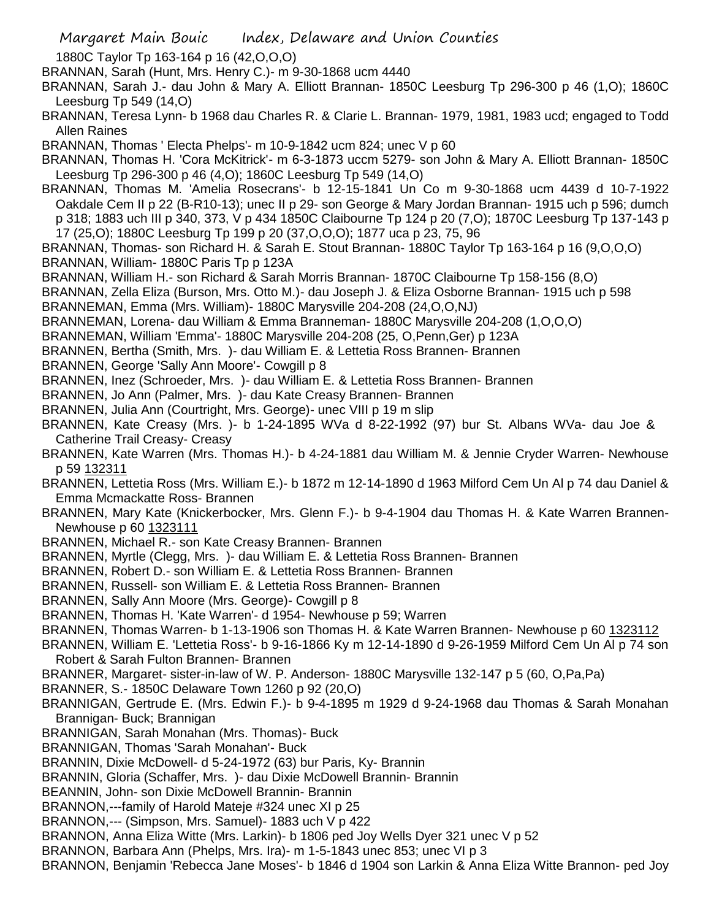1880C Taylor Tp 163-164 p 16 (42,O,O,O)

BRANNAN, Sarah (Hunt, Mrs. Henry C.)- m 9-30-1868 ucm 4440

BRANNAN, Sarah J.- dau John & Mary A. Elliott Brannan- 1850C Leesburg Tp 296-300 p 46 (1,O); 1860C Leesburg Tp 549 (14,O)

BRANNAN, Teresa Lynn- b 1968 dau Charles R. & Clarie L. Brannan- 1979, 1981, 1983 ucd; engaged to Todd Allen Raines

BRANNAN, Thomas ' Electa Phelps'- m 10-9-1842 ucm 824; unec V p 60

BRANNAN, Thomas H. 'Cora McKitrick'- m 6-3-1873 uccm 5279- son John & Mary A. Elliott Brannan- 1850C Leesburg Tp 296-300 p 46 (4,O); 1860C Leesburg Tp 549 (14,O)

BRANNAN, Thomas M. 'Amelia Rosecrans'- b 12-15-1841 Un Co m 9-30-1868 ucm 4439 d 10-7-1922 Oakdale Cem II p 22 (B-R10-13); unec II p 29- son George & Mary Jordan Brannan- 1915 uch p 596; dumch p 318; 1883 uch III p 340, 373, V p 434 1850C Claibourne Tp 124 p 20 (7,O); 1870C Leesburg Tp 137-143 p 17 (25,O); 1880C Leesburg Tp 199 p 20 (37,O,O,O); 1877 uca p 23, 75, 96

BRANNAN, Thomas- son Richard H. & Sarah E. Stout Brannan- 1880C Taylor Tp 163-164 p 16 (9,O,O,O)

BRANNAN, William- 1880C Paris Tp p 123A

BRANNAN, William H.- son Richard & Sarah Morris Brannan- 1870C Claibourne Tp 158-156 (8,O)

BRANNAN, Zella Eliza (Burson, Mrs. Otto M.)- dau Joseph J. & Eliza Osborne Brannan- 1915 uch p 598

BRANNEMAN, Emma (Mrs. William)- 1880C Marysville 204-208 (24,O,O,NJ)

BRANNEMAN, Lorena- dau William & Emma Branneman- 1880C Marysville 204-208 (1,O,O,O)

BRANNEMAN, William 'Emma'- 1880C Marysville 204-208 (25, O,Penn,Ger) p 123A

BRANNEN, Bertha (Smith, Mrs. )- dau William E. & Lettetia Ross Brannen- Brannen

BRANNEN, George 'Sally Ann Moore'- Cowgill p 8

BRANNEN, Inez (Schroeder, Mrs. )- dau William E. & Lettetia Ross Brannen- Brannen

BRANNEN, Jo Ann (Palmer, Mrs. )- dau Kate Creasy Brannen- Brannen

BRANNEN, Julia Ann (Courtright, Mrs. George)- unec VIII p 19 m slip

BRANNEN, Kate Creasy (Mrs. )- b 1-24-1895 WVa d 8-22-1992 (97) bur St. Albans WVa- dau Joe & Catherine Trail Creasy- Creasy

BRANNEN, Kate Warren (Mrs. Thomas H.)- b 4-24-1881 dau William M. & Jennie Cryder Warren- Newhouse p 59 132311

BRANNEN, Lettetia Ross (Mrs. William E.)- b 1872 m 12-14-1890 d 1963 Milford Cem Un Al p 74 dau Daniel & Emma Mcmackatte Ross- Brannen

BRANNEN, Mary Kate (Knickerbocker, Mrs. Glenn F.)- b 9-4-1904 dau Thomas H. & Kate Warren Brannen- Newhouse p 60 1323111

BRANNEN, Michael R.- son Kate Creasy Brannen- Brannen

BRANNEN, Myrtle (Clegg, Mrs. )- dau William E. & Lettetia Ross Brannen- Brannen

BRANNEN, Robert D.- son William E. & Lettetia Ross Brannen- Brannen

BRANNEN, Russell- son William E. & Lettetia Ross Brannen- Brannen

BRANNEN, Sally Ann Moore (Mrs. George)- Cowgill p 8

BRANNEN, Thomas H. 'Kate Warren'- d 1954- Newhouse p 59; Warren

BRANNEN, Thomas Warren- b 1-13-1906 son Thomas H. & Kate Warren Brannen- Newhouse p 60 1323112

BRANNEN, William E. 'Lettetia Ross'- b 9-16-1866 Ky m 12-14-1890 d 9-26-1959 Milford Cem Un Al p 74 son Robert & Sarah Fulton Brannen- Brannen

BRANNER, Margaret- sister-in-law of W. P. Anderson- 1880C Marysville 132-147 p 5 (60, O,Pa,Pa)

BRANNER, S.- 1850C Delaware Town 1260 p 92 (20,O)

BRANNIGAN, Gertrude E. (Mrs. Edwin F.)- b 9-4-1895 m 1929 d 9-24-1968 dau Thomas & Sarah Monahan Brannigan- Buck; Brannigan

BRANNIGAN, Sarah Monahan (Mrs. Thomas)- Buck

BRANNIGAN, Thomas 'Sarah Monahan'- Buck

BRANNIN, Dixie McDowell- d 5-24-1972 (63) bur Paris, Ky- Brannin

BRANNIN, Gloria (Schaffer, Mrs. )- dau Dixie McDowell Brannin- Brannin

BEANNIN, John- son Dixie McDowell Brannin- Brannin

BRANNON,---family of Harold Mateje #324 unec XI p 25

BRANNON,--- (Simpson, Mrs. Samuel)- 1883 uch V p 422

BRANNON, Anna Eliza Witte (Mrs. Larkin)- b 1806 ped Joy Wells Dyer 321 unec V p 52

BRANNON, Barbara Ann (Phelps, Mrs. Ira)- m 1-5-1843 unec 853; unec VI p 3

BRANNON, Benjamin 'Rebecca Jane Moses'- b 1846 d 1904 son Larkin & Anna Eliza Witte Brannon- ped Joy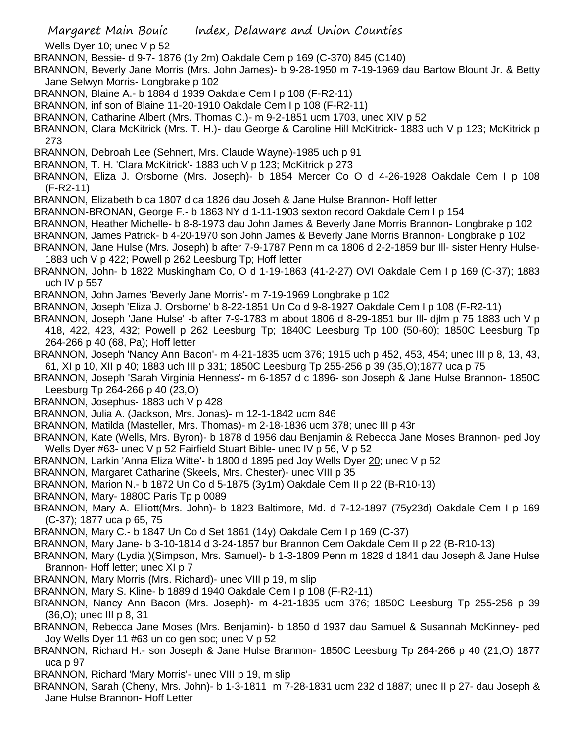Wells Dyer 10; unec V p 52

BRANNON, Bessie- d 9-7- 1876 (1y 2m) Oakdale Cem p 169 (C-370) 845 (C140)

BRANNON, Beverly Jane Morris (Mrs. John James)- b 9-28-1950 m 7-19-1969 dau Bartow Blount Jr. & Betty Jane Selwyn Morris- Longbrake p 102

BRANNON, Blaine A.- b 1884 d 1939 Oakdale Cem I p 108 (F-R2-11)

BRANNON, inf son of Blaine 11-20-1910 Oakdale Cem I p 108 (F-R2-11)

BRANNON, Catharine Albert (Mrs. Thomas C.)- m 9-2-1851 ucm 1703, unec XIV p 52

BRANNON, Clara McKitrick (Mrs. T. H.)- dau George & Caroline Hill McKitrick- 1883 uch V p 123; McKitrick p 273

BRANNON, Debroah Lee (Sehnert, Mrs. Claude Wayne)-1985 uch p 91

BRANNON, T. H. 'Clara McKitrick'- 1883 uch V p 123; McKitrick p 273

BRANNON, Eliza J. Orsborne (Mrs. Joseph)- b 1854 Mercer Co O d 4-26-1928 Oakdale Cem I p 108 (F-R2-11)

BRANNON, Elizabeth b ca 1807 d ca 1826 dau Joseh & Jane Hulse Brannon- Hoff letter

BRANNON-BRONAN, George F.- b 1863 NY d 1-11-1903 sexton record Oakdale Cem I p 154

BRANNON, Heather Michelle- b 8-8-1973 dau John James & Beverly Jane Morris Brannon- Longbrake p 102

BRANNON, James Patrick- b 4-20-1970 son John James & Beverly Jane Morris Brannon- Longbrake p 102

BRANNON, Jane Hulse (Mrs. Joseph) b after 7-9-1787 Penn m ca 1806 d 2-2-1859 bur Ill- sister Henry Hulse- 1883 uch V p 422; Powell p 262 Leesburg Tp; Hoff letter

BRANNON, John- b 1822 Muskingham Co, O d 1-19-1863 (41-2-27) OVI Oakdale Cem I p 169 (C-37); 1883 uch IV p 557

BRANNON, John James 'Beverly Jane Morris'- m 7-19-1969 Longbrake p 102

BRANNON, Joseph 'Eliza J. Orsborne' b 8-22-1851 Un Co d 9-8-1927 Oakdale Cem I p 108 (F-R2-11)

BRANNON, Joseph 'Jane Hulse' -b after 7-9-1783 m about 1806 d 8-29-1851 bur Ill- djlm p 75 1883 uch V p 418, 422, 423, 432; Powell p 262 Leesburg Tp; 1840C Leesburg Tp 100 (50-60); 1850C Leesburg Tp 264-266 p 40 (68, Pa); Hoff letter

BRANNON, Joseph 'Nancy Ann Bacon'- m 4-21-1835 ucm 376; 1915 uch p 452, 453, 454; unec III p 8, 13, 43, 61, XI p 10, XII p 40; 1883 uch III p 331; 1850C Leesburg Tp 255-256 p 39 (35,O);1877 uca p 75

BRANNON, Joseph 'Sarah Virginia Henness'- m 6-1857 d c 1896- son Joseph & Jane Hulse Brannon- 1850C Leesburg Tp 264-266 p 40 (23,O)

BRANNON, Josephus- 1883 uch V p 428

BRANNON, Julia A. (Jackson, Mrs. Jonas)- m 12-1-1842 ucm 846

BRANNON, Matilda (Masteller, Mrs. Thomas)- m 2-18-1836 ucm 378; unec III p 43r

BRANNON, Kate (Wells, Mrs. Byron)- b 1878 d 1956 dau Benjamin & Rebecca Jane Moses Brannon- ped Joy Wells Dyer #63- unec V p 52 Fairfield Stuart Bible- unec IV p 56, V p 52

BRANNON, Larkin 'Anna Eliza Witte'- b 1800 d 1895 ped Joy Wells Dyer 20; unec V p 52

BRANNON, Margaret Catharine (Skeels, Mrs. Chester)- unec VIII p 35

BRANNON, Marion N.- b 1872 Un Co d 5-1875 (3y1m) Oakdale Cem II p 22 (B-R10-13)

BRANNON, Mary- 1880C Paris Tp p 0089

BRANNON, Mary A. Elliott(Mrs. John)- b 1823 Baltimore, Md. d 7-12-1897 (75y23d) Oakdale Cem I p 169 (C-37); 1877 uca p 65, 75

BRANNON, Mary C.- b 1847 Un Co d Set 1861 (14y) Oakdale Cem I p 169 (C-37)

BRANNON, Mary Jane- b 3-10-1814 d 3-24-1857 bur Brannon Cem Oakdale Cem II p 22 (B-R10-13)

BRANNON, Mary (Lydia )(Simpson, Mrs. Samuel)- b 1-3-1809 Penn m 1829 d 1841 dau Joseph & Jane Hulse Brannon- Hoff letter; unec XI p 7

BRANNON, Mary Morris (Mrs. Richard)- unec VIII p 19, m slip

BRANNON, Mary S. Kline- b 1889 d 1940 Oakdale Cem I p 108 (F-R2-11)

BRANNON, Nancy Ann Bacon (Mrs. Joseph)- m 4-21-1835 ucm 376; 1850C Leesburg Tp 255-256 p 39 (36,O); unec III p 8, 31

BRANNON, Rebecca Jane Moses (Mrs. Benjamin)- b 1850 d 1937 dau Samuel & Susannah McKinney- ped Joy Wells Dyer 11 #63 un co gen soc; unec V p 52

BRANNON, Richard H.- son Joseph & Jane Hulse Brannon- 1850C Leesburg Tp 264-266 p 40 (21,O) 1877 uca p 97

BRANNON, Richard 'Mary Morris'- unec VIII p 19, m slip

BRANNON, Sarah (Cheny, Mrs. John)- b 1-3-1811 m 7-28-1831 ucm 232 d 1887; unec II p 27- dau Joseph & Jane Hulse Brannon- Hoff Letter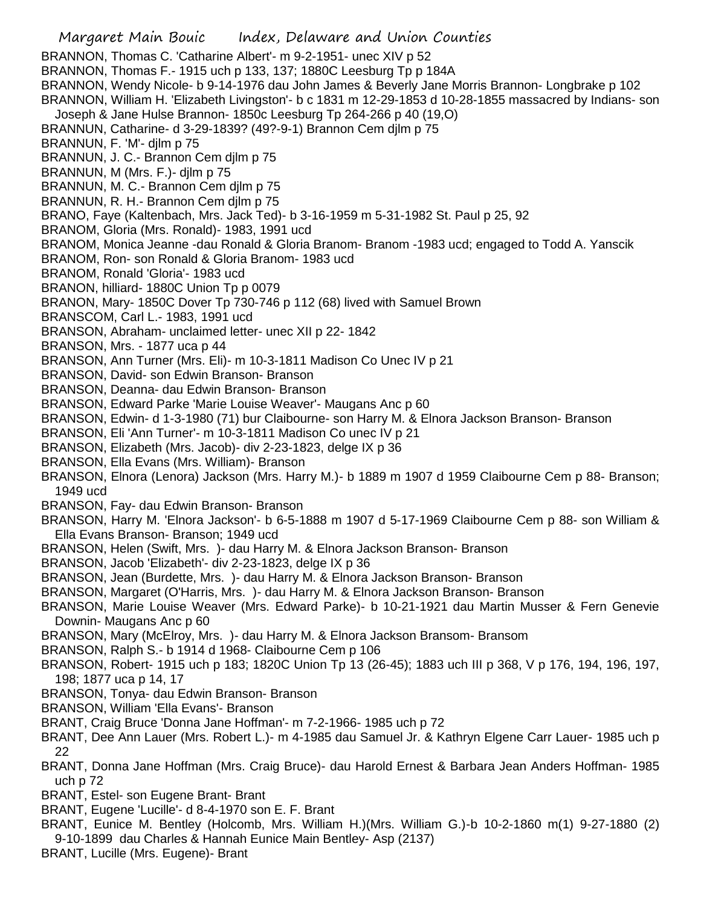BRANNON, Thomas C. 'Catharine Albert'- m 9-2-1951- unec XIV p 52
BRANNON, Thomas F.- 1915 uch p 133, 137; 1880C Leesburg Tp p 184A
BRANNON, Wendy Nicole- b 9-14-1976 dau John James & Beverly Jane Morris Brannon- Longbrake p 102
BRANNON, William H. 'Elizabeth Livingston'- b c 1831 m 12-29-1853 d 10-28-1855 massacred by Indians- son Joseph & Jane Hulse Brannon- 1850c Leesburg Tp 264-266 p 40 (19,O)
BRANNUN, Catharine- d 3-29-1839? (49?-9-1) Brannon Cem djlm p 75
BRANNUN, F. 'M'- djlm p 75
BRANNUN, J. C.- Brannon Cem djlm p 75
BRANNUN, M (Mrs. F.)- djlm p 75
BRANNUN, M. C.- Brannon Cem djlm p 75
BRANNUN, R. H.- Brannon Cem djlm p 75
BRANO, Faye (Kaltenbach, Mrs. Jack Ted)- b 3-16-1959 m 5-31-1982 St. Paul p 25, 92
BRANOM, Gloria (Mrs. Ronald)- 1983, 1991 ucd
BRANOM, Monica Jeanne -dau Ronald & Gloria Branom- Branom -1983 ucd; engaged to Todd A. Yanscik
BRANOM, Ron- son Ronald & Gloria Branom- 1983 ucd
BRANOM, Ronald 'Gloria'- 1983 ucd
BRANON, hilliard- 1880C Union Tp p 0079
BRANON, Mary- 1850C Dover Tp 730-746 p 112 (68) lived with Samuel Brown
BRANSCOM, Carl L.- 1983, 1991 ucd
BRANSON, Abraham- unclaimed letter- unec XII p 22- 1842
BRANSON, Mrs. - 1877 uca p 44
BRANSON, Ann Turner (Mrs. Eli)- m 10-3-1811 Madison Co Unec IV p 21
BRANSON, David- son Edwin Branson- Branson
BRANSON, Deanna- dau Edwin Branson- Branson
BRANSON, Edward Parke 'Marie Louise Weaver'- Maugans Anc p 60
BRANSON, Edwin- d 1-3-1980 (71) bur Claibourne- son Harry M. & Elnora Jackson Branson- Branson
BRANSON, Eli 'Ann Turner'- m 10-3-1811 Madison Co unec IV p 21
BRANSON, Elizabeth (Mrs. Jacob)- div 2-23-1823, delge IX p 36
BRANSON, Ella Evans (Mrs. William)- Branson
BRANSON, Elnora (Lenora) Jackson (Mrs. Harry M.)- b 1889 m 1907 d 1959 Claibourne Cem p 88- Branson; 1949 ucd
BRANSON, Fay- dau Edwin Branson- Branson
BRANSON, Harry M. 'Elnora Jackson'- b 6-5-1888 m 1907 d 5-17-1969 Claibourne Cem p 88- son William & Ella Evans Branson- Branson; 1949 ucd
BRANSON, Helen (Swift, Mrs. )- dau Harry M. & Elnora Jackson Branson- Branson
BRANSON, Jacob 'Elizabeth'- div 2-23-1823, delge IX p 36
BRANSON, Jean (Burdette, Mrs. )- dau Harry M. & Elnora Jackson Branson- Branson
BRANSON, Margaret (O'Harris, Mrs. )- dau Harry M. & Elnora Jackson Branson- Branson
BRANSON, Marie Louise Weaver (Mrs. Edward Parke)- b 10-21-1921 dau Martin Musser & Fern Genevie Downin- Maugans Anc p 60
BRANSON, Mary (McElroy, Mrs. )- dau Harry M. & Elnora Jackson Bransom- Bransom
BRANSON, Ralph S.- b 1914 d 1968- Claibourne Cem p 106
BRANSON, Robert- 1915 uch p 183; 1820C Union Tp 13 (26-45); 1883 uch III p 368, V p 176, 194, 196, 197, 198; 1877 uca p 14, 17
BRANSON, Tonya- dau Edwin Branson- Branson
BRANSON, William 'Ella Evans'- Branson
BRANT, Craig Bruce 'Donna Jane Hoffman'- m 7-2-1966- 1985 uch p 72
BRANT, Dee Ann Lauer (Mrs. Robert L.)- m 4-1985 dau Samuel Jr. & Kathryn Elgene Carr Lauer- 1985 uch p 22
BRANT, Donna Jane Hoffman (Mrs. Craig Bruce)- dau Harold Ernest & Barbara Jean Anders Hoffman- 1985 uch p 72
BRANT, Estel- son Eugene Brant- Brant
BRANT, Eugene 'Lucille'- d 8-4-1970 son E. F. Brant
BRANT, Eunice M. Bentley (Holcomb, Mrs. William H.)(Mrs. William G.)-b 10-2-1860 m(1) 9-27-1880 (2) 9-10-1899 dau Charles & Hannah Eunice Main Bentley- Asp (2137)
BRANT, Lucille (Mrs. Eugene)- Brant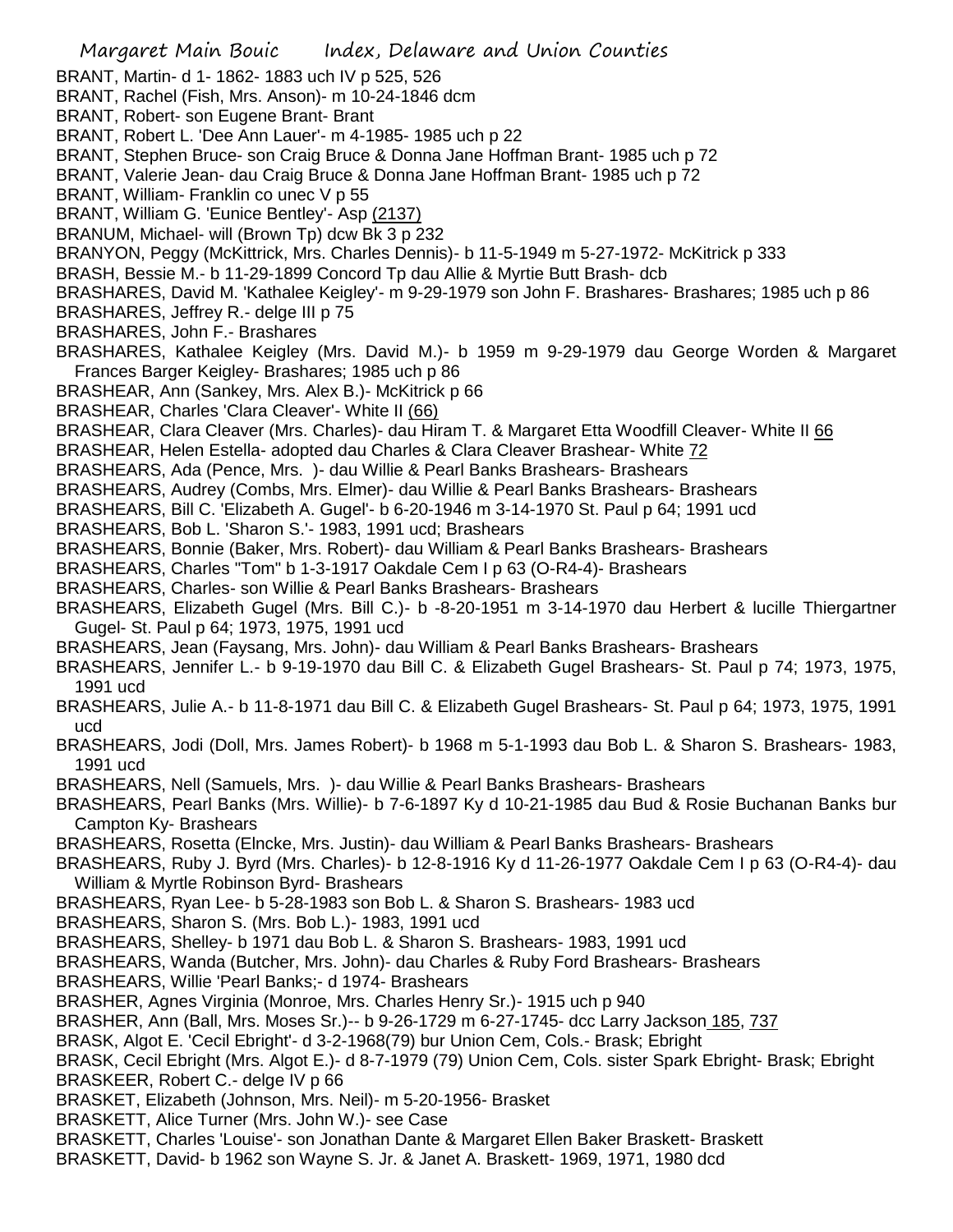BRANT, Martin- d 1- 1862- 1883 uch IV p 525, 526
BRANT, Rachel (Fish, Mrs. Anson)- m 10-24-1846 dcm
BRANT, Robert- son Eugene Brant- Brant
BRANT, Robert L. 'Dee Ann Lauer'- m 4-1985- 1985 uch p 22
BRANT, Stephen Bruce- son Craig Bruce & Donna Jane Hoffman Brant- 1985 uch p 72
BRANT, Valerie Jean- dau Craig Bruce & Donna Jane Hoffman Brant- 1985 uch p 72
BRANT, William- Franklin co unec V p 55
BRANT, William G. 'Eunice Bentley'- Asp (2137)
BRANUM, Michael- will (Brown Tp) dcw Bk 3 p 232
BRANYON, Peggy (McKittrick, Mrs. Charles Dennis)- b 11-5-1949 m 5-27-1972- McKitrick p 333
BRASH, Bessie M.- b 11-29-1899 Concord Tp dau Allie & Myrtie Butt Brash- dcb
BRASHARES, David M. 'Kathalee Keigley'- m 9-29-1979 son John F. Brashares- Brashares; 1985 uch p 86
BRASHARES, Jeffrey R.- delge III p 75
BRASHARES, John F.- Brashares
BRASHARES, Kathalee Keigley (Mrs. David M.)- b 1959 m 9-29-1979 dau George Worden & Margaret Frances Barger Keigley- Brashares; 1985 uch p 86
BRASHEAR, Ann (Sankey, Mrs. Alex B.)- McKitrick p 66
BRASHEAR, Charles 'Clara Cleaver'- White II (66)
BRASHEAR, Clara Cleaver (Mrs. Charles)- dau Hiram T. & Margaret Etta Woodfill Cleaver- White II 66
BRASHEAR, Helen Estella- adopted dau Charles & Clara Cleaver Brashear- White 72
BRASHEARS, Ada (Pence, Mrs. )- dau Willie & Pearl Banks Brashears- Brashears
BRASHEARS, Audrey (Combs, Mrs. Elmer)- dau Willie & Pearl Banks Brashears- Brashears
BRASHEARS, Bill C. 'Elizabeth A. Gugel'- b 6-20-1946 m 3-14-1970 St. Paul p 64; 1991 ucd
BRASHEARS, Bob L. 'Sharon S.'- 1983, 1991 ucd; Brashears
BRASHEARS, Bonnie (Baker, Mrs. Robert)- dau William & Pearl Banks Brashears- Brashears
BRASHEARS, Charles "Tom" b 1-3-1917 Oakdale Cem I p 63 (O-R4-4)- Brashears
BRASHEARS, Charles- son Willie & Pearl Banks Brashears- Brashears
BRASHEARS, Elizabeth Gugel (Mrs. Bill C.)- b -8-20-1951 m 3-14-1970 dau Herbert & lucille Thiergartner Gugel- St. Paul p 64; 1973, 1975, 1991 ucd
BRASHEARS, Jean (Faysang, Mrs. John)- dau William & Pearl Banks Brashears- Brashears
BRASHEARS, Jennifer L.- b 9-19-1970 dau Bill C. & Elizabeth Gugel Brashears- St. Paul p 74; 1973, 1975, 1991 ucd
BRASHEARS, Julie A.- b 11-8-1971 dau Bill C. & Elizabeth Gugel Brashears- St. Paul p 64; 1973, 1975, 1991 ucd
BRASHEARS, Jodi (Doll, Mrs. James Robert)- b 1968 m 5-1-1993 dau Bob L. & Sharon S. Brashears- 1983, 1991 ucd
BRASHEARS, Nell (Samuels, Mrs. )- dau Willie & Pearl Banks Brashears- Brashears
BRASHEARS, Pearl Banks (Mrs. Willie)- b 7-6-1897 Ky d 10-21-1985 dau Bud & Rosie Buchanan Banks bur Campton Ky- Brashears
BRASHEARS, Rosetta (Elncke, Mrs. Justin)- dau William & Pearl Banks Brashears- Brashears
BRASHEARS, Ruby J. Byrd (Mrs. Charles)- b 12-8-1916 Ky d 11-26-1977 Oakdale Cem I p 63 (O-R4-4)- dau William & Myrtle Robinson Byrd- Brashears
BRASHEARS, Ryan Lee- b 5-28-1983 son Bob L. & Sharon S. Brashears- 1983 ucd
BRASHEARS, Sharon S. (Mrs. Bob L.)- 1983, 1991 ucd
BRASHEARS, Shelley- b 1971 dau Bob L. & Sharon S. Brashears- 1983, 1991 ucd
BRASHEARS, Wanda (Butcher, Mrs. John)- dau Charles & Ruby Ford Brashears- Brashears
BRASHEARS, Willie 'Pearl Banks;- d 1974- Brashears
BRASHER, Agnes Virginia (Monroe, Mrs. Charles Henry Sr.)- 1915 uch p 940
BRASHER, Ann (Ball, Mrs. Moses Sr.)-- b 9-26-1729 m 6-27-1745- dcc Larry Jackson 185, 737
BRASK, Algot E. 'Cecil Ebright'- d 3-2-1968(79) bur Union Cem, Cols.- Brask; Ebright
BRASK, Cecil Ebright (Mrs. Algot E.)- d 8-7-1979 (79) Union Cem, Cols. sister Spark Ebright- Brask; Ebright
BRASKEER, Robert C.- delge IV p 66
BRASKET, Elizabeth (Johnson, Mrs. Neil)- m 5-20-1956- Brasket
BRASKETT, Alice Turner (Mrs. John W.)- see Case
BRASKETT, Charles 'Louise'- son Jonathan Dante & Margaret Ellen Baker Braskett- Braskett
BRASKETT, David- b 1962 son Wayne S. Jr. & Janet A. Braskett- 1969, 1971, 1980 dcd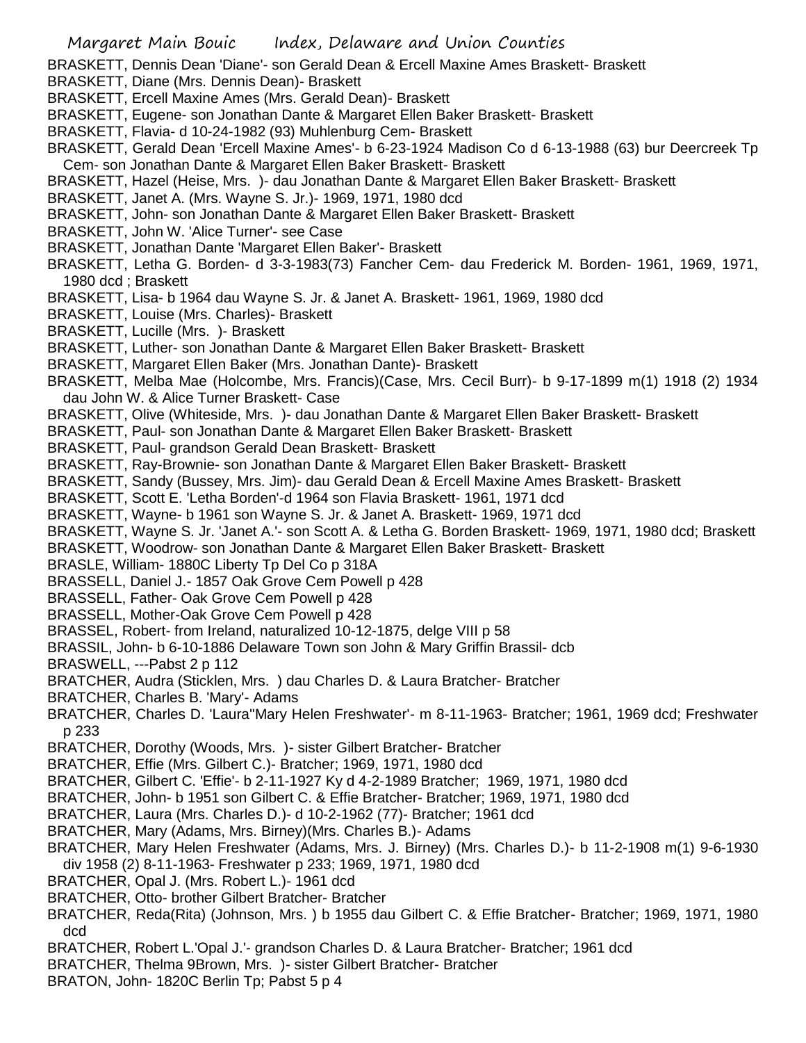BRASKETT, Dennis Dean 'Diane'- son Gerald Dean & Ercell Maxine Ames Braskett- Braskett
BRASKETT, Diane (Mrs. Dennis Dean)- Braskett
BRASKETT, Ercell Maxine Ames (Mrs. Gerald Dean)- Braskett
BRASKETT, Eugene- son Jonathan Dante & Margaret Ellen Baker Braskett- Braskett
BRASKETT, Flavia- d 10-24-1982 (93) Muhlenburg Cem- Braskett
BRASKETT, Gerald Dean 'Ercell Maxine Ames'- b 6-23-1924 Madison Co d 6-13-1988 (63) bur Deercreek Tp Cem- son Jonathan Dante & Margaret Ellen Baker Braskett- Braskett
BRASKETT, Hazel (Heise, Mrs. )- dau Jonathan Dante & Margaret Ellen Baker Braskett- Braskett
BRASKETT, Janet A. (Mrs. Wayne S. Jr.)- 1969, 1971, 1980 dcd
BRASKETT, John- son Jonathan Dante & Margaret Ellen Baker Braskett- Braskett
BRASKETT, John W. 'Alice Turner'- see Case
BRASKETT, Jonathan Dante 'Margaret Ellen Baker'- Braskett
BRASKETT, Letha G. Borden- d 3-3-1983(73) Fancher Cem- dau Frederick M. Borden- 1961, 1969, 1971, 1980 dcd ; Braskett
BRASKETT, Lisa- b 1964 dau Wayne S. Jr. & Janet A. Braskett- 1961, 1969, 1980 dcd
BRASKETT, Louise (Mrs. Charles)- Braskett
BRASKETT, Lucille (Mrs. )- Braskett
BRASKETT, Luther- son Jonathan Dante & Margaret Ellen Baker Braskett- Braskett
BRASKETT, Margaret Ellen Baker (Mrs. Jonathan Dante)- Braskett
BRASKETT, Melba Mae (Holcombe, Mrs. Francis)(Case, Mrs. Cecil Burr)- b 9-17-1899 m(1) 1918 (2) 1934 dau John W. & Alice Turner Braskett- Case
BRASKETT, Olive (Whiteside, Mrs. )- dau Jonathan Dante & Margaret Ellen Baker Braskett- Braskett
BRASKETT, Paul- son Jonathan Dante & Margaret Ellen Baker Braskett- Braskett
BRASKETT, Paul- grandson Gerald Dean Braskett- Braskett
BRASKETT, Ray-Brownie- son Jonathan Dante & Margaret Ellen Baker Braskett- Braskett
BRASKETT, Sandy (Bussey, Mrs. Jim)- dau Gerald Dean & Ercell Maxine Ames Braskett- Braskett
BRASKETT, Scott E. 'Letha Borden'-d 1964 son Flavia Braskett- 1961, 1971 dcd
BRASKETT, Wayne- b 1961 son Wayne S. Jr. & Janet A. Braskett- 1969, 1971 dcd
BRASKETT, Wayne S. Jr. 'Janet A.'- son Scott A. & Letha G. Borden Braskett- 1969, 1971, 1980 dcd; Braskett
BRASKETT, Woodrow- son Jonathan Dante & Margaret Ellen Baker Braskett- Braskett
BRASLE, William- 1880C Liberty Tp Del Co p 318A
BRASSELL, Daniel J.- 1857 Oak Grove Cem Powell p 428
BRASSELL, Father- Oak Grove Cem Powell p 428
BRASSELL, Mother-Oak Grove Cem Powell p 428
BRASSEL, Robert- from Ireland, naturalized 10-12-1875, delge VIII p 58
BRASSIL, John- b 6-10-1886 Delaware Town son John & Mary Griffin Brassil- dcb
BRASWELL, ---Pabst 2 p 112
BRATCHER, Audra (Sticklen, Mrs. ) dau Charles D. & Laura Bratcher- Bratcher
BRATCHER, Charles B. 'Mary'- Adams
BRATCHER, Charles D. 'Laura''Mary Helen Freshwater'- m 8-11-1963- Bratcher; 1961, 1969 dcd; Freshwater p 233
BRATCHER, Dorothy (Woods, Mrs. )- sister Gilbert Bratcher- Bratcher
BRATCHER, Effie (Mrs. Gilbert C.)- Bratcher; 1969, 1971, 1980 dcd
BRATCHER, Gilbert C. 'Effie'- b 2-11-1927 Ky d 4-2-1989 Bratcher; 1969, 1971, 1980 dcd
BRATCHER, John- b 1951 son Gilbert C. & Effie Bratcher- Bratcher; 1969, 1971, 1980 dcd
BRATCHER, Laura (Mrs. Charles D.)- d 10-2-1962 (77)- Bratcher; 1961 dcd
BRATCHER, Mary (Adams, Mrs. Birney)(Mrs. Charles B.)- Adams
BRATCHER, Mary Helen Freshwater (Adams, Mrs. J. Birney) (Mrs. Charles D.)- b 11-2-1908 m(1) 9-6-1930 div 1958 (2) 8-11-1963- Freshwater p 233; 1969, 1971, 1980 dcd
BRATCHER, Opal J. (Mrs. Robert L.)- 1961 dcd
BRATCHER, Otto- brother Gilbert Bratcher- Bratcher
BRATCHER, Reda(Rita) (Johnson, Mrs. ) b 1955 dau Gilbert C. & Effie Bratcher- Bratcher; 1969, 1971, 1980 dcd
BRATCHER, Robert L.'Opal J.'- grandson Charles D. & Laura Bratcher- Bratcher; 1961 dcd
BRATCHER, Thelma 9Brown, Mrs. )- sister Gilbert Bratcher- Bratcher
BRATON, John- 1820C Berlin Tp; Pabst 5 p 4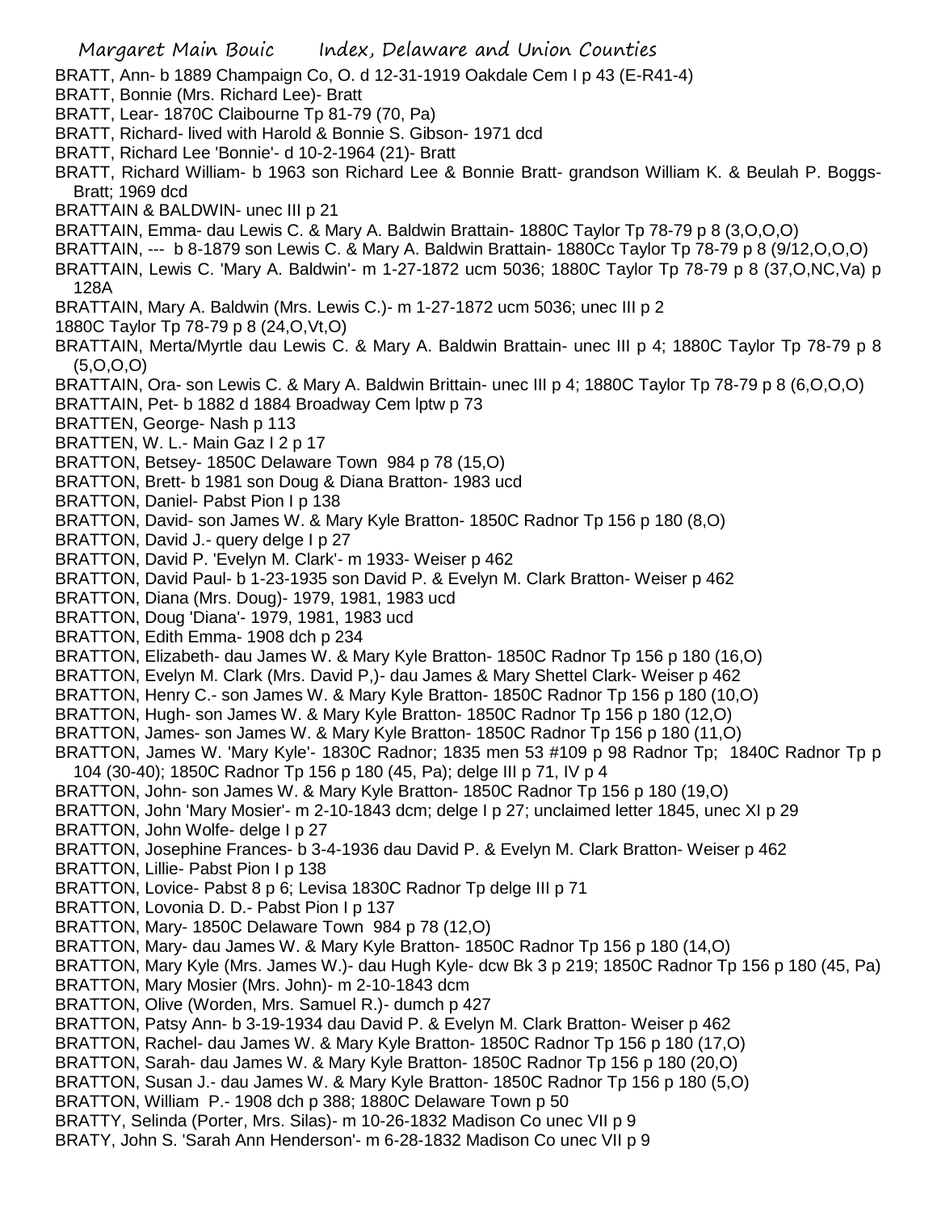BRATT, Ann- b 1889 Champaign Co, O. d 12-31-1919 Oakdale Cem I p 43 (E-R41-4)
BRATT, Bonnie (Mrs. Richard Lee)- Bratt
BRATT, Lear- 1870C Claibourne Tp 81-79 (70, Pa)
BRATT, Richard- lived with Harold & Bonnie S. Gibson- 1971 dcd
BRATT, Richard Lee 'Bonnie'- d 10-2-1964 (21)- Bratt
BRATT, Richard William- b 1963 son Richard Lee & Bonnie Bratt- grandson William K. & Beulah P. Boggs- Bratt; 1969 dcd
BRATTAIN & BALDWIN- unec III p 21
BRATTAIN, Emma- dau Lewis C. & Mary A. Baldwin Brattain- 1880C Taylor Tp 78-79 p 8 (3,O,O,O)
BRATTAIN, --- b 8-1879 son Lewis C. & Mary A. Baldwin Brattain- 1880Cc Taylor Tp 78-79 p 8 (9/12,O,O,O)
BRATTAIN, Lewis C. 'Mary A. Baldwin'- m 1-27-1872 ucm 5036; 1880C Taylor Tp 78-79 p 8 (37,O,NC,Va) p 128A
BRATTAIN, Mary A. Baldwin (Mrs. Lewis C.)- m 1-27-1872 ucm 5036; unec III p 2
1880C Taylor Tp 78-79 p 8 (24,O,Vt,O)
BRATTAIN, Merta/Myrtle dau Lewis C. & Mary A. Baldwin Brattain- unec III p 4; 1880C Taylor Tp 78-79 p 8 (5,O,O,O)
BRATTAIN, Ora- son Lewis C. & Mary A. Baldwin Brittain- unec III p 4; 1880C Taylor Tp 78-79 p 8 (6,O,O,O)
BRATTAIN, Pet- b 1882 d 1884 Broadway Cem lptw p 73
BRATTEN, George- Nash p 113
BRATTEN, W. L.- Main Gaz I 2 p 17
BRATTON, Betsey- 1850C Delaware Town 984 p 78 (15,O)
BRATTON, Brett- b 1981 son Doug & Diana Bratton- 1983 ucd
BRATTON, Daniel- Pabst Pion I p 138
BRATTON, David- son James W. & Mary Kyle Bratton- 1850C Radnor Tp 156 p 180 (8,O)
BRATTON, David J.- query delge I p 27
BRATTON, David P. 'Evelyn M. Clark'- m 1933- Weiser p 462
BRATTON, David Paul- b 1-23-1935 son David P. & Evelyn M. Clark Bratton- Weiser p 462
BRATTON, Diana (Mrs. Doug)- 1979, 1981, 1983 ucd
BRATTON, Doug 'Diana'- 1979, 1981, 1983 ucd
BRATTON, Edith Emma- 1908 dch p 234
BRATTON, Elizabeth- dau James W. & Mary Kyle Bratton- 1850C Radnor Tp 156 p 180 (16,O)
BRATTON, Evelyn M. Clark (Mrs. David P,)- dau James & Mary Shettel Clark- Weiser p 462
BRATTON, Henry C.- son James W. & Mary Kyle Bratton- 1850C Radnor Tp 156 p 180 (10,O)
BRATTON, Hugh- son James W. & Mary Kyle Bratton- 1850C Radnor Tp 156 p 180 (12,O)
BRATTON, James- son James W. & Mary Kyle Bratton- 1850C Radnor Tp 156 p 180 (11,O)
BRATTON, James W. 'Mary Kyle'- 1830C Radnor; 1835 men 53 #109 p 98 Radnor Tp; 1840C Radnor Tp p 104 (30-40); 1850C Radnor Tp 156 p 180 (45, Pa); delge III p 71, IV p 4
BRATTON, John- son James W. & Mary Kyle Bratton- 1850C Radnor Tp 156 p 180 (19,O)
BRATTON, John 'Mary Mosier'- m 2-10-1843 dcm; delge I p 27; unclaimed letter 1845, unec XI p 29
BRATTON, John Wolfe- delge I p 27
BRATTON, Josephine Frances- b 3-4-1936 dau David P. & Evelyn M. Clark Bratton- Weiser p 462
BRATTON, Lillie- Pabst Pion I p 138
BRATTON, Lovice- Pabst 8 p 6; Levisa 1830C Radnor Tp delge III p 71
BRATTON, Lovonia D. D.- Pabst Pion I p 137
BRATTON, Mary- 1850C Delaware Town 984 p 78 (12,O)
BRATTON, Mary- dau James W. & Mary Kyle Bratton- 1850C Radnor Tp 156 p 180 (14,O)
BRATTON, Mary Kyle (Mrs. James W.)- dau Hugh Kyle- dcw Bk 3 p 219; 1850C Radnor Tp 156 p 180 (45, Pa)
BRATTON, Mary Mosier (Mrs. John)- m 2-10-1843 dcm
BRATTON, Olive (Worden, Mrs. Samuel R.)- dumch p 427
BRATTON, Patsy Ann- b 3-19-1934 dau David P. & Evelyn M. Clark Bratton- Weiser p 462
BRATTON, Rachel- dau James W. & Mary Kyle Bratton- 1850C Radnor Tp 156 p 180 (17,O)
BRATTON, Sarah- dau James W. & Mary Kyle Bratton- 1850C Radnor Tp 156 p 180 (20,O)
BRATTON, Susan J.- dau James W. & Mary Kyle Bratton- 1850C Radnor Tp 156 p 180 (5,O)
BRATTON, William P.- 1908 dch p 388; 1880C Delaware Town p 50
BRATTY, Selinda (Porter, Mrs. Silas)- m 10-26-1832 Madison Co unec VII p 9
BRATY, John S. 'Sarah Ann Henderson'- m 6-28-1832 Madison Co unec VII p 9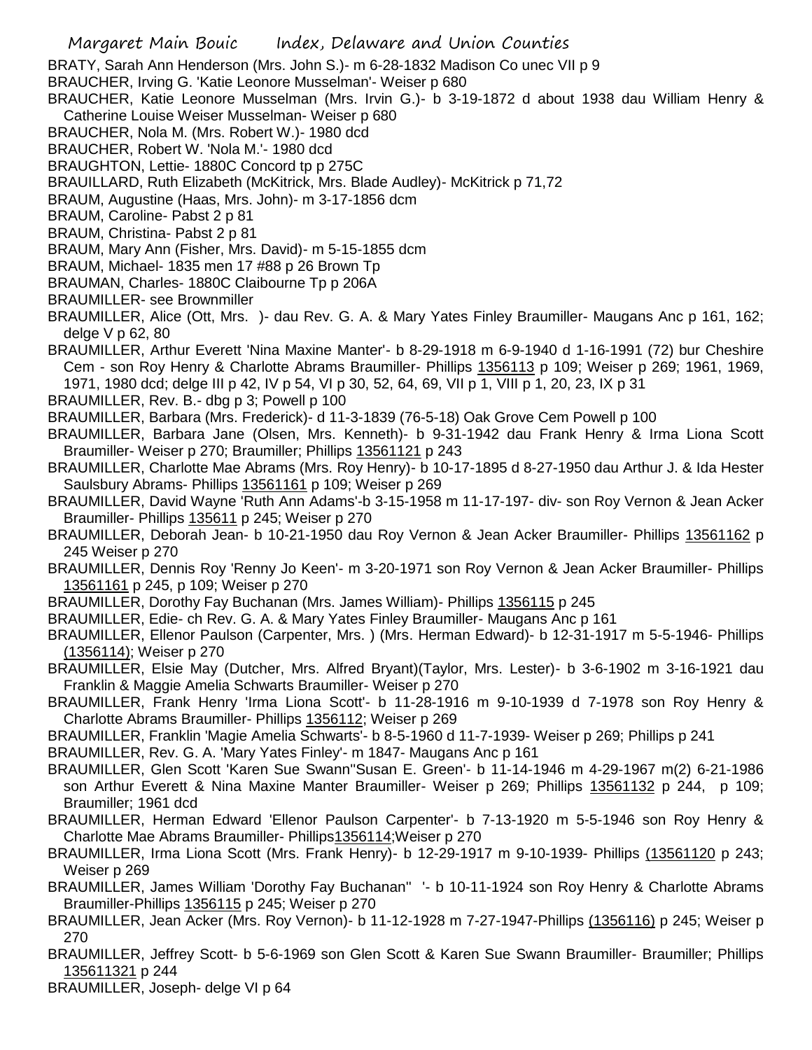BRATY, Sarah Ann Henderson (Mrs. John S.)- m 6-28-1832 Madison Co unec VII p 9

BRAUCHER, Irving G. 'Katie Leonore Musselman'- Weiser p 680

BRAUCHER, Katie Leonore Musselman (Mrs. Irvin G.)- b 3-19-1872 d about 1938 dau William Henry & Catherine Louise Weiser Musselman- Weiser p 680

BRAUCHER, Nola M. (Mrs. Robert W.)- 1980 dcd

BRAUCHER, Robert W. 'Nola M.'- 1980 dcd

BRAUGHTON, Lettie- 1880C Concord tp p 275C

BRAUILLARD, Ruth Elizabeth (McKitrick, Mrs. Blade Audley)- McKitrick p 71,72

BRAUM, Augustine (Haas, Mrs. John)- m 3-17-1856 dcm

BRAUM, Caroline- Pabst 2 p 81

BRAUM, Christina- Pabst 2 p 81

BRAUM, Mary Ann (Fisher, Mrs. David)- m 5-15-1855 dcm

BRAUM, Michael- 1835 men 17 #88 p 26 Brown Tp

BRAUMAN, Charles- 1880C Claibourne Tp p 206A

BRAUMILLER- see Brownmiller

BRAUMILLER, Alice (Ott, Mrs. )- dau Rev. G. A. & Mary Yates Finley Braumiller- Maugans Anc p 161, 162; delge V p 62, 80

BRAUMILLER, Arthur Everett 'Nina Maxine Manter'- b 8-29-1918 m 6-9-1940 d 1-16-1991 (72) bur Cheshire Cem - son Roy Henry & Charlotte Abrams Braumiller- Phillips 1356113 p 109; Weiser p 269; 1961, 1969, 1971, 1980 dcd; delge III p 42, IV p 54, VI p 30, 52, 64, 69, VII p 1, VIII p 1, 20, 23, IX p 31

BRAUMILLER, Rev. B.- dbg p 3; Powell p 100

BRAUMILLER, Barbara (Mrs. Frederick)- d 11-3-1839 (76-5-18) Oak Grove Cem Powell p 100

BRAUMILLER, Barbara Jane (Olsen, Mrs. Kenneth)- b 9-31-1942 dau Frank Henry & Irma Liona Scott Braumiller- Weiser p 270; Braumiller; Phillips 13561121 p 243

BRAUMILLER, Charlotte Mae Abrams (Mrs. Roy Henry)- b 10-17-1895 d 8-27-1950 dau Arthur J. & Ida Hester Saulsbury Abrams- Phillips 13561161 p 109; Weiser p 269

BRAUMILLER, David Wayne 'Ruth Ann Adams'-b 3-15-1958 m 11-17-197- div- son Roy Vernon & Jean Acker Braumiller- Phillips 135611 p 245; Weiser p 270

BRAUMILLER, Deborah Jean- b 10-21-1950 dau Roy Vernon & Jean Acker Braumiller- Phillips 13561162 p 245 Weiser p 270

BRAUMILLER, Dennis Roy 'Renny Jo Keen'- m 3-20-1971 son Roy Vernon & Jean Acker Braumiller- Phillips 13561161 p 245, p 109; Weiser p 270

BRAUMILLER, Dorothy Fay Buchanan (Mrs. James William)- Phillips 1356115 p 245

BRAUMILLER, Edie- ch Rev. G. A. & Mary Yates Finley Braumiller- Maugans Anc p 161

BRAUMILLER, Ellenor Paulson (Carpenter, Mrs. ) (Mrs. Herman Edward)- b 12-31-1917 m 5-5-1946- Phillips (1356114); Weiser p 270

BRAUMILLER, Elsie May (Dutcher, Mrs. Alfred Bryant)(Taylor, Mrs. Lester)- b 3-6-1902 m 3-16-1921 dau Franklin & Maggie Amelia Schwarts Braumiller- Weiser p 270

BRAUMILLER, Frank Henry 'Irma Liona Scott'- b 11-28-1916 m 9-10-1939 d 7-1978 son Roy Henry & Charlotte Abrams Braumiller- Phillips 1356112; Weiser p 269

BRAUMILLER, Franklin 'Magie Amelia Schwarts'- b 8-5-1960 d 11-7-1939- Weiser p 269; Phillips p 241

BRAUMILLER, Rev. G. A. 'Mary Yates Finley'- m 1847- Maugans Anc p 161

BRAUMILLER, Glen Scott 'Karen Sue Swann''Susan E. Green'- b 11-14-1946 m 4-29-1967 m(2) 6-21-1986 son Arthur Everett & Nina Maxine Manter Braumiller- Weiser p 269; Phillips 13561132 p 244, p 109; Braumiller; 1961 dcd

BRAUMILLER, Herman Edward 'Ellenor Paulson Carpenter'- b 7-13-1920 m 5-5-1946 son Roy Henry & Charlotte Mae Abrams Braumiller- Phillips1356114;Weiser p 270

BRAUMILLER, Irma Liona Scott (Mrs. Frank Henry)- b 12-29-1917 m 9-10-1939- Phillips (13561120 p 243; Weiser p 269

BRAUMILLER, James William 'Dorothy Fay Buchanan'' '- b 10-11-1924 son Roy Henry & Charlotte Abrams Braumiller-Phillips 1356115 p 245; Weiser p 270

BRAUMILLER, Jean Acker (Mrs. Roy Vernon)- b 11-12-1928 m 7-27-1947-Phillips (1356116) p 245; Weiser p 270

BRAUMILLER, Jeffrey Scott- b 5-6-1969 son Glen Scott & Karen Sue Swann Braumiller- Braumiller; Phillips 135611321 p 244

BRAUMILLER, Joseph- delge VI p 64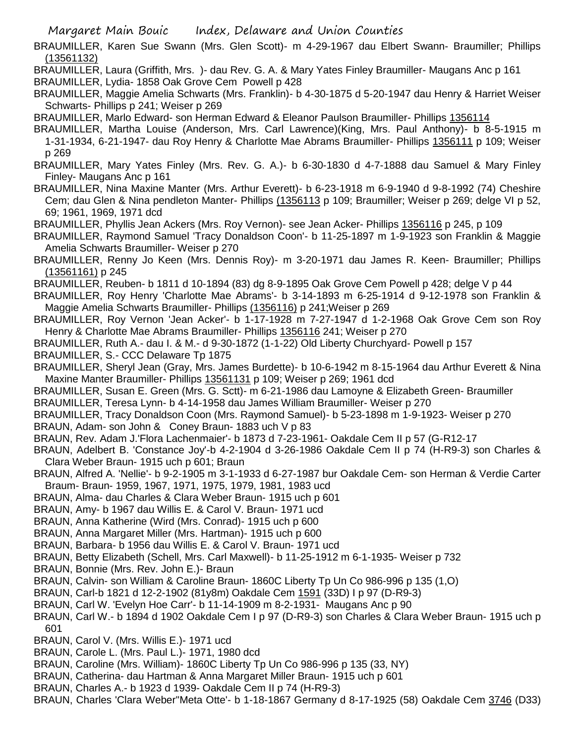BRAUMILLER, Karen Sue Swann (Mrs. Glen Scott)- m 4-29-1967 dau Elbert Swann- Braumiller; Phillips (13561132)

BRAUMILLER, Laura (Griffith, Mrs. )- dau Rev. G. A. & Mary Yates Finley Braumiller- Maugans Anc p 161

BRAUMILLER, Lydia- 1858 Oak Grove Cem Powell p 428

BRAUMILLER, Maggie Amelia Schwarts (Mrs. Franklin)- b 4-30-1875 d 5-20-1947 dau Henry & Harriet Weiser Schwarts- Phillips p 241; Weiser p 269

BRAUMILLER, Marlo Edward- son Herman Edward & Eleanor Paulson Braumiller- Phillips 1356114

BRAUMILLER, Martha Louise (Anderson, Mrs. Carl Lawrence)(King, Mrs. Paul Anthony)- b 8-5-1915 m 1-31-1934, 6-21-1947- dau Roy Henry & Charlotte Mae Abrams Braumiller- Phillips 1356111 p 109; Weiser p 269

BRAUMILLER, Mary Yates Finley (Mrs. Rev. G. A.)- b 6-30-1830 d 4-7-1888 dau Samuel & Mary Finley Finley- Maugans Anc p 161

BRAUMILLER, Nina Maxine Manter (Mrs. Arthur Everett)- b 6-23-1918 m 6-9-1940 d 9-8-1992 (74) Cheshire Cem; dau Glen & Nina pendleton Manter- Phillips (1356113 p 109; Braumiller; Weiser p 269; delge VI p 52, 69; 1961, 1969, 1971 dcd

BRAUMILLER, Phyllis Jean Ackers (Mrs. Roy Vernon)- see Jean Acker- Phillips 1356116 p 245, p 109

BRAUMILLER, Raymond Samuel 'Tracy Donaldson Coon'- b 11-25-1897 m 1-9-1923 son Franklin & Maggie Amelia Schwarts Braumiller- Weiser p 270

BRAUMILLER, Renny Jo Keen (Mrs. Dennis Roy)- m 3-20-1971 dau James R. Keen- Braumiller; Phillips (13561161) p 245

BRAUMILLER, Reuben- b 1811 d 10-1894 (83) dg 8-9-1895 Oak Grove Cem Powell p 428; delge V p 44

BRAUMILLER, Roy Henry 'Charlotte Mae Abrams'- b 3-14-1893 m 6-25-1914 d 9-12-1978 son Franklin & Maggie Amelia Schwarts Braumiller- Phillips (1356116) p 241;Weiser p 269

BRAUMILLER, Roy Vernon 'Jean Acker'- b 1-17-1928 m 7-27-1947 d 1-2-1968 Oak Grove Cem son Roy Henry & Charlotte Mae Abrams Braumiller- Phillips 1356116 241; Weiser p 270

BRAUMILLER, Ruth A.- dau I. & M.- d 9-30-1872 (1-1-22) Old Liberty Churchyard- Powell p 157

BRAUMILLER, S.- CCC Delaware Tp 1875

BRAUMILLER, Sheryl Jean (Gray, Mrs. James Burdette)- b 10-6-1942 m 8-15-1964 dau Arthur Everett & Nina Maxine Manter Braumiller- Phillips 13561131 p 109; Weiser p 269; 1961 dcd

BRAUMILLER, Susan E. Green (Mrs. G. Sctt)- m 6-21-1986 dau Lamoyne & Elizabeth Green- Braumiller

BRAUMILLER, Teresa Lynn- b 4-14-1958 dau James William Braumiller- Weiser p 270

BRAUMILLER, Tracy Donaldson Coon (Mrs. Raymond Samuel)- b 5-23-1898 m 1-9-1923- Weiser p 270

BRAUN, Adam- son John & Coney Braun- 1883 uch V p 83

BRAUN, Rev. Adam J.'Flora Lachenmaier'- b 1873 d 7-23-1961- Oakdale Cem II p 57 (G-R12-17

BRAUN, Adelbert B. 'Constance Joy'-b 4-2-1904 d 3-26-1986 Oakdale Cem II p 74 (H-R9-3) son Charles & Clara Weber Braun- 1915 uch p 601; Braun

BRAUN, Alfred A. 'Nellie'- b 9-2-1905 m 3-1-1933 d 6-27-1987 bur Oakdale Cem- son Herman & Verdie Carter Braum- Braun- 1959, 1967, 1971, 1975, 1979, 1981, 1983 ucd

BRAUN, Alma- dau Charles & Clara Weber Braun- 1915 uch p 601

BRAUN, Amy- b 1967 dau Willis E. & Carol V. Braun- 1971 ucd

BRAUN, Anna Katherine (Wird (Mrs. Conrad)- 1915 uch p 600

BRAUN, Anna Margaret Miller (Mrs. Hartman)- 1915 uch p 600

BRAUN, Barbara- b 1956 dau Willis E. & Carol V. Braun- 1971 ucd

BRAUN, Betty Elizabeth (Schell, Mrs. Carl Maxwell)- b 11-25-1912 m 6-1-1935- Weiser p 732

BRAUN, Bonnie (Mrs. Rev. John E.)- Braun

BRAUN, Calvin- son William & Caroline Braun- 1860C Liberty Tp Un Co 986-996 p 135 (1,O)

BRAUN, Carl-b 1821 d 12-2-1902 (81y8m) Oakdale Cem 1591 (33D) I p 97 (D-R9-3)

BRAUN, Carl W. 'Evelyn Hoe Carr'- b 11-14-1909 m 8-2-1931- Maugans Anc p 90

BRAUN, Carl W.- b 1894 d 1902 Oakdale Cem I p 97 (D-R9-3) son Charles & Clara Weber Braun- 1915 uch p 601

BRAUN, Carol V. (Mrs. Willis E.)- 1971 ucd

BRAUN, Carole L. (Mrs. Paul L.)- 1971, 1980 dcd

BRAUN, Caroline (Mrs. William)- 1860C Liberty Tp Un Co 986-996 p 135 (33, NY)

BRAUN, Catherina- dau Hartman & Anna Margaret Miller Braun- 1915 uch p 601

BRAUN, Charles A.- b 1923 d 1939- Oakdale Cem II p 74 (H-R9-3)

BRAUN, Charles 'Clara Weber''Meta Otte'- b 1-18-1867 Germany d 8-17-1925 (58) Oakdale Cem 3746 (D33)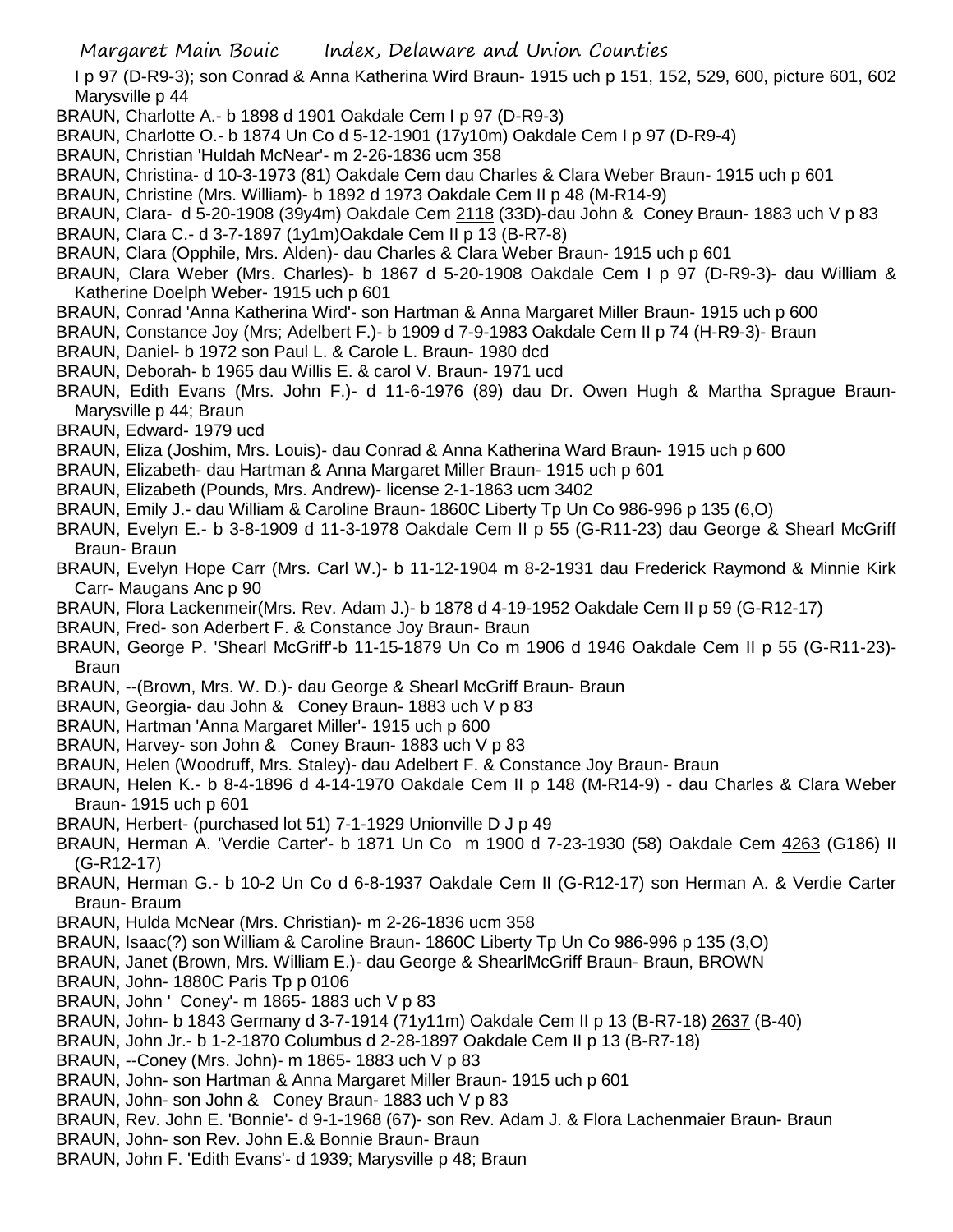I p 97 (D-R9-3); son Conrad & Anna Katherina Wird Braun- 1915 uch p 151, 152, 529, 600, picture 601, 602 Marysville p 44

BRAUN, Charlotte A.- b 1898 d 1901 Oakdale Cem I p 97 (D-R9-3)

BRAUN, Charlotte O.- b 1874 Un Co d 5-12-1901 (17y10m) Oakdale Cem I p 97 (D-R9-4)

BRAUN, Christian 'Huldah McNear'- m 2-26-1836 ucm 358

BRAUN, Christina- d 10-3-1973 (81) Oakdale Cem dau Charles & Clara Weber Braun- 1915 uch p 601

BRAUN, Christine (Mrs. William)- b 1892 d 1973 Oakdale Cem II p 48 (M-R14-9)

BRAUN, Clara- d 5-20-1908 (39y4m) Oakdale Cem 2118 (33D)-dau John & Coney Braun- 1883 uch V p 83

BRAUN, Clara C.- d 3-7-1897 (1y1m)Oakdale Cem II p 13 (B-R7-8)

BRAUN, Clara (Opphile, Mrs. Alden)- dau Charles & Clara Weber Braun- 1915 uch p 601

BRAUN, Clara Weber (Mrs. Charles)- b 1867 d 5-20-1908 Oakdale Cem I p 97 (D-R9-3)- dau William & Katherine Doelph Weber- 1915 uch p 601

BRAUN, Conrad 'Anna Katherina Wird'- son Hartman & Anna Margaret Miller Braun- 1915 uch p 600

BRAUN, Constance Joy (Mrs; Adelbert F.)- b 1909 d 7-9-1983 Oakdale Cem II p 74 (H-R9-3)- Braun

BRAUN, Daniel- b 1972 son Paul L. & Carole L. Braun- 1980 dcd

BRAUN, Deborah- b 1965 dau Willis E. & carol V. Braun- 1971 ucd

BRAUN, Edith Evans (Mrs. John F.)- d 11-6-1976 (89) dau Dr. Owen Hugh & Martha Sprague Braun- Marysville p 44; Braun

BRAUN, Edward- 1979 ucd

BRAUN, Eliza (Joshim, Mrs. Louis)- dau Conrad & Anna Katherina Ward Braun- 1915 uch p 600

BRAUN, Elizabeth- dau Hartman & Anna Margaret Miller Braun- 1915 uch p 601

BRAUN, Elizabeth (Pounds, Mrs. Andrew)- license 2-1-1863 ucm 3402

BRAUN, Emily J.- dau William & Caroline Braun- 1860C Liberty Tp Un Co 986-996 p 135 (6,O)

BRAUN, Evelyn E.- b 3-8-1909 d 11-3-1978 Oakdale Cem II p 55 (G-R11-23) dau George & Shearl McGriff Braun- Braun

BRAUN, Evelyn Hope Carr (Mrs. Carl W.)- b 11-12-1904 m 8-2-1931 dau Frederick Raymond & Minnie Kirk Carr- Maugans Anc p 90

BRAUN, Flora Lackenmeir(Mrs. Rev. Adam J.)- b 1878 d 4-19-1952 Oakdale Cem II p 59 (G-R12-17)

BRAUN, Fred- son Aderbert F. & Constance Joy Braun- Braun

BRAUN, George P. 'Shearl McGriff'-b 11-15-1879 Un Co m 1906 d 1946 Oakdale Cem II p 55 (G-R11-23)- Braun

BRAUN, --(Brown, Mrs. W. D.)- dau George & Shearl McGriff Braun- Braun

BRAUN, Georgia- dau John & Coney Braun- 1883 uch V p 83

BRAUN, Hartman 'Anna Margaret Miller'- 1915 uch p 600

BRAUN, Harvey- son John & Coney Braun- 1883 uch V p 83

BRAUN, Helen (Woodruff, Mrs. Staley)- dau Adelbert F. & Constance Joy Braun- Braun

BRAUN, Helen K.- b 8-4-1896 d 4-14-1970 Oakdale Cem II p 148 (M-R14-9) - dau Charles & Clara Weber Braun- 1915 uch p 601

BRAUN, Herbert- (purchased lot 51) 7-1-1929 Unionville D J p 49

BRAUN, Herman A. 'Verdie Carter'- b 1871 Un Co m 1900 d 7-23-1930 (58) Oakdale Cem 4263 (G186) II (G-R12-17)

BRAUN, Herman G.- b 10-2 Un Co d 6-8-1937 Oakdale Cem II (G-R12-17) son Herman A. & Verdie Carter Braun- Braum

BRAUN, Hulda McNear (Mrs. Christian)- m 2-26-1836 ucm 358

BRAUN, Isaac(?) son William & Caroline Braun- 1860C Liberty Tp Un Co 986-996 p 135 (3,O)

BRAUN, Janet (Brown, Mrs. William E.)- dau George & ShearlMcGriff Braun- Braun, BROWN

BRAUN, John- 1880C Paris Tp p 0106

BRAUN, John ' Coney'- m 1865- 1883 uch V p 83

BRAUN, John- b 1843 Germany d 3-7-1914 (71y11m) Oakdale Cem II p 13 (B-R7-18) 2637 (B-40)

BRAUN, John Jr.- b 1-2-1870 Columbus d 2-28-1897 Oakdale Cem II p 13 (B-R7-18)

BRAUN, --Coney (Mrs. John)- m 1865- 1883 uch V p 83

BRAUN, John- son Hartman & Anna Margaret Miller Braun- 1915 uch p 601

BRAUN, John- son John & Coney Braun- 1883 uch V p 83

BRAUN, Rev. John E. 'Bonnie'- d 9-1-1968 (67)- son Rev. Adam J. & Flora Lachenmaier Braun- Braun

BRAUN, John- son Rev. John E.& Bonnie Braun- Braun

BRAUN, John F. 'Edith Evans'- d 1939; Marysville p 48; Braun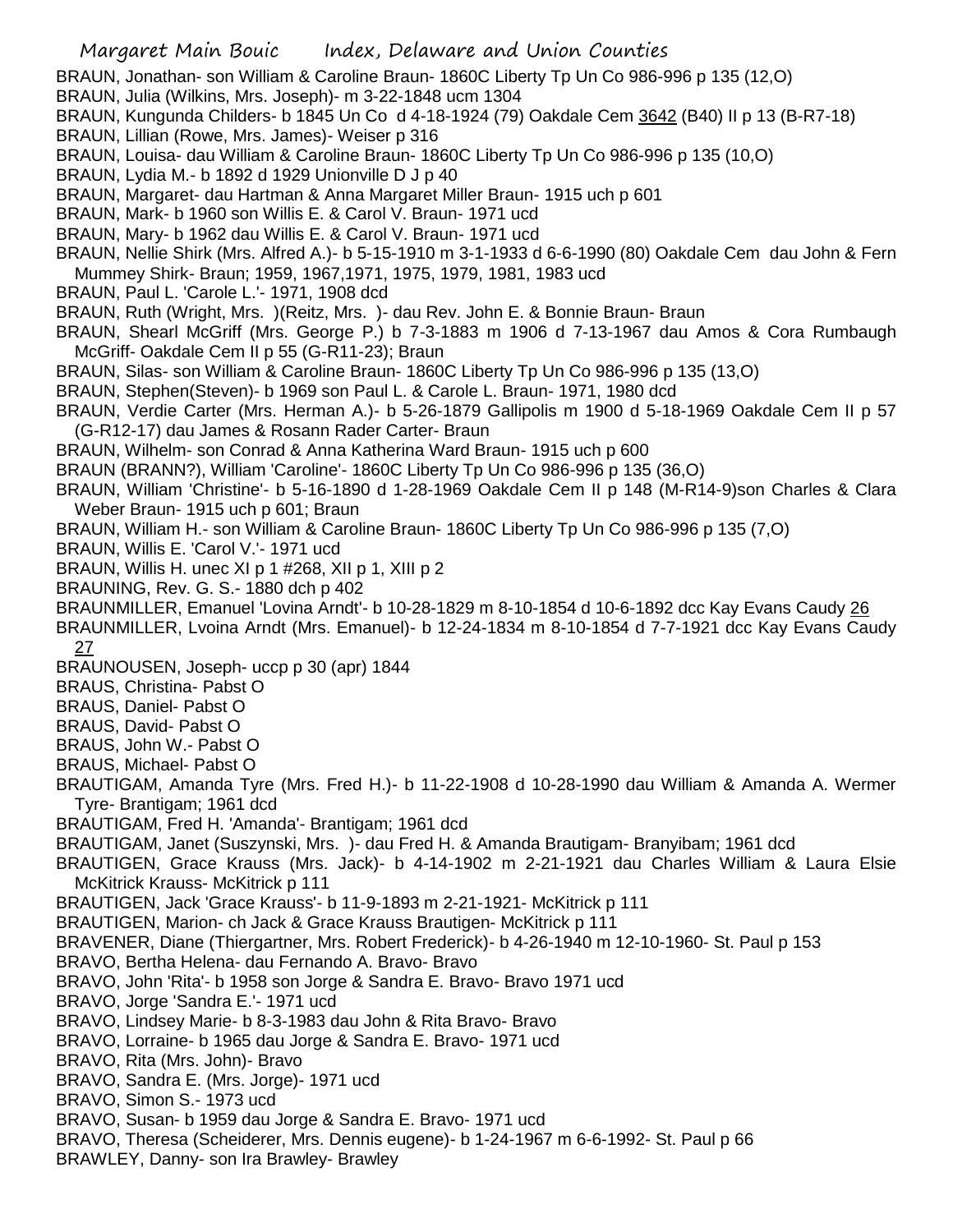BRAUN, Jonathan- son William & Caroline Braun- 1860C Liberty Tp Un Co 986-996 p 135 (12,O)
BRAUN, Julia (Wilkins, Mrs. Joseph)- m 3-22-1848 ucm 1304
BRAUN, Kungunda Childers- b 1845 Un Co d 4-18-1924 (79) Oakdale Cem 3642 (B40) II p 13 (B-R7-18)
BRAUN, Lillian (Rowe, Mrs. James)- Weiser p 316
BRAUN, Louisa- dau William & Caroline Braun- 1860C Liberty Tp Un Co 986-996 p 135 (10,O)
BRAUN, Lydia M.- b 1892 d 1929 Unionville D J p 40
BRAUN, Margaret- dau Hartman & Anna Margaret Miller Braun- 1915 uch p 601
BRAUN, Mark- b 1960 son Willis E. & Carol V. Braun- 1971 ucd
BRAUN, Mary- b 1962 dau Willis E. & Carol V. Braun- 1971 ucd
BRAUN, Nellie Shirk (Mrs. Alfred A.)- b 5-15-1910 m 3-1-1933 d 6-6-1990 (80) Oakdale Cem dau John & Fern Mummey Shirk- Braun; 1959, 1967,1971, 1975, 1979, 1981, 1983 ucd
BRAUN, Paul L. 'Carole L.'- 1971, 1908 dcd
BRAUN, Ruth (Wright, Mrs. )(Reitz, Mrs. )- dau Rev. John E. & Bonnie Braun- Braun
BRAUN, Shearl McGriff (Mrs. George P.) b 7-3-1883 m 1906 d 7-13-1967 dau Amos & Cora Rumbaugh McGriff- Oakdale Cem II p 55 (G-R11-23); Braun
BRAUN, Silas- son William & Caroline Braun- 1860C Liberty Tp Un Co 986-996 p 135 (13,O)
BRAUN, Stephen(Steven)- b 1969 son Paul L. & Carole L. Braun- 1971, 1980 dcd
BRAUN, Verdie Carter (Mrs. Herman A.)- b 5-26-1879 Gallipolis m 1900 d 5-18-1969 Oakdale Cem II p 57 (G-R12-17) dau James & Rosann Rader Carter- Braun
BRAUN, Wilhelm- son Conrad & Anna Katherina Ward Braun- 1915 uch p 600
BRAUN (BRANN?), William 'Caroline'- 1860C Liberty Tp Un Co 986-996 p 135 (36,O)
BRAUN, William 'Christine'- b 5-16-1890 d 1-28-1969 Oakdale Cem II p 148 (M-R14-9)son Charles & Clara Weber Braun- 1915 uch p 601; Braun
BRAUN, William H.- son William & Caroline Braun- 1860C Liberty Tp Un Co 986-996 p 135 (7,O)
BRAUN, Willis E. 'Carol V.'- 1971 ucd
BRAUN, Willis H. unec XI p 1 #268, XII p 1, XIII p 2
BRAUNING, Rev. G. S.- 1880 dch p 402
BRAUNMILLER, Emanuel 'Lovina Arndt'- b 10-28-1829 m 8-10-1854 d 10-6-1892 dcc Kay Evans Caudy 26
BRAUNMILLER, Lvoina Arndt (Mrs. Emanuel)- b 12-24-1834 m 8-10-1854 d 7-7-1921 dcc Kay Evans Caudy 27
BRAUNOUSEN, Joseph- uccp p 30 (apr) 1844
BRAUS, Christina- Pabst O
BRAUS, Daniel- Pabst O
BRAUS, David- Pabst O
BRAUS, John W.- Pabst O
BRAUS, Michael- Pabst O
BRAUTIGAM, Amanda Tyre (Mrs. Fred H.)- b 11-22-1908 d 10-28-1990 dau William & Amanda A. Wermer Tyre- Brantigam; 1961 dcd
BRAUTIGAM, Fred H. 'Amanda'- Brantigam; 1961 dcd
BRAUTIGAM, Janet (Suszynski, Mrs. )- dau Fred H. & Amanda Brautigam- Branyibam; 1961 dcd
BRAUTIGEN, Grace Krauss (Mrs. Jack)- b 4-14-1902 m 2-21-1921 dau Charles William & Laura Elsie McKitrick Krauss- McKitrick p 111
BRAUTIGEN, Jack 'Grace Krauss'- b 11-9-1893 m 2-21-1921- McKitrick p 111
BRAUTIGEN, Marion- ch Jack & Grace Krauss Brautigen- McKitrick p 111
BRAVENER, Diane (Thiergartner, Mrs. Robert Frederick)- b 4-26-1940 m 12-10-1960- St. Paul p 153
BRAVO, Bertha Helena- dau Fernando A. Bravo- Bravo
BRAVO, John 'Rita'- b 1958 son Jorge & Sandra E. Bravo- Bravo 1971 ucd
BRAVO, Jorge 'Sandra E.'- 1971 ucd
BRAVO, Lindsey Marie- b 8-3-1983 dau John & Rita Bravo- Bravo
BRAVO, Lorraine- b 1965 dau Jorge & Sandra E. Bravo- 1971 ucd
BRAVO, Rita (Mrs. John)- Bravo
BRAVO, Sandra E. (Mrs. Jorge)- 1971 ucd
BRAVO, Simon S.- 1973 ucd
BRAVO, Susan- b 1959 dau Jorge & Sandra E. Bravo- 1971 ucd
BRAVO, Theresa (Scheiderer, Mrs. Dennis eugene)- b 1-24-1967 m 6-6-1992- St. Paul p 66
BRAWLEY, Danny- son Ira Brawley- Brawley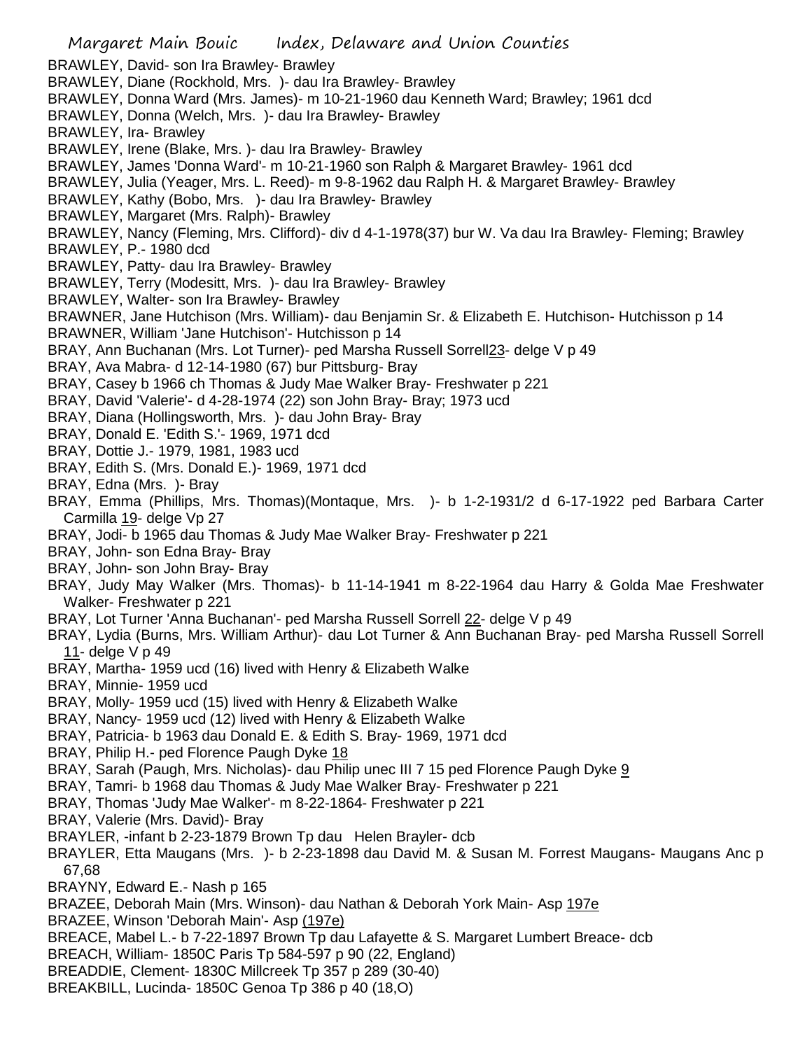BRAWLEY, David- son Ira Brawley- Brawley
BRAWLEY, Diane (Rockhold, Mrs. )- dau Ira Brawley- Brawley
BRAWLEY, Donna Ward (Mrs. James)- m 10-21-1960 dau Kenneth Ward; Brawley; 1961 dcd
BRAWLEY, Donna (Welch, Mrs. )- dau Ira Brawley- Brawley
BRAWLEY, Ira- Brawley
BRAWLEY, Irene (Blake, Mrs. )- dau Ira Brawley- Brawley
BRAWLEY, James 'Donna Ward'- m 10-21-1960 son Ralph & Margaret Brawley- 1961 dcd
BRAWLEY, Julia (Yeager, Mrs. L. Reed)- m 9-8-1962 dau Ralph H. & Margaret Brawley- Brawley
BRAWLEY, Kathy (Bobo, Mrs. )- dau Ira Brawley- Brawley
BRAWLEY, Margaret (Mrs. Ralph)- Brawley
BRAWLEY, Nancy (Fleming, Mrs. Clifford)- div d 4-1-1978(37) bur W. Va dau Ira Brawley- Fleming; Brawley
BRAWLEY, P.- 1980 dcd
BRAWLEY, Patty- dau Ira Brawley- Brawley
BRAWLEY, Terry (Modesitt, Mrs. )- dau Ira Brawley- Brawley
BRAWLEY, Walter- son Ira Brawley- Brawley
BRAWNER, Jane Hutchison (Mrs. William)- dau Benjamin Sr. & Elizabeth E. Hutchison- Hutchisson p 14
BRAWNER, William 'Jane Hutchison'- Hutchisson p 14
BRAY, Ann Buchanan (Mrs. Lot Turner)- ped Marsha Russell Sorrell23- delge V p 49
BRAY, Ava Mabra- d 12-14-1980 (67) bur Pittsburg- Bray
BRAY, Casey b 1966 ch Thomas & Judy Mae Walker Bray- Freshwater p 221
BRAY, David 'Valerie'- d 4-28-1974 (22) son John Bray- Bray; 1973 ucd
BRAY, Diana (Hollingsworth, Mrs. )- dau John Bray- Bray
BRAY, Donald E. 'Edith S.'- 1969, 1971 dcd
BRAY, Dottie J.- 1979, 1981, 1983 ucd
BRAY, Edith S. (Mrs. Donald E.)- 1969, 1971 dcd
BRAY, Edna (Mrs. )- Bray
BRAY, Emma (Phillips, Mrs. Thomas)(Montaque, Mrs. )- b 1-2-1931/2 d 6-17-1922 ped Barbara Carter Carmilla 19- delge Vp 27
BRAY, Jodi- b 1965 dau Thomas & Judy Mae Walker Bray- Freshwater p 221
BRAY, John- son Edna Bray- Bray
BRAY, John- son John Bray- Bray
BRAY, Judy May Walker (Mrs. Thomas)- b 11-14-1941 m 8-22-1964 dau Harry & Golda Mae Freshwater Walker- Freshwater p 221
BRAY, Lot Turner 'Anna Buchanan'- ped Marsha Russell Sorrell 22- delge V p 49
BRAY, Lydia (Burns, Mrs. William Arthur)- dau Lot Turner & Ann Buchanan Bray- ped Marsha Russell Sorrell 11- delge V p 49
BRAY, Martha- 1959 ucd (16) lived with Henry & Elizabeth Walke
BRAY, Minnie- 1959 ucd
BRAY, Molly- 1959 ucd (15) lived with Henry & Elizabeth Walke
BRAY, Nancy- 1959 ucd (12) lived with Henry & Elizabeth Walke
BRAY, Patricia- b 1963 dau Donald E. & Edith S. Bray- 1969, 1971 dcd
BRAY, Philip H.- ped Florence Paugh Dyke 18
BRAY, Sarah (Paugh, Mrs. Nicholas)- dau Philip unec III 7 15 ped Florence Paugh Dyke 9
BRAY, Tamri- b 1968 dau Thomas & Judy Mae Walker Bray- Freshwater p 221
BRAY, Thomas 'Judy Mae Walker'- m 8-22-1864- Freshwater p 221
BRAY, Valerie (Mrs. David)- Bray
BRAYLER, -infant b 2-23-1879 Brown Tp dau Helen Brayler- dcb
BRAYLER, Etta Maugans (Mrs. )- b 2-23-1898 dau David M. & Susan M. Forrest Maugans- Maugans Anc p 67,68
BRAYNY, Edward E.- Nash p 165
BRAZEE, Deborah Main (Mrs. Winson)- dau Nathan & Deborah York Main- Asp 197e
BRAZEE, Winson 'Deborah Main'- Asp (197e)
BREACE, Mabel L.- b 7-22-1897 Brown Tp dau Lafayette & S. Margaret Lumbert Breace- dcb
BREACH, William- 1850C Paris Tp 584-597 p 90 (22, England)
BREADDIE, Clement- 1830C Millcreek Tp 357 p 289 (30-40)
BREAKBILL, Lucinda- 1850C Genoa Tp 386 p 40 (18,O)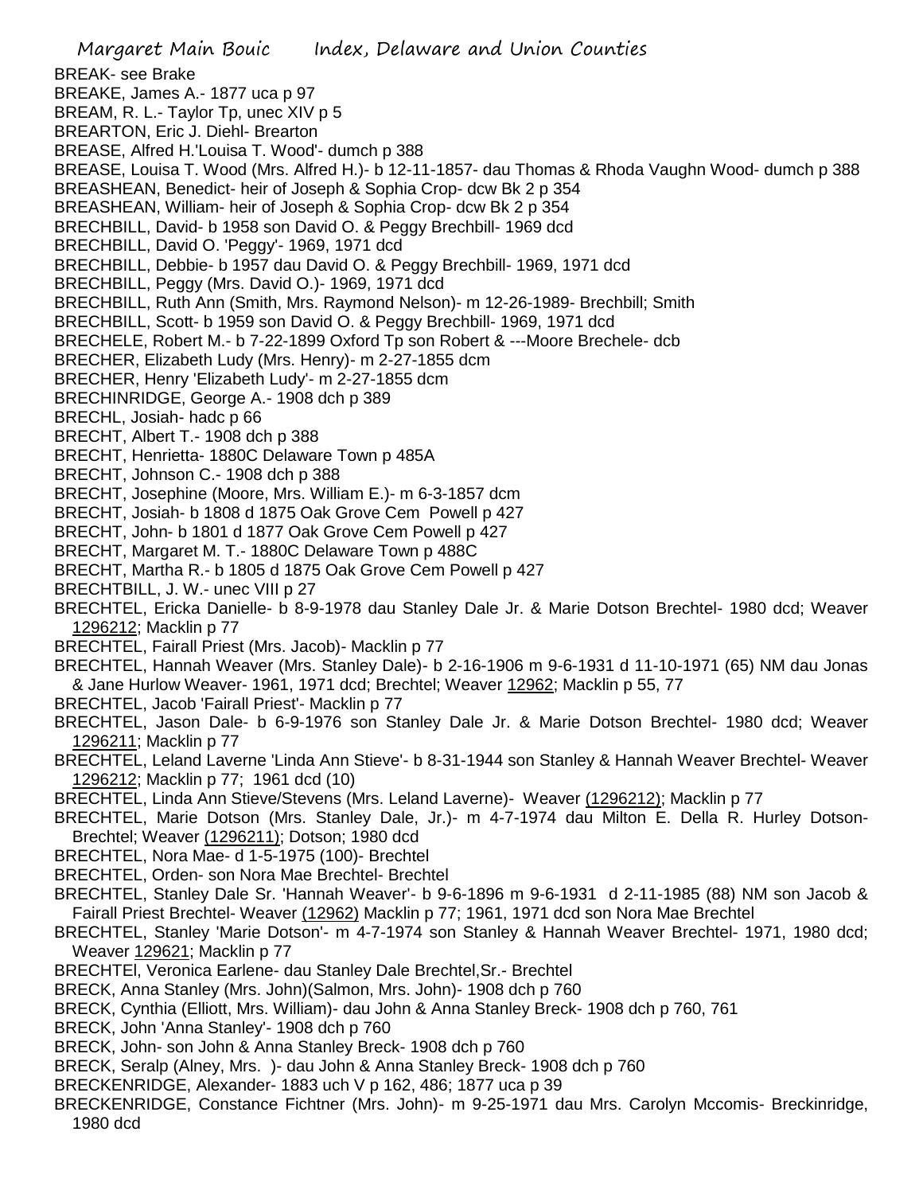BREAK- see Brake

BREAKE, James A.- 1877 uca p 97

BREAM, R. L.- Taylor Tp, unec XIV p 5

BREARTON, Eric J. Diehl- Brearton

BREASE, Alfred H.'Louisa T. Wood'- dumch p 388

BREASE, Louisa T. Wood (Mrs. Alfred H.)- b 12-11-1857- dau Thomas & Rhoda Vaughn Wood- dumch p 388

BREASHEAN, Benedict- heir of Joseph & Sophia Crop- dcw Bk 2 p 354

BREASHEAN, William- heir of Joseph & Sophia Crop- dcw Bk 2 p 354

BRECHBILL, David- b 1958 son David O. & Peggy Brechbill- 1969 dcd

BRECHBILL, David O. 'Peggy'- 1969, 1971 dcd

BRECHBILL, Debbie- b 1957 dau David O. & Peggy Brechbill- 1969, 1971 dcd

BRECHBILL, Peggy (Mrs. David O.)- 1969, 1971 dcd

BRECHBILL, Ruth Ann (Smith, Mrs. Raymond Nelson)- m 12-26-1989- Brechbill; Smith

BRECHBILL, Scott- b 1959 son David O. & Peggy Brechbill- 1969, 1971 dcd

BRECHELE, Robert M.- b 7-22-1899 Oxford Tp son Robert & ---Moore Brechele- dcb

BRECHER, Elizabeth Ludy (Mrs. Henry)- m 2-27-1855 dcm

BRECHER, Henry 'Elizabeth Ludy'- m 2-27-1855 dcm

BRECHINRIDGE, George A.- 1908 dch p 389

BRECHL, Josiah- hadc p 66

BRECHT, Albert T.- 1908 dch p 388

BRECHT, Henrietta- 1880C Delaware Town p 485A

BRECHT, Johnson C.- 1908 dch p 388

BRECHT, Josephine (Moore, Mrs. William E.)- m 6-3-1857 dcm

BRECHT, Josiah- b 1808 d 1875 Oak Grove Cem Powell p 427

BRECHT, John- b 1801 d 1877 Oak Grove Cem Powell p 427

BRECHT, Margaret M. T.- 1880C Delaware Town p 488C

BRECHT, Martha R.- b 1805 d 1875 Oak Grove Cem Powell p 427

BRECHTBILL, J. W.- unec VIII p 27

BRECHTEL, Ericka Danielle- b 8-9-1978 dau Stanley Dale Jr. & Marie Dotson Brechtel- 1980 dcd; Weaver 1296212; Macklin p 77

BRECHTEL, Fairall Priest (Mrs. Jacob)- Macklin p 77

BRECHTEL, Hannah Weaver (Mrs. Stanley Dale)- b 2-16-1906 m 9-6-1931 d 11-10-1971 (65) NM dau Jonas & Jane Hurlow Weaver- 1961, 1971 dcd; Brechtel; Weaver 12962; Macklin p 55, 77

BRECHTEL, Jacob 'Fairall Priest'- Macklin p 77

BRECHTEL, Jason Dale- b 6-9-1976 son Stanley Dale Jr. & Marie Dotson Brechtel- 1980 dcd; Weaver 1296211; Macklin p 77

BRECHTEL, Leland Laverne 'Linda Ann Stieve'- b 8-31-1944 son Stanley & Hannah Weaver Brechtel- Weaver 1296212; Macklin p 77; 1961 dcd (10)

BRECHTEL, Linda Ann Stieve/Stevens (Mrs. Leland Laverne)- Weaver (1296212); Macklin p 77

BRECHTEL, Marie Dotson (Mrs. Stanley Dale, Jr.)- m 4-7-1974 dau Milton E. Della R. Hurley Dotson- Brechtel; Weaver (1296211); Dotson; 1980 dcd

BRECHTEL, Nora Mae- d 1-5-1975 (100)- Brechtel

BRECHTEL, Orden- son Nora Mae Brechtel- Brechtel

BRECHTEL, Stanley Dale Sr. 'Hannah Weaver'- b 9-6-1896 m 9-6-1931 d 2-11-1985 (88) NM son Jacob & Fairall Priest Brechtel- Weaver (12962) Macklin p 77; 1961, 1971 dcd son Nora Mae Brechtel

BRECHTEL, Stanley 'Marie Dotson'- m 4-7-1974 son Stanley & Hannah Weaver Brechtel- 1971, 1980 dcd; Weaver 129621; Macklin p 77

BRECHTEl, Veronica Earlene- dau Stanley Dale Brechtel,Sr.- Brechtel

BRECK, Anna Stanley (Mrs. John)(Salmon, Mrs. John)- 1908 dch p 760

BRECK, Cynthia (Elliott, Mrs. William)- dau John & Anna Stanley Breck- 1908 dch p 760, 761

BRECK, John 'Anna Stanley'- 1908 dch p 760

BRECK, John- son John & Anna Stanley Breck- 1908 dch p 760

BRECK, Seralp (Alney, Mrs. )- dau John & Anna Stanley Breck- 1908 dch p 760

BRECKENRIDGE, Alexander- 1883 uch V p 162, 486; 1877 uca p 39

BRECKENRIDGE, Constance Fichtner (Mrs. John)- m 9-25-1971 dau Mrs. Carolyn Mccomis- Breckinridge, 1980 dcd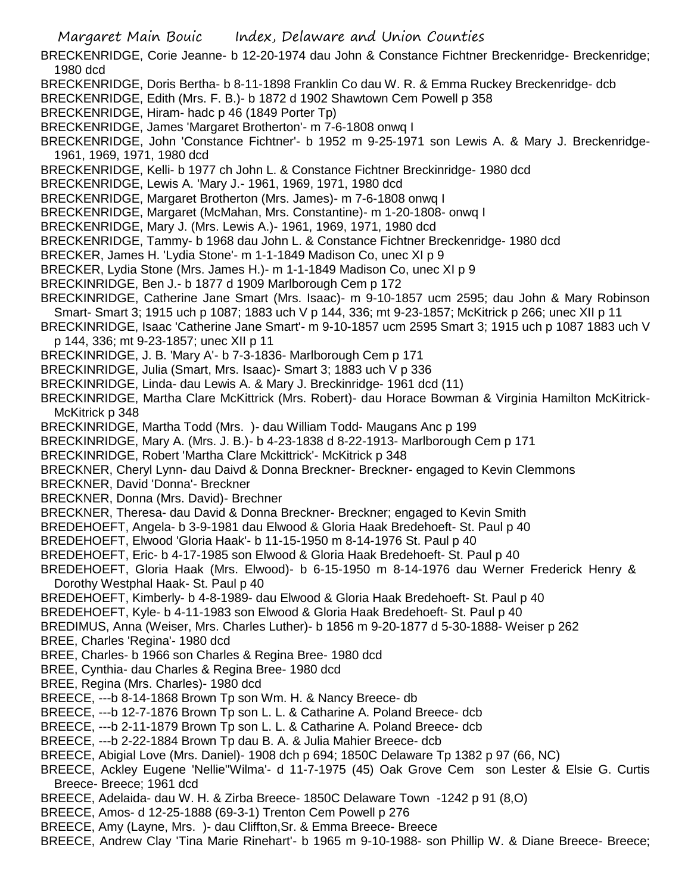BRECKENRIDGE, Corie Jeanne- b 12-20-1974 dau John & Constance Fichtner Breckenridge- Breckenridge; 1980 dcd

BRECKENRIDGE, Doris Bertha- b 8-11-1898 Franklin Co dau W. R. & Emma Ruckey Breckenridge- dcb

BRECKENRIDGE, Edith (Mrs. F. B.)- b 1872 d 1902 Shawtown Cem Powell p 358

BRECKENRIDGE, Hiram- hadc p 46 (1849 Porter Tp)

BRECKENRIDGE, James 'Margaret Brotherton'- m 7-6-1808 onwq I

BRECKENRIDGE, John 'Constance Fichtner'- b 1952 m 9-25-1971 son Lewis A. & Mary J. Breckenridge- 1961, 1969, 1971, 1980 dcd

BRECKENRIDGE, Kelli- b 1977 ch John L. & Constance Fichtner Breckinridge- 1980 dcd

BRECKENRIDGE, Lewis A. 'Mary J.- 1961, 1969, 1971, 1980 dcd

BRECKENRIDGE, Margaret Brotherton (Mrs. James)- m 7-6-1808 onwq I

BRECKENRIDGE, Margaret (McMahan, Mrs. Constantine)- m 1-20-1808- onwq I

BRECKENRIDGE, Mary J. (Mrs. Lewis A.)- 1961, 1969, 1971, 1980 dcd

BRECKENRIDGE, Tammy- b 1968 dau John L. & Constance Fichtner Breckenridge- 1980 dcd

BRECKER, James H. 'Lydia Stone'- m 1-1-1849 Madison Co, unec XI p 9

BRECKER, Lydia Stone (Mrs. James H.)- m 1-1-1849 Madison Co, unec XI p 9

BRECKINRIDGE, Ben J.- b 1877 d 1909 Marlborough Cem p 172

BRECKINRIDGE, Catherine Jane Smart (Mrs. Isaac)- m 9-10-1857 ucm 2595; dau John & Mary Robinson Smart- Smart 3; 1915 uch p 1087; 1883 uch V p 144, 336; mt 9-23-1857; McKitrick p 266; unec XII p 11

BRECKINRIDGE, Isaac 'Catherine Jane Smart'- m 9-10-1857 ucm 2595 Smart 3; 1915 uch p 1087 1883 uch V p 144, 336; mt 9-23-1857; unec XII p 11

BRECKINRIDGE, J. B. 'Mary A'- b 7-3-1836- Marlborough Cem p 171

BRECKINRIDGE, Julia (Smart, Mrs. Isaac)- Smart 3; 1883 uch V p 336

BRECKINRIDGE, Linda- dau Lewis A. & Mary J. Breckinridge- 1961 dcd (11)

BRECKINRIDGE, Martha Clare McKittrick (Mrs. Robert)- dau Horace Bowman & Virginia Hamilton McKitrick- McKitrick p 348

BRECKINRIDGE, Martha Todd (Mrs. )- dau William Todd- Maugans Anc p 199

BRECKINRIDGE, Mary A. (Mrs. J. B.)- b 4-23-1838 d 8-22-1913- Marlborough Cem p 171

BRECKINRIDGE, Robert 'Martha Clare Mckittrick'- McKitrick p 348

BRECKNER, Cheryl Lynn- dau Daivd & Donna Breckner- Breckner- engaged to Kevin Clemmons

BRECKNER, David 'Donna'- Breckner

BRECKNER, Donna (Mrs. David)- Brechner

BRECKNER, Theresa- dau David & Donna Breckner- Breckner; engaged to Kevin Smith

BREDEHOEFT, Angela- b 3-9-1981 dau Elwood & Gloria Haak Bredehoeft- St. Paul p 40

BREDEHOEFT, Elwood 'Gloria Haak'- b 11-15-1950 m 8-14-1976 St. Paul p 40

BREDEHOEFT, Eric- b 4-17-1985 son Elwood & Gloria Haak Bredehoeft- St. Paul p 40

BREDEHOEFT, Gloria Haak (Mrs. Elwood)- b 6-15-1950 m 8-14-1976 dau Werner Frederick Henry & Dorothy Westphal Haak- St. Paul p 40

BREDEHOEFT, Kimberly- b 4-8-1989- dau Elwood & Gloria Haak Bredehoeft- St. Paul p 40

BREDEHOEFT, Kyle- b 4-11-1983 son Elwood & Gloria Haak Bredehoeft- St. Paul p 40

BREDIMUS, Anna (Weiser, Mrs. Charles Luther)- b 1856 m 9-20-1877 d 5-30-1888- Weiser p 262

BREE, Charles 'Regina'- 1980 dcd

BREE, Charles- b 1966 son Charles & Regina Bree- 1980 dcd

BREE, Cynthia- dau Charles & Regina Bree- 1980 dcd

BREE, Regina (Mrs. Charles)- 1980 dcd

BREECE, ---b 8-14-1868 Brown Tp son Wm. H. & Nancy Breece- db

BREECE, ---b 12-7-1876 Brown Tp son L. L. & Catharine A. Poland Breece- dcb

BREECE, ---b 2-11-1879 Brown Tp son L. L. & Catharine A. Poland Breece- dcb

BREECE, ---b 2-22-1884 Brown Tp dau B. A. & Julia Mahier Breece- dcb

BREECE, Abigial Love (Mrs. Daniel)- 1908 dch p 694; 1850C Delaware Tp 1382 p 97 (66, NC)

BREECE, Ackley Eugene 'Nellie''Wilma'- d 11-7-1975 (45) Oak Grove Cem son Lester & Elsie G. Curtis Breece- Breece; 1961 dcd

BREECE, Adelaida- dau W. H. & Zirba Breece- 1850C Delaware Town -1242 p 91 (8,O)

BREECE, Amos- d 12-25-1888 (69-3-1) Trenton Cem Powell p 276

BREECE, Amy (Layne, Mrs. )- dau Cliffton,Sr. & Emma Breece- Breece

BREECE, Andrew Clay 'Tina Marie Rinehart'- b 1965 m 9-10-1988- son Phillip W. & Diane Breece- Breece;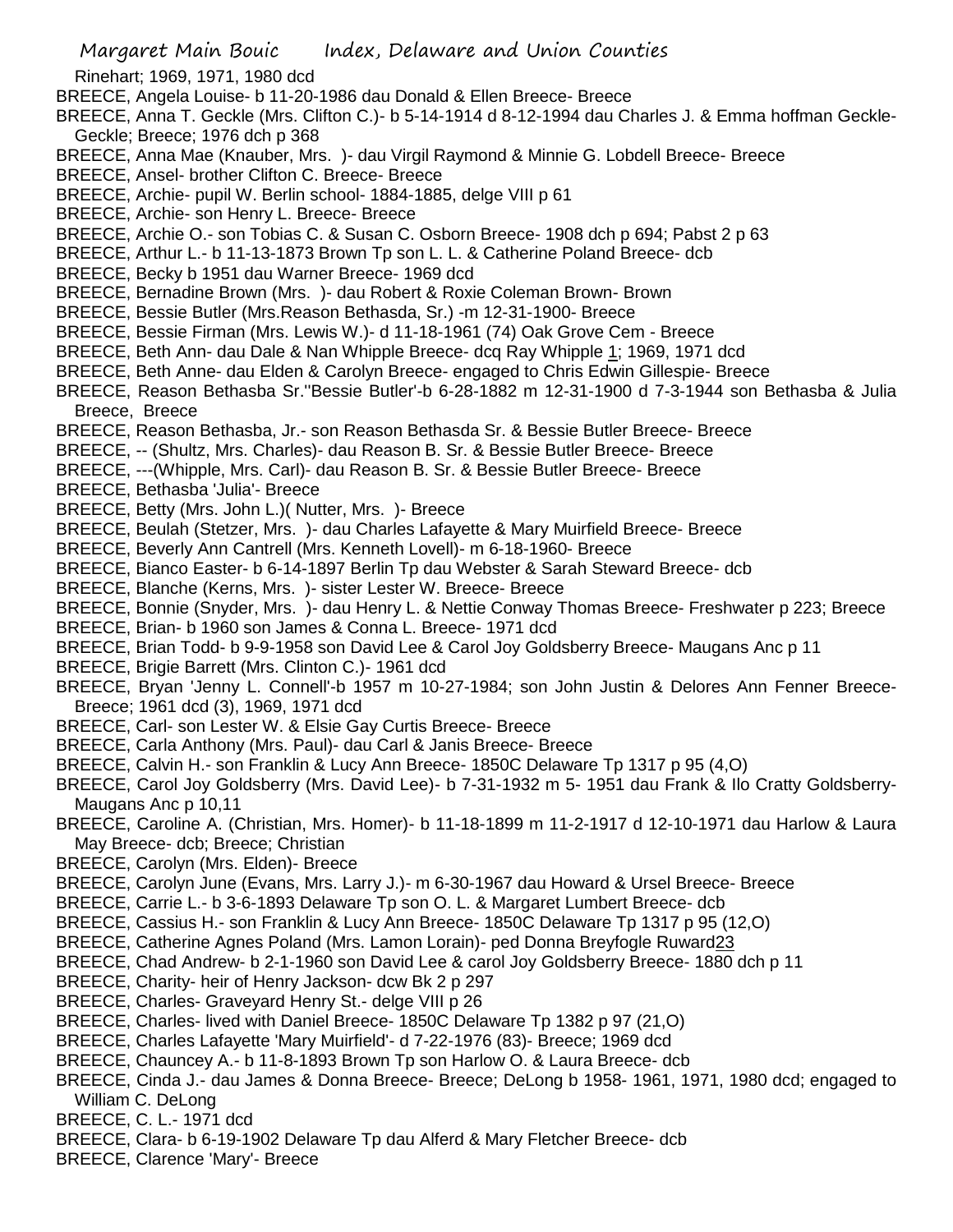Rinehart; 1969, 1971, 1980 dcd

BREECE, Angela Louise- b 11-20-1986 dau Donald & Ellen Breece- Breece

BREECE, Anna T. Geckle (Mrs. Clifton C.)- b 5-14-1914 d 8-12-1994 dau Charles J. & Emma hoffman Geckle- Geckle; Breece; 1976 dch p 368

BREECE, Anna Mae (Knauber, Mrs. )- dau Virgil Raymond & Minnie G. Lobdell Breece- Breece

BREECE, Ansel- brother Clifton C. Breece- Breece

BREECE, Archie- pupil W. Berlin school- 1884-1885, delge VIII p 61

BREECE, Archie- son Henry L. Breece- Breece

BREECE, Archie O.- son Tobias C. & Susan C. Osborn Breece- 1908 dch p 694; Pabst 2 p 63

BREECE, Arthur L.- b 11-13-1873 Brown Tp son L. L. & Catherine Poland Breece- dcb

BREECE, Becky b 1951 dau Warner Breece- 1969 dcd

BREECE, Bernadine Brown (Mrs. )- dau Robert & Roxie Coleman Brown- Brown

BREECE, Bessie Butler (Mrs.Reason Bethasda, Sr.) -m 12-31-1900- Breece

BREECE, Bessie Firman (Mrs. Lewis W.)- d 11-18-1961 (74) Oak Grove Cem - Breece

BREECE, Beth Ann- dau Dale & Nan Whipple Breece- dcq Ray Whipple 1; 1969, 1971 dcd

BREECE, Beth Anne- dau Elden & Carolyn Breece- engaged to Chris Edwin Gillespie- Breece

BREECE, Reason Bethasba Sr.''Bessie Butler'-b 6-28-1882 m 12-31-1900 d 7-3-1944 son Bethasba & Julia Breece, Breece

BREECE, Reason Bethasba, Jr.- son Reason Bethasda Sr. & Bessie Butler Breece- Breece

BREECE, -- (Shultz, Mrs. Charles)- dau Reason B. Sr. & Bessie Butler Breece- Breece

BREECE, ---(Whipple, Mrs. Carl)- dau Reason B. Sr. & Bessie Butler Breece- Breece

BREECE, Bethasba 'Julia'- Breece

BREECE, Betty (Mrs. John L.)( Nutter, Mrs. )- Breece

BREECE, Beulah (Stetzer, Mrs. )- dau Charles Lafayette & Mary Muirfield Breece- Breece

BREECE, Beverly Ann Cantrell (Mrs. Kenneth Lovell)- m 6-18-1960- Breece

BREECE, Bianco Easter- b 6-14-1897 Berlin Tp dau Webster & Sarah Steward Breece- dcb

BREECE, Blanche (Kerns, Mrs. )- sister Lester W. Breece- Breece

BREECE, Bonnie (Snyder, Mrs. )- dau Henry L. & Nettie Conway Thomas Breece- Freshwater p 223; Breece

BREECE, Brian- b 1960 son James & Conna L. Breece- 1971 dcd

BREECE, Brian Todd- b 9-9-1958 son David Lee & Carol Joy Goldsberry Breece- Maugans Anc p 11

BREECE, Brigie Barrett (Mrs. Clinton C.)- 1961 dcd

BREECE, Bryan 'Jenny L. Connell'-b 1957 m 10-27-1984; son John Justin & Delores Ann Fenner Breece- Breece; 1961 dcd (3), 1969, 1971 dcd

BREECE, Carl- son Lester W. & Elsie Gay Curtis Breece- Breece

BREECE, Carla Anthony (Mrs. Paul)- dau Carl & Janis Breece- Breece

BREECE, Calvin H.- son Franklin & Lucy Ann Breece- 1850C Delaware Tp 1317 p 95 (4,O)

BREECE, Carol Joy Goldsberry (Mrs. David Lee)- b 7-31-1932 m 5- 1951 dau Frank & Ilo Cratty Goldsberry- Maugans Anc p 10,11

BREECE, Caroline A. (Christian, Mrs. Homer)- b 11-18-1899 m 11-2-1917 d 12-10-1971 dau Harlow & Laura May Breece- dcb; Breece; Christian

BREECE, Carolyn (Mrs. Elden)- Breece

BREECE, Carolyn June (Evans, Mrs. Larry J.)- m 6-30-1967 dau Howard & Ursel Breece- Breece

BREECE, Carrie L.- b 3-6-1893 Delaware Tp son O. L. & Margaret Lumbert Breece- dcb

BREECE, Cassius H.- son Franklin & Lucy Ann Breece- 1850C Delaware Tp 1317 p 95 (12,O)

BREECE, Catherine Agnes Poland (Mrs. Lamon Lorain)- ped Donna Breyfogle Ruward23

BREECE, Chad Andrew- b 2-1-1960 son David Lee & carol Joy Goldsberry Breece- 1880 dch p 11

BREECE, Charity- heir of Henry Jackson- dcw Bk 2 p 297

BREECE, Charles- Graveyard Henry St.- delge VIII p 26

BREECE, Charles- lived with Daniel Breece- 1850C Delaware Tp 1382 p 97 (21,O)

BREECE, Charles Lafayette 'Mary Muirfield'- d 7-22-1976 (83)- Breece; 1969 dcd

BREECE, Chauncey A.- b 11-8-1893 Brown Tp son Harlow O. & Laura Breece- dcb

BREECE, Cinda J.- dau James & Donna Breece- Breece; DeLong b 1958- 1961, 1971, 1980 dcd; engaged to William C. DeLong

BREECE, C. L.- 1971 dcd

BREECE, Clara- b 6-19-1902 Delaware Tp dau Alferd & Mary Fletcher Breece- dcb

BREECE, Clarence 'Mary'- Breece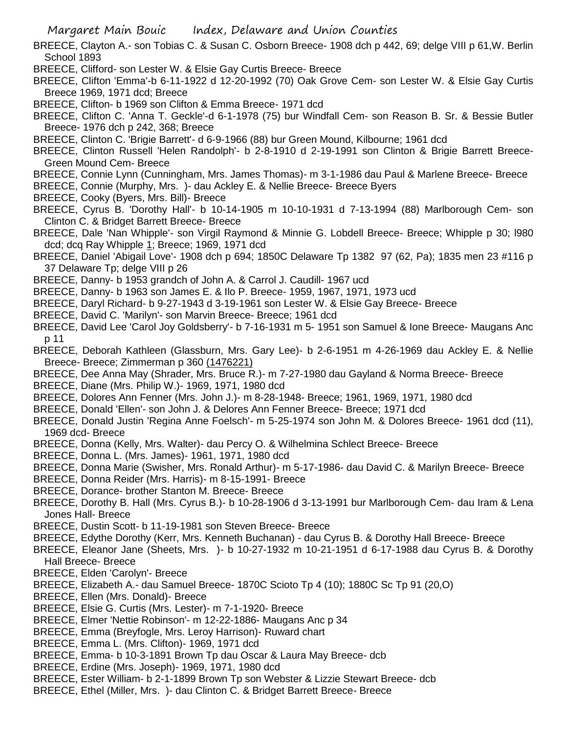BREECE, Clayton A.- son Tobias C. & Susan C. Osborn Breece- 1908 dch p 442, 69; delge VIII p 61,W. Berlin School 1893

BREECE, Clifford- son Lester W. & Elsie Gay Curtis Breece- Breece

BREECE, Clifton 'Emma'-b 6-11-1922 d 12-20-1992 (70) Oak Grove Cem- son Lester W. & Elsie Gay Curtis Breece 1969, 1971 dcd; Breece

BREECE, Clifton- b 1969 son Clifton & Emma Breece- 1971 dcd

BREECE, Clifton C. 'Anna T. Geckle'-d 6-1-1978 (75) bur Windfall Cem- son Reason B. Sr. & Bessie Butler Breece- 1976 dch p 242, 368; Breece

BREECE, Clinton C. 'Brigie Barrett'- d 6-9-1966 (88) bur Green Mound, Kilbourne; 1961 dcd

BREECE, Clinton Russell 'Helen Randolph'- b 2-8-1910 d 2-19-1991 son Clinton & Brigie Barrett Breece- Green Mound Cem- Breece

BREECE, Connie Lynn (Cunningham, Mrs. James Thomas)- m 3-1-1986 dau Paul & Marlene Breece- Breece

BREECE, Connie (Murphy, Mrs. )- dau Ackley E. & Nellie Breece- Breece Byers

BREECE, Cooky (Byers, Mrs. Bill)- Breece

BREECE, Cyrus B. 'Dorothy Hall'- b 10-14-1905 m 10-10-1931 d 7-13-1994 (88) Marlborough Cem- son Clinton C. & Bridget Barrett Breece- Breece

BREECE, Dale 'Nan Whipple'- son Virgil Raymond & Minnie G. Lobdell Breece- Breece; Whipple p 30; l980 dcd; dcq Ray Whipple 1; Breece; 1969, 1971 dcd

BREECE, Daniel 'Abigail Love'- 1908 dch p 694; 1850C Delaware Tp 1382 97 (62, Pa); 1835 men 23 #116 p 37 Delaware Tp; delge VIII p 26

BREECE, Danny- b 1953 grandch of John A. & Carrol J. Caudill- 1967 ucd

BREECE, Danny- b 1963 son James E. & Ilo P. Breece- 1959, 1967, 1971, 1973 ucd

BREECE, Daryl Richard- b 9-27-1943 d 3-19-1961 son Lester W. & Elsie Gay Breece- Breece

BREECE, David C. 'Marilyn'- son Marvin Breece- Breece; 1961 dcd

BREECE, David Lee 'Carol Joy Goldsberry'- b 7-16-1931 m 5- 1951 son Samuel & Ione Breece- Maugans Anc p 11

BREECE, Deborah Kathleen (Glassburn, Mrs. Gary Lee)- b 2-6-1951 m 4-26-1969 dau Ackley E. & Nellie Breece- Breece; Zimmerman p 360 (1476221)

BREECE, Dee Anna May (Shrader, Mrs. Bruce R.)- m 7-27-1980 dau Gayland & Norma Breece- Breece

BREECE, Diane (Mrs. Philip W.)- 1969, 1971, 1980 dcd

BREECE, Dolores Ann Fenner (Mrs. John J.)- m 8-28-1948- Breece; 1961, 1969, 1971, 1980 dcd

BREECE, Donald 'Ellen'- son John J. & Delores Ann Fenner Breece- Breece; 1971 dcd

BREECE, Donald Justin 'Regina Anne Foelsch'- m 5-25-1974 son John M. & Dolores Breece- 1961 dcd (11), 1969 dcd- Breece

BREECE, Donna (Kelly, Mrs. Walter)- dau Percy O. & Wilhelmina Schlect Breece- Breece

BREECE, Donna L. (Mrs. James)- 1961, 1971, 1980 dcd

BREECE, Donna Marie (Swisher, Mrs. Ronald Arthur)- m 5-17-1986- dau David C. & Marilyn Breece- Breece

BREECE, Donna Reider (Mrs. Harris)- m 8-15-1991- Breece

BREECE, Dorance- brother Stanton M. Breece- Breece

BREECE, Dorothy B. Hall (Mrs. Cyrus B.)- b 10-28-1906 d 3-13-1991 bur Marlborough Cem- dau Iram & Lena Jones Hall- Breece

BREECE, Dustin Scott- b 11-19-1981 son Steven Breece- Breece

BREECE, Edythe Dorothy (Kerr, Mrs. Kenneth Buchanan) - dau Cyrus B. & Dorothy Hall Breece- Breece

BREECE, Eleanor Jane (Sheets, Mrs. )- b 10-27-1932 m 10-21-1951 d 6-17-1988 dau Cyrus B. & Dorothy Hall Breece- Breece

BREECE, Elden 'Carolyn'- Breece

BREECE, Elizabeth A.- dau Samuel Breece- 1870C Scioto Tp 4 (10); 1880C Sc Tp 91 (20,O)

BREECE, Ellen (Mrs. Donald)- Breece

BREECE, Elsie G. Curtis (Mrs. Lester)- m 7-1-1920- Breece

BREECE, Elmer 'Nettie Robinson'- m 12-22-1886- Maugans Anc p 34

BREECE, Emma (Breyfogle, Mrs. Leroy Harrison)- Ruward chart

BREECE, Emma L. (Mrs. Clifton)- 1969, 1971 dcd

BREECE, Emma- b 10-3-1891 Brown Tp dau Oscar & Laura May Breece- dcb

BREECE, Erdine (Mrs. Joseph)- 1969, 1971, 1980 dcd

BREECE, Ester William- b 2-1-1899 Brown Tp son Webster & Lizzie Stewart Breece- dcb

BREECE, Ethel (Miller, Mrs. )- dau Clinton C. & Bridget Barrett Breece- Breece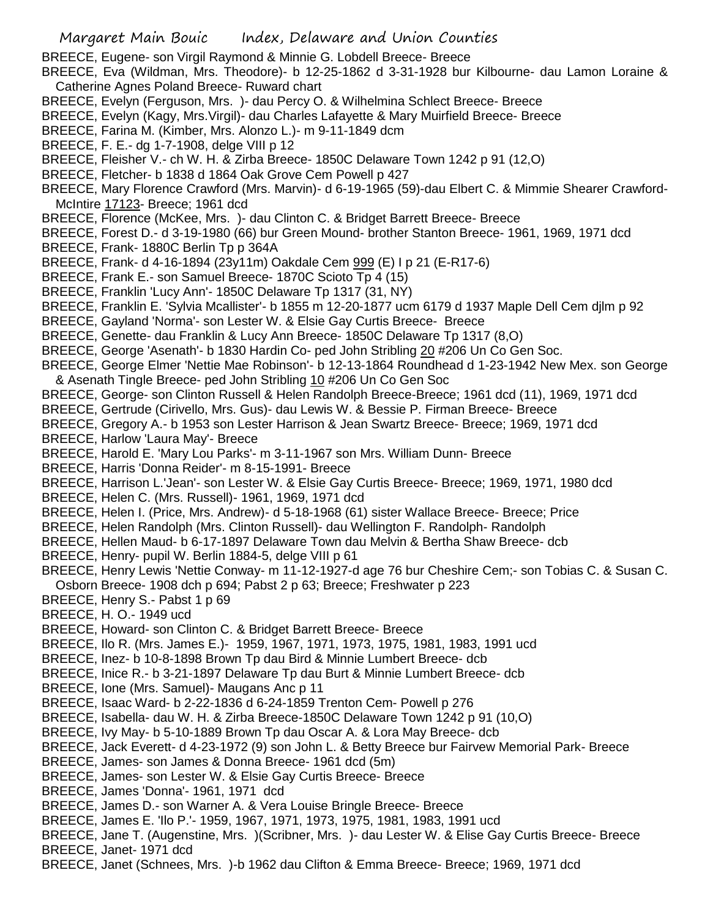BREECE, Eugene- son Virgil Raymond & Minnie G. Lobdell Breece- Breece

BREECE, Eva (Wildman, Mrs. Theodore)- b 12-25-1862 d 3-31-1928 bur Kilbourne- dau Lamon Loraine & Catherine Agnes Poland Breece- Ruward chart

BREECE, Evelyn (Ferguson, Mrs. )- dau Percy O. & Wilhelmina Schlect Breece- Breece

BREECE, Evelyn (Kagy, Mrs.Virgil)- dau Charles Lafayette & Mary Muirfield Breece- Breece

BREECE, Farina M. (Kimber, Mrs. Alonzo L.)- m 9-11-1849 dcm

BREECE, F. E.- dg 1-7-1908, delge VIII p 12

BREECE, Fleisher V.- ch W. H. & Zirba Breece- 1850C Delaware Town 1242 p 91 (12,O)

BREECE, Fletcher- b 1838 d 1864 Oak Grove Cem Powell p 427

BREECE, Mary Florence Crawford (Mrs. Marvin)- d 6-19-1965 (59)-dau Elbert C. & Mimmie Shearer Crawford- McIntire 17123- Breece; 1961 dcd

BREECE, Florence (McKee, Mrs. )- dau Clinton C. & Bridget Barrett Breece- Breece

BREECE, Forest D.- d 3-19-1980 (66) bur Green Mound- brother Stanton Breece- 1961, 1969, 1971 dcd

BREECE, Frank- 1880C Berlin Tp p 364A

BREECE, Frank- d 4-16-1894 (23y11m) Oakdale Cem 999 (E) I p 21 (E-R17-6)

BREECE, Frank E.- son Samuel Breece- 1870C Scioto Tp 4 (15)

BREECE, Franklin 'Lucy Ann'- 1850C Delaware Tp 1317 (31, NY)

BREECE, Franklin E. 'Sylvia Mcallister'- b 1855 m 12-20-1877 ucm 6179 d 1937 Maple Dell Cem djlm p 92

BREECE, Gayland 'Norma'- son Lester W. & Elsie Gay Curtis Breece- Breece

BREECE, Genette- dau Franklin & Lucy Ann Breece- 1850C Delaware Tp 1317 (8,O)

BREECE, George 'Asenath'- b 1830 Hardin Co- ped John Stribling 20 #206 Un Co Gen Soc.

BREECE, George Elmer 'Nettie Mae Robinson'- b 12-13-1864 Roundhead d 1-23-1942 New Mex. son George & Asenath Tingle Breece- ped John Stribling 10 #206 Un Co Gen Soc

BREECE, George- son Clinton Russell & Helen Randolph Breece-Breece; 1961 dcd (11), 1969, 1971 dcd

BREECE, Gertrude (Cirivello, Mrs. Gus)- dau Lewis W. & Bessie P. Firman Breece- Breece

BREECE, Gregory A.- b 1953 son Lester Harrison & Jean Swartz Breece- Breece; 1969, 1971 dcd

BREECE, Harlow 'Laura May'- Breece

BREECE, Harold E. 'Mary Lou Parks'- m 3-11-1967 son Mrs. William Dunn- Breece

BREECE, Harris 'Donna Reider'- m 8-15-1991- Breece

BREECE, Harrison L.'Jean'- son Lester W. & Elsie Gay Curtis Breece- Breece; 1969, 1971, 1980 dcd

BREECE, Helen C. (Mrs. Russell)- 1961, 1969, 1971 dcd

BREECE, Helen I. (Price, Mrs. Andrew)- d 5-18-1968 (61) sister Wallace Breece- Breece; Price

BREECE, Helen Randolph (Mrs. Clinton Russell)- dau Wellington F. Randolph- Randolph

BREECE, Hellen Maud- b 6-17-1897 Delaware Town dau Melvin & Bertha Shaw Breece- dcb

BREECE, Henry- pupil W. Berlin 1884-5, delge VIII p 61

BREECE, Henry Lewis 'Nettie Conway- m 11-12-1927-d age 76 bur Cheshire Cem;- son Tobias C. & Susan C. Osborn Breece- 1908 dch p 694; Pabst 2 p 63; Breece; Freshwater p 223

BREECE, Henry S.- Pabst 1 p 69

BREECE, H. O.- 1949 ucd

BREECE, Howard- son Clinton C. & Bridget Barrett Breece- Breece

BREECE, Ilo R. (Mrs. James E.)- 1959, 1967, 1971, 1973, 1975, 1981, 1983, 1991 ucd

BREECE, Inez- b 10-8-1898 Brown Tp dau Bird & Minnie Lumbert Breece- dcb

BREECE, Inice R.- b 3-21-1897 Delaware Tp dau Burt & Minnie Lumbert Breece- dcb

BREECE, Ione (Mrs. Samuel)- Maugans Anc p 11

BREECE, Isaac Ward- b 2-22-1836 d 6-24-1859 Trenton Cem- Powell p 276

BREECE, Isabella- dau W. H. & Zirba Breece-1850C Delaware Town 1242 p 91 (10,O)

BREECE, Ivy May- b 5-10-1889 Brown Tp dau Oscar A. & Lora May Breece- dcb

BREECE, Jack Everett- d 4-23-1972 (9) son John L. & Betty Breece bur Fairvew Memorial Park- Breece

BREECE, James- son James & Donna Breece- 1961 dcd (5m)

BREECE, James- son Lester W. & Elsie Gay Curtis Breece- Breece

BREECE, James 'Donna'- 1961, 1971 dcd

BREECE, James D.- son Warner A. & Vera Louise Bringle Breece- Breece

BREECE, James E. 'Ilo P.'- 1959, 1967, 1971, 1973, 1975, 1981, 1983, 1991 ucd

BREECE, Jane T. (Augenstine, Mrs. )(Scribner, Mrs. )- dau Lester W. & Elise Gay Curtis Breece- Breece

BREECE, Janet- 1971 dcd

BREECE, Janet (Schnees, Mrs. )-b 1962 dau Clifton & Emma Breece- Breece; 1969, 1971 dcd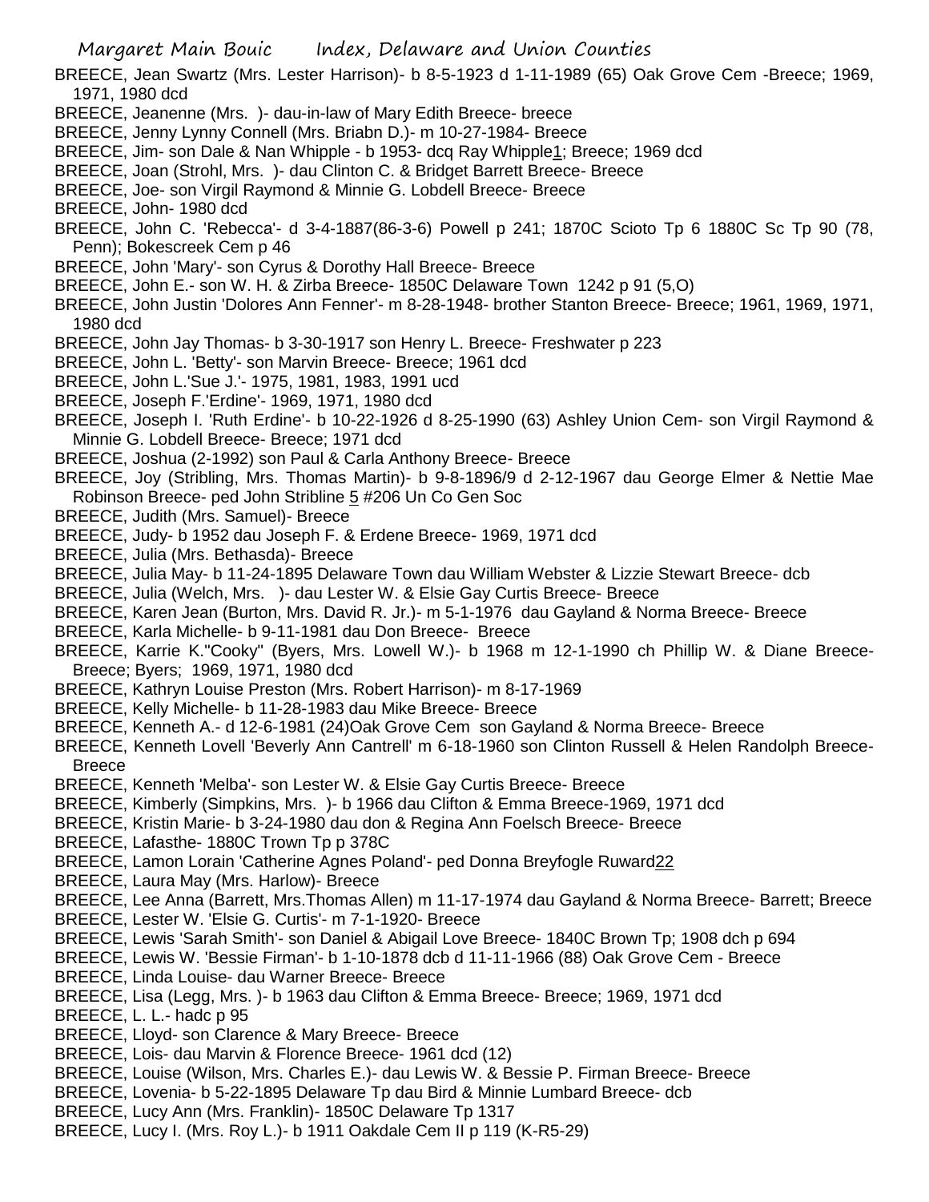BREECE, Jean Swartz (Mrs. Lester Harrison)- b 8-5-1923 d 1-11-1989 (65) Oak Grove Cem -Breece; 1969, 1971, 1980 dcd

BREECE, Jeanenne (Mrs. )- dau-in-law of Mary Edith Breece- breece

BREECE, Jenny Lynny Connell (Mrs. Briabn D.)- m 10-27-1984- Breece

BREECE, Jim- son Dale & Nan Whipple - b 1953- dcq Ray Whipple1; Breece; 1969 dcd

BREECE, Joan (Strohl, Mrs. )- dau Clinton C. & Bridget Barrett Breece- Breece

BREECE, Joe- son Virgil Raymond & Minnie G. Lobdell Breece- Breece

BREECE, John- 1980 dcd

BREECE, John C. 'Rebecca'- d 3-4-1887(86-3-6) Powell p 241; 1870C Scioto Tp 6 1880C Sc Tp 90 (78, Penn); Bokescreek Cem p 46

BREECE, John 'Mary'- son Cyrus & Dorothy Hall Breece- Breece

BREECE, John E.- son W. H. & Zirba Breece- 1850C Delaware Town 1242 p 91 (5,O)

BREECE, John Justin 'Dolores Ann Fenner'- m 8-28-1948- brother Stanton Breece- Breece; 1961, 1969, 1971, 1980 dcd

BREECE, John Jay Thomas- b 3-30-1917 son Henry L. Breece- Freshwater p 223

BREECE, John L. 'Betty'- son Marvin Breece- Breece; 1961 dcd

BREECE, John L.'Sue J.'- 1975, 1981, 1983, 1991 ucd

BREECE, Joseph F.'Erdine'- 1969, 1971, 1980 dcd

BREECE, Joseph I. 'Ruth Erdine'- b 10-22-1926 d 8-25-1990 (63) Ashley Union Cem- son Virgil Raymond & Minnie G. Lobdell Breece- Breece; 1971 dcd

BREECE, Joshua (2-1992) son Paul & Carla Anthony Breece- Breece

BREECE, Joy (Stribling, Mrs. Thomas Martin)- b 9-8-1896/9 d 2-12-1967 dau George Elmer & Nettie Mae Robinson Breece- ped John Stribline 5 #206 Un Co Gen Soc

BREECE, Judith (Mrs. Samuel)- Breece

BREECE, Judy- b 1952 dau Joseph F. & Erdene Breece- 1969, 1971 dcd

BREECE, Julia (Mrs. Bethasda)- Breece

BREECE, Julia May- b 11-24-1895 Delaware Town dau William Webster & Lizzie Stewart Breece- dcb

BREECE, Julia (Welch, Mrs. )- dau Lester W. & Elsie Gay Curtis Breece- Breece

BREECE, Karen Jean (Burton, Mrs. David R. Jr.)- m 5-1-1976 dau Gayland & Norma Breece- Breece

BREECE, Karla Michelle- b 9-11-1981 dau Don Breece- Breece

BREECE, Karrie K."Cooky" (Byers, Mrs. Lowell W.)- b 1968 m 12-1-1990 ch Phillip W. & Diane Breece- Breece; Byers; 1969, 1971, 1980 dcd

BREECE, Kathryn Louise Preston (Mrs. Robert Harrison)- m 8-17-1969

BREECE, Kelly Michelle- b 11-28-1983 dau Mike Breece- Breece

BREECE, Kenneth A.- d 12-6-1981 (24)Oak Grove Cem son Gayland & Norma Breece- Breece

BREECE, Kenneth Lovell 'Beverly Ann Cantrell' m 6-18-1960 son Clinton Russell & Helen Randolph Breece- Breece

BREECE, Kenneth 'Melba'- son Lester W. & Elsie Gay Curtis Breece- Breece

BREECE, Kimberly (Simpkins, Mrs. )- b 1966 dau Clifton & Emma Breece-1969, 1971 dcd

BREECE, Kristin Marie- b 3-24-1980 dau don & Regina Ann Foelsch Breece- Breece

BREECE, Lafasthe- 1880C Trown Tp p 378C

BREECE, Lamon Lorain 'Catherine Agnes Poland'- ped Donna Breyfogle Ruward22

BREECE, Laura May (Mrs. Harlow)- Breece

BREECE, Lee Anna (Barrett, Mrs.Thomas Allen) m 11-17-1974 dau Gayland & Norma Breece- Barrett; Breece

BREECE, Lester W. 'Elsie G. Curtis'- m 7-1-1920- Breece

BREECE, Lewis 'Sarah Smith'- son Daniel & Abigail Love Breece- 1840C Brown Tp; 1908 dch p 694

BREECE, Lewis W. 'Bessie Firman'- b 1-10-1878 dcb d 11-11-1966 (88) Oak Grove Cem - Breece

BREECE, Linda Louise- dau Warner Breece- Breece

BREECE, Lisa (Legg, Mrs. )- b 1963 dau Clifton & Emma Breece- Breece; 1969, 1971 dcd

BREECE, L. L.- hadc p 95

BREECE, Lloyd- son Clarence & Mary Breece- Breece

BREECE, Lois- dau Marvin & Florence Breece- 1961 dcd (12)

BREECE, Louise (Wilson, Mrs. Charles E.)- dau Lewis W. & Bessie P. Firman Breece- Breece

BREECE, Lovenia- b 5-22-1895 Delaware Tp dau Bird & Minnie Lumbard Breece- dcb

BREECE, Lucy Ann (Mrs. Franklin)- 1850C Delaware Tp 1317

BREECE, Lucy I. (Mrs. Roy L.)- b 1911 Oakdale Cem II p 119 (K-R5-29)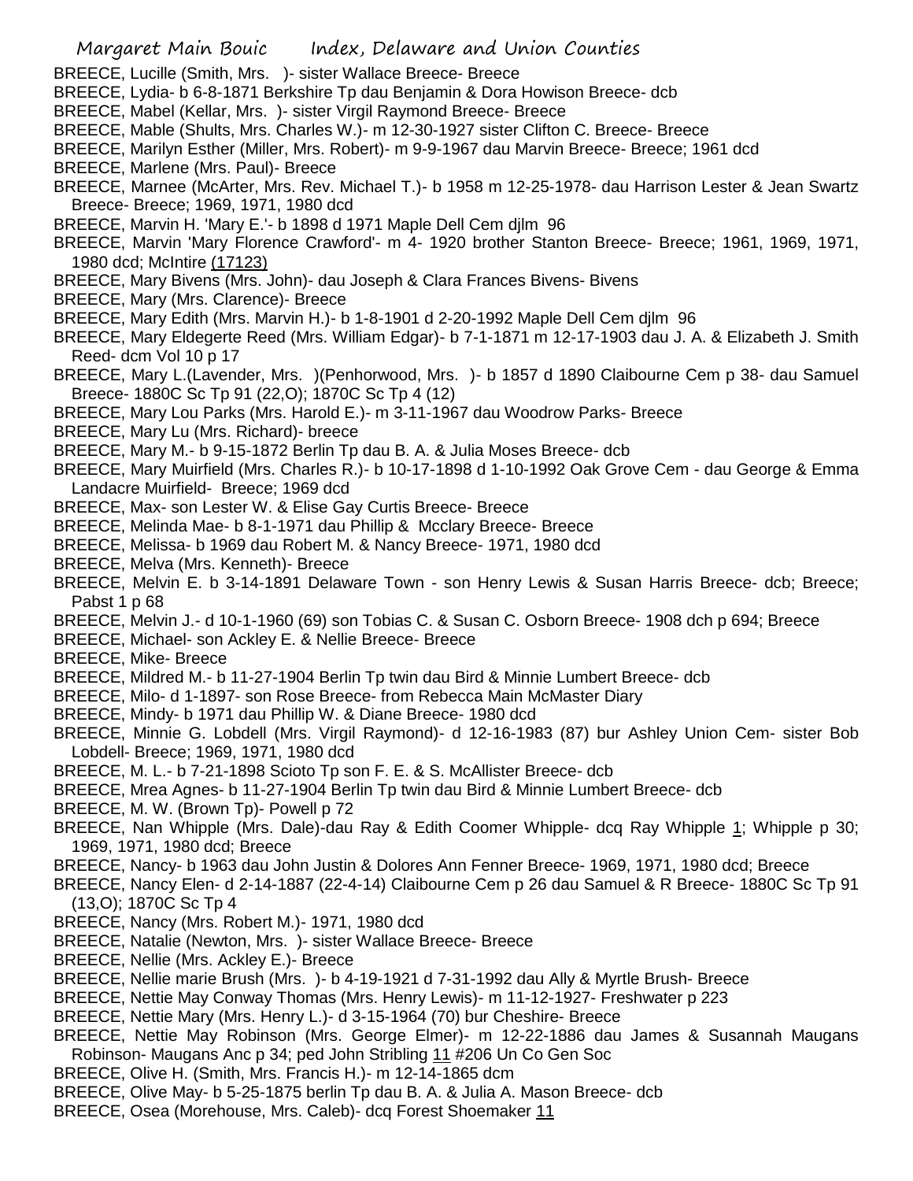BREECE, Lucille (Smith, Mrs. )- sister Wallace Breece- Breece

BREECE, Lydia- b 6-8-1871 Berkshire Tp dau Benjamin & Dora Howison Breece- dcb

BREECE, Mabel (Kellar, Mrs. )- sister Virgil Raymond Breece- Breece

BREECE, Mable (Shults, Mrs. Charles W.)- m 12-30-1927 sister Clifton C. Breece- Breece

BREECE, Marilyn Esther (Miller, Mrs. Robert)- m 9-9-1967 dau Marvin Breece- Breece; 1961 dcd

BREECE, Marlene (Mrs. Paul)- Breece

BREECE, Marnee (McArter, Mrs. Rev. Michael T.)- b 1958 m 12-25-1978- dau Harrison Lester & Jean Swartz Breece- Breece; 1969, 1971, 1980 dcd

BREECE, Marvin H. 'Mary E.'- b 1898 d 1971 Maple Dell Cem djlm 96

BREECE, Marvin 'Mary Florence Crawford'- m 4- 1920 brother Stanton Breece- Breece; 1961, 1969, 1971, 1980 dcd; McIntire (17123)

BREECE, Mary Bivens (Mrs. John)- dau Joseph & Clara Frances Bivens- Bivens

BREECE, Mary (Mrs. Clarence)- Breece

BREECE, Mary Edith (Mrs. Marvin H.)- b 1-8-1901 d 2-20-1992 Maple Dell Cem djlm 96

BREECE, Mary Eldegerte Reed (Mrs. William Edgar)- b 7-1-1871 m 12-17-1903 dau J. A. & Elizabeth J. Smith Reed- dcm Vol 10 p 17

BREECE, Mary L.(Lavender, Mrs. )(Penhorwood, Mrs. )- b 1857 d 1890 Claibourne Cem p 38- dau Samuel Breece- 1880C Sc Tp 91 (22,O); 1870C Sc Tp 4 (12)

BREECE, Mary Lou Parks (Mrs. Harold E.)- m 3-11-1967 dau Woodrow Parks- Breece

BREECE, Mary Lu (Mrs. Richard)- breece

BREECE, Mary M.- b 9-15-1872 Berlin Tp dau B. A. & Julia Moses Breece- dcb

BREECE, Mary Muirfield (Mrs. Charles R.)- b 10-17-1898 d 1-10-1992 Oak Grove Cem - dau George & Emma Landacre Muirfield- Breece; 1969 dcd

BREECE, Max- son Lester W. & Elise Gay Curtis Breece- Breece

BREECE, Melinda Mae- b 8-1-1971 dau Phillip & Mcclary Breece- Breece

BREECE, Melissa- b 1969 dau Robert M. & Nancy Breece- 1971, 1980 dcd

BREECE, Melva (Mrs. Kenneth)- Breece

BREECE, Melvin E. b 3-14-1891 Delaware Town - son Henry Lewis & Susan Harris Breece- dcb; Breece; Pabst 1 p 68

BREECE, Melvin J.- d 10-1-1960 (69) son Tobias C. & Susan C. Osborn Breece- 1908 dch p 694; Breece

BREECE, Michael- son Ackley E. & Nellie Breece- Breece

BREECE, Mike- Breece

BREECE, Mildred M.- b 11-27-1904 Berlin Tp twin dau Bird & Minnie Lumbert Breece- dcb

BREECE, Milo- d 1-1897- son Rose Breece- from Rebecca Main McMaster Diary

BREECE, Mindy- b 1971 dau Phillip W. & Diane Breece- 1980 dcd

BREECE, Minnie G. Lobdell (Mrs. Virgil Raymond)- d 12-16-1983 (87) bur Ashley Union Cem- sister Bob Lobdell- Breece; 1969, 1971, 1980 dcd

BREECE, M. L.- b 7-21-1898 Scioto Tp son F. E. & S. McAllister Breece- dcb

BREECE, Mrea Agnes- b 11-27-1904 Berlin Tp twin dau Bird & Minnie Lumbert Breece- dcb

BREECE, M. W. (Brown Tp)- Powell p 72

BREECE, Nan Whipple (Mrs. Dale)-dau Ray & Edith Coomer Whipple- dcq Ray Whipple 1; Whipple p 30; 1969, 1971, 1980 dcd; Breece

BREECE, Nancy- b 1963 dau John Justin & Dolores Ann Fenner Breece- 1969, 1971, 1980 dcd; Breece

BREECE, Nancy Elen- d 2-14-1887 (22-4-14) Claibourne Cem p 26 dau Samuel & R Breece- 1880C Sc Tp 91 (13,O); 1870C Sc Tp 4

BREECE, Nancy (Mrs. Robert M.)- 1971, 1980 dcd

BREECE, Natalie (Newton, Mrs. )- sister Wallace Breece- Breece

BREECE, Nellie (Mrs. Ackley E.)- Breece

BREECE, Nellie marie Brush (Mrs. )- b 4-19-1921 d 7-31-1992 dau Ally & Myrtle Brush- Breece

BREECE, Nettie May Conway Thomas (Mrs. Henry Lewis)- m 11-12-1927- Freshwater p 223

BREECE, Nettie Mary (Mrs. Henry L.)- d 3-15-1964 (70) bur Cheshire- Breece

BREECE, Nettie May Robinson (Mrs. George Elmer)- m 12-22-1886 dau James & Susannah Maugans Robinson- Maugans Anc p 34; ped John Stribling 11 #206 Un Co Gen Soc

BREECE, Olive H. (Smith, Mrs. Francis H.)- m 12-14-1865 dcm

BREECE, Olive May- b 5-25-1875 berlin Tp dau B. A. & Julia A. Mason Breece- dcb

BREECE, Osea (Morehouse, Mrs. Caleb)- dcq Forest Shoemaker 11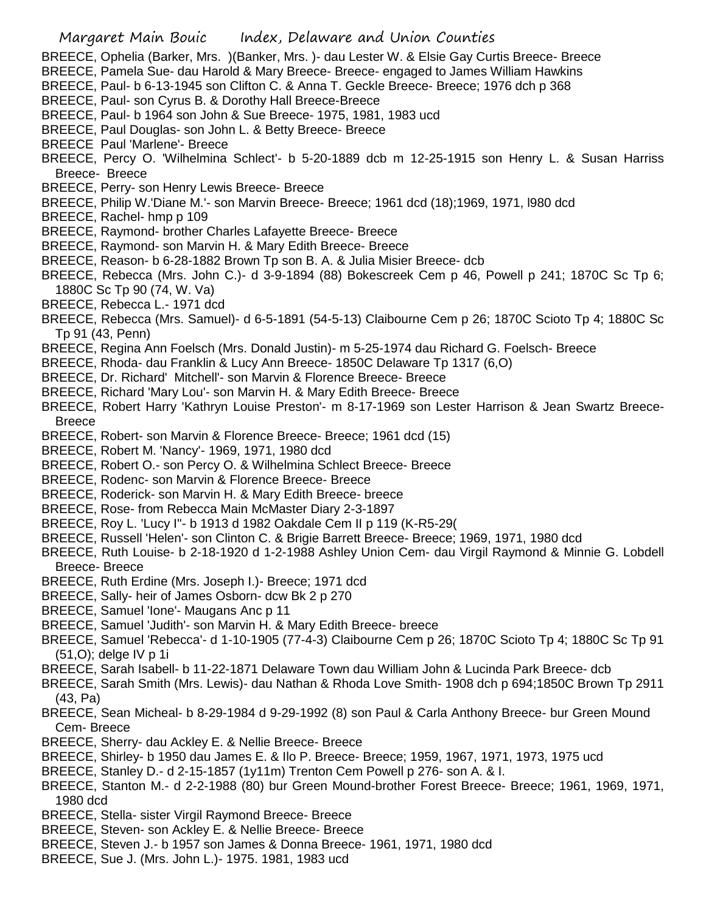BREECE, Ophelia (Barker, Mrs. )(Banker, Mrs. )- dau Lester W. & Elsie Gay Curtis Breece- Breece
BREECE, Pamela Sue- dau Harold & Mary Breece- Breece- engaged to James William Hawkins
BREECE, Paul- b 6-13-1945 son Clifton C. & Anna T. Geckle Breece- Breece; 1976 dch p 368
BREECE, Paul- son Cyrus B. & Dorothy Hall Breece-Breece
BREECE, Paul- b 1964 son John & Sue Breece- 1975, 1981, 1983 ucd
BREECE, Paul Douglas- son John L. & Betty Breece- Breece
BREECE Paul 'Marlene'- Breece
BREECE, Percy O. 'Wilhelmina Schlect'- b 5-20-1889 dcb m 12-25-1915 son Henry L. & Susan Harriss Breece- Breece
BREECE, Perry- son Henry Lewis Breece- Breece
BREECE, Philip W.'Diane M.'- son Marvin Breece- Breece; 1961 dcd (18);1969, 1971, l980 dcd
BREECE, Rachel- hmp p 109
BREECE, Raymond- brother Charles Lafayette Breece- Breece
BREECE, Raymond- son Marvin H. & Mary Edith Breece- Breece
BREECE, Reason- b 6-28-1882 Brown Tp son B. A. & Julia Misier Breece- dcb
BREECE, Rebecca (Mrs. John C.)- d 3-9-1894 (88) Bokescreek Cem p 46, Powell p 241; 1870C Sc Tp 6; 1880C Sc Tp 90 (74, W. Va)
BREECE, Rebecca L.- 1971 dcd
BREECE, Rebecca (Mrs. Samuel)- d 6-5-1891 (54-5-13) Claibourne Cem p 26; 1870C Scioto Tp 4; 1880C Sc Tp 91 (43, Penn)
BREECE, Regina Ann Foelsch (Mrs. Donald Justin)- m 5-25-1974 dau Richard G. Foelsch- Breece
BREECE, Rhoda- dau Franklin & Lucy Ann Breece- 1850C Delaware Tp 1317 (6,O)
BREECE, Dr. Richard' Mitchell'- son Marvin & Florence Breece- Breece
BREECE, Richard 'Mary Lou'- son Marvin H. & Mary Edith Breece- Breece
BREECE, Robert Harry 'Kathryn Louise Preston'- m 8-17-1969 son Lester Harrison & Jean Swartz Breece- Breece
BREECE, Robert- son Marvin & Florence Breece- Breece; 1961 dcd (15)
BREECE, Robert M. 'Nancy'- 1969, 1971, 1980 dcd
BREECE, Robert O.- son Percy O. & Wilhelmina Schlect Breece- Breece
BREECE, Rodenc- son Marvin & Florence Breece- Breece
BREECE, Roderick- son Marvin H. & Mary Edith Breece- breece
BREECE, Rose- from Rebecca Main McMaster Diary 2-3-1897
BREECE, Roy L. 'Lucy I''- b 1913 d 1982 Oakdale Cem II p 119 (K-R5-29(
BREECE, Russell 'Helen'- son Clinton C. & Brigie Barrett Breece- Breece; 1969, 1971, 1980 dcd
BREECE, Ruth Louise- b 2-18-1920 d 1-2-1988 Ashley Union Cem- dau Virgil Raymond & Minnie G. Lobdell Breece- Breece
BREECE, Ruth Erdine (Mrs. Joseph I.)- Breece; 1971 dcd
BREECE, Sally- heir of James Osborn- dcw Bk 2 p 270
BREECE, Samuel 'Ione'- Maugans Anc p 11
BREECE, Samuel 'Judith'- son Marvin H. & Mary Edith Breece- breece
BREECE, Samuel 'Rebecca'- d 1-10-1905 (77-4-3) Claibourne Cem p 26; 1870C Scioto Tp 4; 1880C Sc Tp 91 (51,O); delge IV p 1i
BREECE, Sarah Isabell- b 11-22-1871 Delaware Town dau William John & Lucinda Park Breece- dcb
BREECE, Sarah Smith (Mrs. Lewis)- dau Nathan & Rhoda Love Smith- 1908 dch p 694;1850C Brown Tp 2911 (43, Pa)
BREECE, Sean Micheal- b 8-29-1984 d 9-29-1992 (8) son Paul & Carla Anthony Breece- bur Green Mound Cem- Breece
BREECE, Sherry- dau Ackley E. & Nellie Breece- Breece
BREECE, Shirley- b 1950 dau James E. & Ilo P. Breece- Breece; 1959, 1967, 1971, 1973, 1975 ucd
BREECE, Stanley D.- d 2-15-1857 (1y11m) Trenton Cem Powell p 276- son A. & I.
BREECE, Stanton M.- d 2-2-1988 (80) bur Green Mound-brother Forest Breece- Breece; 1961, 1969, 1971, 1980 dcd
BREECE, Stella- sister Virgil Raymond Breece- Breece
BREECE, Steven- son Ackley E. & Nellie Breece- Breece
BREECE, Steven J.- b 1957 son James & Donna Breece- 1961, 1971, 1980 dcd
BREECE, Sue J. (Mrs. John L.)- 1975. 1981, 1983 ucd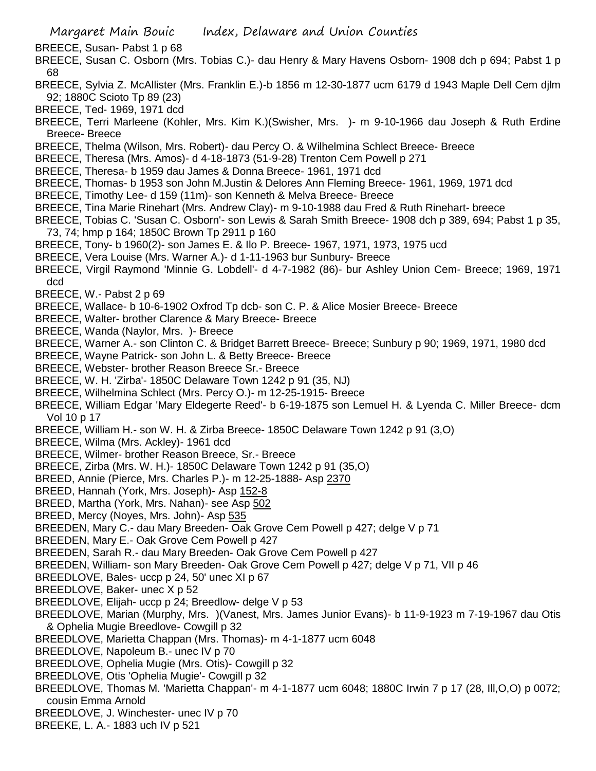BREECE, Susan- Pabst 1 p 68

BREECE, Susan C. Osborn (Mrs. Tobias C.)- dau Henry & Mary Havens Osborn- 1908 dch p 694; Pabst 1 p 68

BREECE, Sylvia Z. McAllister (Mrs. Franklin E.)-b 1856 m 12-30-1877 ucm 6179 d 1943 Maple Dell Cem djlm 92; 1880C Scioto Tp 89 (23)

BREECE, Ted- 1969, 1971 dcd

BREECE, Terri Marleene (Kohler, Mrs. Kim K.)(Swisher, Mrs. )- m 9-10-1966 dau Joseph & Ruth Erdine Breece- Breece

BREECE, Thelma (Wilson, Mrs. Robert)- dau Percy O. & Wilhelmina Schlect Breece- Breece

BREECE, Theresa (Mrs. Amos)- d 4-18-1873 (51-9-28) Trenton Cem Powell p 271

BREECE, Theresa- b 1959 dau James & Donna Breece- 1961, 1971 dcd

BREECE, Thomas- b 1953 son John M.Justin & Delores Ann Fleming Breece- 1961, 1969, 1971 dcd

BREECE, Timothy Lee- d 159 (11m)- son Kenneth & Melva Breece- Breece

BREECE, Tina Marie Rinehart (Mrs. Andrew Clay)- m 9-10-1988 dau Fred & Ruth Rinehart- breece

BREECE, Tobias C. 'Susan C. Osborn'- son Lewis & Sarah Smith Breece- 1908 dch p 389, 694; Pabst 1 p 35, 73, 74; hmp p 164; 1850C Brown Tp 2911 p 160

BREECE, Tony- b 1960(2)- son James E. & Ilo P. Breece- 1967, 1971, 1973, 1975 ucd

BREECE, Vera Louise (Mrs. Warner A.)- d 1-11-1963 bur Sunbury- Breece

BREECE, Virgil Raymond 'Minnie G. Lobdell'- d 4-7-1982 (86)- bur Ashley Union Cem- Breece; 1969, 1971 dcd

BREECE, W.- Pabst 2 p 69

BREECE, Wallace- b 10-6-1902 Oxfrod Tp dcb- son C. P. & Alice Mosier Breece- Breece

BREECE, Walter- brother Clarence & Mary Breece- Breece

BREECE, Wanda (Naylor, Mrs. )- Breece

BREECE, Warner A.- son Clinton C. & Bridget Barrett Breece- Breece; Sunbury p 90; 1969, 1971, 1980 dcd

BREECE, Wayne Patrick- son John L. & Betty Breece- Breece

BREECE, Webster- brother Reason Breece Sr.- Breece

BREECE, W. H. 'Zirba'- 1850C Delaware Town 1242 p 91 (35, NJ)

BREECE, Wilhelmina Schlect (Mrs. Percy O.)- m 12-25-1915- Breece

BREECE, William Edgar 'Mary Eldegerte Reed'- b 6-19-1875 son Lemuel H. & Lyenda C. Miller Breece- dcm Vol 10 p 17

BREECE, William H.- son W. H. & Zirba Breece- 1850C Delaware Town 1242 p 91 (3,O)

BREECE, Wilma (Mrs. Ackley)- 1961 dcd

BREECE, Wilmer- brother Reason Breece, Sr.- Breece

BREECE, Zirba (Mrs. W. H.)- 1850C Delaware Town 1242 p 91 (35,O)

BREED, Annie (Pierce, Mrs. Charles P.)- m 12-25-1888- Asp 2370

BREED, Hannah (York, Mrs. Joseph)- Asp 152-8

BREED, Martha (York, Mrs. Nahan)- see Asp 502

BREED, Mercy (Noyes, Mrs. John)- Asp 535

BREEDEN, Mary C.- dau Mary Breeden- Oak Grove Cem Powell p 427; delge V p 71

BREEDEN, Mary E.- Oak Grove Cem Powell p 427

BREEDEN, Sarah R.- dau Mary Breeden- Oak Grove Cem Powell p 427

BREEDEN, William- son Mary Breeden- Oak Grove Cem Powell p 427; delge V p 71, VII p 46

BREEDLOVE, Bales- uccp p 24, 50' unec XI p 67

BREEDLOVE, Baker- unec X p 52

BREEDLOVE, Elijah- uccp p 24; Breedlow- delge V p 53

BREEDLOVE, Marian (Murphy, Mrs. )(Vanest, Mrs. James Junior Evans)- b 11-9-1923 m 7-19-1967 dau Otis & Ophelia Mugie Breedlove- Cowgill p 32

BREEDLOVE, Marietta Chappan (Mrs. Thomas)- m 4-1-1877 ucm 6048

BREEDLOVE, Napoleum B.- unec IV p 70

BREEDLOVE, Ophelia Mugie (Mrs. Otis)- Cowgill p 32

BREEDLOVE, Otis 'Ophelia Mugie'- Cowgill p 32

BREEDLOVE, Thomas M. 'Marietta Chappan'- m 4-1-1877 ucm 6048; 1880C Irwin 7 p 17 (28, Ill,O,O) p 0072; cousin Emma Arnold

BREEDLOVE, J. Winchester- unec IV p 70

BREEKE, L. A.- 1883 uch IV p 521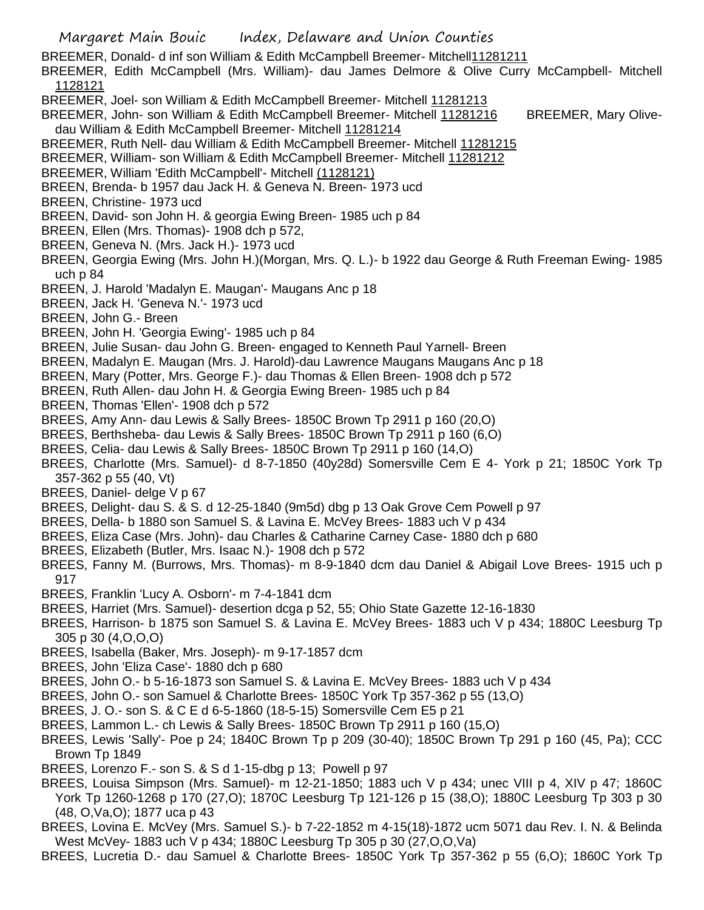BREEMER, Donald- d inf son William & Edith McCampbell Breemer- Mitchell 11281211

BREEMER, Edith McCampbell (Mrs. William)- dau James Delmore & Olive Curry McCampbell- Mitchell 1128121

BREEMER, Joel- son William & Edith McCampbell Breemer- Mitchell 11281213

BREEMER, John- son William & Edith McCampbell Breemer- Mitchell 11281216

BREEMER, Mary Olive- dau William & Edith McCampbell Breemer- Mitchell 11281214

BREEMER, Ruth Nell- dau William & Edith McCampbell Breemer- Mitchell 11281215

BREEMER, William- son William & Edith McCampbell Breemer- Mitchell 11281212

BREEMER, William 'Edith McCampbell'- Mitchell (1128121)

BREEN, Brenda- b 1957 dau Jack H. & Geneva N. Breen- 1973 ucd

BREEN, Christine- 1973 ucd

BREEN, David- son John H. & georgia Ewing Breen- 1985 uch p 84

BREEN, Ellen (Mrs. Thomas)- 1908 dch p 572,

BREEN, Geneva N. (Mrs. Jack H.)- 1973 ucd

BREEN, Georgia Ewing (Mrs. John H.)(Morgan, Mrs. Q. L.)- b 1922 dau George & Ruth Freeman Ewing- 1985 uch p 84

BREEN, J. Harold 'Madalyn E. Maugan'- Maugans Anc p 18

BREEN, Jack H. 'Geneva N.'- 1973 ucd

BREEN, John G.- Breen

BREEN, John H. 'Georgia Ewing'- 1985 uch p 84

BREEN, Julie Susan- dau John G. Breen- engaged to Kenneth Paul Yarnell- Breen

BREEN, Madalyn E. Maugan (Mrs. J. Harold)-dau Lawrence Maugans Maugans Anc p 18

BREEN, Mary (Potter, Mrs. George F.)- dau Thomas & Ellen Breen- 1908 dch p 572

BREEN, Ruth Allen- dau John H. & Georgia Ewing Breen- 1985 uch p 84

BREEN, Thomas 'Ellen'- 1908 dch p 572

BREES, Amy Ann- dau Lewis & Sally Brees- 1850C Brown Tp 2911 p 160 (20,O)

BREES, Berthsheba- dau Lewis & Sally Brees- 1850C Brown Tp 2911 p 160 (6,O)

BREES, Celia- dau Lewis & Sally Brees- 1850C Brown Tp 2911 p 160 (14,O)

BREES, Charlotte (Mrs. Samuel)- d 8-7-1850 (40y28d) Somersville Cem E 4- York p 21; 1850C York Tp 357-362 p 55 (40, Vt)

BREES, Daniel- delge V p 67

BREES, Delight- dau S. & S. d 12-25-1840 (9m5d) dbg p 13 Oak Grove Cem Powell p 97

BREES, Della- b 1880 son Samuel S. & Lavina E. McVey Brees- 1883 uch V p 434

BREES, Eliza Case (Mrs. John)- dau Charles & Catharine Carney Case- 1880 dch p 680

BREES, Elizabeth (Butler, Mrs. Isaac N.)- 1908 dch p 572

BREES, Fanny M. (Burrows, Mrs. Thomas)- m 8-9-1840 dcm dau Daniel & Abigail Love Brees- 1915 uch p 917

BREES, Franklin 'Lucy A. Osborn'- m 7-4-1841 dcm

BREES, Harriet (Mrs. Samuel)- desertion dcga p 52, 55; Ohio State Gazette 12-16-1830

BREES, Harrison- b 1875 son Samuel S. & Lavina E. McVey Brees- 1883 uch V p 434; 1880C Leesburg Tp 305 p 30 (4,O,O,O)

BREES, Isabella (Baker, Mrs. Joseph)- m 9-17-1857 dcm

BREES, John 'Eliza Case'- 1880 dch p 680

BREES, John O.- b 5-16-1873 son Samuel S. & Lavina E. McVey Brees- 1883 uch V p 434

BREES, John O.- son Samuel & Charlotte Brees- 1850C York Tp 357-362 p 55 (13,O)

BREES, J. O.- son S. & C E d 6-5-1860 (18-5-15) Somersville Cem E5 p 21

BREES, Lammon L.- ch Lewis & Sally Brees- 1850C Brown Tp 2911 p 160 (15,O)

BREES, Lewis 'Sally'- Poe p 24; 1840C Brown Tp p 209 (30-40); 1850C Brown Tp 291 p 160 (45, Pa); CCC Brown Tp 1849

BREES, Lorenzo F.- son S. & S d 1-15-dbg p 13; Powell p 97

BREES, Louisa Simpson (Mrs. Samuel)- m 12-21-1850; 1883 uch V p 434; unec VIII p 4, XIV p 47; 1860C York Tp 1260-1268 p 170 (27,O); 1870C Leesburg Tp 121-126 p 15 (38,O); 1880C Leesburg Tp 303 p 30 (48, O,Va,O); 1877 uca p 43

BREES, Lovina E. McVey (Mrs. Samuel S.)- b 7-22-1852 m 4-15(18)-1872 ucm 5071 dau Rev. I. N. & Belinda West McVey- 1883 uch V p 434; 1880C Leesburg Tp 305 p 30 (27,O,O,Va)

BREES, Lucretia D.- dau Samuel & Charlotte Brees- 1850C York Tp 357-362 p 55 (6,O); 1860C York Tp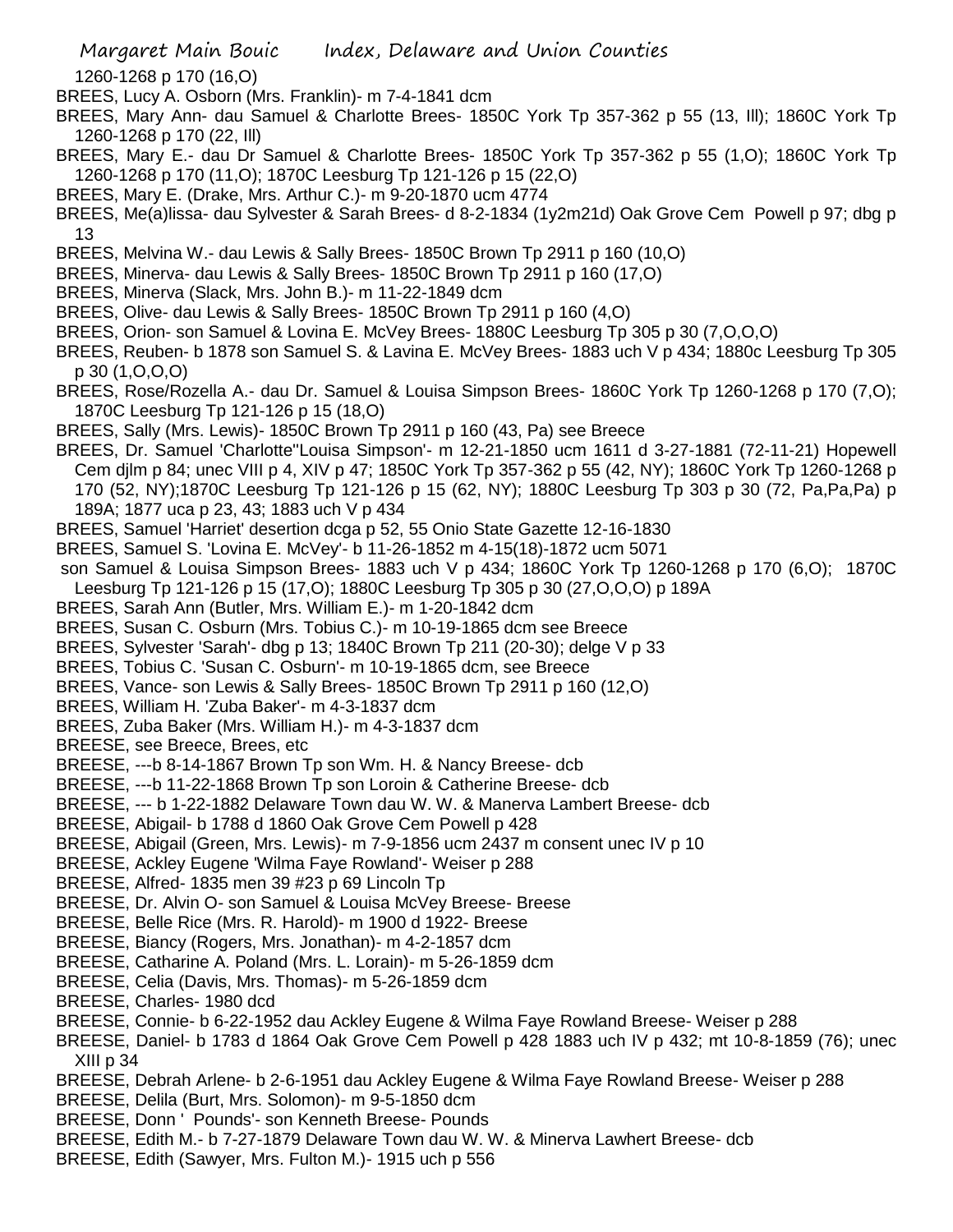1260-1268 p 170 (16,O)

BREES, Lucy A. Osborn (Mrs. Franklin)- m 7-4-1841 dcm

BREES, Mary Ann- dau Samuel & Charlotte Brees- 1850C York Tp 357-362 p 55 (13, Ill); 1860C York Tp 1260-1268 p 170 (22, Ill)

BREES, Mary E.- dau Dr Samuel & Charlotte Brees- 1850C York Tp 357-362 p 55 (1,O); 1860C York Tp 1260-1268 p 170 (11,O); 1870C Leesburg Tp 121-126 p 15 (22,O)

BREES, Mary E. (Drake, Mrs. Arthur C.)- m 9-20-1870 ucm 4774

BREES, Me(a)lissa- dau Sylvester & Sarah Brees- d 8-2-1834 (1y2m21d) Oak Grove Cem Powell p 97; dbg p 13

BREES, Melvina W.- dau Lewis & Sally Brees- 1850C Brown Tp 2911 p 160 (10,O)

BREES, Minerva- dau Lewis & Sally Brees- 1850C Brown Tp 2911 p 160 (17,O)

BREES, Minerva (Slack, Mrs. John B.)- m 11-22-1849 dcm

BREES, Olive- dau Lewis & Sally Brees- 1850C Brown Tp 2911 p 160 (4,O)

BREES, Orion- son Samuel & Lovina E. McVey Brees- 1880C Leesburg Tp 305 p 30 (7,O,O,O)

BREES, Reuben- b 1878 son Samuel S. & Lavina E. McVey Brees- 1883 uch V p 434; 1880c Leesburg Tp 305 p 30 (1,O,O,O)

BREES, Rose/Rozella A.- dau Dr. Samuel & Louisa Simpson Brees- 1860C York Tp 1260-1268 p 170 (7,O); 1870C Leesburg Tp 121-126 p 15 (18,O)

BREES, Sally (Mrs. Lewis)- 1850C Brown Tp 2911 p 160 (43, Pa) see Breece

BREES, Dr. Samuel 'Charlotte''Louisa Simpson'- m 12-21-1850 ucm 1611 d 3-27-1881 (72-11-21) Hopewell Cem djlm p 84; unec VIII p 4, XIV p 47; 1850C York Tp 357-362 p 55 (42, NY); 1860C York Tp 1260-1268 p 170 (52, NY);1870C Leesburg Tp 121-126 p 15 (62, NY); 1880C Leesburg Tp 303 p 30 (72, Pa,Pa,Pa) p 189A; 1877 uca p 23, 43; 1883 uch V p 434

BREES, Samuel 'Harriet' desertion dcga p 52, 55 Onio State Gazette 12-16-1830

BREES, Samuel S. 'Lovina E. McVey'- b 11-26-1852 m 4-15(18)-1872 ucm 5071 son Samuel & Louisa Simpson Brees- 1883 uch V p 434; 1860C York Tp 1260-1268 p 170 (6,O); 1870C Leesburg Tp 121-126 p 15 (17,O); 1880C Leesburg Tp 305 p 30 (27,O,O,O) p 189A

BREES, Sarah Ann (Butler, Mrs. William E.)- m 1-20-1842 dcm

BREES, Susan C. Osburn (Mrs. Tobius C.)- m 10-19-1865 dcm see Breece

BREES, Sylvester 'Sarah'- dbg p 13; 1840C Brown Tp 211 (20-30); delge V p 33

BREES, Tobius C. 'Susan C. Osburn'- m 10-19-1865 dcm, see Breece

BREES, Vance- son Lewis & Sally Brees- 1850C Brown Tp 2911 p 160 (12,O)

BREES, William H. 'Zuba Baker'- m 4-3-1837 dcm

BREES, Zuba Baker (Mrs. William H.)- m 4-3-1837 dcm

BREESE, see Breece, Brees, etc

BREESE, ---b 8-14-1867 Brown Tp son Wm. H. & Nancy Breese- dcb

BREESE, ---b 11-22-1868 Brown Tp son Loroin & Catherine Breese- dcb

BREESE, --- b 1-22-1882 Delaware Town dau W. W. & Manerva Lambert Breese- dcb

BREESE, Abigail- b 1788 d 1860 Oak Grove Cem Powell p 428

BREESE, Abigail (Green, Mrs. Lewis)- m 7-9-1856 ucm 2437 m consent unec IV p 10

BREESE, Ackley Eugene 'Wilma Faye Rowland'- Weiser p 288

BREESE, Alfred- 1835 men 39 #23 p 69 Lincoln Tp

BREESE, Dr. Alvin O- son Samuel & Louisa McVey Breese- Breese

BREESE, Belle Rice (Mrs. R. Harold)- m 1900 d 1922- Breese

BREESE, Biancy (Rogers, Mrs. Jonathan)- m 4-2-1857 dcm

BREESE, Catharine A. Poland (Mrs. L. Lorain)- m 5-26-1859 dcm

BREESE, Celia (Davis, Mrs. Thomas)- m 5-26-1859 dcm

BREESE, Charles- 1980 dcd

BREESE, Connie- b 6-22-1952 dau Ackley Eugene & Wilma Faye Rowland Breese- Weiser p 288

BREESE, Daniel- b 1783 d 1864 Oak Grove Cem Powell p 428 1883 uch IV p 432; mt 10-8-1859 (76); unec XIII p 34

BREESE, Debrah Arlene- b 2-6-1951 dau Ackley Eugene & Wilma Faye Rowland Breese- Weiser p 288

BREESE, Delila (Burt, Mrs. Solomon)- m 9-5-1850 dcm

BREESE, Donn ' Pounds'- son Kenneth Breese- Pounds

BREESE, Edith M.- b 7-27-1879 Delaware Town dau W. W. & Minerva Lawhert Breese- dcb

BREESE, Edith (Sawyer, Mrs. Fulton M.)- 1915 uch p 556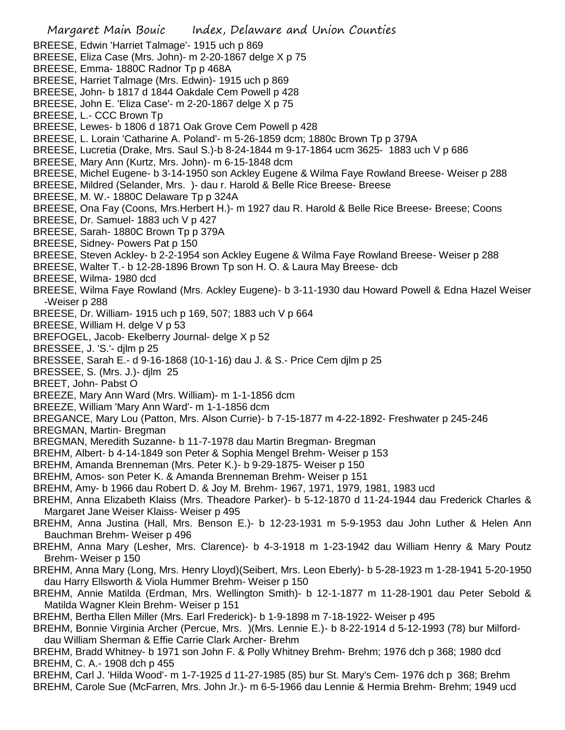BREESE, Edwin 'Harriet Talmage'- 1915 uch p 869
BREESE, Eliza Case (Mrs. John)- m 2-20-1867 delge X p 75
BREESE, Emma- 1880C Radnor Tp p 468A
BREESE, Harriet Talmage (Mrs. Edwin)- 1915 uch p 869
BREESE, John- b 1817 d 1844 Oakdale Cem Powell p 428
BREESE, John E. 'Eliza Case'- m 2-20-1867 delge X p 75
BREESE, L.- CCC Brown Tp
BREESE, Lewes- b 1806 d 1871 Oak Grove Cem Powell p 428
BREESE, L. Lorain 'Catharine A. Poland'- m 5-26-1859 dcm; 1880c Brown Tp p 379A
BREESE, Lucretia (Drake, Mrs. Saul S.)-b 8-24-1844 m 9-17-1864 ucm 3625- 1883 uch V p 686
BREESE, Mary Ann (Kurtz, Mrs. John)- m 6-15-1848 dcm
BREESE, Michel Eugene- b 3-14-1950 son Ackley Eugene & Wilma Faye Rowland Breese- Weiser p 288
BREESE, Mildred (Selander, Mrs. )- dau r. Harold & Belle Rice Breese- Breese
BREESE, M. W.- 1880C Delaware Tp p 324A
BREESE, Ona Fay (Coons, Mrs.Herbert H.)- m 1927 dau R. Harold & Belle Rice Breese- Breese; Coons
BREESE, Dr. Samuel- 1883 uch V p 427
BREESE, Sarah- 1880C Brown Tp p 379A
BREESE, Sidney- Powers Pat p 150
BREESE, Steven Ackley- b 2-2-1954 son Ackley Eugene & Wilma Faye Rowland Breese- Weiser p 288
BREESE, Walter T.- b 12-28-1896 Brown Tp son H. O. & Laura May Breese- dcb
BREESE, Wilma- 1980 dcd
BREESE, Wilma Faye Rowland (Mrs. Ackley Eugene)- b 3-11-1930 dau Howard Powell & Edna Hazel Weiser -Weiser p 288
BREESE, Dr. William- 1915 uch p 169, 507; 1883 uch V p 664
BREESE, William H. delge V p 53
BREFOGEL, Jacob- Ekelberry Journal- delge X p 52
BRESSEE, J. 'S.'- djlm p 25
BRESSEE, Sarah E.- d 9-16-1868 (10-1-16) dau J. & S.- Price Cem djlm p 25
BRESSEE, S. (Mrs. J.)- djlm 25
BREET, John- Pabst O
BREEZE, Mary Ann Ward (Mrs. William)- m 1-1-1856 dcm
BREEZE, William 'Mary Ann Ward'- m 1-1-1856 dcm
BREGANCE, Mary Lou (Patton, Mrs. Alson Currie)- b 7-15-1877 m 4-22-1892- Freshwater p 245-246
BREGMAN, Martin- Bregman
BREGMAN, Meredith Suzanne- b 11-7-1978 dau Martin Bregman- Bregman
BREHM, Albert- b 4-14-1849 son Peter & Sophia Mengel Brehm- Weiser p 153
BREHM, Amanda Brenneman (Mrs. Peter K.)- b 9-29-1875- Weiser p 150
BREHM, Amos- son Peter K. & Amanda Brenneman Brehm- Weiser p 151
BREHM, Amy- b 1966 dau Robert D. & Joy M. Brehm- 1967, 1971, 1979, 1981, 1983 ucd
BREHM, Anna Elizabeth Klaiss (Mrs. Theadore Parker)- b 5-12-1870 d 11-24-1944 dau Frederick Charles & Margaret Jane Weiser Klaiss- Weiser p 495
BREHM, Anna Justina (Hall, Mrs. Benson E.)- b 12-23-1931 m 5-9-1953 dau John Luther & Helen Ann Bauchman Brehm- Weiser p 496
BREHM, Anna Mary (Lesher, Mrs. Clarence)- b 4-3-1918 m 1-23-1942 dau William Henry & Mary Poutz Brehm- Weiser p 150
BREHM, Anna Mary (Long, Mrs. Henry Lloyd)(Seibert, Mrs. Leon Eberly)- b 5-28-1923 m 1-28-1941 5-20-1950 dau Harry Ellsworth & Viola Hummer Brehm- Weiser p 150
BREHM, Annie Matilda (Erdman, Mrs. Wellington Smith)- b 12-1-1877 m 11-28-1901 dau Peter Sebold & Matilda Wagner Klein Brehm- Weiser p 151
BREHM, Bertha Ellen Miller (Mrs. Earl Frederick)- b 1-9-1898 m 7-18-1922- Weiser p 495
BREHM, Bonnie Virginia Archer (Percue, Mrs. )(Mrs. Lennie E.)- b 8-22-1914 d 5-12-1993 (78) bur Milford- dau William Sherman & Effie Carrie Clark Archer- Brehm
BREHM, Bradd Whitney- b 1971 son John F. & Polly Whitney Brehm- Brehm; 1976 dch p 368; 1980 dcd
BREHM, C. A.- 1908 dch p 455
BREHM, Carl J. 'Hilda Wood'- m 1-7-1925 d 11-27-1985 (85) bur St. Mary's Cem- 1976 dch p 368; Brehm
BREHM, Carole Sue (McFarren, Mrs. John Jr.)- m 6-5-1966 dau Lennie & Hermia Brehm- Brehm; 1949 ucd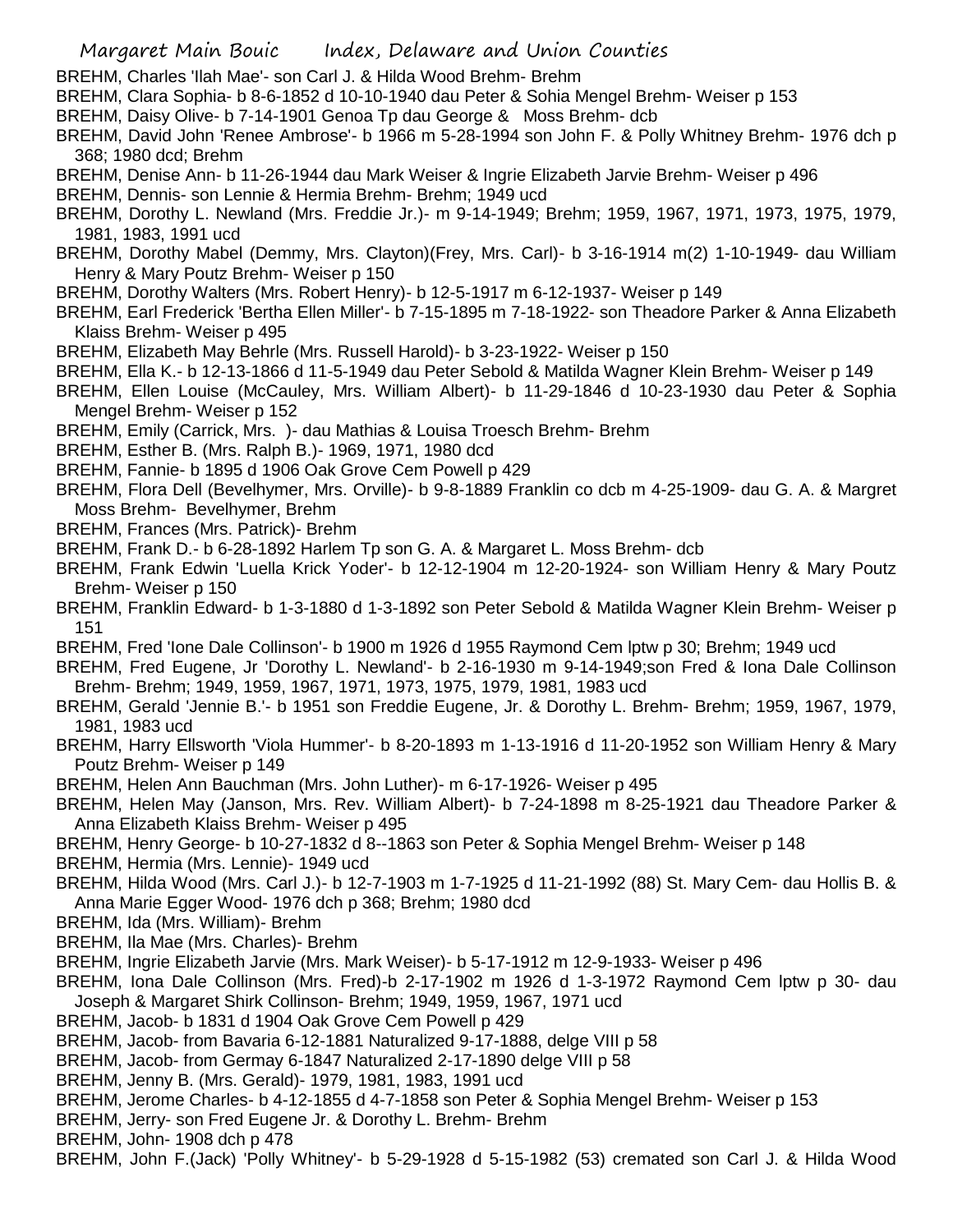BREHM, Charles 'Ilah Mae'- son Carl J. & Hilda Wood Brehm- Brehm

BREHM, Clara Sophia- b 8-6-1852 d 10-10-1940 dau Peter & Sohia Mengel Brehm- Weiser p 153

BREHM, Daisy Olive- b 7-14-1901 Genoa Tp dau George & Moss Brehm- dcb

BREHM, David John 'Renee Ambrose'- b 1966 m 5-28-1994 son John F. & Polly Whitney Brehm- 1976 dch p 368; 1980 dcd; Brehm

BREHM, Denise Ann- b 11-26-1944 dau Mark Weiser & Ingrie Elizabeth Jarvie Brehm- Weiser p 496

BREHM, Dennis- son Lennie & Hermia Brehm- Brehm; 1949 ucd

BREHM, Dorothy L. Newland (Mrs. Freddie Jr.)- m 9-14-1949; Brehm; 1959, 1967, 1971, 1973, 1975, 1979, 1981, 1983, 1991 ucd

BREHM, Dorothy Mabel (Demmy, Mrs. Clayton)(Frey, Mrs. Carl)- b 3-16-1914 m(2) 1-10-1949- dau William Henry & Mary Poutz Brehm- Weiser p 150

BREHM, Dorothy Walters (Mrs. Robert Henry)- b 12-5-1917 m 6-12-1937- Weiser p 149

BREHM, Earl Frederick 'Bertha Ellen Miller'- b 7-15-1895 m 7-18-1922- son Theadore Parker & Anna Elizabeth Klaiss Brehm- Weiser p 495

BREHM, Elizabeth May Behrle (Mrs. Russell Harold)- b 3-23-1922- Weiser p 150

BREHM, Ella K.- b 12-13-1866 d 11-5-1949 dau Peter Sebold & Matilda Wagner Klein Brehm- Weiser p 149

BREHM, Ellen Louise (McCauley, Mrs. William Albert)- b 11-29-1846 d 10-23-1930 dau Peter & Sophia Mengel Brehm- Weiser p 152

BREHM, Emily (Carrick, Mrs. )- dau Mathias & Louisa Troesch Brehm- Brehm

BREHM, Esther B. (Mrs. Ralph B.)- 1969, 1971, 1980 dcd

BREHM, Fannie- b 1895 d 1906 Oak Grove Cem Powell p 429

BREHM, Flora Dell (Bevelhymer, Mrs. Orville)- b 9-8-1889 Franklin co dcb m 4-25-1909- dau G. A. & Margret Moss Brehm- Bevelhymer, Brehm

BREHM, Frances (Mrs. Patrick)- Brehm

BREHM, Frank D.- b 6-28-1892 Harlem Tp son G. A. & Margaret L. Moss Brehm- dcb

BREHM, Frank Edwin 'Luella Krick Yoder'- b 12-12-1904 m 12-20-1924- son William Henry & Mary Poutz Brehm- Weiser p 150

BREHM, Franklin Edward- b 1-3-1880 d 1-3-1892 son Peter Sebold & Matilda Wagner Klein Brehm- Weiser p 151

BREHM, Fred 'Ione Dale Collinson'- b 1900 m 1926 d 1955 Raymond Cem lptw p 30; Brehm; 1949 ucd

BREHM, Fred Eugene, Jr 'Dorothy L. Newland'- b 2-16-1930 m 9-14-1949;son Fred & Iona Dale Collinson Brehm- Brehm; 1949, 1959, 1967, 1971, 1973, 1975, 1979, 1981, 1983 ucd

BREHM, Gerald 'Jennie B.'- b 1951 son Freddie Eugene, Jr. & Dorothy L. Brehm- Brehm; 1959, 1967, 1979, 1981, 1983 ucd

BREHM, Harry Ellsworth 'Viola Hummer'- b 8-20-1893 m 1-13-1916 d 11-20-1952 son William Henry & Mary Poutz Brehm- Weiser p 149

BREHM, Helen Ann Bauchman (Mrs. John Luther)- m 6-17-1926- Weiser p 495

BREHM, Helen May (Janson, Mrs. Rev. William Albert)- b 7-24-1898 m 8-25-1921 dau Theadore Parker & Anna Elizabeth Klaiss Brehm- Weiser p 495

BREHM, Henry George- b 10-27-1832 d 8--1863 son Peter & Sophia Mengel Brehm- Weiser p 148

BREHM, Hermia (Mrs. Lennie)- 1949 ucd

BREHM, Hilda Wood (Mrs. Carl J.)- b 12-7-1903 m 1-7-1925 d 11-21-1992 (88) St. Mary Cem- dau Hollis B. & Anna Marie Egger Wood- 1976 dch p 368; Brehm; 1980 dcd

BREHM, Ida (Mrs. William)- Brehm

BREHM, Ila Mae (Mrs. Charles)- Brehm

BREHM, Ingrie Elizabeth Jarvie (Mrs. Mark Weiser)- b 5-17-1912 m 12-9-1933- Weiser p 496

BREHM, Iona Dale Collinson (Mrs. Fred)-b 2-17-1902 m 1926 d 1-3-1972 Raymond Cem lptw p 30- dau Joseph & Margaret Shirk Collinson- Brehm; 1949, 1959, 1967, 1971 ucd

BREHM, Jacob- b 1831 d 1904 Oak Grove Cem Powell p 429

BREHM, Jacob- from Bavaria 6-12-1881 Naturalized 9-17-1888, delge VIII p 58

BREHM, Jacob- from Germay 6-1847 Naturalized 2-17-1890 delge VIII p 58

BREHM, Jenny B. (Mrs. Gerald)- 1979, 1981, 1983, 1991 ucd

BREHM, Jerome Charles- b 4-12-1855 d 4-7-1858 son Peter & Sophia Mengel Brehm- Weiser p 153

BREHM, Jerry- son Fred Eugene Jr. & Dorothy L. Brehm- Brehm

BREHM, John- 1908 dch p 478

BREHM, John F.(Jack) 'Polly Whitney'- b 5-29-1928 d 5-15-1982 (53) cremated son Carl J. & Hilda Wood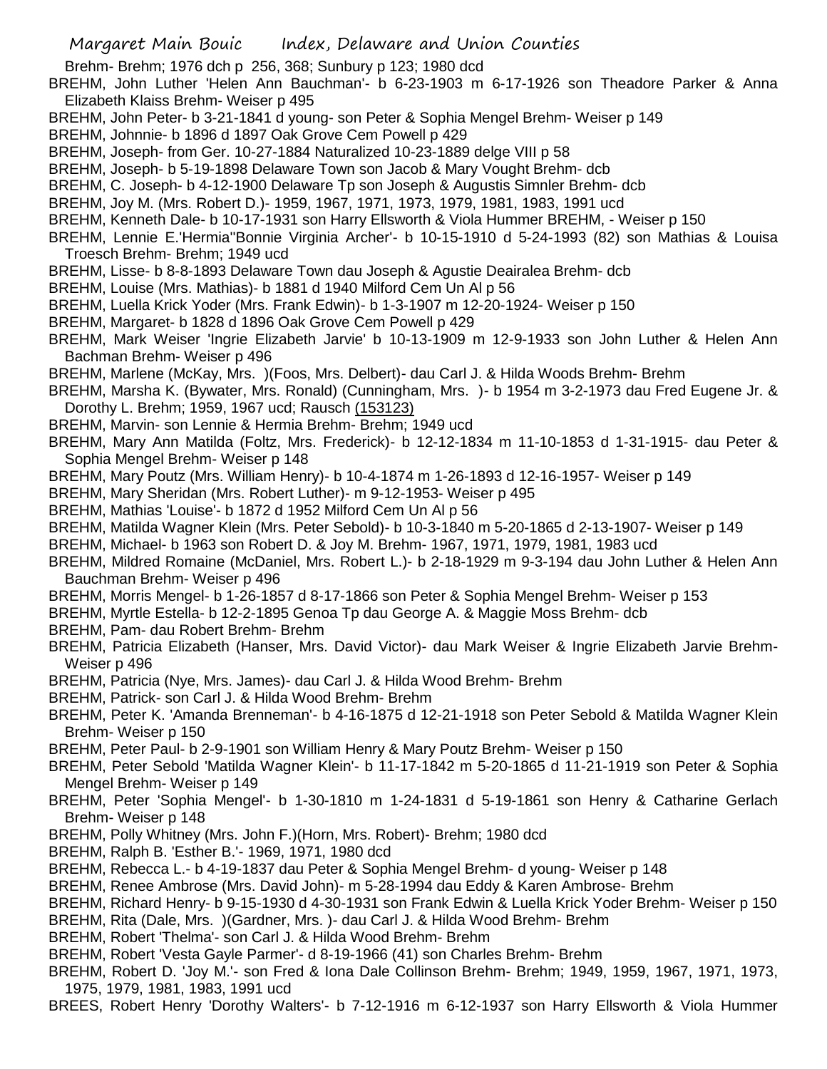Brehm- Brehm; 1976 dch p 256, 368; Sunbury p 123; 1980 dcd

BREHM, John Luther 'Helen Ann Bauchman'- b 6-23-1903 m 6-17-1926 son Theadore Parker & Anna Elizabeth Klaiss Brehm- Weiser p 495

BREHM, John Peter- b 3-21-1841 d young- son Peter & Sophia Mengel Brehm- Weiser p 149

BREHM, Johnnie- b 1896 d 1897 Oak Grove Cem Powell p 429

BREHM, Joseph- from Ger. 10-27-1884 Naturalized 10-23-1889 delge VIII p 58

BREHM, Joseph- b 5-19-1898 Delaware Town son Jacob & Mary Vought Brehm- dcb

BREHM, C. Joseph- b 4-12-1900 Delaware Tp son Joseph & Augustis Simnler Brehm- dcb

BREHM, Joy M. (Mrs. Robert D.)- 1959, 1967, 1971, 1973, 1979, 1981, 1983, 1991 ucd

BREHM, Kenneth Dale- b 10-17-1931 son Harry Ellsworth & Viola Hummer BREHM, - Weiser p 150

BREHM, Lennie E.'Hermia''Bonnie Virginia Archer'- b 10-15-1910 d 5-24-1993 (82) son Mathias & Louisa Troesch Brehm- Brehm; 1949 ucd

BREHM, Lisse- b 8-8-1893 Delaware Town dau Joseph & Agustie Deairalea Brehm- dcb

BREHM, Louise (Mrs. Mathias)- b 1881 d 1940 Milford Cem Un Al p 56

BREHM, Luella Krick Yoder (Mrs. Frank Edwin)- b 1-3-1907 m 12-20-1924- Weiser p 150

BREHM, Margaret- b 1828 d 1896 Oak Grove Cem Powell p 429

BREHM, Mark Weiser 'Ingrie Elizabeth Jarvie' b 10-13-1909 m 12-9-1933 son John Luther & Helen Ann Bachman Brehm- Weiser p 496

BREHM, Marlene (McKay, Mrs. )(Foos, Mrs. Delbert)- dau Carl J. & Hilda Woods Brehm- Brehm

BREHM, Marsha K. (Bywater, Mrs. Ronald) (Cunningham, Mrs. )- b 1954 m 3-2-1973 dau Fred Eugene Jr. & Dorothy L. Brehm; 1959, 1967 ucd; Rausch (153123)

BREHM, Marvin- son Lennie & Hermia Brehm- Brehm; 1949 ucd

BREHM, Mary Ann Matilda (Foltz, Mrs. Frederick)- b 12-12-1834 m 11-10-1853 d 1-31-1915- dau Peter & Sophia Mengel Brehm- Weiser p 148

BREHM, Mary Poutz (Mrs. William Henry)- b 10-4-1874 m 1-26-1893 d 12-16-1957- Weiser p 149

BREHM, Mary Sheridan (Mrs. Robert Luther)- m 9-12-1953- Weiser p 495

BREHM, Mathias 'Louise'- b 1872 d 1952 Milford Cem Un Al p 56

BREHM, Matilda Wagner Klein (Mrs. Peter Sebold)- b 10-3-1840 m 5-20-1865 d 2-13-1907- Weiser p 149

BREHM, Michael- b 1963 son Robert D. & Joy M. Brehm- 1967, 1971, 1979, 1981, 1983 ucd

BREHM, Mildred Romaine (McDaniel, Mrs. Robert L.)- b 2-18-1929 m 9-3-194 dau John Luther & Helen Ann Bauchman Brehm- Weiser p 496

BREHM, Morris Mengel- b 1-26-1857 d 8-17-1866 son Peter & Sophia Mengel Brehm- Weiser p 153

BREHM, Myrtle Estella- b 12-2-1895 Genoa Tp dau George A. & Maggie Moss Brehm- dcb

BREHM, Pam- dau Robert Brehm- Brehm

BREHM, Patricia Elizabeth (Hanser, Mrs. David Victor)- dau Mark Weiser & Ingrie Elizabeth Jarvie Brehm- Weiser p 496

BREHM, Patricia (Nye, Mrs. James)- dau Carl J. & Hilda Wood Brehm- Brehm

BREHM, Patrick- son Carl J. & Hilda Wood Brehm- Brehm

BREHM, Peter K. 'Amanda Brenneman'- b 4-16-1875 d 12-21-1918 son Peter Sebold & Matilda Wagner Klein Brehm- Weiser p 150

BREHM, Peter Paul- b 2-9-1901 son William Henry & Mary Poutz Brehm- Weiser p 150

BREHM, Peter Sebold 'Matilda Wagner Klein'- b 11-17-1842 m 5-20-1865 d 11-21-1919 son Peter & Sophia Mengel Brehm- Weiser p 149

BREHM, Peter 'Sophia Mengel'- b 1-30-1810 m 1-24-1831 d 5-19-1861 son Henry & Catharine Gerlach Brehm- Weiser p 148

BREHM, Polly Whitney (Mrs. John F.)(Horn, Mrs. Robert)- Brehm; 1980 dcd

BREHM, Ralph B. 'Esther B.'- 1969, 1971, 1980 dcd

BREHM, Rebecca L.- b 4-19-1837 dau Peter & Sophia Mengel Brehm- d young- Weiser p 148

BREHM, Renee Ambrose (Mrs. David John)- m 5-28-1994 dau Eddy & Karen Ambrose- Brehm

BREHM, Richard Henry- b 9-15-1930 d 4-30-1931 son Frank Edwin & Luella Krick Yoder Brehm- Weiser p 150

BREHM, Rita (Dale, Mrs. )(Gardner, Mrs. )- dau Carl J. & Hilda Wood Brehm- Brehm

BREHM, Robert 'Thelma'- son Carl J. & Hilda Wood Brehm- Brehm

BREHM, Robert 'Vesta Gayle Parmer'- d 8-19-1966 (41) son Charles Brehm- Brehm

BREHM, Robert D. 'Joy M.'- son Fred & Iona Dale Collinson Brehm- Brehm; 1949, 1959, 1967, 1971, 1973, 1975, 1979, 1981, 1983, 1991 ucd

BREES, Robert Henry 'Dorothy Walters'- b 7-12-1916 m 6-12-1937 son Harry Ellsworth & Viola Hummer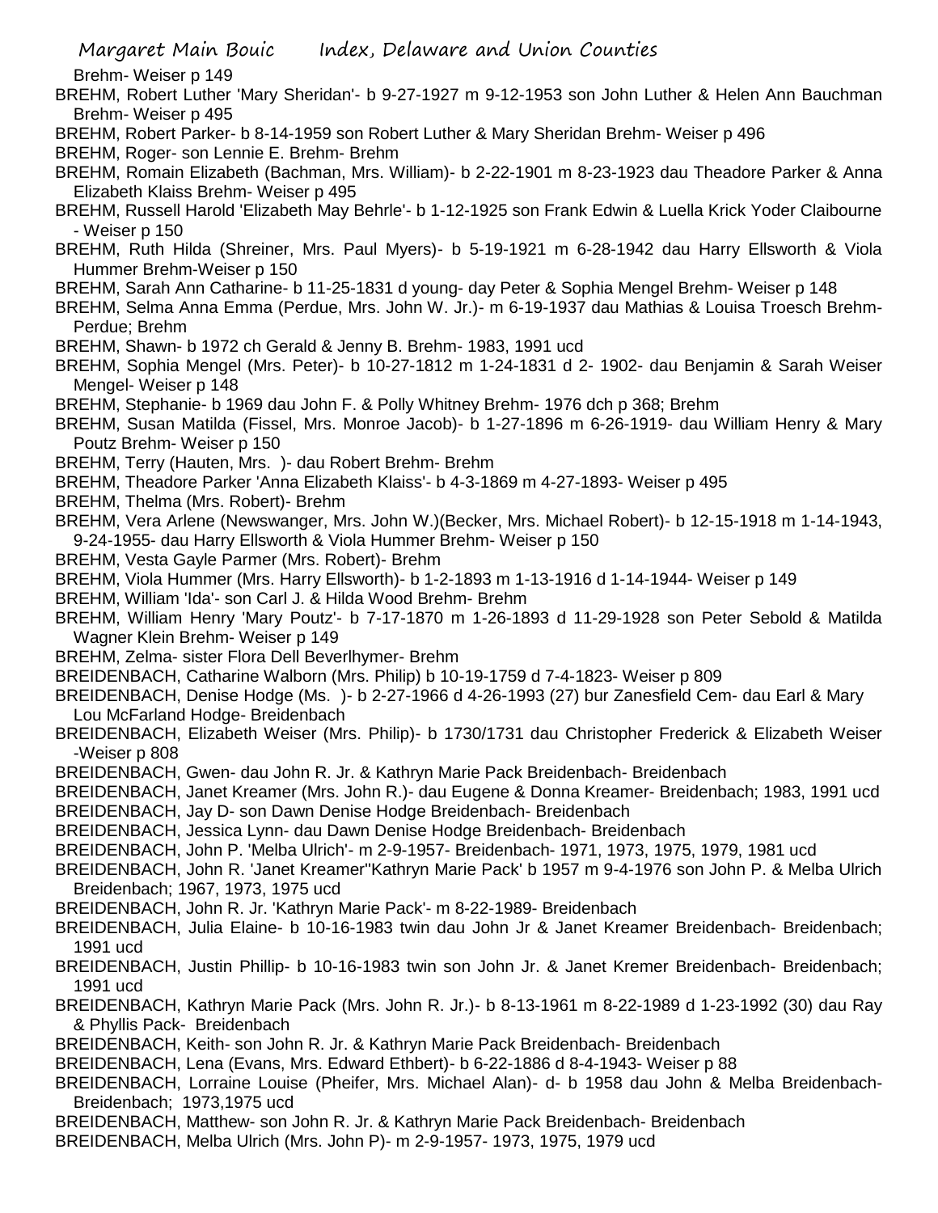Brehm- Weiser p 149

BREHM, Robert Luther 'Mary Sheridan'- b 9-27-1927 m 9-12-1953 son John Luther & Helen Ann Bauchman Brehm- Weiser p 495

BREHM, Robert Parker- b 8-14-1959 son Robert Luther & Mary Sheridan Brehm- Weiser p 496

BREHM, Roger- son Lennie E. Brehm- Brehm

BREHM, Romain Elizabeth (Bachman, Mrs. William)- b 2-22-1901 m 8-23-1923 dau Theadore Parker & Anna Elizabeth Klaiss Brehm- Weiser p 495

BREHM, Russell Harold 'Elizabeth May Behrle'- b 1-12-1925 son Frank Edwin & Luella Krick Yoder Claibourne - Weiser p 150

BREHM, Ruth Hilda (Shreiner, Mrs. Paul Myers)- b 5-19-1921 m 6-28-1942 dau Harry Ellsworth & Viola Hummer Brehm-Weiser p 150

BREHM, Sarah Ann Catharine- b 11-25-1831 d young- day Peter & Sophia Mengel Brehm- Weiser p 148

BREHM, Selma Anna Emma (Perdue, Mrs. John W. Jr.)- m 6-19-1937 dau Mathias & Louisa Troesch Brehm- Perdue; Brehm

BREHM, Shawn- b 1972 ch Gerald & Jenny B. Brehm- 1983, 1991 ucd

BREHM, Sophia Mengel (Mrs. Peter)- b 10-27-1812 m 1-24-1831 d 2- 1902- dau Benjamin & Sarah Weiser Mengel- Weiser p 148

BREHM, Stephanie- b 1969 dau John F. & Polly Whitney Brehm- 1976 dch p 368; Brehm

BREHM, Susan Matilda (Fissel, Mrs. Monroe Jacob)- b 1-27-1896 m 6-26-1919- dau William Henry & Mary Poutz Brehm- Weiser p 150

BREHM, Terry (Hauten, Mrs. )- dau Robert Brehm- Brehm

BREHM, Theadore Parker 'Anna Elizabeth Klaiss'- b 4-3-1869 m 4-27-1893- Weiser p 495

BREHM, Thelma (Mrs. Robert)- Brehm

BREHM, Vera Arlene (Newswanger, Mrs. John W.)(Becker, Mrs. Michael Robert)- b 12-15-1918 m 1-14-1943, 9-24-1955- dau Harry Ellsworth & Viola Hummer Brehm- Weiser p 150

BREHM, Vesta Gayle Parmer (Mrs. Robert)- Brehm

BREHM, Viola Hummer (Mrs. Harry Ellsworth)- b 1-2-1893 m 1-13-1916 d 1-14-1944- Weiser p 149

BREHM, William 'Ida'- son Carl J. & Hilda Wood Brehm- Brehm

BREHM, William Henry 'Mary Poutz'- b 7-17-1870 m 1-26-1893 d 11-29-1928 son Peter Sebold & Matilda Wagner Klein Brehm- Weiser p 149

BREHM, Zelma- sister Flora Dell Beverlhymer- Brehm

BREIDENBACH, Catharine Walborn (Mrs. Philip) b 10-19-1759 d 7-4-1823- Weiser p 809

BREIDENBACH, Denise Hodge (Ms. )- b 2-27-1966 d 4-26-1993 (27) bur Zanesfield Cem- dau Earl & Mary Lou McFarland Hodge- Breidenbach

BREIDENBACH, Elizabeth Weiser (Mrs. Philip)- b 1730/1731 dau Christopher Frederick & Elizabeth Weiser -Weiser p 808

BREIDENBACH, Gwen- dau John R. Jr. & Kathryn Marie Pack Breidenbach- Breidenbach

BREIDENBACH, Janet Kreamer (Mrs. John R.)- dau Eugene & Donna Kreamer- Breidenbach; 1983, 1991 ucd

BREIDENBACH, Jay D- son Dawn Denise Hodge Breidenbach- Breidenbach

BREIDENBACH, Jessica Lynn- dau Dawn Denise Hodge Breidenbach- Breidenbach

BREIDENBACH, John P. 'Melba Ulrich'- m 2-9-1957- Breidenbach- 1971, 1973, 1975, 1979, 1981 ucd

BREIDENBACH, John R. 'Janet Kreamer''Kathryn Marie Pack' b 1957 m 9-4-1976 son John P. & Melba Ulrich Breidenbach; 1967, 1973, 1975 ucd

BREIDENBACH, John R. Jr. 'Kathryn Marie Pack'- m 8-22-1989- Breidenbach

BREIDENBACH, Julia Elaine- b 10-16-1983 twin dau John Jr & Janet Kreamer Breidenbach- Breidenbach; 1991 ucd

BREIDENBACH, Justin Phillip- b 10-16-1983 twin son John Jr. & Janet Kremer Breidenbach- Breidenbach; 1991 ucd

BREIDENBACH, Kathryn Marie Pack (Mrs. John R. Jr.)- b 8-13-1961 m 8-22-1989 d 1-23-1992 (30) dau Ray & Phyllis Pack- Breidenbach

BREIDENBACH, Keith- son John R. Jr. & Kathryn Marie Pack Breidenbach- Breidenbach

BREIDENBACH, Lena (Evans, Mrs. Edward Ethbert)- b 6-22-1886 d 8-4-1943- Weiser p 88

BREIDENBACH, Lorraine Louise (Pheifer, Mrs. Michael Alan)- d- b 1958 dau John & Melba Breidenbach- Breidenbach; 1973,1975 ucd

BREIDENBACH, Matthew- son John R. Jr. & Kathryn Marie Pack Breidenbach- Breidenbach

BREIDENBACH, Melba Ulrich (Mrs. John P)- m 2-9-1957- 1973, 1975, 1979 ucd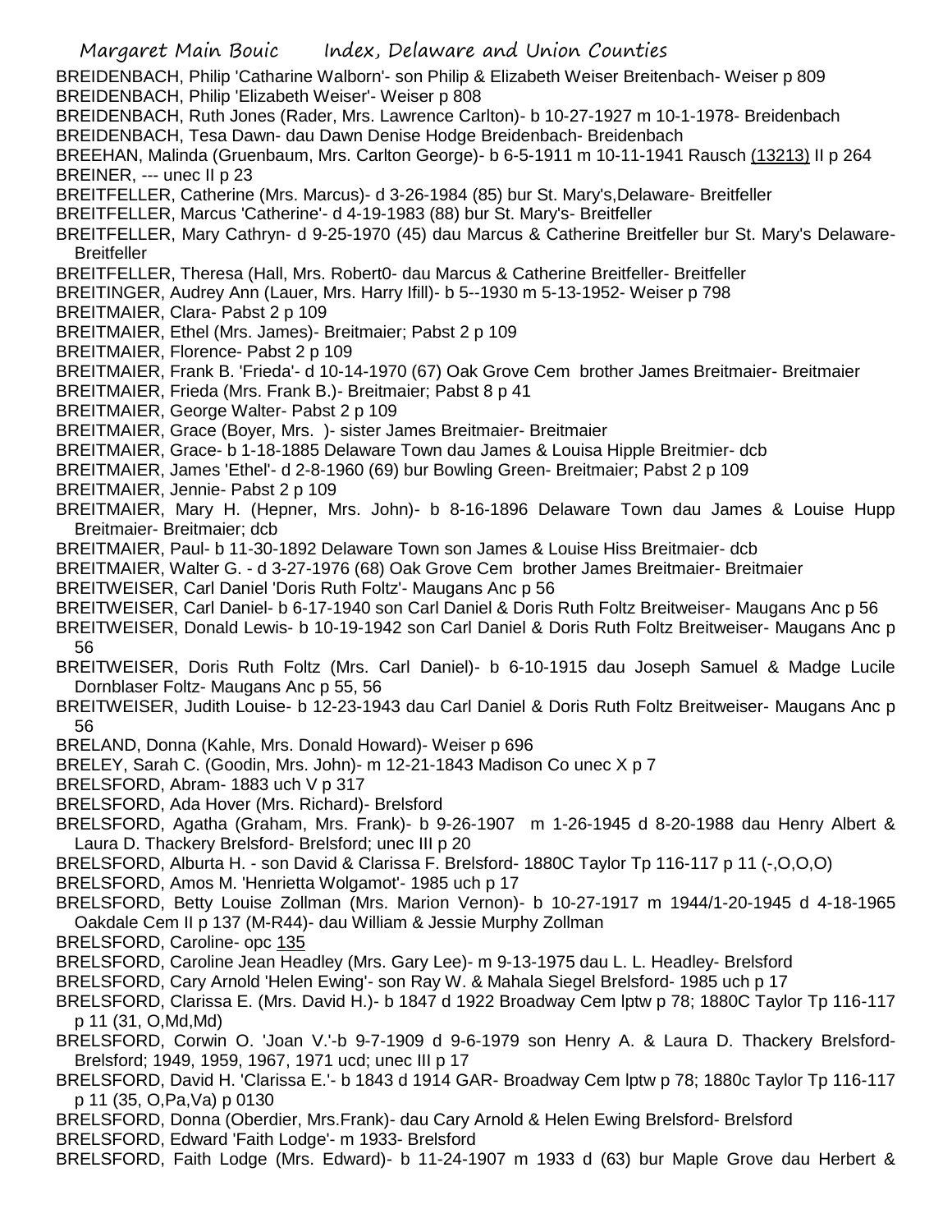BREIDENBACH, Philip 'Catharine Walborn'- son Philip & Elizabeth Weiser Breitenbach- Weiser p 809
BREIDENBACH, Philip 'Elizabeth Weiser'- Weiser p 808
BREIDENBACH, Ruth Jones (Rader, Mrs. Lawrence Carlton)- b 10-27-1927 m 10-1-1978- Breidenbach
BREIDENBACH, Tesa Dawn- dau Dawn Denise Hodge Breidenbach- Breidenbach
BREEHAN, Malinda (Gruenbaum, Mrs. Carlton George)- b 6-5-1911 m 10-11-1941 Rausch (13213) II p 264
BREINER, --- unec II p 23
BREITFELLER, Catherine (Mrs. Marcus)- d 3-26-1984 (85) bur St. Mary's,Delaware- Breitfeller
BREITFELLER, Marcus 'Catherine'- d 4-19-1983 (88) bur St. Mary's- Breitfeller
BREITFELLER, Mary Cathryn- d 9-25-1970 (45) dau Marcus & Catherine Breitfeller bur St. Mary's Delaware- Breitfeller
BREITFELLER, Theresa (Hall, Mrs. Robert0- dau Marcus & Catherine Breitfeller- Breitfeller
BREITINGER, Audrey Ann (Lauer, Mrs. Harry Ifill)- b 5--1930 m 5-13-1952- Weiser p 798
BREITMAIER, Clara- Pabst 2 p 109
BREITMAIER, Ethel (Mrs. James)- Breitmaier; Pabst 2 p 109
BREITMAIER, Florence- Pabst 2 p 109
BREITMAIER, Frank B. 'Frieda'- d 10-14-1970 (67) Oak Grove Cem brother James Breitmaier- Breitmaier
BREITMAIER, Frieda (Mrs. Frank B.)- Breitmaier; Pabst 8 p 41
BREITMAIER, George Walter- Pabst 2 p 109
BREITMAIER, Grace (Boyer, Mrs. )- sister James Breitmaier- Breitmaier
BREITMAIER, Grace- b 1-18-1885 Delaware Town dau James & Louisa Hipple Breitmier- dcb
BREITMAIER, James 'Ethel'- d 2-8-1960 (69) bur Bowling Green- Breitmaier; Pabst 2 p 109
BREITMAIER, Jennie- Pabst 2 p 109
BREITMAIER, Mary H. (Hepner, Mrs. John)- b 8-16-1896 Delaware Town dau James & Louise Hupp Breitmaier- Breitmaier; dcb
BREITMAIER, Paul- b 11-30-1892 Delaware Town son James & Louise Hiss Breitmaier- dcb
BREITMAIER, Walter G. - d 3-27-1976 (68) Oak Grove Cem brother James Breitmaier- Breitmaier
BREITWEISER, Carl Daniel 'Doris Ruth Foltz'- Maugans Anc p 56
BREITWEISER, Carl Daniel- b 6-17-1940 son Carl Daniel & Doris Ruth Foltz Breitweiser- Maugans Anc p 56
BREITWEISER, Donald Lewis- b 10-19-1942 son Carl Daniel & Doris Ruth Foltz Breitweiser- Maugans Anc p 56
BREITWEISER, Doris Ruth Foltz (Mrs. Carl Daniel)- b 6-10-1915 dau Joseph Samuel & Madge Lucile Dornblaser Foltz- Maugans Anc p 55, 56
BREITWEISER, Judith Louise- b 12-23-1943 dau Carl Daniel & Doris Ruth Foltz Breitweiser- Maugans Anc p 56
BRELAND, Donna (Kahle, Mrs. Donald Howard)- Weiser p 696
BRELEY, Sarah C. (Goodin, Mrs. John)- m 12-21-1843 Madison Co unec X p 7
BRELSFORD, Abram- 1883 uch V p 317
BRELSFORD, Ada Hover (Mrs. Richard)- Brelsford
BRELSFORD, Agatha (Graham, Mrs. Frank)- b 9-26-1907 m 1-26-1945 d 8-20-1988 dau Henry Albert & Laura D. Thackery Brelsford- Brelsford; unec III p 20
BRELSFORD, Alburta H. - son David & Clarissa F. Brelsford- 1880C Taylor Tp 116-117 p 11 (-,O,O,O)
BRELSFORD, Amos M. 'Henrietta Wolgamot'- 1985 uch p 17
BRELSFORD, Betty Louise Zollman (Mrs. Marion Vernon)- b 10-27-1917 m 1944/1-20-1945 d 4-18-1965 Oakdale Cem II p 137 (M-R44)- dau William & Jessie Murphy Zollman
BRELSFORD, Caroline- opc 135
BRELSFORD, Caroline Jean Headley (Mrs. Gary Lee)- m 9-13-1975 dau L. L. Headley- Brelsford
BRELSFORD, Cary Arnold 'Helen Ewing'- son Ray W. & Mahala Siegel Brelsford- 1985 uch p 17
BRELSFORD, Clarissa E. (Mrs. David H.)- b 1847 d 1922 Broadway Cem lptw p 78; 1880C Taylor Tp 116-117 p 11 (31, O,Md,Md)
BRELSFORD, Corwin O. 'Joan V.'-b 9-7-1909 d 9-6-1979 son Henry A. & Laura D. Thackery Brelsford- Brelsford; 1949, 1959, 1967, 1971 ucd; unec III p 17
BRELSFORD, David H. 'Clarissa E.'- b 1843 d 1914 GAR- Broadway Cem lptw p 78; 1880c Taylor Tp 116-117 p 11 (35, O,Pa,Va) p 0130
BRELSFORD, Donna (Oberdier, Mrs.Frank)- dau Cary Arnold & Helen Ewing Brelsford- Brelsford
BRELSFORD, Edward 'Faith Lodge'- m 1933- Brelsford
BRELSFORD, Faith Lodge (Mrs. Edward)- b 11-24-1907 m 1933 d (63) bur Maple Grove dau Herbert &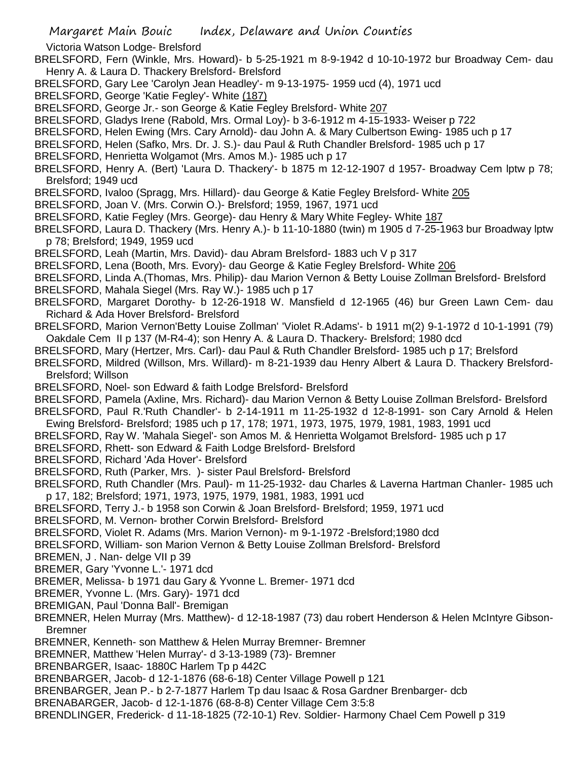Victoria Watson Lodge- Brelsford

BRELSFORD, Fern (Winkle, Mrs. Howard)- b 5-25-1921 m 8-9-1942 d 10-10-1972 bur Broadway Cem- dau Henry A. & Laura D. Thackery Brelsford- Brelsford

BRELSFORD, Gary Lee 'Carolyn Jean Headley'- m 9-13-1975- 1959 ucd (4), 1971 ucd

BRELSFORD, George 'Katie Fegley'- White (187)

BRELSFORD, George Jr.- son George & Katie Fegley Brelsford- White 207

BRELSFORD, Gladys Irene (Rabold, Mrs. Ormal Loy)- b 3-6-1912 m 4-15-1933- Weiser p 722

BRELSFORD, Helen Ewing (Mrs. Cary Arnold)- dau John A. & Mary Culbertson Ewing- 1985 uch p 17

BRELSFORD, Helen (Safko, Mrs. Dr. J. S.)- dau Paul & Ruth Chandler Brelsford- 1985 uch p 17

BRELSFORD, Henrietta Wolgamot (Mrs. Amos M.)- 1985 uch p 17

BRELSFORD, Henry A. (Bert) 'Laura D. Thackery'- b 1875 m 12-12-1907 d 1957- Broadway Cem lptw p 78; Brelsford; 1949 ucd

BRELSFORD, Ivaloo (Spragg, Mrs. Hillard)- dau George & Katie Fegley Brelsford- White 205

BRELSFORD, Joan V. (Mrs. Corwin O.)- Brelsford; 1959, 1967, 1971 ucd

BRELSFORD, Katie Fegley (Mrs. George)- dau Henry & Mary White Fegley- White 187

BRELSFORD, Laura D. Thackery (Mrs. Henry A.)- b 11-10-1880 (twin) m 1905 d 7-25-1963 bur Broadway lptw p 78; Brelsford; 1949, 1959 ucd

BRELSFORD, Leah (Martin, Mrs. David)- dau Abram Brelsford- 1883 uch V p 317

BRELSFORD, Lena (Booth, Mrs. Evory)- dau George & Katie Fegley Brelsford- White 206

BRELSFORD, Linda A.(Thomas, Mrs. Philip)- dau Marion Vernon & Betty Louise Zollman Brelsford- Brelsford

BRELSFORD, Mahala Siegel (Mrs. Ray W.)- 1985 uch p 17

BRELSFORD, Margaret Dorothy- b 12-26-1918 W. Mansfield d 12-1965 (46) bur Green Lawn Cem- dau Richard & Ada Hover Brelsford- Brelsford

BRELSFORD, Marion Vernon'Betty Louise Zollman' 'Violet R.Adams'- b 1911 m(2) 9-1-1972 d 10-1-1991 (79) Oakdale Cem II p 137 (M-R4-4); son Henry A. & Laura D. Thackery- Brelsford; 1980 dcd

BRELSFORD, Mary (Hertzer, Mrs. Carl)- dau Paul & Ruth Chandler Brelsford- 1985 uch p 17; Brelsford

BRELSFORD, Mildred (Willson, Mrs. Willard)- m 8-21-1939 dau Henry Albert & Laura D. Thackery Brelsford- Brelsford; Willson

BRELSFORD, Noel- son Edward & faith Lodge Brelsford- Brelsford

BRELSFORD, Pamela (Axline, Mrs. Richard)- dau Marion Vernon & Betty Louise Zollman Brelsford- Brelsford

BRELSFORD, Paul R.'Ruth Chandler'- b 2-14-1911 m 11-25-1932 d 12-8-1991- son Cary Arnold & Helen Ewing Brelsford- Brelsford; 1985 uch p 17, 178; 1971, 1973, 1975, 1979, 1981, 1983, 1991 ucd

BRELSFORD, Ray W. 'Mahala Siegel'- son Amos M. & Henrietta Wolgamot Brelsford- 1985 uch p 17

BRELSFORD, Rhett- son Edward & Faith Lodge Brelsford- Brelsford

BRELSFORD, Richard 'Ada Hover'- Brelsford

BRELSFORD, Ruth (Parker, Mrs. )- sister Paul Brelsford- Brelsford

BRELSFORD, Ruth Chandler (Mrs. Paul)- m 11-25-1932- dau Charles & Laverna Hartman Chanler- 1985 uch p 17, 182; Brelsford; 1971, 1973, 1975, 1979, 1981, 1983, 1991 ucd

BRELSFORD, Terry J.- b 1958 son Corwin & Joan Brelsford- Brelsford; 1959, 1971 ucd

BRELSFORD, M. Vernon- brother Corwin Brelsford- Brelsford

BRELSFORD, Violet R. Adams (Mrs. Marion Vernon)- m 9-1-1972 -Brelsford;1980 dcd

BRELSFORD, William- son Marion Vernon & Betty Louise Zollman Brelsford- Brelsford

BREMEN, J . Nan- delge VII p 39

BREMER, Gary 'Yvonne L.'- 1971 dcd

BREMER, Melissa- b 1971 dau Gary & Yvonne L. Bremer- 1971 dcd

BREMER, Yvonne L. (Mrs. Gary)- 1971 dcd

BREMIGAN, Paul 'Donna Ball'- Bremigan

BREMNER, Helen Murray (Mrs. Matthew)- d 12-18-1987 (73) dau robert Henderson & Helen McIntyre Gibson- Bremner

BREMNER, Kenneth- son Matthew & Helen Murray Bremner- Bremner

BREMNER, Matthew 'Helen Murray'- d 3-13-1989 (73)- Bremner

BRENBARGER, Isaac- 1880C Harlem Tp p 442C

BRENBARGER, Jacob- d 12-1-1876 (68-6-18) Center Village Powell p 121

BRENBARGER, Jean P.- b 2-7-1877 Harlem Tp dau Isaac & Rosa Gardner Brenbarger- dcb

BRENABARGER, Jacob- d 12-1-1876 (68-8-8) Center Village Cem 3:5:8

BRENDLINGER, Frederick- d 11-18-1825 (72-10-1) Rev. Soldier- Harmony Chael Cem Powell p 319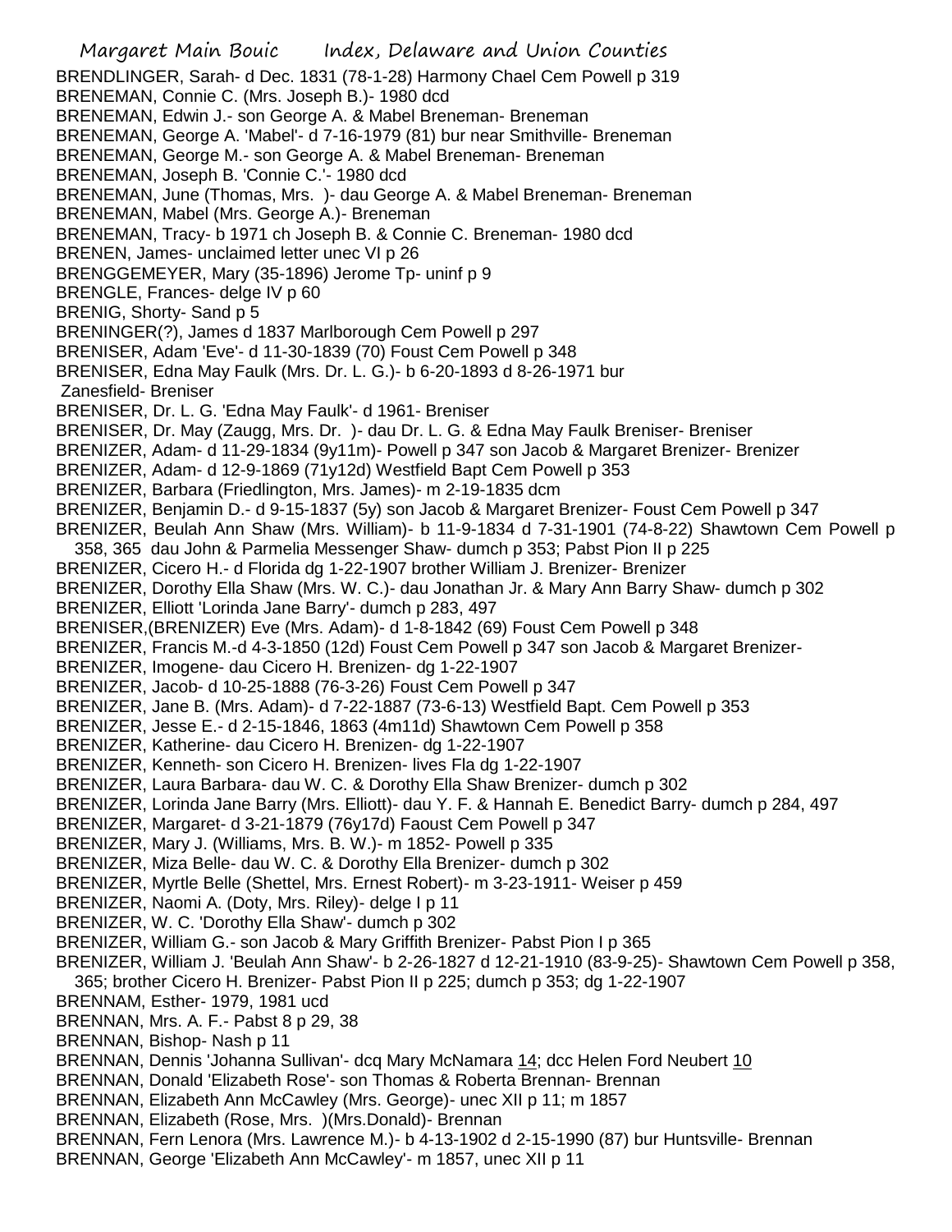BRENDLINGER, Sarah- d Dec. 1831 (78-1-28) Harmony Chael Cem Powell p 319
BRENEMAN, Connie C. (Mrs. Joseph B.)- 1980 dcd
BRENEMAN, Edwin J.- son George A. & Mabel Breneman- Breneman
BRENEMAN, George A. 'Mabel'- d 7-16-1979 (81) bur near Smithville- Breneman
BRENEMAN, George M.- son George A. & Mabel Breneman- Breneman
BRENEMAN, Joseph B. 'Connie C.'- 1980 dcd
BRENEMAN, June (Thomas, Mrs.  )- dau George A. & Mabel Breneman- Breneman
BRENEMAN, Mabel (Mrs. George A.)- Breneman
BRENEMAN, Tracy- b 1971 ch Joseph B. & Connie C. Breneman- 1980 dcd
BRENEN, James- unclaimed letter unec VI p 26
BRENGGEMEYER, Mary (35-1896) Jerome Tp- uninf p 9
BRENGLE, Frances- delge IV p 60
BRENIG, Shorty- Sand p 5
BRENINGER(?), James d 1837 Marlborough Cem Powell p 297
BRENISER, Adam 'Eve'- d 11-30-1839 (70) Foust Cem Powell p 348
BRENISER, Edna May Faulk (Mrs. Dr. L. G.)- b 6-20-1893 d 8-26-1971 bur Zanesfield- Breniser
BRENISER, Dr. L. G. 'Edna May Faulk'- d 1961- Breniser
BRENISER, Dr. May (Zaugg, Mrs. Dr.  )- dau Dr. L. G. & Edna May Faulk Breniser- Breniser
BRENIZER, Adam- d 11-29-1834 (9y11m)- Powell p 347 son Jacob & Margaret Brenizer- Brenizer
BRENIZER, Adam- d 12-9-1869 (71y12d) Westfield Bapt Cem Powell p 353
BRENIZER, Barbara (Friedlington, Mrs. James)- m 2-19-1835 dcm
BRENIZER, Benjamin D.- d 9-15-1837 (5y) son Jacob & Margaret Brenizer- Foust Cem Powell p 347
BRENIZER, Beulah Ann Shaw (Mrs. William)- b 11-9-1834 d 7-31-1901 (74-8-22) Shawtown Cem Powell p 358, 365 dau John & Parmelia Messenger Shaw- dumch p 353; Pabst Pion II p 225
BRENIZER, Cicero H.- d Florida dg 1-22-1907 brother William J. Brenizer- Brenizer
BRENIZER, Dorothy Ella Shaw (Mrs. W. C.)- dau Jonathan Jr. & Mary Ann Barry Shaw- dumch p 302
BRENIZER, Elliott 'Lorinda Jane Barry'- dumch p 283, 497
BRENISER,(BRENIZER) Eve (Mrs. Adam)- d 1-8-1842 (69) Foust Cem Powell p 348
BRENIZER, Francis M.-d 4-3-1850 (12d) Foust Cem Powell p 347 son Jacob & Margaret Brenizer-
BRENIZER, Imogene- dau Cicero H. Brenizen- dg 1-22-1907
BRENIZER, Jacob- d 10-25-1888 (76-3-26) Foust Cem Powell p 347
BRENIZER, Jane B. (Mrs. Adam)- d 7-22-1887 (73-6-13) Westfield Bapt. Cem Powell p 353
BRENIZER, Jesse E.- d 2-15-1846, 1863 (4m11d) Shawtown Cem Powell p 358
BRENIZER, Katherine- dau Cicero H. Brenizen- dg 1-22-1907
BRENIZER, Kenneth- son Cicero H. Brenizen- lives Fla dg 1-22-1907
BRENIZER, Laura Barbara- dau W. C. & Dorothy Ella Shaw Brenizer- dumch p 302
BRENIZER, Lorinda Jane Barry (Mrs. Elliott)- dau Y. F. & Hannah E. Benedict Barry- dumch p 284, 497
BRENIZER, Margaret- d 3-21-1879 (76y17d) Faoust Cem Powell p 347
BRENIZER, Mary J. (Williams, Mrs. B. W.)- m 1852- Powell p 335
BRENIZER, Miza Belle- dau W. C. & Dorothy Ella Brenizer- dumch p 302
BRENIZER, Myrtle Belle (Shettel, Mrs. Ernest Robert)- m 3-23-1911- Weiser p 459
BRENIZER, Naomi A. (Doty, Mrs. Riley)- delge I p 11
BRENIZER, W. C. 'Dorothy Ella Shaw'- dumch p 302
BRENIZER, William G.- son Jacob & Mary Griffith Brenizer- Pabst Pion I p 365
BRENIZER, William J. 'Beulah Ann Shaw'- b 2-26-1827 d 12-21-1910 (83-9-25)- Shawtown Cem Powell p 358, 365; brother Cicero H. Brenizer- Pabst Pion II p 225; dumch p 353; dg 1-22-1907
BRENNAM, Esther- 1979, 1981 ucd
BRENNAN, Mrs. A. F.- Pabst 8 p 29, 38
BRENNAN, Bishop- Nash p 11
BRENNAN, Dennis 'Johanna Sullivan'- dcq Mary McNamara 14; dcc Helen Ford Neubert 10
BRENNAN, Donald 'Elizabeth Rose'- son Thomas & Roberta Brennan- Brennan
BRENNAN, Elizabeth Ann McCawley (Mrs. George)- unec XII p 11; m 1857
BRENNAN, Elizabeth (Rose, Mrs.  )(Mrs.Donald)- Brennan
BRENNAN, Fern Lenora (Mrs. Lawrence M.)- b 4-13-1902 d 2-15-1990 (87) bur Huntsville- Brennan
BRENNAN, George 'Elizabeth Ann McCawley'- m 1857, unec XII p 11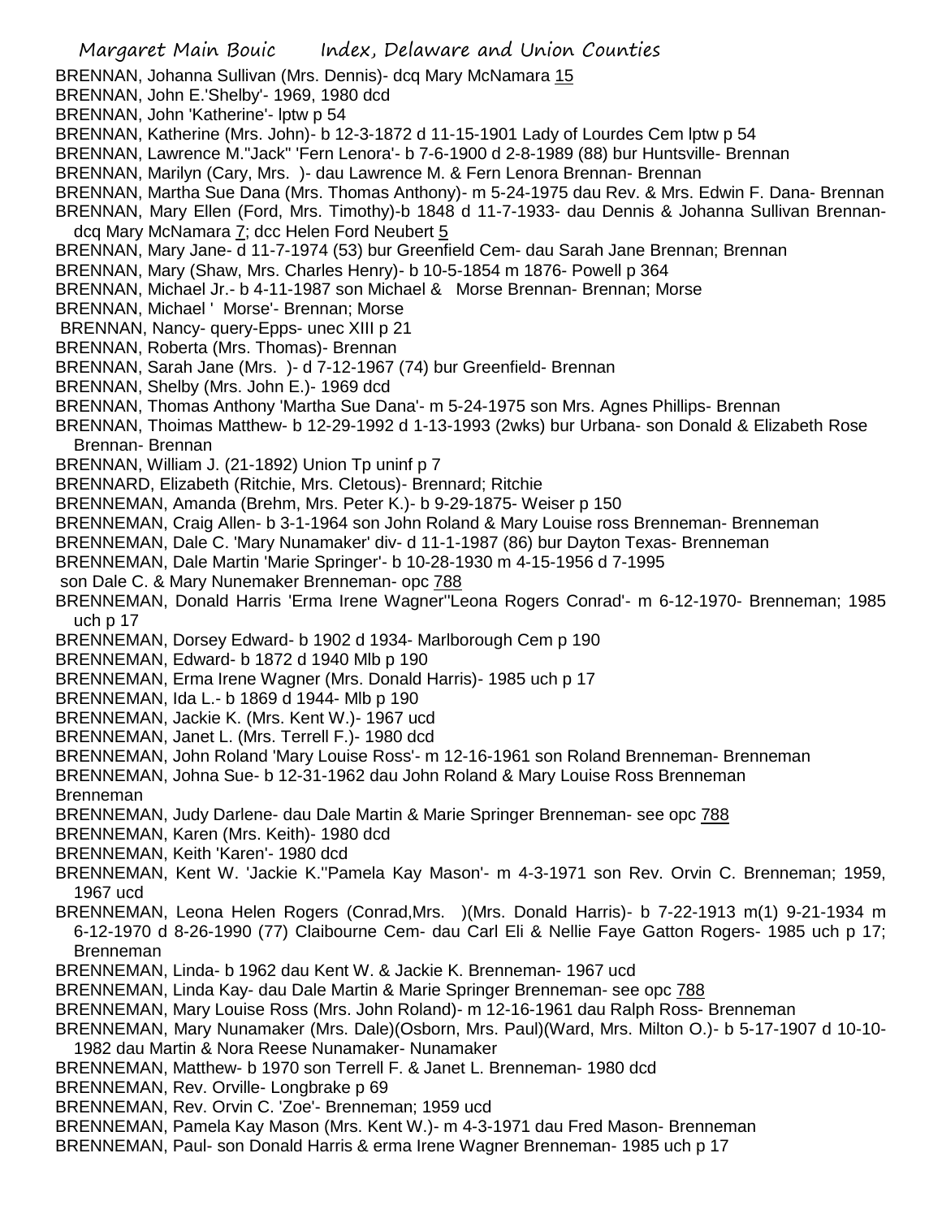BRENNAN, Johanna Sullivan (Mrs. Dennis)- dcq Mary McNamara 15
BRENNAN, John E.'Shelby'- 1969, 1980 dcd
BRENNAN, John 'Katherine'- lptw p 54
BRENNAN, Katherine (Mrs. John)- b 12-3-1872 d 11-15-1901 Lady of Lourdes Cem lptw p 54
BRENNAN, Lawrence M."Jack" 'Fern Lenora'- b 7-6-1900 d 2-8-1989 (88) bur Huntsville- Brennan
BRENNAN, Marilyn (Cary, Mrs. )- dau Lawrence M. & Fern Lenora Brennan- Brennan
BRENNAN, Martha Sue Dana (Mrs. Thomas Anthony)- m 5-24-1975 dau Rev. & Mrs. Edwin F. Dana- Brennan
BRENNAN, Mary Ellen (Ford, Mrs. Timothy)-b 1848 d 11-7-1933- dau Dennis & Johanna Sullivan Brennan- dcq Mary McNamara 7; dcc Helen Ford Neubert 5
BRENNAN, Mary Jane- d 11-7-1974 (53) bur Greenfield Cem- dau Sarah Jane Brennan; Brennan
BRENNAN, Mary (Shaw, Mrs. Charles Henry)- b 10-5-1854 m 1876- Powell p 364
BRENNAN, Michael Jr.- b 4-11-1987 son Michael & Morse Brennan- Brennan; Morse
BRENNAN, Michael ' Morse'- Brennan; Morse
BRENNAN, Nancy- query-Epps- unec XIII p 21
BRENNAN, Roberta (Mrs. Thomas)- Brennan
BRENNAN, Sarah Jane (Mrs. )- d 7-12-1967 (74) bur Greenfield- Brennan
BRENNAN, Shelby (Mrs. John E.)- 1969 dcd
BRENNAN, Thomas Anthony 'Martha Sue Dana'- m 5-24-1975 son Mrs. Agnes Phillips- Brennan
BRENNAN, Thoimas Matthew- b 12-29-1992 d 1-13-1993 (2wks) bur Urbana- son Donald & Elizabeth Rose Brennan- Brennan
BRENNAN, William J. (21-1892) Union Tp uninf p 7
BRENNARD, Elizabeth (Ritchie, Mrs. Cletous)- Brennard; Ritchie
BRENNEMAN, Amanda (Brehm, Mrs. Peter K.)- b 9-29-1875- Weiser p 150
BRENNEMAN, Craig Allen- b 3-1-1964 son John Roland & Mary Louise ross Brenneman- Brenneman
BRENNEMAN, Dale C. 'Mary Nunamaker' div- d 11-1-1987 (86) bur Dayton Texas- Brenneman
BRENNEMAN, Dale Martin 'Marie Springer'- b 10-28-1930 m 4-15-1956 d 7-1995 son Dale C. & Mary Nunemaker Brenneman- opc 788
BRENNEMAN, Donald Harris 'Erma Irene Wagner''Leona Rogers Conrad'- m 6-12-1970- Brenneman; 1985 uch p 17
BRENNEMAN, Dorsey Edward- b 1902 d 1934- Marlborough Cem p 190
BRENNEMAN, Edward- b 1872 d 1940 Mlb p 190
BRENNEMAN, Erma Irene Wagner (Mrs. Donald Harris)- 1985 uch p 17
BRENNEMAN, Ida L.- b 1869 d 1944- Mlb p 190
BRENNEMAN, Jackie K. (Mrs. Kent W.)- 1967 ucd
BRENNEMAN, Janet L. (Mrs. Terrell F.)- 1980 dcd
BRENNEMAN, John Roland 'Mary Louise Ross'- m 12-16-1961 son Roland Brenneman- Brenneman
BRENNEMAN, Johna Sue- b 12-31-1962 dau John Roland & Mary Louise Ross Brenneman Brenneman
BRENNEMAN, Judy Darlene- dau Dale Martin & Marie Springer Brenneman- see opc 788
BRENNEMAN, Karen (Mrs. Keith)- 1980 dcd
BRENNEMAN, Keith 'Karen'- 1980 dcd
BRENNEMAN, Kent W. 'Jackie K.''Pamela Kay Mason'- m 4-3-1971 son Rev. Orvin C. Brenneman; 1959, 1967 ucd
BRENNEMAN, Leona Helen Rogers (Conrad,Mrs. )(Mrs. Donald Harris)- b 7-22-1913 m(1) 9-21-1934 m 6-12-1970 d 8-26-1990 (77) Claibourne Cem- dau Carl Eli & Nellie Faye Gatton Rogers- 1985 uch p 17; Brenneman
BRENNEMAN, Linda- b 1962 dau Kent W. & Jackie K. Brenneman- 1967 ucd
BRENNEMAN, Linda Kay- dau Dale Martin & Marie Springer Brenneman- see opc 788
BRENNEMAN, Mary Louise Ross (Mrs. John Roland)- m 12-16-1961 dau Ralph Ross- Brenneman
BRENNEMAN, Mary Nunamaker (Mrs. Dale)(Osborn, Mrs. Paul)(Ward, Mrs. Milton O.)- b 5-17-1907 d 10-10-1982 dau Martin & Nora Reese Nunamaker- Nunamaker
BRENNEMAN, Matthew- b 1970 son Terrell F. & Janet L. Brenneman- 1980 dcd
BRENNEMAN, Rev. Orville- Longbrake p 69
BRENNEMAN, Rev. Orvin C. 'Zoe'- Brenneman; 1959 ucd
BRENNEMAN, Pamela Kay Mason (Mrs. Kent W.)- m 4-3-1971 dau Fred Mason- Brenneman
BRENNEMAN, Paul- son Donald Harris & erma Irene Wagner Brenneman- 1985 uch p 17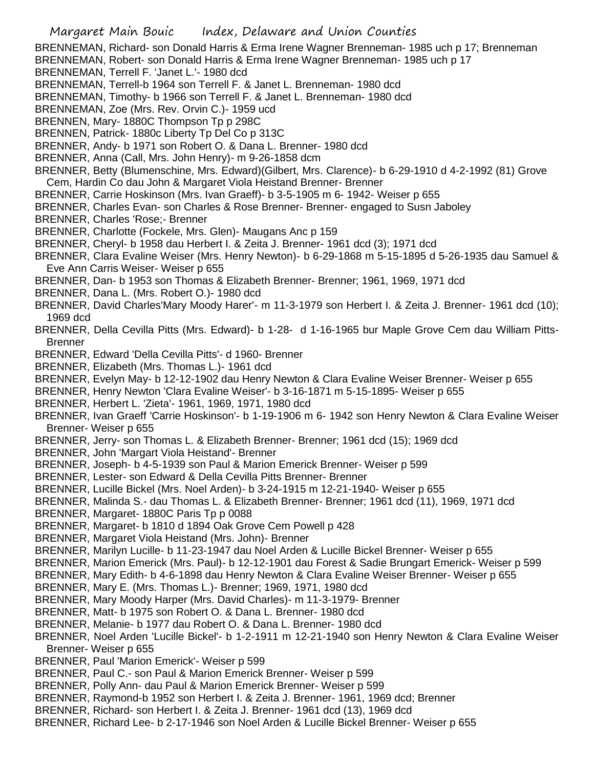BRENNEMAN, Richard- son Donald Harris & Erma Irene Wagner Brenneman- 1985 uch p 17; Brenneman
BRENNEMAN, Robert- son Donald Harris & Erma Irene Wagner Brenneman- 1985 uch p 17
BRENNEMAN, Terrell F. 'Janet L.'- 1980 dcd
BRENNEMAN, Terrell-b 1964 son Terrell F. & Janet L. Brenneman- 1980 dcd
BRENNEMAN, Timothy- b 1966 son Terrell F. & Janet L. Brenneman- 1980 dcd
BRENNEMAN, Zoe (Mrs. Rev. Orvin C.)- 1959 ucd
BRENNEN, Mary- 1880C Thompson Tp p 298C
BRENNEN, Patrick- 1880c Liberty Tp Del Co p 313C
BRENNER, Andy- b 1971 son Robert O. & Dana L. Brenner- 1980 dcd
BRENNER, Anna (Call, Mrs. John Henry)- m 9-26-1858 dcm
BRENNER, Betty (Blumenschine, Mrs. Edward)(Gilbert, Mrs. Clarence)- b 6-29-1910 d 4-2-1992 (81) Grove Cem, Hardin Co dau John & Margaret Viola Heistand Brenner- Brenner
BRENNER, Carrie Hoskinson (Mrs. Ivan Graeff)- b 3-5-1905 m 6- 1942- Weiser p 655
BRENNER, Charles Evan- son Charles & Rose Brenner- Brenner- engaged to Susn Jaboley
BRENNER, Charles 'Rose;- Brenner
BRENNER, Charlotte (Fockele, Mrs. Glen)- Maugans Anc p 159
BRENNER, Cheryl- b 1958 dau Herbert I. & Zeita J. Brenner- 1961 dcd (3); 1971 dcd
BRENNER, Clara Evaline Weiser (Mrs. Henry Newton)- b 6-29-1868 m 5-15-1895 d 5-26-1935 dau Samuel & Eve Ann Carris Weiser- Weiser p 655
BRENNER, Dan- b 1953 son Thomas & Elizabeth Brenner- Brenner; 1961, 1969, 1971 dcd
BRENNER, Dana L. (Mrs. Robert O.)- 1980 dcd
BRENNER, David Charles'Mary Moody Harer'- m 11-3-1979 son Herbert I. & Zeita J. Brenner- 1961 dcd (10); 1969 dcd
BRENNER, Della Cevilla Pitts (Mrs. Edward)- b 1-28- d 1-16-1965 bur Maple Grove Cem dau William Pitts- Brenner
BRENNER, Edward 'Della Cevilla Pitts'- d 1960- Brenner
BRENNER, Elizabeth (Mrs. Thomas L.)- 1961 dcd
BRENNER, Evelyn May- b 12-12-1902 dau Henry Newton & Clara Evaline Weiser Brenner- Weiser p 655
BRENNER, Henry Newton 'Clara Evaline Weiser'- b 3-16-1871 m 5-15-1895- Weiser p 655
BRENNER, Herbert L. 'Zieta'- 1961, 1969, 1971, 1980 dcd
BRENNER, Ivan Graeff 'Carrie Hoskinson'- b 1-19-1906 m 6- 1942 son Henry Newton & Clara Evaline Weiser Brenner- Weiser p 655
BRENNER, Jerry- son Thomas L. & Elizabeth Brenner- Brenner; 1961 dcd (15); 1969 dcd
BRENNER, John 'Margart Viola Heistand'- Brenner
BRENNER, Joseph- b 4-5-1939 son Paul & Marion Emerick Brenner- Weiser p 599
BRENNER, Lester- son Edward & Della Cevilla Pitts Brenner- Brenner
BRENNER, Lucille Bickel (Mrs. Noel Arden)- b 3-24-1915 m 12-21-1940- Weiser p 655
BRENNER, Malinda S.- dau Thomas L. & Elizabeth Brenner- Brenner; 1961 dcd (11), 1969, 1971 dcd
BRENNER, Margaret- 1880C Paris Tp p 0088
BRENNER, Margaret- b 1810 d 1894 Oak Grove Cem Powell p 428
BRENNER, Margaret Viola Heistand (Mrs. John)- Brenner
BRENNER, Marilyn Lucille- b 11-23-1947 dau Noel Arden & Lucille Bickel Brenner- Weiser p 655
BRENNER, Marion Emerick (Mrs. Paul)- b 12-12-1901 dau Forest & Sadie Brungart Emerick- Weiser p 599
BRENNER, Mary Edith- b 4-6-1898 dau Henry Newton & Clara Evaline Weiser Brenner- Weiser p 655
BRENNER, Mary E. (Mrs. Thomas L.)- Brenner; 1969, 1971, 1980 dcd
BRENNER, Mary Moody Harper (Mrs. David Charles)- m 11-3-1979- Brenner
BRENNER, Matt- b 1975 son Robert O. & Dana L. Brenner- 1980 dcd
BRENNER, Melanie- b 1977 dau Robert O. & Dana L. Brenner- 1980 dcd
BRENNER, Noel Arden 'Lucille Bickel'- b 1-2-1911 m 12-21-1940 son Henry Newton & Clara Evaline Weiser Brenner- Weiser p 655
BRENNER, Paul 'Marion Emerick'- Weiser p 599
BRENNER, Paul C.- son Paul & Marion Emerick Brenner- Weiser p 599
BRENNER, Polly Ann- dau Paul & Marion Emerick Brenner- Weiser p 599
BRENNER, Raymond-b 1952 son Herbert I. & Zeita J. Brenner- 1961, 1969 dcd; Brenner
BRENNER, Richard- son Herbert I. & Zeita J. Brenner- 1961 dcd (13), 1969 dcd
BRENNER, Richard Lee- b 2-17-1946 son Noel Arden & Lucille Bickel Brenner- Weiser p 655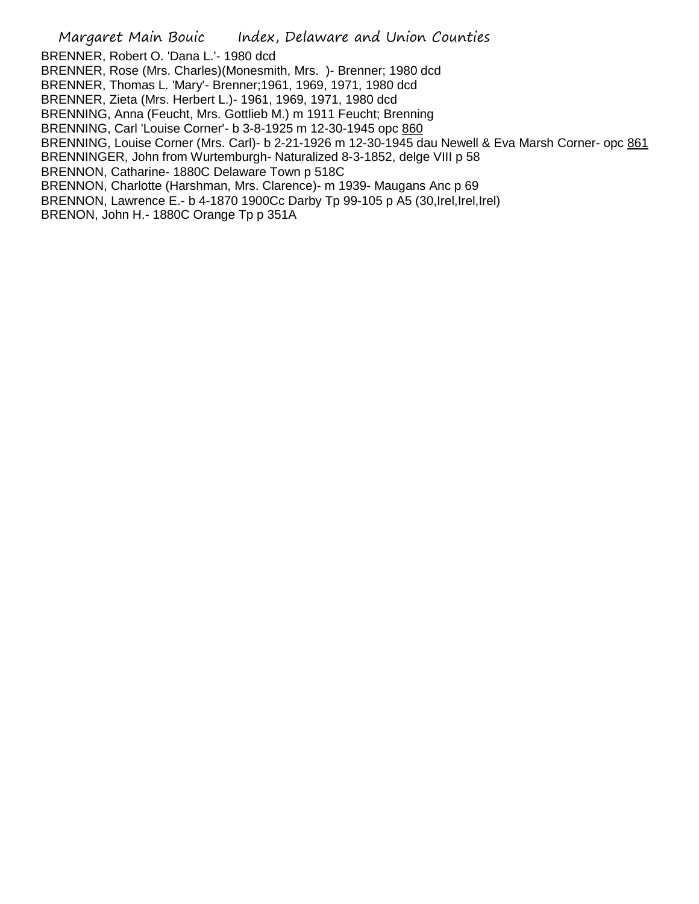BRENNER, Robert O. 'Dana L.'- 1980 dcd
BRENNER, Rose (Mrs. Charles)(Monesmith, Mrs. )- Brenner; 1980 dcd
BRENNER, Thomas L. 'Mary'- Brenner;1961, 1969, 1971, 1980 dcd
BRENNER, Zieta (Mrs. Herbert L.)- 1961, 1969, 1971, 1980 dcd
BRENNING, Anna (Feucht, Mrs. Gottlieb M.) m 1911 Feucht; Brenning
BRENNING, Carl 'Louise Corner'- b 3-8-1925 m 12-30-1945 opc 860
BRENNING, Louise Corner (Mrs. Carl)- b 2-21-1926 m 12-30-1945 dau Newell & Eva Marsh Corner- opc 861
BRENNINGER, John from Wurtemburgh- Naturalized 8-3-1852, delge VIII p 58
BRENNON, Catharine- 1880C Delaware Town p 518C
BRENNON, Charlotte (Harshman, Mrs. Clarence)- m 1939- Maugans Anc p 69
BRENNON, Lawrence E.- b 4-1870 1900Cc Darby Tp 99-105 p A5 (30,Irel,Irel,Irel)
BRENON, John H.- 1880C Orange Tp p 351A